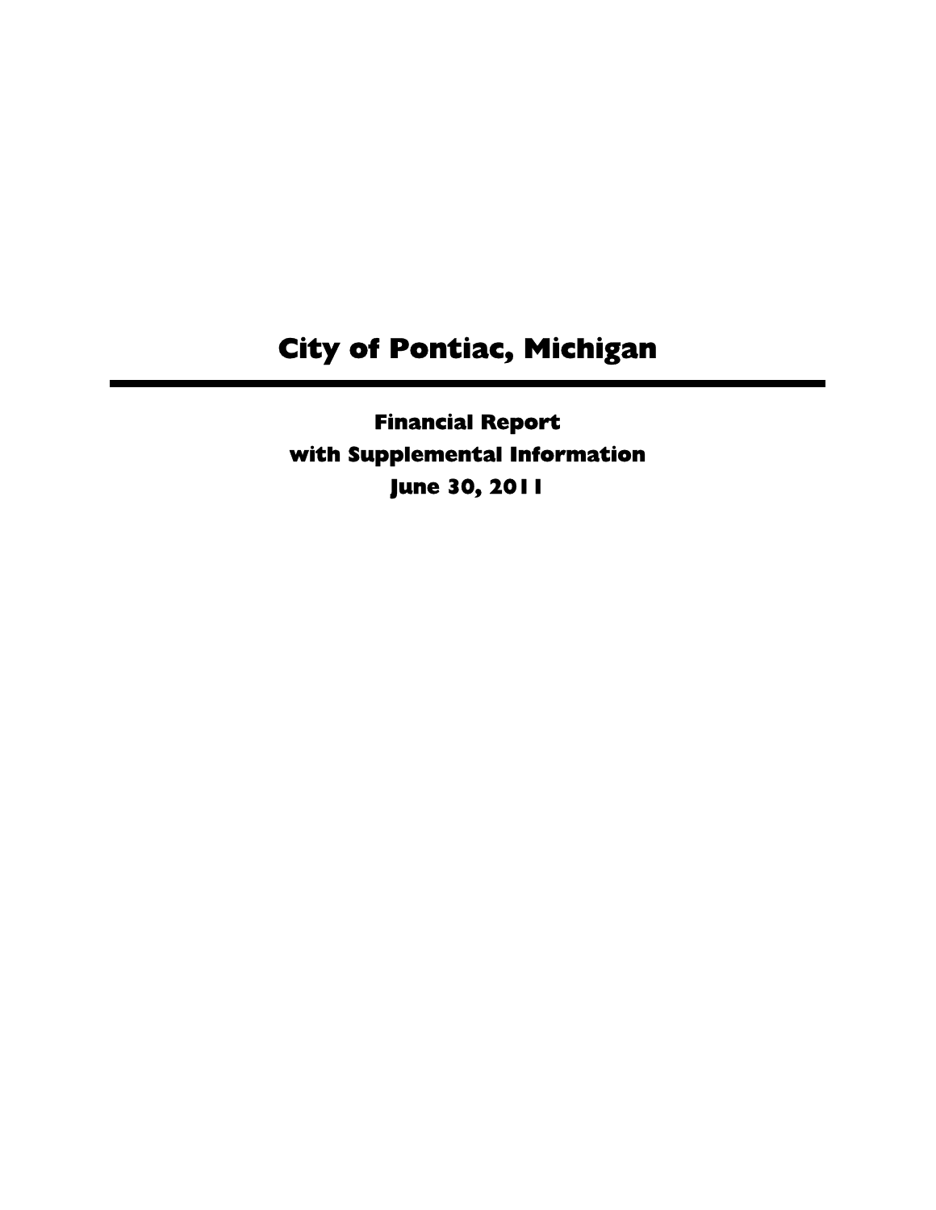# City of Pontiac, Michigan

---

**Financial Report**
**with Supplemental Information**
**June 30, 2011**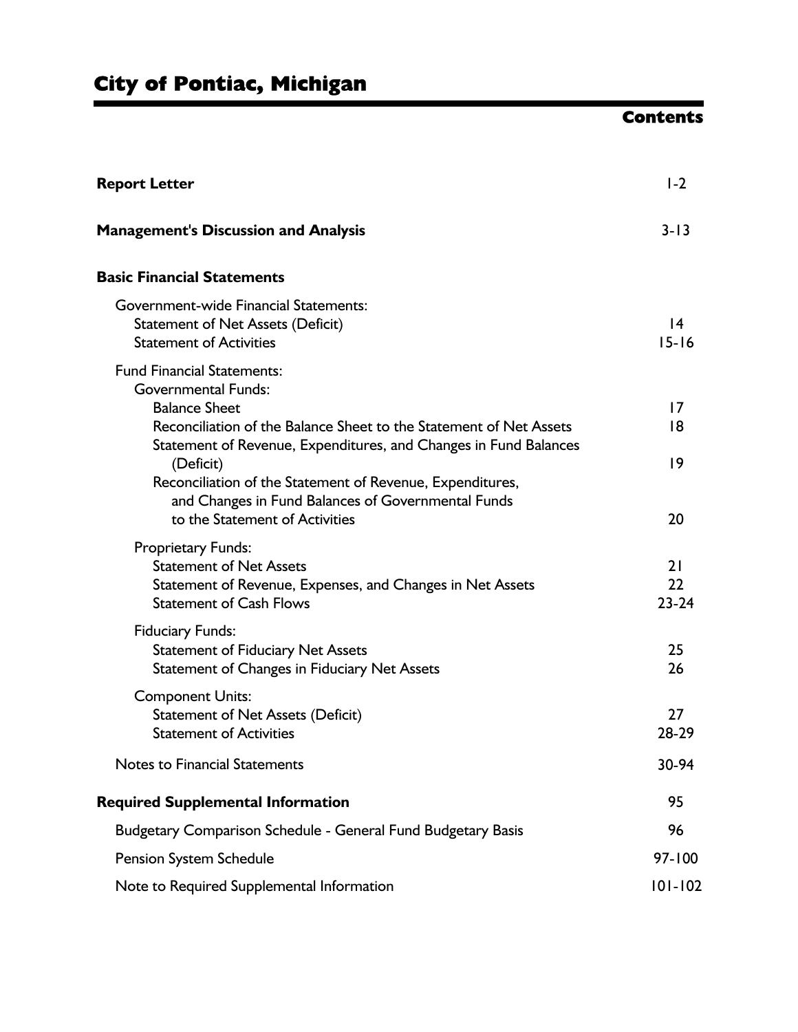# City of Pontiac, Michigan

## Contents

| | |
|---|---|
| **Report Letter** | 1-2 |
| **Management's Discussion and Analysis** | 3-13 |
| **Basic Financial Statements** | |
| Government-wide Financial Statements: | |
| Statement of Net Assets (Deficit) | 14 |
| Statement of Activities | 15-16 |
| Fund Financial Statements: | |
| Governmental Funds: | |
| Balance Sheet | 17 |
| Reconciliation of the Balance Sheet to the Statement of Net Assets | 18 |
| Statement of Revenue, Expenditures, and Changes in Fund Balances (Deficit) | 19 |
| Reconciliation of the Statement of Revenue, Expenditures, and Changes in Fund Balances of Governmental Funds to the Statement of Activities | 20 |
| Proprietary Funds: | |
| Statement of Net Assets | 21 |
| Statement of Revenue, Expenses, and Changes in Net Assets | 22 |
| Statement of Cash Flows | 23-24 |
| Fiduciary Funds: | |
| Statement of Fiduciary Net Assets | 25 |
| Statement of Changes in Fiduciary Net Assets | 26 |
| Component Units: | |
| Statement of Net Assets (Deficit) | 27 |
| Statement of Activities | 28-29 |
| Notes to Financial Statements | 30-94 |
| **Required Supplemental Information** | 95 |
| Budgetary Comparison Schedule - General Fund Budgetary Basis | 96 |
| Pension System Schedule | 97-100 |
| Note to Required Supplemental Information | 101-102 |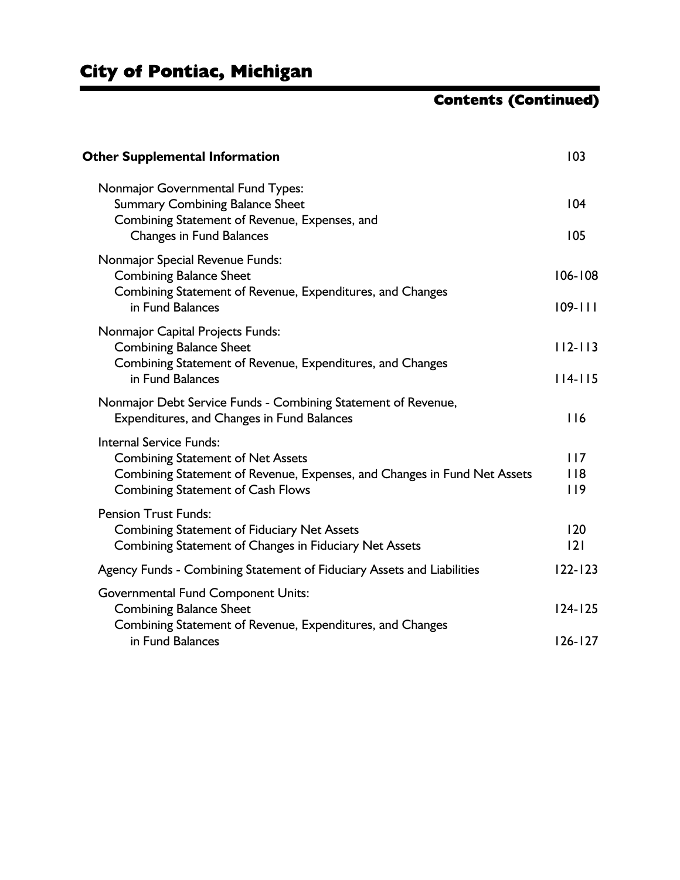# City of Pontiac, Michigan

## Contents (Continued)

| | |
|---|---|
| **Other Supplemental Information** | 103 |
| Nonmajor Governmental Fund Types: | |
| Summary Combining Balance Sheet | 104 |
| Combining Statement of Revenue, Expenses, and Changes in Fund Balances | 105 |
| Nonmajor Special Revenue Funds: | |
| Combining Balance Sheet | 106-108 |
| Combining Statement of Revenue, Expenditures, and Changes in Fund Balances | 109-111 |
| Nonmajor Capital Projects Funds: | |
| Combining Balance Sheet | 112-113 |
| Combining Statement of Revenue, Expenditures, and Changes in Fund Balances | 114-115 |
| Nonmajor Debt Service Funds - Combining Statement of Revenue, Expenditures, and Changes in Fund Balances | 116 |
| Internal Service Funds: | |
| Combining Statement of Net Assets | 117 |
| Combining Statement of Revenue, Expenses, and Changes in Fund Net Assets | 118 |
| Combining Statement of Cash Flows | 119 |
| Pension Trust Funds: | |
| Combining Statement of Fiduciary Net Assets | 120 |
| Combining Statement of Changes in Fiduciary Net Assets | 121 |
| Agency Funds - Combining Statement of Fiduciary Assets and Liabilities | 122-123 |
| Governmental Fund Component Units: | |
| Combining Balance Sheet | 124-125 |
| Combining Statement of Revenue, Expenditures, and Changes in Fund Balances | 126-127 |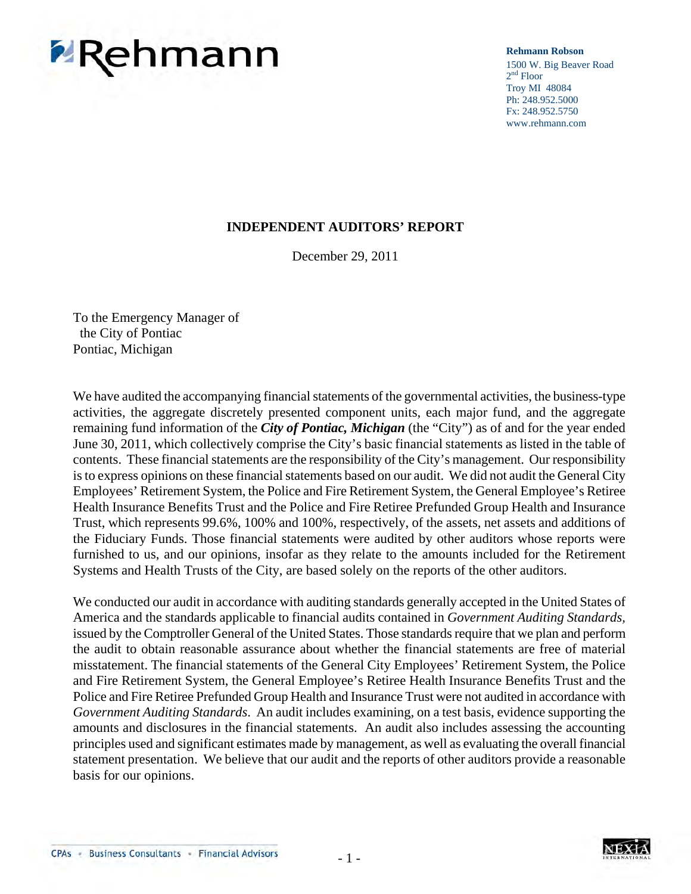Rehmann

**Rehmann Robson**
1500 W. Big Beaver Road
2nd Floor
Troy MI 48084
Ph: 248.952.5000
Fx: 248.952.5750
www.rehmann.com

## INDEPENDENT AUDITORS' REPORT

December 29, 2011

To the Emergency Manager of
the City of Pontiac
Pontiac, Michigan

We have audited the accompanying financial statements of the governmental activities, the business-type activities, the aggregate discretely presented component units, each major fund, and the aggregate remaining fund information of the ***City of Pontiac, Michigan*** (the "City") as of and for the year ended June 30, 2011, which collectively comprise the City's basic financial statements as listed in the table of contents. These financial statements are the responsibility of the City's management. Our responsibility is to express opinions on these financial statements based on our audit. We did not audit the General City Employees' Retirement System, the Police and Fire Retirement System, the General Employee's Retiree Health Insurance Benefits Trust and the Police and Fire Retiree Prefunded Group Health and Insurance Trust, which represents 99.6%, 100% and 100%, respectively, of the assets, net assets and additions of the Fiduciary Funds. Those financial statements were audited by other auditors whose reports were furnished to us, and our opinions, insofar as they relate to the amounts included for the Retirement Systems and Health Trusts of the City, are based solely on the reports of the other auditors.

We conducted our audit in accordance with auditing standards generally accepted in the United States of America and the standards applicable to financial audits contained in *Government Auditing Standards*, issued by the Comptroller General of the United States. Those standards require that we plan and perform the audit to obtain reasonable assurance about whether the financial statements are free of material misstatement. The financial statements of the General City Employees' Retirement System, the Police and Fire Retirement System, the General Employee's Retiree Health Insurance Benefits Trust and the Police and Fire Retiree Prefunded Group Health and Insurance Trust were not audited in accordance with *Government Auditing Standards*. An audit includes examining, on a test basis, evidence supporting the amounts and disclosures in the financial statements. An audit also includes assessing the accounting principles used and significant estimates made by management, as well as evaluating the overall financial statement presentation. We believe that our audit and the reports of other auditors provide a reasonable basis for our opinions.

CPAs • Business Consultants • Financial Advisors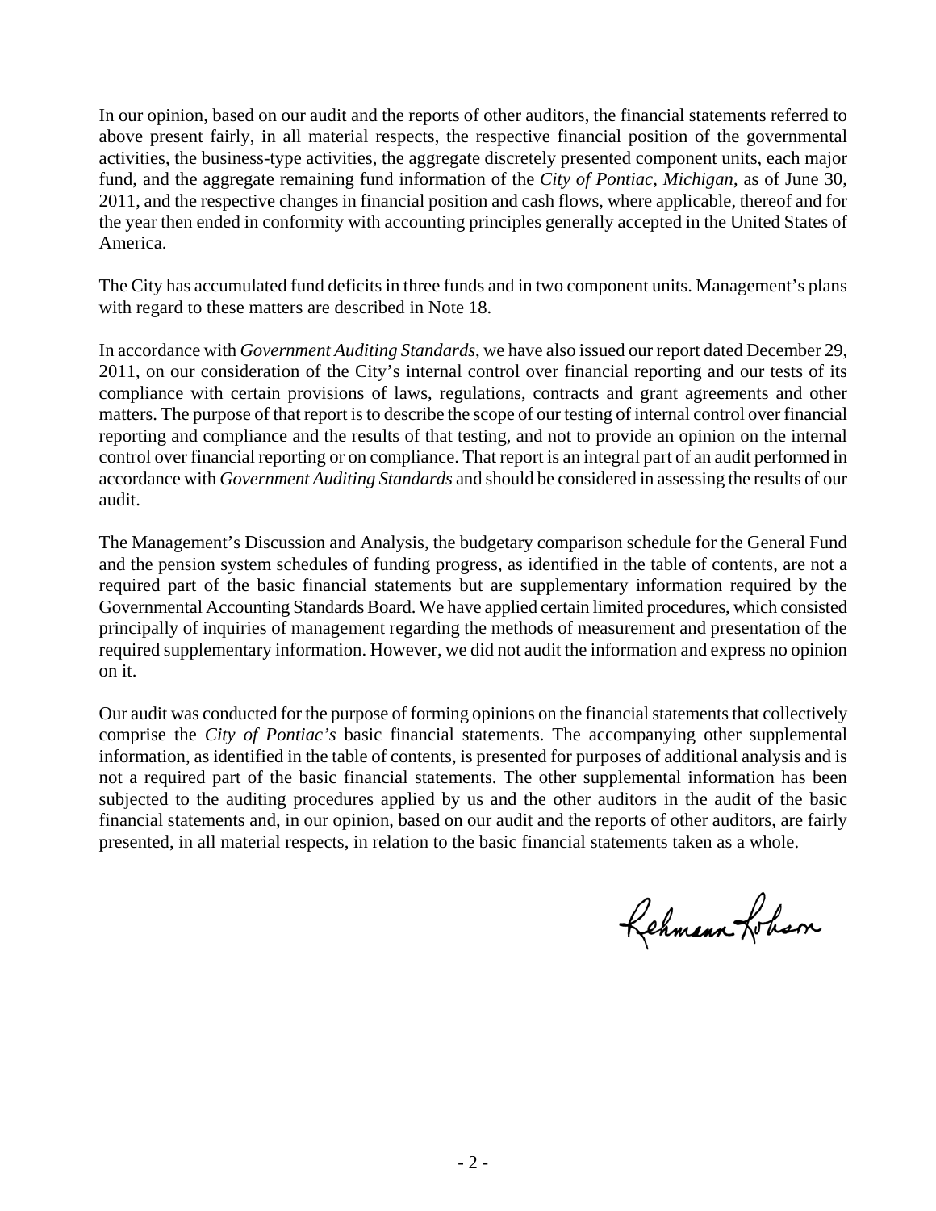In our opinion, based on our audit and the reports of other auditors, the financial statements referred to above present fairly, in all material respects, the respective financial position of the governmental activities, the business-type activities, the aggregate discretely presented component units, each major fund, and the aggregate remaining fund information of the *City of Pontiac, Michigan*, as of June 30, 2011, and the respective changes in financial position and cash flows, where applicable, thereof and for the year then ended in conformity with accounting principles generally accepted in the United States of America.

The City has accumulated fund deficits in three funds and in two component units. Management's plans with regard to these matters are described in Note 18.

In accordance with *Government Auditing Standards*, we have also issued our report dated December 29, 2011, on our consideration of the City's internal control over financial reporting and our tests of its compliance with certain provisions of laws, regulations, contracts and grant agreements and other matters. The purpose of that report is to describe the scope of our testing of internal control over financial reporting and compliance and the results of that testing, and not to provide an opinion on the internal control over financial reporting or on compliance. That report is an integral part of an audit performed in accordance with *Government Auditing Standards* and should be considered in assessing the results of our audit.

The Management's Discussion and Analysis, the budgetary comparison schedule for the General Fund and the pension system schedules of funding progress, as identified in the table of contents, are not a required part of the basic financial statements but are supplementary information required by the Governmental Accounting Standards Board. We have applied certain limited procedures, which consisted principally of inquiries of management regarding the methods of measurement and presentation of the required supplementary information. However, we did not audit the information and express no opinion on it.

Our audit was conducted for the purpose of forming opinions on the financial statements that collectively comprise the *City of Pontiac's* basic financial statements. The accompanying other supplemental information, as identified in the table of contents, is presented for purposes of additional analysis and is not a required part of the basic financial statements. The other supplemental information has been subjected to the auditing procedures applied by us and the other auditors in the audit of the basic financial statements and, in our opinion, based on our audit and the reports of other auditors, are fairly presented, in all material respects, in relation to the basic financial statements taken as a whole.

Rehmann Robson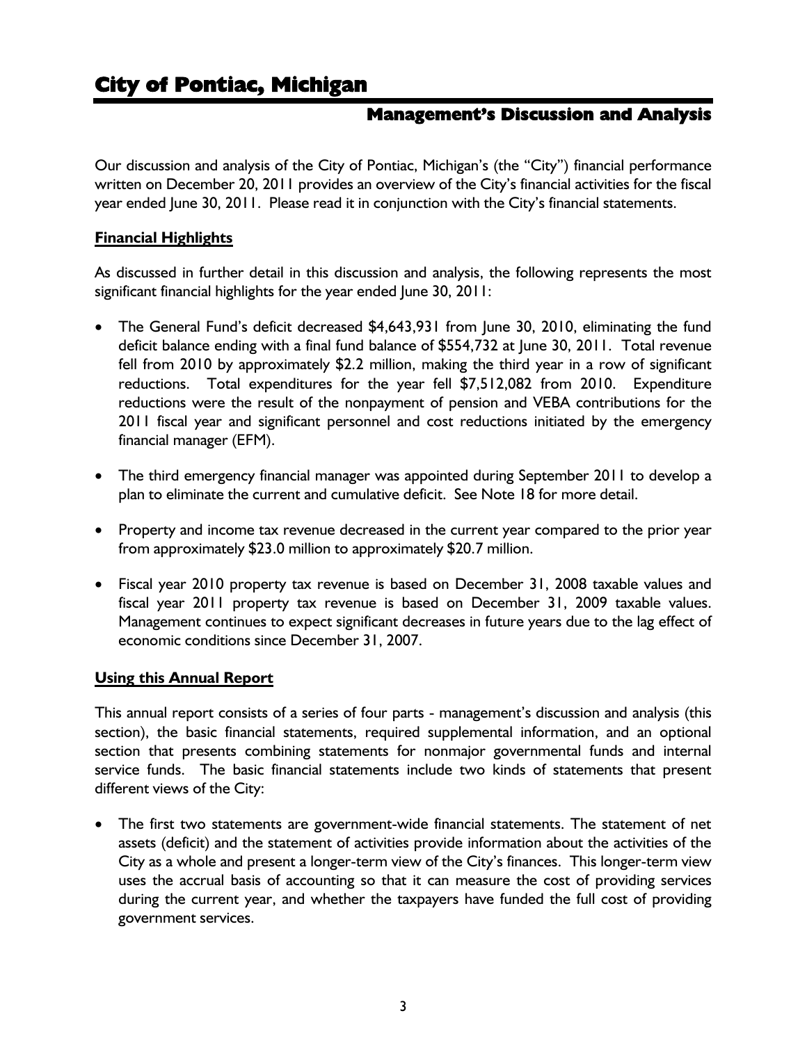# City of Pontiac, Michigan

## Management's Discussion and Analysis

Our discussion and analysis of the City of Pontiac, Michigan's (the "City") financial performance written on December 20, 2011 provides an overview of the City's financial activities for the fiscal year ended June 30, 2011. Please read it in conjunction with the City's financial statements.

**Financial Highlights**

As discussed in further detail in this discussion and analysis, the following represents the most significant financial highlights for the year ended June 30, 2011:

- The General Fund's deficit decreased $4,643,931 from June 30, 2010, eliminating the fund deficit balance ending with a final fund balance of $554,732 at June 30, 2011. Total revenue fell from 2010 by approximately $2.2 million, making the third year in a row of significant reductions. Total expenditures for the year fell $7,512,082 from 2010. Expenditure reductions were the result of the nonpayment of pension and VEBA contributions for the 2011 fiscal year and significant personnel and cost reductions initiated by the emergency financial manager (EFM).
- The third emergency financial manager was appointed during September 2011 to develop a plan to eliminate the current and cumulative deficit. See Note 18 for more detail.
- Property and income tax revenue decreased in the current year compared to the prior year from approximately $23.0 million to approximately $20.7 million.
- Fiscal year 2010 property tax revenue is based on December 31, 2008 taxable values and fiscal year 2011 property tax revenue is based on December 31, 2009 taxable values. Management continues to expect significant decreases in future years due to the lag effect of economic conditions since December 31, 2007.

**Using this Annual Report**

This annual report consists of a series of four parts - management's discussion and analysis (this section), the basic financial statements, required supplemental information, and an optional section that presents combining statements for nonmajor governmental funds and internal service funds. The basic financial statements include two kinds of statements that present different views of the City:

- The first two statements are government-wide financial statements. The statement of net assets (deficit) and the statement of activities provide information about the activities of the City as a whole and present a longer-term view of the City's finances. This longer-term view uses the accrual basis of accounting so that it can measure the cost of providing services during the current year, and whether the taxpayers have funded the full cost of providing government services.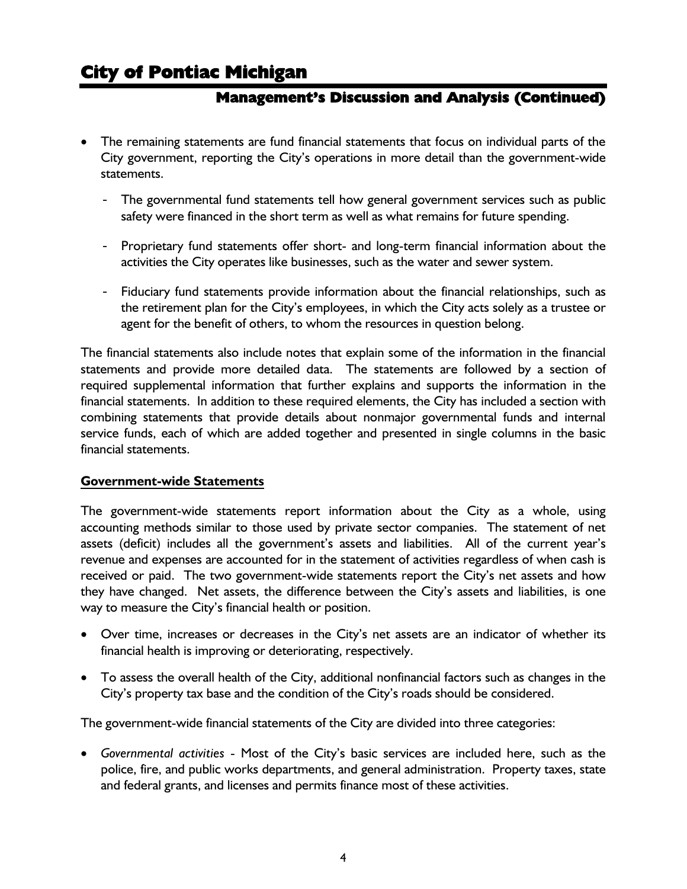- The remaining statements are fund financial statements that focus on individual parts of the City government, reporting the City's operations in more detail than the government-wide statements.

  - The governmental fund statements tell how general government services such as public safety were financed in the short term as well as what remains for future spending.

  - Proprietary fund statements offer short- and long-term financial information about the activities the City operates like businesses, such as the water and sewer system.

  - Fiduciary fund statements provide information about the financial relationships, such as the retirement plan for the City's employees, in which the City acts solely as a trustee or agent for the benefit of others, to whom the resources in question belong.

The financial statements also include notes that explain some of the information in the financial statements and provide more detailed data. The statements are followed by a section of required supplemental information that further explains and supports the information in the financial statements. In addition to these required elements, the City has included a section with combining statements that provide details about nonmajor governmental funds and internal service funds, each of which are added together and presented in single columns in the basic financial statements.

**Government-wide Statements**

The government-wide statements report information about the City as a whole, using accounting methods similar to those used by private sector companies. The statement of net assets (deficit) includes all the government's assets and liabilities. All of the current year's revenue and expenses are accounted for in the statement of activities regardless of when cash is received or paid. The two government-wide statements report the City's net assets and how they have changed. Net assets, the difference between the City's assets and liabilities, is one way to measure the City's financial health or position.

- Over time, increases or decreases in the City's net assets are an indicator of whether its financial health is improving or deteriorating, respectively.

- To assess the overall health of the City, additional nonfinancial factors such as changes in the City's property tax base and the condition of the City's roads should be considered.

The government-wide financial statements of the City are divided into three categories:

- *Governmental activities* - Most of the City's basic services are included here, such as the police, fire, and public works departments, and general administration. Property taxes, state and federal grants, and licenses and permits finance most of these activities.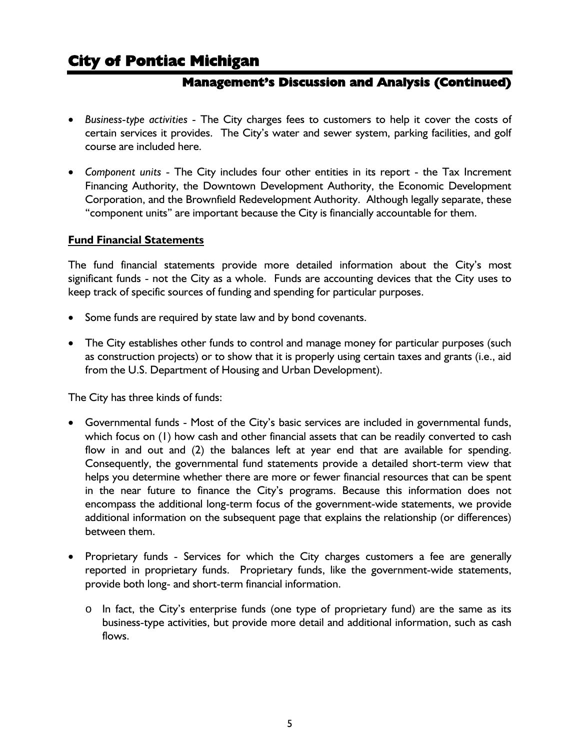- *Business-type activities* - The City charges fees to customers to help it cover the costs of certain services it provides. The City's water and sewer system, parking facilities, and golf course are included here.

- *Component units* - The City includes four other entities in its report - the Tax Increment Financing Authority, the Downtown Development Authority, the Economic Development Corporation, and the Brownfield Redevelopment Authority. Although legally separate, these "component units" are important because the City is financially accountable for them.

**Fund Financial Statements**

The fund financial statements provide more detailed information about the City's most significant funds - not the City as a whole. Funds are accounting devices that the City uses to keep track of specific sources of funding and spending for particular purposes.

- Some funds are required by state law and by bond covenants.

- The City establishes other funds to control and manage money for particular purposes (such as construction projects) or to show that it is properly using certain taxes and grants (i.e., aid from the U.S. Department of Housing and Urban Development).

The City has three kinds of funds:

- Governmental funds - Most of the City's basic services are included in governmental funds, which focus on (1) how cash and other financial assets that can be readily converted to cash flow in and out and (2) the balances left at year end that are available for spending. Consequently, the governmental fund statements provide a detailed short-term view that helps you determine whether there are more or fewer financial resources that can be spent in the near future to finance the City's programs. Because this information does not encompass the additional long-term focus of the government-wide statements, we provide additional information on the subsequent page that explains the relationship (or differences) between them.

- Proprietary funds - Services for which the City charges customers a fee are generally reported in proprietary funds. Proprietary funds, like the government-wide statements, provide both long- and short-term financial information.

  - In fact, the City's enterprise funds (one type of proprietary fund) are the same as its business-type activities, but provide more detail and additional information, such as cash flows.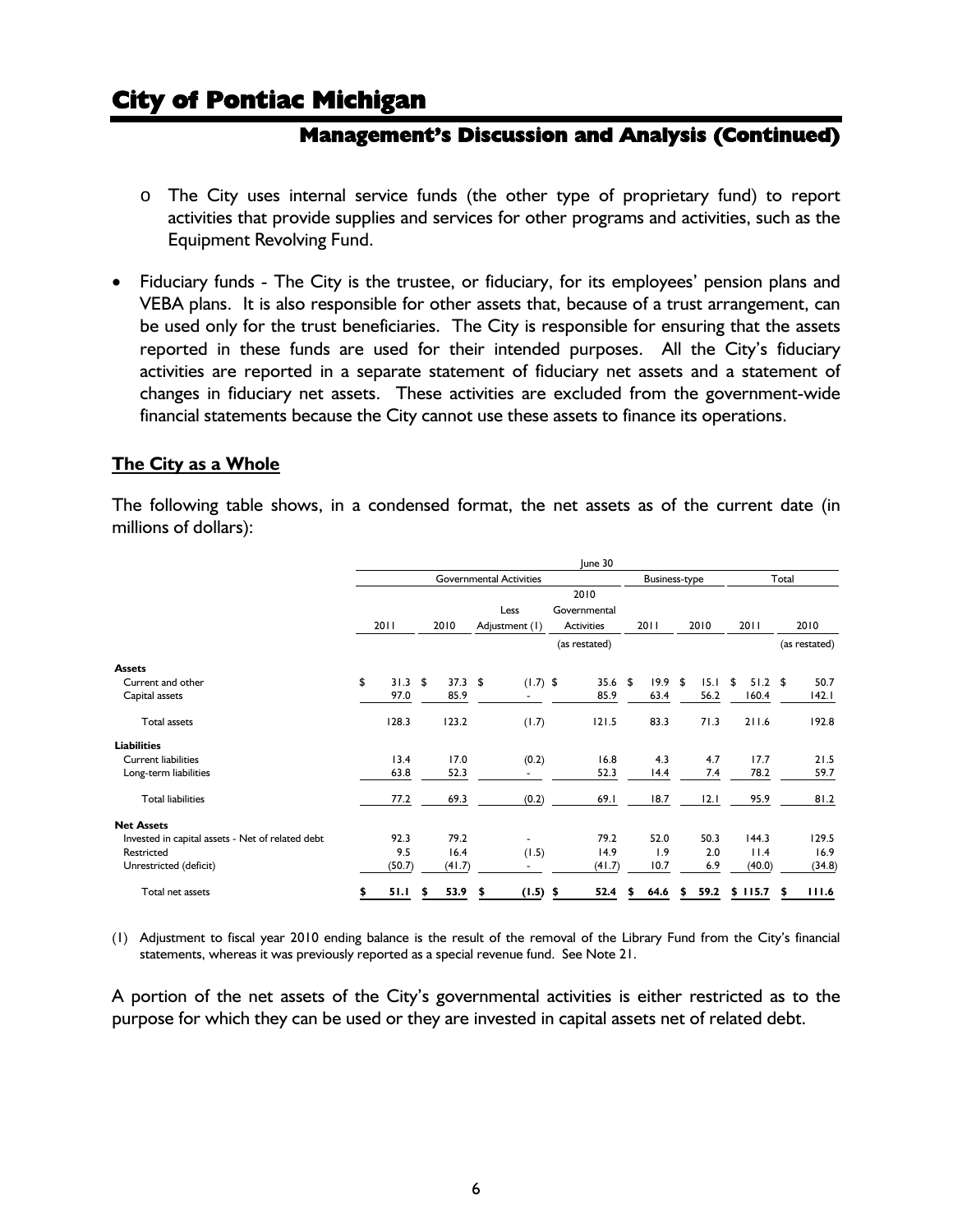- o The City uses internal service funds (the other type of proprietary fund) to report activities that provide supplies and services for other programs and activities, such as the Equipment Revolving Fund.

- Fiduciary funds - The City is the trustee, or fiduciary, for its employees' pension plans and VEBA plans. It is also responsible for other assets that, because of a trust arrangement, can be used only for the trust beneficiaries. The City is responsible for ensuring that the assets reported in these funds are used for their intended purposes. All the City's fiduciary activities are reported in a separate statement of fiduciary net assets and a statement of changes in fiduciary net assets. These activities are excluded from the government-wide financial statements because the City cannot use these assets to finance its operations.

## The City as a Whole

The following table shows, in a condensed format, the net assets as of the current date (in millions of dollars):

| | June 30 | | | | | | | |
|---|---|---|---|---|---|---|---|---|
| | Governmental Activities | | | | Business-type | | Total | |
| | 2011 | 2010 | Less Adjustment (1) | 2010 Governmental Activities (as restated) | 2011 | 2010 | 2011 | 2010 (as restated) |
| **Assets** | | | | | | | | |
| Current and other | $ 31.3 | $ 37.3 | $ (1.7) | $ 35.6 | $ 19.9 | $ 15.1 | $ 51.2 | $ 50.7 |
| Capital assets | 97.0 | 85.9 | - | 85.9 | 63.4 | 56.2 | 160.4 | 142.1 |
| Total assets | 128.3 | 123.2 | (1.7) | 121.5 | 83.3 | 71.3 | 211.6 | 192.8 |
| **Liabilities** | | | | | | | | |
| Current liabilities | 13.4 | 17.0 | (0.2) | 16.8 | 4.3 | 4.7 | 17.7 | 21.5 |
| Long-term liabilities | 63.8 | 52.3 | - | 52.3 | 14.4 | 7.4 | 78.2 | 59.7 |
| Total liabilities | 77.2 | 69.3 | (0.2) | 69.1 | 18.7 | 12.1 | 95.9 | 81.2 |
| **Net Assets** | | | | | | | | |
| Invested in capital assets - Net of related debt | 92.3 | 79.2 | - | 79.2 | 52.0 | 50.3 | 144.3 | 129.5 |
| Restricted | 9.5 | 16.4 | (1.5) | 14.9 | 1.9 | 2.0 | 11.4 | 16.9 |
| Unrestricted (deficit) | (50.7) | (41.7) | - | (41.7) | 10.7 | 6.9 | (40.0) | (34.8) |
| Total net assets | **$ 51.1** | **$ 53.9** | **$ (1.5)** | **$ 52.4** | **$ 64.6** | **$ 59.2** | **$ 115.7** | **$ 111.6** |

(1) Adjustment to fiscal year 2010 ending balance is the result of the removal of the Library Fund from the City's financial statements, whereas it was previously reported as a special revenue fund. See Note 21.

A portion of the net assets of the City's governmental activities is either restricted as to the purpose for which they can be used or they are invested in capital assets net of related debt.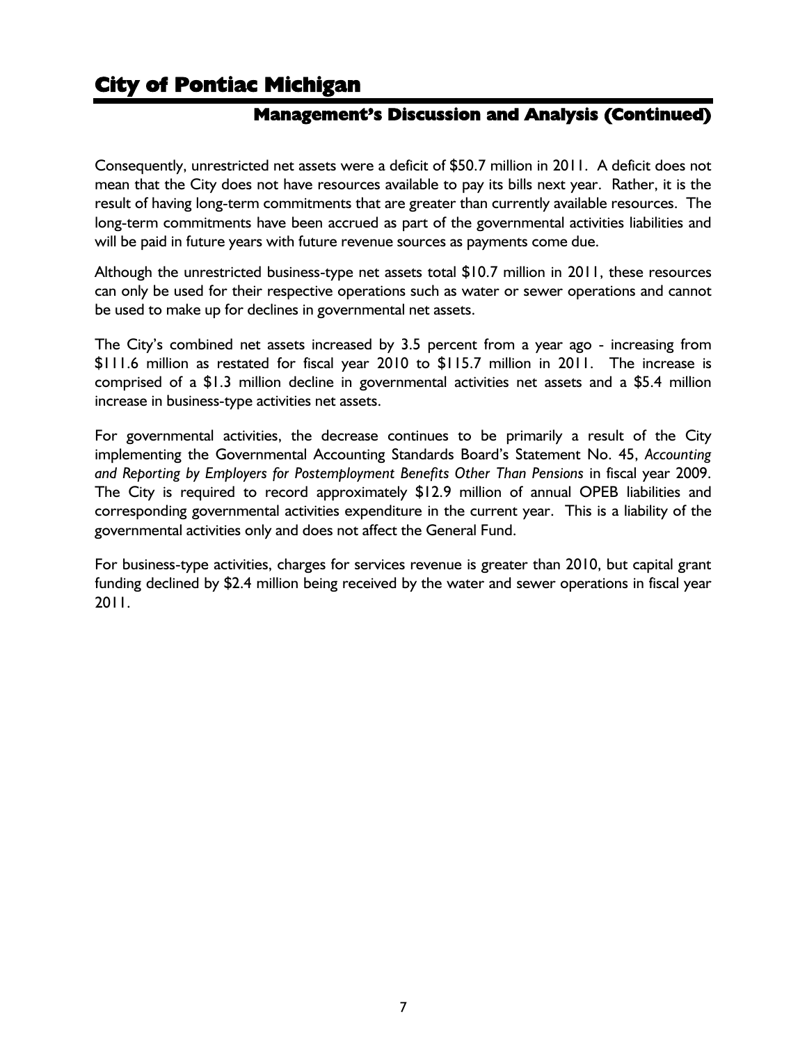Consequently, unrestricted net assets were a deficit of $50.7 million in 2011. A deficit does not mean that the City does not have resources available to pay its bills next year. Rather, it is the result of having long-term commitments that are greater than currently available resources. The long-term commitments have been accrued as part of the governmental activities liabilities and will be paid in future years with future revenue sources as payments come due.

Although the unrestricted business-type net assets total $10.7 million in 2011, these resources can only be used for their respective operations such as water or sewer operations and cannot be used to make up for declines in governmental net assets.

The City's combined net assets increased by 3.5 percent from a year ago - increasing from $111.6 million as restated for fiscal year 2010 to $115.7 million in 2011. The increase is comprised of a $1.3 million decline in governmental activities net assets and a $5.4 million increase in business-type activities net assets.

For governmental activities, the decrease continues to be primarily a result of the City implementing the Governmental Accounting Standards Board's Statement No. 45, *Accounting and Reporting by Employers for Postemployment Benefits Other Than Pensions* in fiscal year 2009. The City is required to record approximately $12.9 million of annual OPEB liabilities and corresponding governmental activities expenditure in the current year. This is a liability of the governmental activities only and does not affect the General Fund.

For business-type activities, charges for services revenue is greater than 2010, but capital grant funding declined by $2.4 million being received by the water and sewer operations in fiscal year 2011.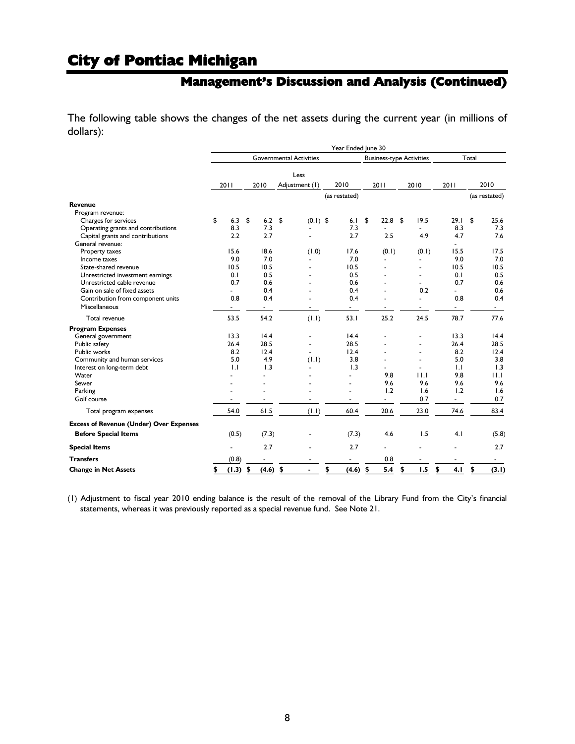# City of Pontiac Michigan

## Management's Discussion and Analysis (Continued)

The following table shows the changes of the net assets during the current year (in millions of dollars):

| | Year Ended June 30 | | | | | | | |
|---|---|---|---|---|---|---|---|---|
| | Governmental Activities | | | | Business-type Activities | | Total | |
| | 2011 | 2010 | Less Adjustment (1) | 2010 (as restated) | 2011 | 2010 | 2011 | 2010 (as restated) |
| **Revenue** | | | | | | | | |
| Program revenue: | | | | | | | | |
| Charges for services | $ 6.3 | $ 6.2 | $ (0.1) | $ 6.1 | $ 22.8 | $ 19.5 | 29.1 | $ 25.6 |
| Operating grants and contributions | 8.3 | 7.3 | - | 7.3 | - | - | 8.3 | 7.3 |
| Capital grants and contributions | 2.2 | 2.7 | - | 2.7 | 2.5 | 4.9 | 4.7 | 7.6 |
| General revenue: | | | | | | | - | |
| Property taxes | 15.6 | 18.6 | (1.0) | 17.6 | (0.1) | (0.1) | 15.5 | 17.5 |
| Income taxes | 9.0 | 7.0 | - | 7.0 | - | - | 9.0 | 7.0 |
| State-shared revenue | 10.5 | 10.5 | - | 10.5 | - | - | 10.5 | 10.5 |
| Unrestricted investment earnings | 0.1 | 0.5 | - | 0.5 | - | - | 0.1 | 0.5 |
| Unrestricted cable revenue | 0.7 | 0.6 | - | 0.6 | - | - | 0.7 | 0.6 |
| Gain on sale of fixed assets | - | 0.4 | - | 0.4 | - | 0.2 | - | 0.6 |
| Contribution from component units | 0.8 | 0.4 | - | 0.4 | - | - | 0.8 | 0.4 |
| Miscellaneous | - | - | - | - | - | - | - | - |
| Total revenue | 53.5 | 54.2 | (1.1) | 53.1 | 25.2 | 24.5 | 78.7 | 77.6 |
| **Program Expenses** | | | | | | | | |
| General government | 13.3 | 14.4 | - | 14.4 | - | - | 13.3 | 14.4 |
| Public safety | 26.4 | 28.5 | - | 28.5 | - | - | 26.4 | 28.5 |
| Public works | 8.2 | 12.4 | - | 12.4 | - | - | 8.2 | 12.4 |
| Community and human services | 5.0 | 4.9 | (1.1) | 3.8 | - | - | 5.0 | 3.8 |
| Interest on long-term debt | 1.1 | 1.3 | - | 1.3 | - | - | 1.1 | 1.3 |
| Water | - | - | - | - | 9.8 | 11.1 | 9.8 | 11.1 |
| Sewer | - | - | - | - | 9.6 | 9.6 | 9.6 | 9.6 |
| Parking | - | - | - | - | 1.2 | 1.6 | 1.2 | 1.6 |
| Golf course | - | - | - | - | - | 0.7 | - | 0.7 |
| Total program expenses | 54.0 | 61.5 | (1.1) | 60.4 | 20.6 | 23.0 | 74.6 | 83.4 |
| **Excess of Revenue (Under) Over Expenses Before Special Items** | (0.5) | (7.3) | - | (7.3) | 4.6 | 1.5 | 4.1 | (5.8) |
| **Special Items** | - | 2.7 | - | 2.7 | - | - | - | 2.7 |
| **Transfers** | (0.8) | - | - | - | 0.8 | - | - | - |
| **Change in Net Assets** | $ (1.3) | $ (4.6) | $ - | $ (4.6) | $ 5.4 | $ 1.5 | $ 4.1 | $ (3.1) |

(1) Adjustment to fiscal year 2010 ending balance is the result of the removal of the Library Fund from the City's financial statements, whereas it was previously reported as a special revenue fund. See Note 21.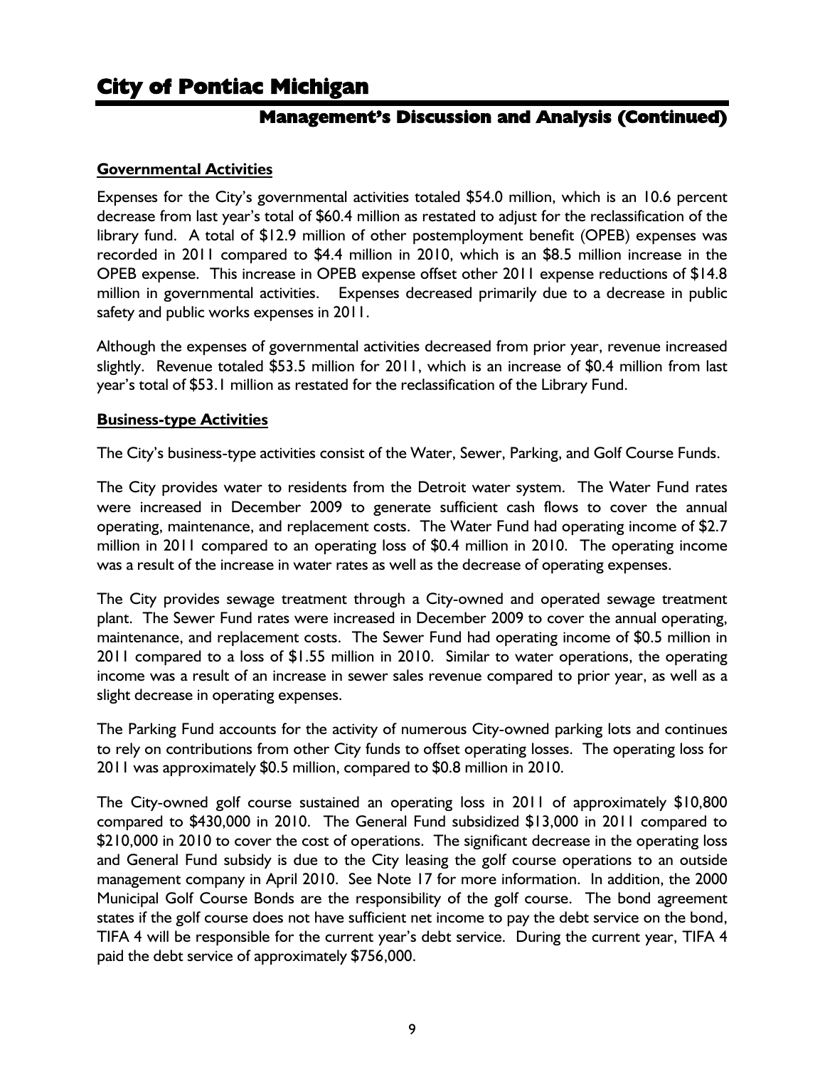## Governmental Activities

Expenses for the City's governmental activities totaled $54.0 million, which is an 10.6 percent decrease from last year's total of $60.4 million as restated to adjust for the reclassification of the library fund. A total of $12.9 million of other postemployment benefit (OPEB) expenses was recorded in 2011 compared to $4.4 million in 2010, which is an $8.5 million increase in the OPEB expense. This increase in OPEB expense offset other 2011 expense reductions of $14.8 million in governmental activities. Expenses decreased primarily due to a decrease in public safety and public works expenses in 2011.

Although the expenses of governmental activities decreased from prior year, revenue increased slightly. Revenue totaled $53.5 million for 2011, which is an increase of $0.4 million from last year's total of $53.1 million as restated for the reclassification of the Library Fund.

## Business-type Activities

The City's business-type activities consist of the Water, Sewer, Parking, and Golf Course Funds.

The City provides water to residents from the Detroit water system. The Water Fund rates were increased in December 2009 to generate sufficient cash flows to cover the annual operating, maintenance, and replacement costs. The Water Fund had operating income of $2.7 million in 2011 compared to an operating loss of $0.4 million in 2010. The operating income was a result of the increase in water rates as well as the decrease of operating expenses.

The City provides sewage treatment through a City-owned and operated sewage treatment plant. The Sewer Fund rates were increased in December 2009 to cover the annual operating, maintenance, and replacement costs. The Sewer Fund had operating income of $0.5 million in 2011 compared to a loss of $1.55 million in 2010. Similar to water operations, the operating income was a result of an increase in sewer sales revenue compared to prior year, as well as a slight decrease in operating expenses.

The Parking Fund accounts for the activity of numerous City-owned parking lots and continues to rely on contributions from other City funds to offset operating losses. The operating loss for 2011 was approximately $0.5 million, compared to $0.8 million in 2010.

The City-owned golf course sustained an operating loss in 2011 of approximately $10,800 compared to $430,000 in 2010. The General Fund subsidized $13,000 in 2011 compared to $210,000 in 2010 to cover the cost of operations. The significant decrease in the operating loss and General Fund subsidy is due to the City leasing the golf course operations to an outside management company in April 2010. See Note 17 for more information. In addition, the 2000 Municipal Golf Course Bonds are the responsibility of the golf course. The bond agreement states if the golf course does not have sufficient net income to pay the debt service on the bond, TIFA 4 will be responsible for the current year's debt service. During the current year, TIFA 4 paid the debt service of approximately $756,000.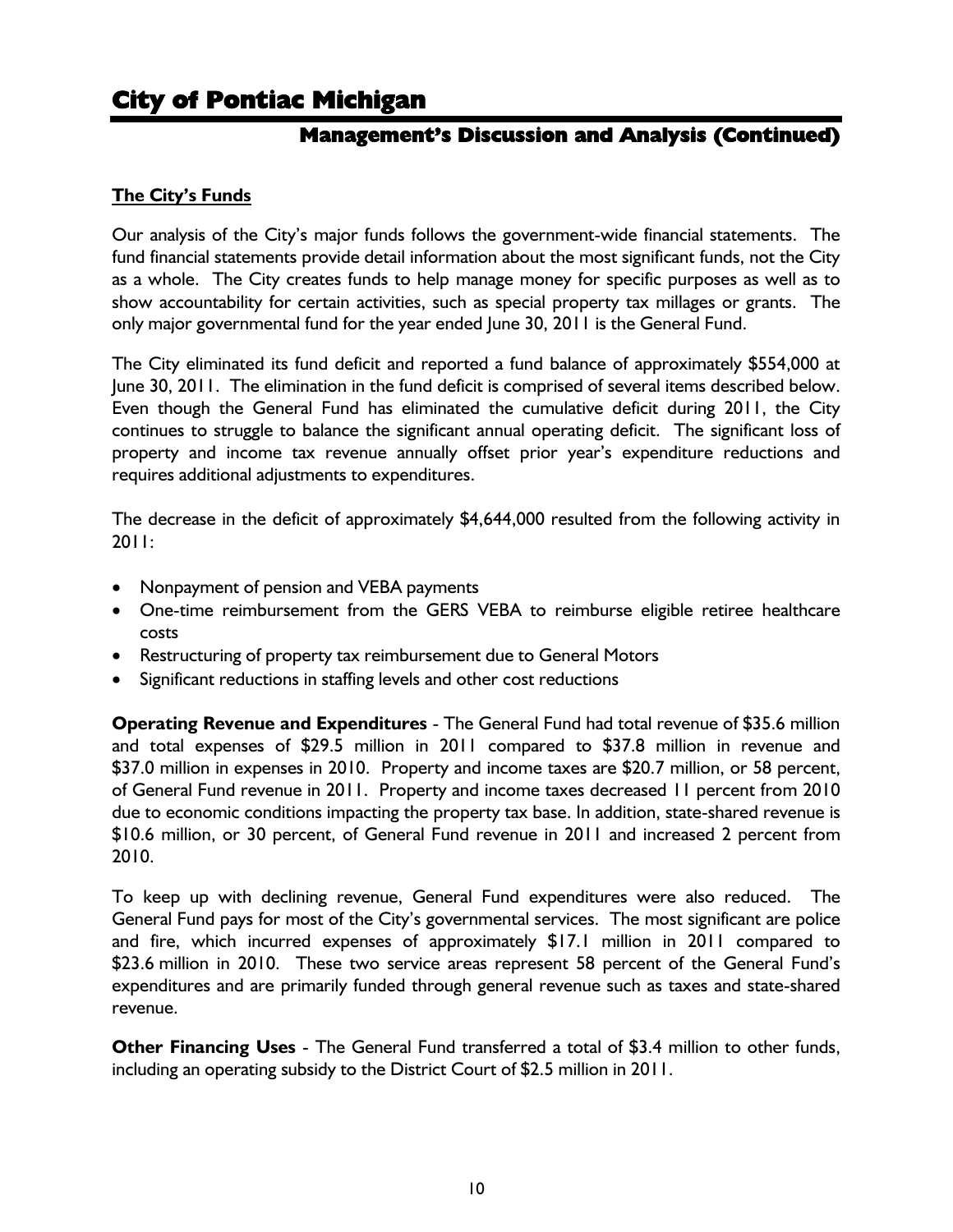## The City's Funds

Our analysis of the City's major funds follows the government-wide financial statements. The fund financial statements provide detail information about the most significant funds, not the City as a whole. The City creates funds to help manage money for specific purposes as well as to show accountability for certain activities, such as special property tax millages or grants. The only major governmental fund for the year ended June 30, 2011 is the General Fund.

The City eliminated its fund deficit and reported a fund balance of approximately $554,000 at June 30, 2011. The elimination in the fund deficit is comprised of several items described below. Even though the General Fund has eliminated the cumulative deficit during 2011, the City continues to struggle to balance the significant annual operating deficit. The significant loss of property and income tax revenue annually offset prior year's expenditure reductions and requires additional adjustments to expenditures.

The decrease in the deficit of approximately $4,644,000 resulted from the following activity in 2011:

- Nonpayment of pension and VEBA payments
- One-time reimbursement from the GERS VEBA to reimburse eligible retiree healthcare costs
- Restructuring of property tax reimbursement due to General Motors
- Significant reductions in staffing levels and other cost reductions

**Operating Revenue and Expenditures** - The General Fund had total revenue of $35.6 million and total expenses of $29.5 million in 2011 compared to $37.8 million in revenue and $37.0 million in expenses in 2010. Property and income taxes are $20.7 million, or 58 percent, of General Fund revenue in 2011. Property and income taxes decreased 11 percent from 2010 due to economic conditions impacting the property tax base. In addition, state-shared revenue is $10.6 million, or 30 percent, of General Fund revenue in 2011 and increased 2 percent from 2010.

To keep up with declining revenue, General Fund expenditures were also reduced. The General Fund pays for most of the City's governmental services. The most significant are police and fire, which incurred expenses of approximately $17.1 million in 2011 compared to $23.6 million in 2010. These two service areas represent 58 percent of the General Fund's expenditures and are primarily funded through general revenue such as taxes and state-shared revenue.

**Other Financing Uses** - The General Fund transferred a total of $3.4 million to other funds, including an operating subsidy to the District Court of $2.5 million in 2011.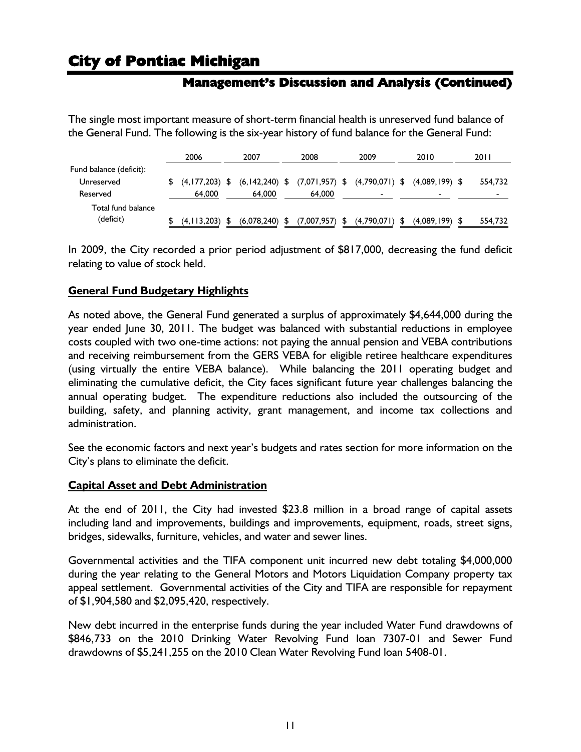The single most important measure of short-term financial health is unreserved fund balance of the General Fund. The following is the six-year history of fund balance for the General Fund:

| | 2006 | 2007 | 2008 | 2009 | 2010 | 2011 |
|---|---|---|---|---|---|---|
| Fund balance (deficit): | | | | | | |
| Unreserved | $ (4,177,203) | $ (6,142,240) | $ (7,071,957) | $ (4,790,071) | $ (4,089,199) | $ 554,732 |
| Reserved | 64,000 | 64,000 | 64,000 | - | - | - |
| Total fund balance (deficit) | $ (4,113,203) | $ (6,078,240) | $ (7,007,957) | $ (4,790,071) | $ (4,089,199) | $ 554,732 |

In 2009, the City recorded a prior period adjustment of $817,000, decreasing the fund deficit relating to value of stock held.

## General Fund Budgetary Highlights

As noted above, the General Fund generated a surplus of approximately $4,644,000 during the year ended June 30, 2011. The budget was balanced with substantial reductions in employee costs coupled with two one-time actions: not paying the annual pension and VEBA contributions and receiving reimbursement from the GERS VEBA for eligible retiree healthcare expenditures (using virtually the entire VEBA balance). While balancing the 2011 operating budget and eliminating the cumulative deficit, the City faces significant future year challenges balancing the annual operating budget. The expenditure reductions also included the outsourcing of the building, safety, and planning activity, grant management, and income tax collections and administration.

See the economic factors and next year's budgets and rates section for more information on the City's plans to eliminate the deficit.

## Capital Asset and Debt Administration

At the end of 2011, the City had invested $23.8 million in a broad range of capital assets including land and improvements, buildings and improvements, equipment, roads, street signs, bridges, sidewalks, furniture, vehicles, and water and sewer lines.

Governmental activities and the TIFA component unit incurred new debt totaling $4,000,000 during the year relating to the General Motors and Motors Liquidation Company property tax appeal settlement. Governmental activities of the City and TIFA are responsible for repayment of $1,904,580 and $2,095,420, respectively.

New debt incurred in the enterprise funds during the year included Water Fund drawdowns of $846,733 on the 2010 Drinking Water Revolving Fund loan 7307-01 and Sewer Fund drawdowns of $5,241,255 on the 2010 Clean Water Revolving Fund loan 5408-01.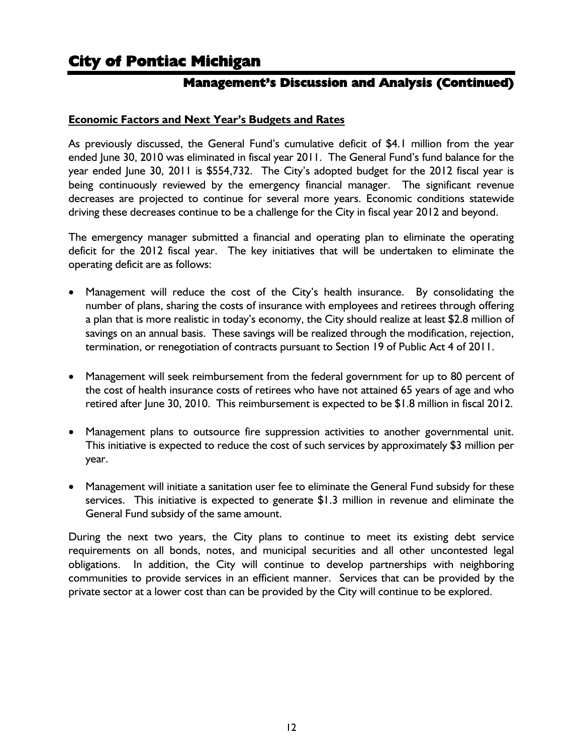## Economic Factors and Next Year's Budgets and Rates

As previously discussed, the General Fund's cumulative deficit of $4.1 million from the year ended June 30, 2010 was eliminated in fiscal year 2011. The General Fund's fund balance for the year ended June 30, 2011 is $554,732. The City's adopted budget for the 2012 fiscal year is being continuously reviewed by the emergency financial manager. The significant revenue decreases are projected to continue for several more years. Economic conditions statewide driving these decreases continue to be a challenge for the City in fiscal year 2012 and beyond.

The emergency manager submitted a financial and operating plan to eliminate the operating deficit for the 2012 fiscal year. The key initiatives that will be undertaken to eliminate the operating deficit are as follows:

- Management will reduce the cost of the City's health insurance. By consolidating the number of plans, sharing the costs of insurance with employees and retirees through offering a plan that is more realistic in today's economy, the City should realize at least $2.8 million of savings on an annual basis. These savings will be realized through the modification, rejection, termination, or renegotiation of contracts pursuant to Section 19 of Public Act 4 of 2011.

- Management will seek reimbursement from the federal government for up to 80 percent of the cost of health insurance costs of retirees who have not attained 65 years of age and who retired after June 30, 2010. This reimbursement is expected to be $1.8 million in fiscal 2012.

- Management plans to outsource fire suppression activities to another governmental unit. This initiative is expected to reduce the cost of such services by approximately $3 million per year.

- Management will initiate a sanitation user fee to eliminate the General Fund subsidy for these services. This initiative is expected to generate $1.3 million in revenue and eliminate the General Fund subsidy of the same amount.

During the next two years, the City plans to continue to meet its existing debt service requirements on all bonds, notes, and municipal securities and all other uncontested legal obligations. In addition, the City will continue to develop partnerships with neighboring communities to provide services in an efficient manner. Services that can be provided by the private sector at a lower cost than can be provided by the City will continue to be explored.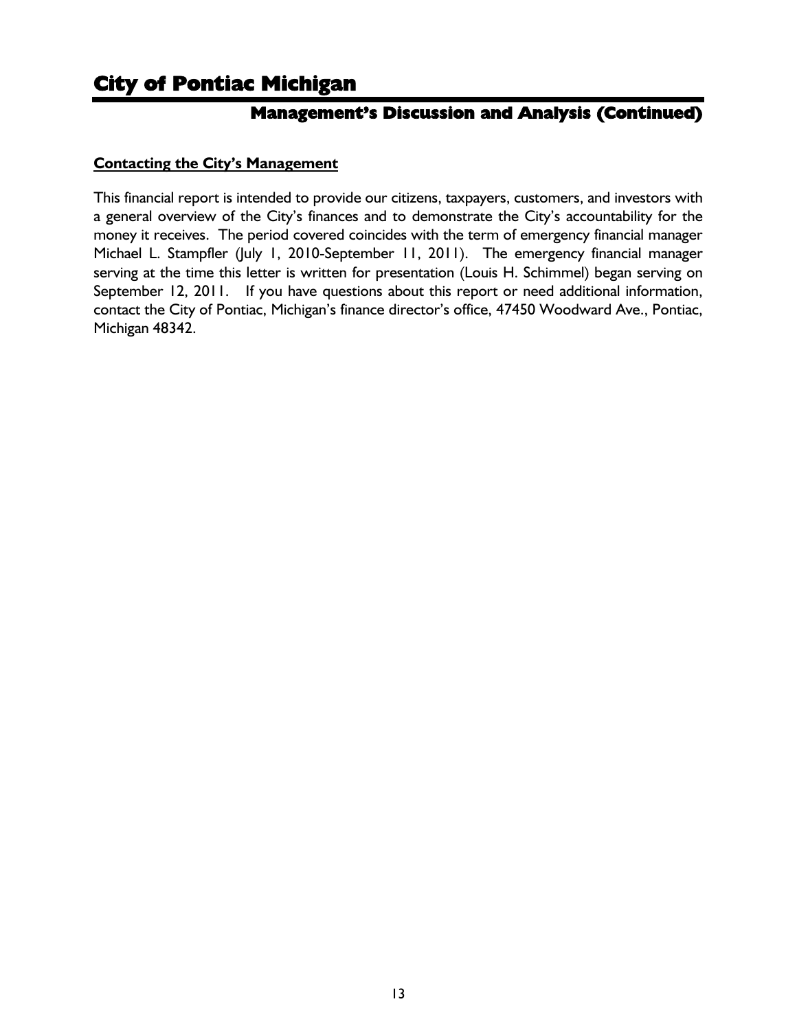# City of Pontiac Michigan

## Management's Discussion and Analysis (Continued)

**Contacting the City's Management**

This financial report is intended to provide our citizens, taxpayers, customers, and investors with a general overview of the City's finances and to demonstrate the City's accountability for the money it receives. The period covered coincides with the term of emergency financial manager Michael L. Stampfler (July 1, 2010-September 11, 2011). The emergency financial manager serving at the time this letter is written for presentation (Louis H. Schimmel) began serving on September 12, 2011. If you have questions about this report or need additional information, contact the City of Pontiac, Michigan's finance director's office, 47450 Woodward Ave., Pontiac, Michigan 48342.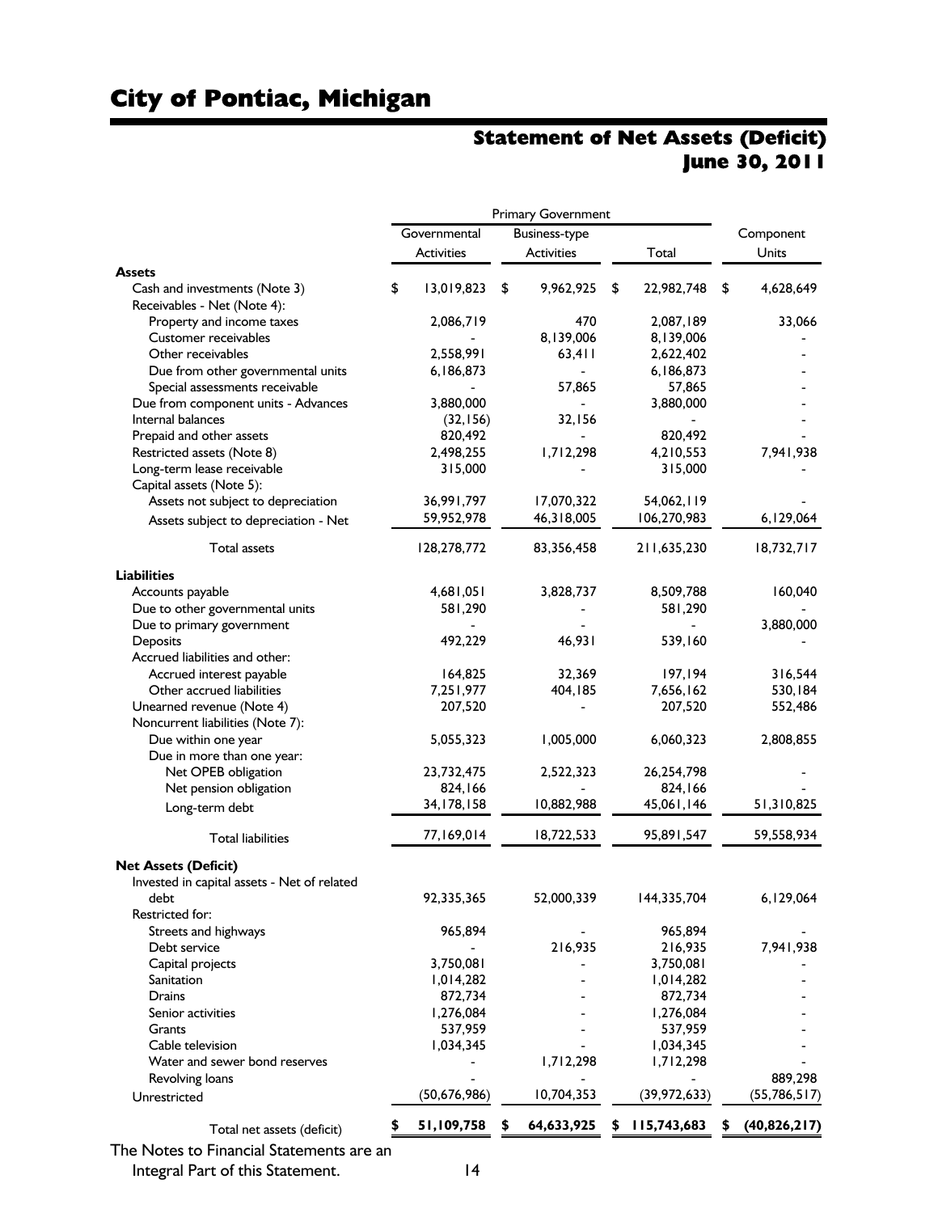# City of Pontiac, Michigan

## Statement of Net Assets (Deficit)
## June 30, 2011

| | Primary Government | | | |
|---|---|---|---|---|
| | Governmental Activities | Business-type Activities | Total | Component Units |
| **Assets** | | | | |
| Cash and investments (Note 3) | $ 13,019,823 | $ 9,962,925 | $ 22,982,748 | $ 4,628,649 |
| Receivables - Net (Note 4): | | | | |
| Property and income taxes | 2,086,719 | 470 | 2,087,189 | 33,066 |
| Customer receivables | - | 8,139,006 | 8,139,006 | - |
| Other receivables | 2,558,991 | 63,411 | 2,622,402 | - |
| Due from other governmental units | 6,186,873 | - | 6,186,873 | - |
| Special assessments receivable | - | 57,865 | 57,865 | - |
| Due from component units - Advances | 3,880,000 | - | 3,880,000 | - |
| Internal balances | (32,156) | 32,156 | - | - |
| Prepaid and other assets | 820,492 | - | 820,492 | - |
| Restricted assets (Note 8) | 2,498,255 | 1,712,298 | 4,210,553 | 7,941,938 |
| Long-term lease receivable | 315,000 | - | 315,000 | - |
| Capital assets (Note 5): | | | | |
| Assets not subject to depreciation | 36,991,797 | 17,070,322 | 54,062,119 | - |
| Assets subject to depreciation - Net | 59,952,978 | 46,318,005 | 106,270,983 | 6,129,064 |
| Total assets | 128,278,772 | 83,356,458 | 211,635,230 | 18,732,717 |
| **Liabilities** | | | | |
| Accounts payable | 4,681,051 | 3,828,737 | 8,509,788 | 160,040 |
| Due to other governmental units | 581,290 | - | 581,290 | - |
| Due to primary government | - | - | - | 3,880,000 |
| Deposits | 492,229 | 46,931 | 539,160 | - |
| Accrued liabilities and other: | | | | |
| Accrued interest payable | 164,825 | 32,369 | 197,194 | 316,544 |
| Other accrued liabilities | 7,251,977 | 404,185 | 7,656,162 | 530,184 |
| Unearned revenue (Note 4) | 207,520 | - | 207,520 | 552,486 |
| Noncurrent liabilities (Note 7): | | | | |
| Due within one year | 5,055,323 | 1,005,000 | 6,060,323 | 2,808,855 |
| Due in more than one year: | | | | |
| Net OPEB obligation | 23,732,475 | 2,522,323 | 26,254,798 | - |
| Net pension obligation | 824,166 | - | 824,166 | - |
| Long-term debt | 34,178,158 | 10,882,988 | 45,061,146 | 51,310,825 |
| Total liabilities | 77,169,014 | 18,722,533 | 95,891,547 | 59,558,934 |
| **Net Assets (Deficit)** | | | | |
| Invested in capital assets - Net of related debt | 92,335,365 | 52,000,339 | 144,335,704 | 6,129,064 |
| Restricted for: | | | | |
| Streets and highways | 965,894 | - | 965,894 | - |
| Debt service | - | 216,935 | 216,935 | 7,941,938 |
| Capital projects | 3,750,081 | - | 3,750,081 | - |
| Sanitation | 1,014,282 | - | 1,014,282 | - |
| Drains | 872,734 | - | 872,734 | - |
| Senior activities | 1,276,084 | - | 1,276,084 | - |
| Grants | 537,959 | - | 537,959 | - |
| Cable television | 1,034,345 | - | 1,034,345 | - |
| Water and sewer bond reserves | - | 1,712,298 | 1,712,298 | - |
| Revolving loans | - | - | - | 889,298 |
| Unrestricted | (50,676,986) | 10,704,353 | (39,972,633) | (55,786,517) |
| Total net assets (deficit) | $ 51,109,758 | $ 64,633,925 | $ 115,743,683 | $ (40,826,217) |

The Notes to Financial Statements are an Integral Part of this Statement.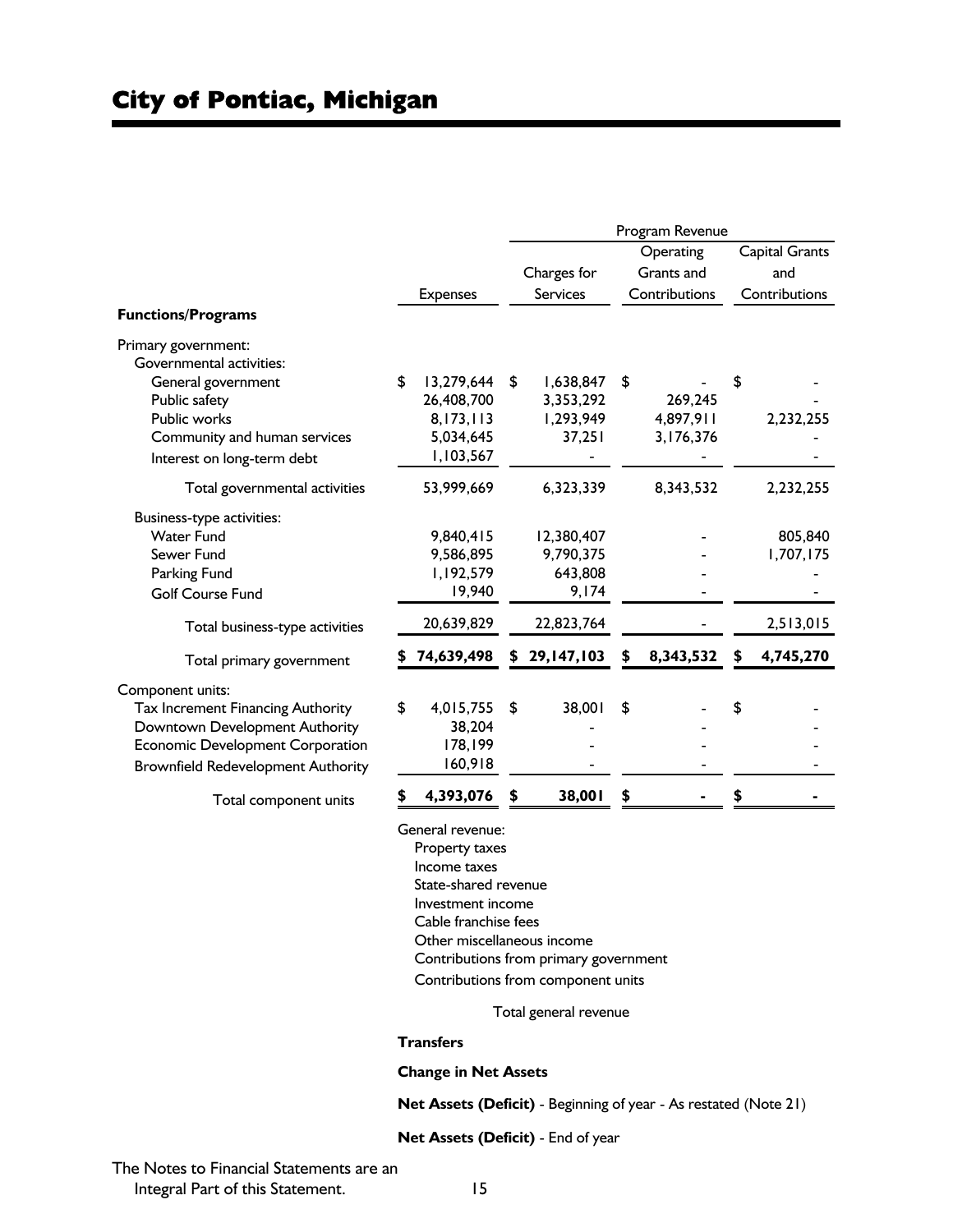# City of Pontiac, Michigan

| Functions/Programs | Expenses | Program Revenue | | |
|---|---|---|---|---|
| | | Charges for Services | Operating Grants and Contributions | Capital Grants and Contributions |
| Primary government: | | | | |
| Governmental activities: | | | | |
| General government | $ 13,279,644 | $ 1,638,847 | $ - | $ - |
| Public safety | 26,408,700 | 3,353,292 | 269,245 | - |
| Public works | 8,173,113 | 1,293,949 | 4,897,911 | 2,232,255 |
| Community and human services | 5,034,645 | 37,251 | 3,176,376 | - |
| Interest on long-term debt | 1,103,567 | - | - | - |
| Total governmental activities | 53,999,669 | 6,323,339 | 8,343,532 | 2,232,255 |
| Business-type activities: | | | | |
| Water Fund | 9,840,415 | 12,380,407 | - | 805,840 |
| Sewer Fund | 9,586,895 | 9,790,375 | - | 1,707,175 |
| Parking Fund | 1,192,579 | 643,808 | - | - |
| Golf Course Fund | 19,940 | 9,174 | - | - |
| Total business-type activities | 20,639,829 | 22,823,764 | - | 2,513,015 |
| Total primary government | **$ 74,639,498** | **$ 29,147,103** | **$ 8,343,532** | **$ 4,745,270** |
| Component units: | | | | |
| Tax Increment Financing Authority | $ 4,015,755 | $ 38,001 | $ - | $ - |
| Downtown Development Authority | 38,204 | - | - | - |
| Economic Development Corporation | 178,199 | - | - | - |
| Brownfield Redevelopment Authority | 160,918 | - | - | - |
| Total component units | **$ 4,393,076** | **$ 38,001** | **$ -** | **$ -** |

General revenue:
- Property taxes
- Income taxes
- State-shared revenue
- Investment income
- Cable franchise fees
- Other miscellaneous income
- Contributions from primary government
- Contributions from component units

Total general revenue

**Transfers**

**Change in Net Assets**

**Net Assets (Deficit)** - Beginning of year - As restated (Note 21)

**Net Assets (Deficit)** - End of year

The Notes to Financial Statements are an Integral Part of this Statement.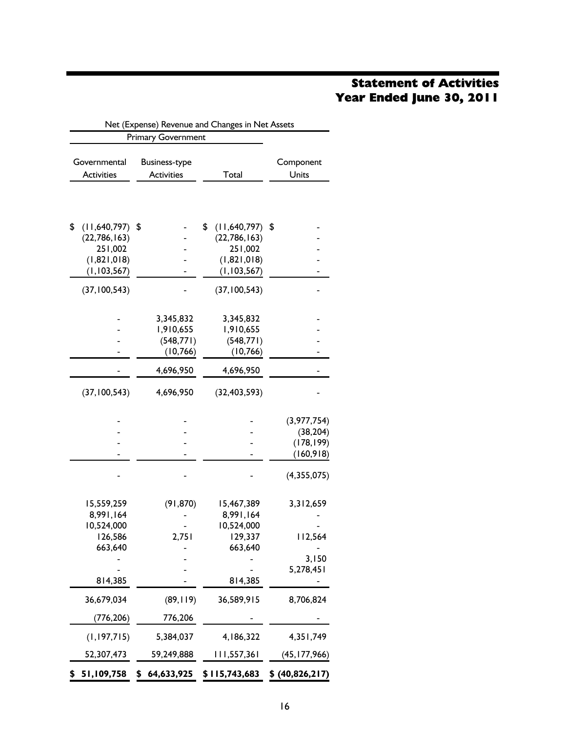# Statement of Activities
# Year Ended June 30, 2011

| Net (Expense) Revenue and Changes in Net Assets | | | |
|---|---|---|---|
| Primary Government | | | |
| Governmental Activities | Business-type Activities | Total | Component Units |
| | | | |
| $ (11,640,797) | $ - | $ (11,640,797) | $ - |
| (22,786,163) | - | (22,786,163) | - |
| 251,002 | - | 251,002 | - |
| (1,821,018) | - | (1,821,018) | - |
| (1,103,567) | - | (1,103,567) | - |
| (37,100,543) | - | (37,100,543) | - |
| - | 3,345,832 | 3,345,832 | - |
| - | 1,910,655 | 1,910,655 | - |
| - | (548,771) | (548,771) | - |
| - | (10,766) | (10,766) | - |
| - | 4,696,950 | 4,696,950 | - |
| (37,100,543) | 4,696,950 | (32,403,593) | - |
| - | - | - | (3,977,754) |
| - | - | - | (38,204) |
| - | - | - | (178,199) |
| - | - | - | (160,918) |
| - | - | - | (4,355,075) |
| 15,559,259 | (91,870) | 15,467,389 | 3,312,659 |
| 8,991,164 | - | 8,991,164 | - |
| 10,524,000 | - | 10,524,000 | - |
| 126,586 | 2,751 | 129,337 | 112,564 |
| 663,640 | - | 663,640 | - |
| - | - | - | 3,150 |
| - | - | - | 5,278,451 |
| 814,385 | - | 814,385 | - |
| 36,679,034 | (89,119) | 36,589,915 | 8,706,824 |
| (776,206) | 776,206 | - | - |
| (1,197,715) | 5,384,037 | 4,186,322 | 4,351,749 |
| 52,307,473 | 59,249,888 | 111,557,361 | (45,177,966) |
| $ 51,109,758 | $ 64,633,925 | $ 115,743,683 | $ (40,826,217) |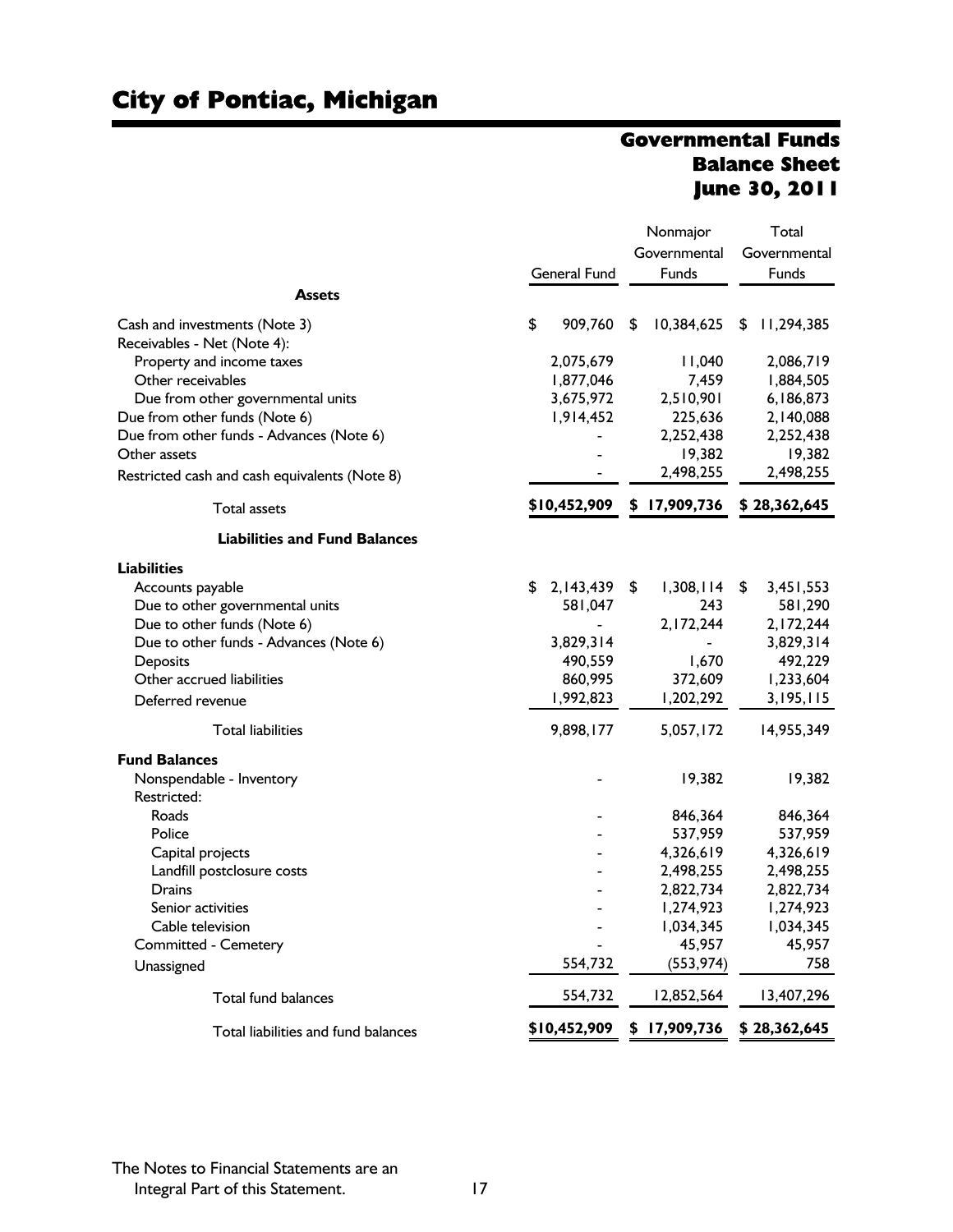# City of Pontiac, Michigan

## Governmental Funds
## Balance Sheet
## June 30, 2011

| | General Fund | Nonmajor Governmental Funds | Total Governmental Funds |
|---|---|---|---|
| **Assets** | | | |
| Cash and investments (Note 3) | $ 909,760 | $ 10,384,625 | $ 11,294,385 |
| Receivables - Net (Note 4): | | | |
| Property and income taxes | 2,075,679 | 11,040 | 2,086,719 |
| Other receivables | 1,877,046 | 7,459 | 1,884,505 |
| Due from other governmental units | 3,675,972 | 2,510,901 | 6,186,873 |
| Due from other funds (Note 6) | 1,914,452 | 225,636 | 2,140,088 |
| Due from other funds - Advances (Note 6) | - | 2,252,438 | 2,252,438 |
| Other assets | - | 19,382 | 19,382 |
| Restricted cash and cash equivalents (Note 8) | - | 2,498,255 | 2,498,255 |
| Total assets | **$10,452,909** | **$ 17,909,736** | **$ 28,362,645** |
| **Liabilities and Fund Balances** | | | |
| **Liabilities** | | | |
| Accounts payable | $ 2,143,439 | $ 1,308,114 | $ 3,451,553 |
| Due to other governmental units | 581,047 | 243 | 581,290 |
| Due to other funds (Note 6) | - | 2,172,244 | 2,172,244 |
| Due to other funds - Advances (Note 6) | 3,829,314 | - | 3,829,314 |
| Deposits | 490,559 | 1,670 | 492,229 |
| Other accrued liabilities | 860,995 | 372,609 | 1,233,604 |
| Deferred revenue | 1,992,823 | 1,202,292 | 3,195,115 |
| Total liabilities | 9,898,177 | 5,057,172 | 14,955,349 |
| **Fund Balances** | | | |
| Nonspendable - Inventory | - | 19,382 | 19,382 |
| Restricted: | | | |
| Roads | - | 846,364 | 846,364 |
| Police | - | 537,959 | 537,959 |
| Capital projects | - | 4,326,619 | 4,326,619 |
| Landfill postclosure costs | - | 2,498,255 | 2,498,255 |
| Drains | - | 2,822,734 | 2,822,734 |
| Senior activities | - | 1,274,923 | 1,274,923 |
| Cable television | - | 1,034,345 | 1,034,345 |
| Committed - Cemetery | - | 45,957 | 45,957 |
| Unassigned | 554,732 | (553,974) | 758 |
| Total fund balances | 554,732 | 12,852,564 | 13,407,296 |
| Total liabilities and fund balances | **$10,452,909** | **$ 17,909,736** | **$ 28,362,645** |

The Notes to Financial Statements are an Integral Part of this Statement.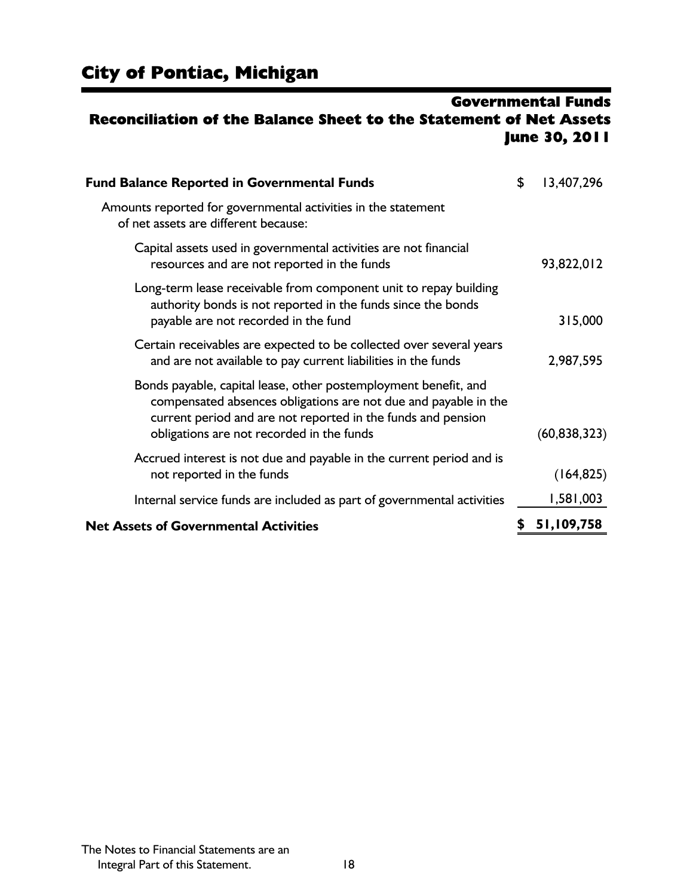# City of Pontiac, Michigan

## Governmental Funds
## Reconciliation of the Balance Sheet to the Statement of Net Assets
## June 30, 2011

| | |
|---|---|
| **Fund Balance Reported in Governmental Funds** | $ 13,407,296 |
| Amounts reported for governmental activities in the statement of net assets are different because: | |
| Capital assets used in governmental activities are not financial resources and are not reported in the funds | 93,822,012 |
| Long-term lease receivable from component unit to repay building authority bonds is not reported in the funds since the bonds payable are not recorded in the fund | 315,000 |
| Certain receivables are expected to be collected over several years and are not available to pay current liabilities in the funds | 2,987,595 |
| Bonds payable, capital lease, other postemployment benefit, and compensated absences obligations are not due and payable in the current period and are not reported in the funds and pension obligations are not recorded in the funds | (60,838,323) |
| Accrued interest is not due and payable in the current period and is not reported in the funds | (164,825) |
| Internal service funds are included as part of governmental activities | 1,581,003 |
| **Net Assets of Governmental Activities** | **$ 51,109,758** |

The Notes to Financial Statements are an Integral Part of this Statement.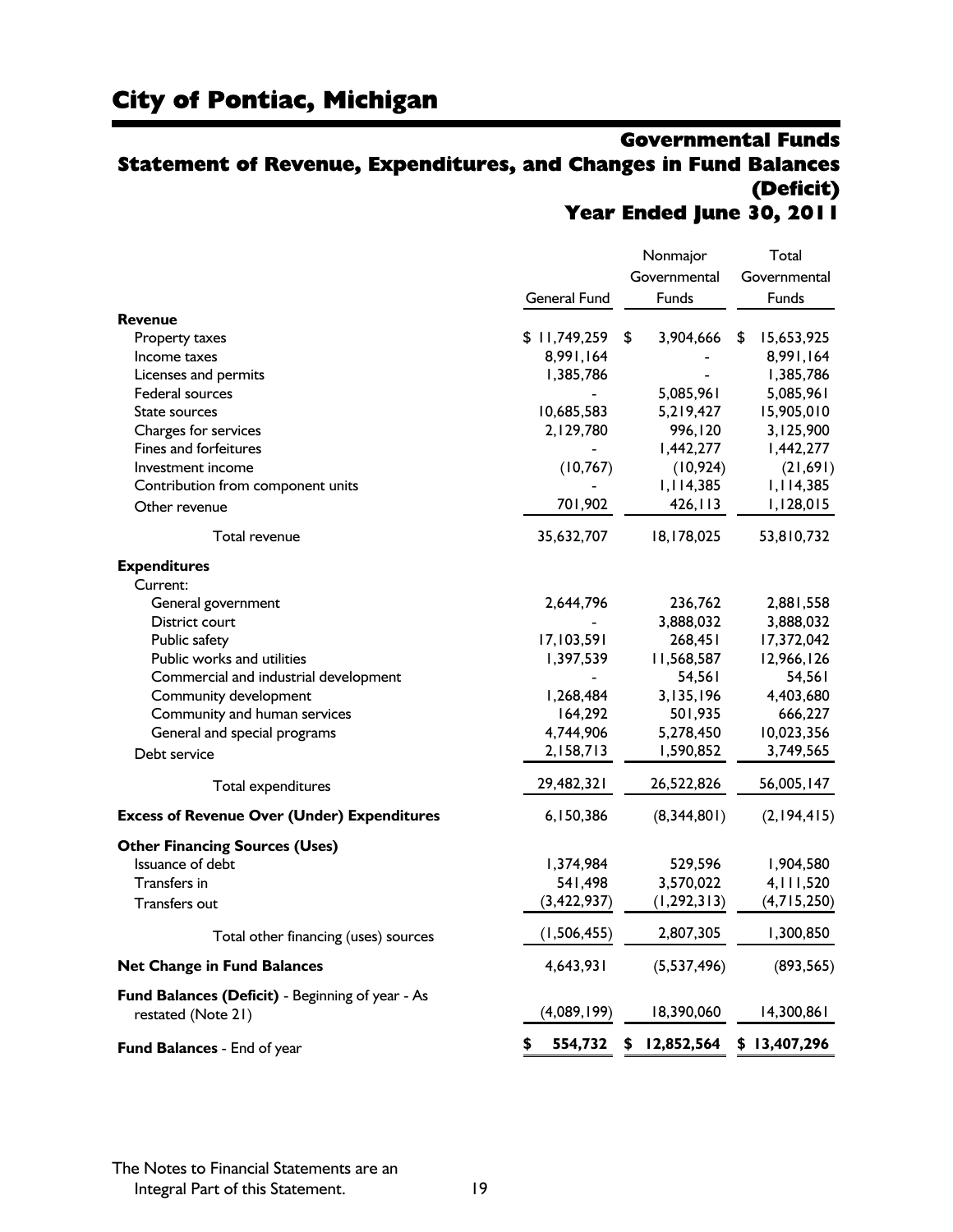# City of Pontiac, Michigan

## Governmental Funds
## Statement of Revenue, Expenditures, and Changes in Fund Balances (Deficit)
## Year Ended June 30, 2011

| | General Fund | Nonmajor Governmental Funds | Total Governmental Funds |
|---|---|---|---|
| **Revenue** | | | |
| Property taxes | $ 11,749,259 | $ 3,904,666 | $ 15,653,925 |
| Income taxes | 8,991,164 | - | 8,991,164 |
| Licenses and permits | 1,385,786 | - | 1,385,786 |
| Federal sources | - | 5,085,961 | 5,085,961 |
| State sources | 10,685,583 | 5,219,427 | 15,905,010 |
| Charges for services | 2,129,780 | 996,120 | 3,125,900 |
| Fines and forfeitures | - | 1,442,277 | 1,442,277 |
| Investment income | (10,767) | (10,924) | (21,691) |
| Contribution from component units | - | 1,114,385 | 1,114,385 |
| Other revenue | 701,902 | 426,113 | 1,128,015 |
| Total revenue | 35,632,707 | 18,178,025 | 53,810,732 |
| **Expenditures** | | | |
| Current: | | | |
| General government | 2,644,796 | 236,762 | 2,881,558 |
| District court | - | 3,888,032 | 3,888,032 |
| Public safety | 17,103,591 | 268,451 | 17,372,042 |
| Public works and utilities | 1,397,539 | 11,568,587 | 12,966,126 |
| Commercial and industrial development | - | 54,561 | 54,561 |
| Community development | 1,268,484 | 3,135,196 | 4,403,680 |
| Community and human services | 164,292 | 501,935 | 666,227 |
| General and special programs | 4,744,906 | 5,278,450 | 10,023,356 |
| Debt service | 2,158,713 | 1,590,852 | 3,749,565 |
| Total expenditures | 29,482,321 | 26,522,826 | 56,005,147 |
| **Excess of Revenue Over (Under) Expenditures** | 6,150,386 | (8,344,801) | (2,194,415) |
| **Other Financing Sources (Uses)** | | | |
| Issuance of debt | 1,374,984 | 529,596 | 1,904,580 |
| Transfers in | 541,498 | 3,570,022 | 4,111,520 |
| Transfers out | (3,422,937) | (1,292,313) | (4,715,250) |
| Total other financing (uses) sources | (1,506,455) | 2,807,305 | 1,300,850 |
| **Net Change in Fund Balances** | 4,643,931 | (5,537,496) | (893,565) |
| **Fund Balances (Deficit)** - Beginning of year - As restated (Note 21) | (4,089,199) | 18,390,060 | 14,300,861 |
| **Fund Balances** - End of year | **$ 554,732** | **$ 12,852,564** | **$ 13,407,296** |

The Notes to Financial Statements are an Integral Part of this Statement.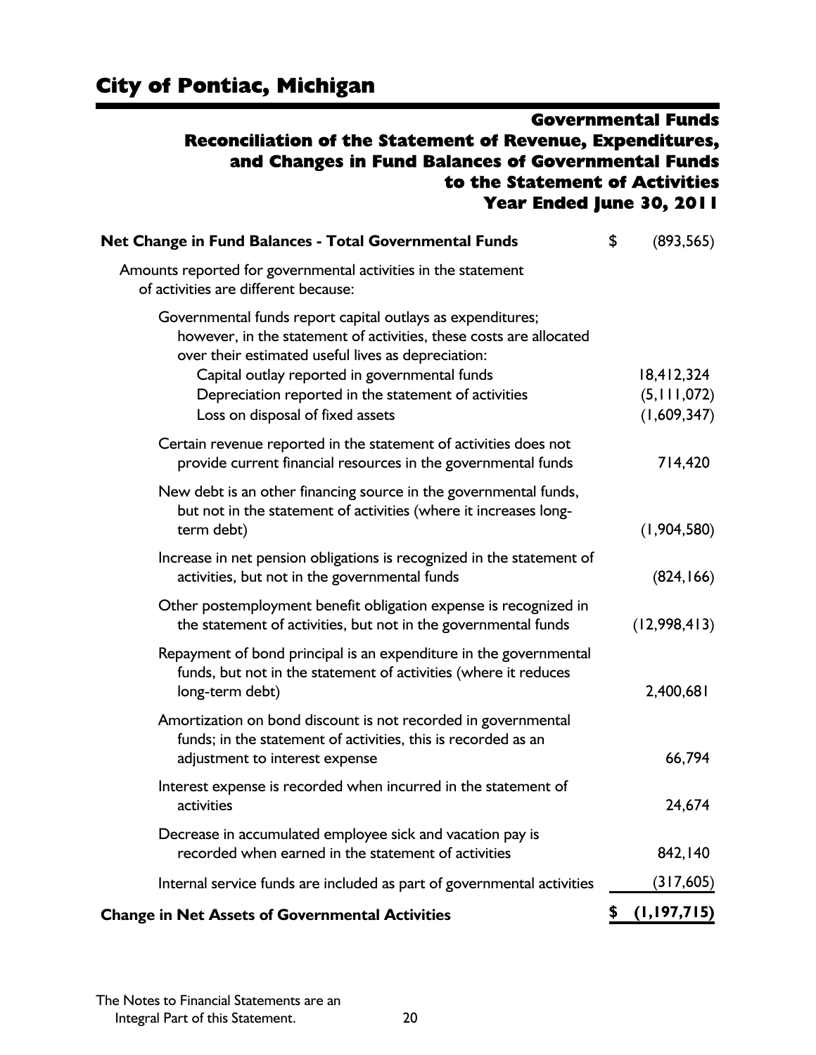# City of Pontiac, Michigan

## Governmental Funds
## Reconciliation of the Statement of Revenue, Expenditures, and Changes in Fund Balances of Governmental Funds to the Statement of Activities
## Year Ended June 30, 2011

| | |
|---|---|
| **Net Change in Fund Balances - Total Governmental Funds** | $ (893,565) |
| Amounts reported for governmental activities in the statement of activities are different because: | |
| Governmental funds report capital outlays as expenditures; however, in the statement of activities, these costs are allocated over their estimated useful lives as depreciation: | |
| Capital outlay reported in governmental funds | 18,412,324 |
| Depreciation reported in the statement of activities | (5,111,072) |
| Loss on disposal of fixed assets | (1,609,347) |
| Certain revenue reported in the statement of activities does not provide current financial resources in the governmental funds | 714,420 |
| New debt is an other financing source in the governmental funds, but not in the statement of activities (where it increases long-term debt) | (1,904,580) |
| Increase in net pension obligations is recognized in the statement of activities, but not in the governmental funds | (824,166) |
| Other postemployment benefit obligation expense is recognized in the statement of activities, but not in the governmental funds | (12,998,413) |
| Repayment of bond principal is an expenditure in the governmental funds, but not in the statement of activities (where it reduces long-term debt) | 2,400,681 |
| Amortization on bond discount is not recorded in governmental funds; in the statement of activities, this is recorded as an adjustment to interest expense | 66,794 |
| Interest expense is recorded when incurred in the statement of activities | 24,674 |
| Decrease in accumulated employee sick and vacation pay is recorded when earned in the statement of activities | 842,140 |
| Internal service funds are included as part of governmental activities | (317,605) |
| **Change in Net Assets of Governmental Activities** | **$ (1,197,715)** |

The Notes to Financial Statements are an Integral Part of this Statement.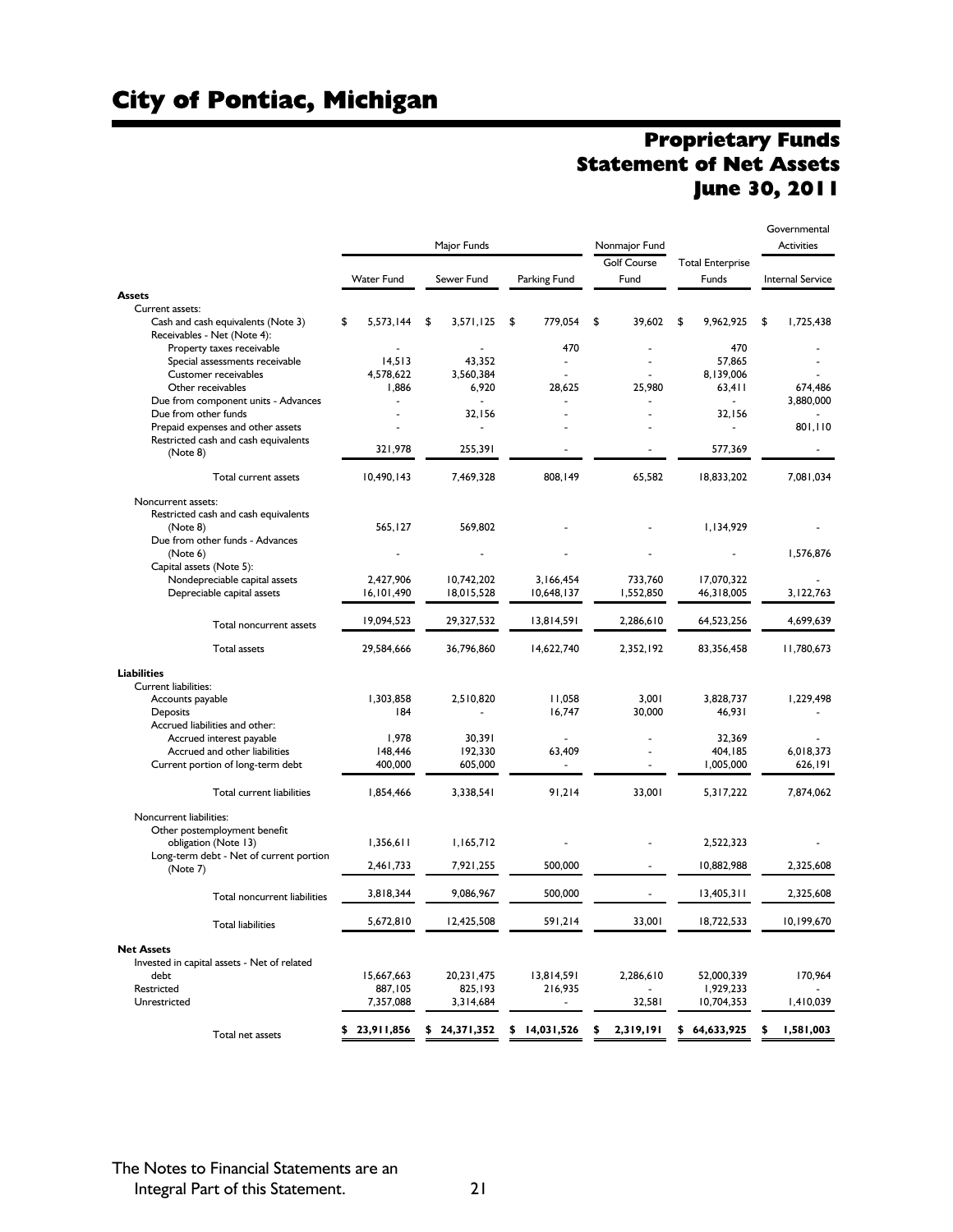# City of Pontiac, Michigan

## Proprietary Funds Statement of Net Assets June 30, 2011

| | Major Funds | | | Nonmajor Fund | | Governmental Activities |
|---|---|---|---|---|---|---|
| | Water Fund | Sewer Fund | Parking Fund | Golf Course Fund | Total Enterprise Funds | Internal Service |
| **Assets** | | | | | | |
| Current assets: | | | | | | |
| Cash and cash equivalents (Note 3) | $ 5,573,144 | $ 3,571,125 | $ 779,054 | $ 39,602 | $ 9,962,925 | $ 1,725,438 |
| Receivables - Net (Note 4): | | | | | | |
| Property taxes receivable | - | - | 470 | - | 470 | - |
| Special assessments receivable | 14,513 | 43,352 | - | - | 57,865 | - |
| Customer receivables | 4,578,622 | 3,560,384 | - | - | 8,139,006 | - |
| Other receivables | 1,886 | 6,920 | 28,625 | 25,980 | 63,411 | 674,486 |
| Due from component units - Advances | - | - | - | - | - | 3,880,000 |
| Due from other funds | - | 32,156 | - | - | 32,156 | - |
| Prepaid expenses and other assets | - | - | - | - | - | 801,110 |
| Restricted cash and cash equivalents (Note 8) | 321,978 | 255,391 | - | - | 577,369 | - |
| Total current assets | 10,490,143 | 7,469,328 | 808,149 | 65,582 | 18,833,202 | 7,081,034 |
| Noncurrent assets: | | | | | | |
| Restricted cash and cash equivalents (Note 8) | 565,127 | 569,802 | - | - | 1,134,929 | - |
| Due from other funds - Advances (Note 6) | - | - | - | - | - | 1,576,876 |
| Capital assets (Note 5): | | | | | | |
| Nondepreciable capital assets | 2,427,906 | 10,742,202 | 3,166,454 | 733,760 | 17,070,322 | - |
| Depreciable capital assets | 16,101,490 | 18,015,528 | 10,648,137 | 1,552,850 | 46,318,005 | 3,122,763 |
| Total noncurrent assets | 19,094,523 | 29,327,532 | 13,814,591 | 2,286,610 | 64,523,256 | 4,699,639 |
| Total assets | 29,584,666 | 36,796,860 | 14,622,740 | 2,352,192 | 83,356,458 | 11,780,673 |
| **Liabilities** | | | | | | |
| Current liabilities: | | | | | | |
| Accounts payable | 1,303,858 | 2,510,820 | 11,058 | 3,001 | 3,828,737 | 1,229,498 |
| Deposits | 184 | - | 16,747 | 30,000 | 46,931 | - |
| Accrued liabilities and other: | | | | | | |
| Accrued interest payable | 1,978 | 30,391 | - | - | 32,369 | - |
| Accrued and other liabilities | 148,446 | 192,330 | 63,409 | - | 404,185 | 6,018,373 |
| Current portion of long-term debt | 400,000 | 605,000 | - | - | 1,005,000 | 626,191 |
| Total current liabilities | 1,854,466 | 3,338,541 | 91,214 | 33,001 | 5,317,222 | 7,874,062 |
| Noncurrent liabilities: | | | | | | |
| Other postemployment benefit obligation (Note 13) | 1,356,611 | 1,165,712 | - | - | 2,522,323 | - |
| Long-term debt - Net of current portion (Note 7) | 2,461,733 | 7,921,255 | 500,000 | - | 10,882,988 | 2,325,608 |
| Total noncurrent liabilities | 3,818,344 | 9,086,967 | 500,000 | - | 13,405,311 | 2,325,608 |
| Total liabilities | 5,672,810 | 12,425,508 | 591,214 | 33,001 | 18,722,533 | 10,199,670 |
| **Net Assets** | | | | | | |
| Invested in capital assets - Net of related debt | 15,667,663 | 20,231,475 | 13,814,591 | 2,286,610 | 52,000,339 | 170,964 |
| Restricted | 887,105 | 825,193 | 216,935 | - | 1,929,233 | - |
| Unrestricted | 7,357,088 | 3,314,684 | - | 32,581 | 10,704,353 | 1,410,039 |
| Total net assets | **$ 23,911,856** | **$ 24,371,352** | **$ 14,031,526** | **$ 2,319,191** | **$ 64,633,925** | **$ 1,581,003** |

The Notes to Financial Statements are an Integral Part of this Statement.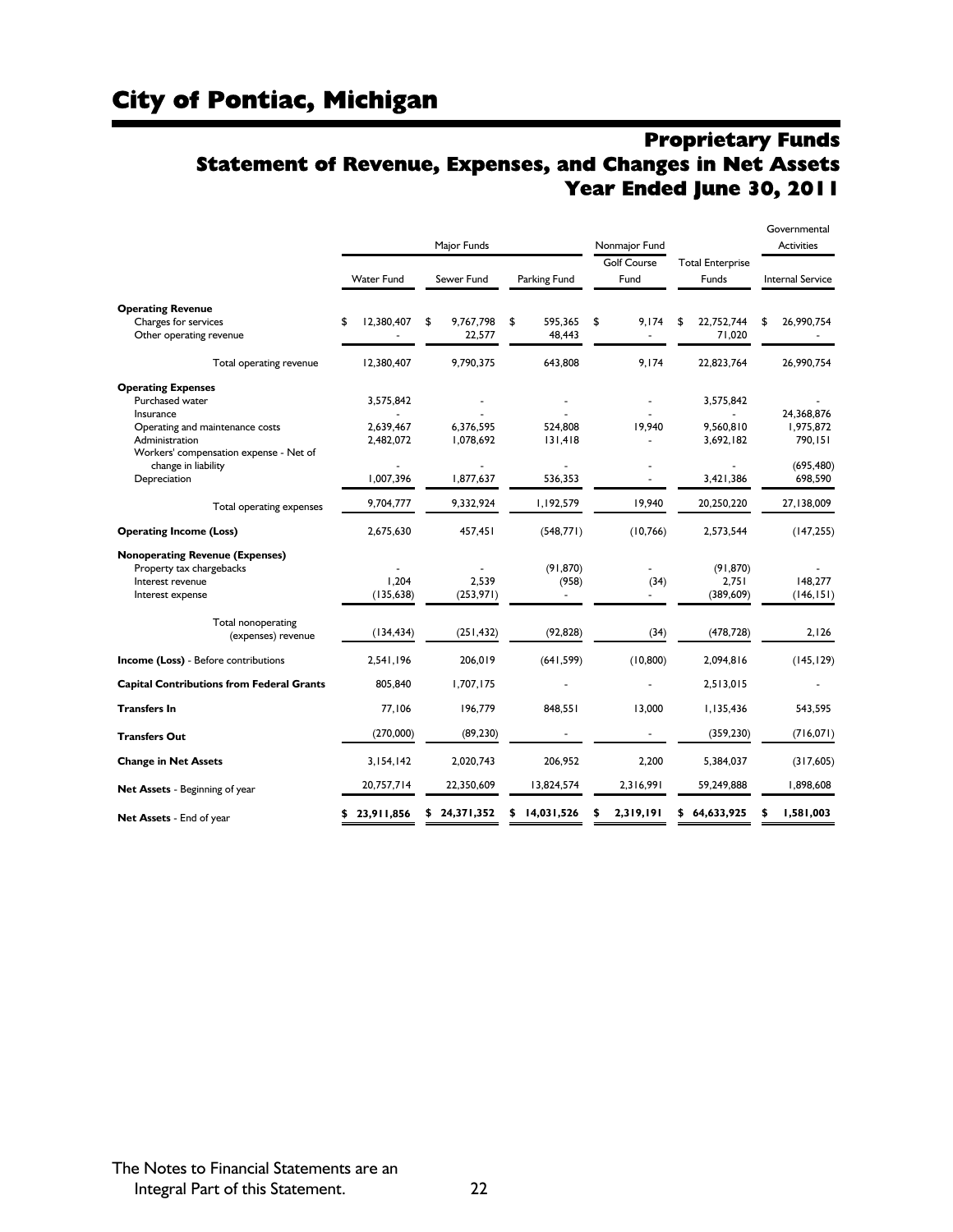# City of Pontiac, Michigan

## Proprietary Funds
## Statement of Revenue, Expenses, and Changes in Net Assets
## Year Ended June 30, 2011

| | Major Funds | | | Nonmajor Fund | | Governmental Activities |
|---|---|---|---|---|---|---|
| | Water Fund | Sewer Fund | Parking Fund | Golf Course Fund | Total Enterprise Funds | Internal Service |
| **Operating Revenue** | | | | | | |
| Charges for services | $ 12,380,407 | $ 9,767,798 | $ 595,365 | $ 9,174 | $ 22,752,744 | $ 26,990,754 |
| Other operating revenue | - | 22,577 | 48,443 | - | 71,020 | - |
| Total operating revenue | 12,380,407 | 9,790,375 | 643,808 | 9,174 | 22,823,764 | 26,990,754 |
| **Operating Expenses** | | | | | | |
| Purchased water | 3,575,842 | - | - | - | 3,575,842 | - |
| Insurance | - | - | - | - | - | 24,368,876 |
| Operating and maintenance costs | 2,639,467 | 6,376,595 | 524,808 | 19,940 | 9,560,810 | 1,975,872 |
| Administration | 2,482,072 | 1,078,692 | 131,418 | - | 3,692,182 | 790,151 |
| Workers' compensation expense - Net of change in liability | - | - | - | - | - | (695,480) |
| Depreciation | 1,007,396 | 1,877,637 | 536,353 | - | 3,421,386 | 698,590 |
| Total operating expenses | 9,704,777 | 9,332,924 | 1,192,579 | 19,940 | 20,250,220 | 27,138,009 |
| **Operating Income (Loss)** | 2,675,630 | 457,451 | (548,771) | (10,766) | 2,573,544 | (147,255) |
| **Nonoperating Revenue (Expenses)** | | | | | | |
| Property tax chargebacks | - | - | (91,870) | - | (91,870) | - |
| Interest revenue | 1,204 | 2,539 | (958) | (34) | 2,751 | 148,277 |
| Interest expense | (135,638) | (253,971) | - | - | (389,609) | (146,151) |
| Total nonoperating (expenses) revenue | (134,434) | (251,432) | (92,828) | (34) | (478,728) | 2,126 |
| **Income (Loss)** - Before contributions | 2,541,196 | 206,019 | (641,599) | (10,800) | 2,094,816 | (145,129) |
| **Capital Contributions from Federal Grants** | 805,840 | 1,707,175 | - | - | 2,513,015 | - |
| **Transfers In** | 77,106 | 196,779 | 848,551 | 13,000 | 1,135,436 | 543,595 |
| **Transfers Out** | (270,000) | (89,230) | - | - | (359,230) | (716,071) |
| **Change in Net Assets** | 3,154,142 | 2,020,743 | 206,952 | 2,200 | 5,384,037 | (317,605) |
| **Net Assets** - Beginning of year | 20,757,714 | 22,350,609 | 13,824,574 | 2,316,991 | 59,249,888 | 1,898,608 |
| **Net Assets** - End of year | **$ 23,911,856** | **$ 24,371,352** | **$ 14,031,526** | **$ 2,319,191** | **$ 64,633,925** | **$ 1,581,003** |

The Notes to Financial Statements are an Integral Part of this Statement.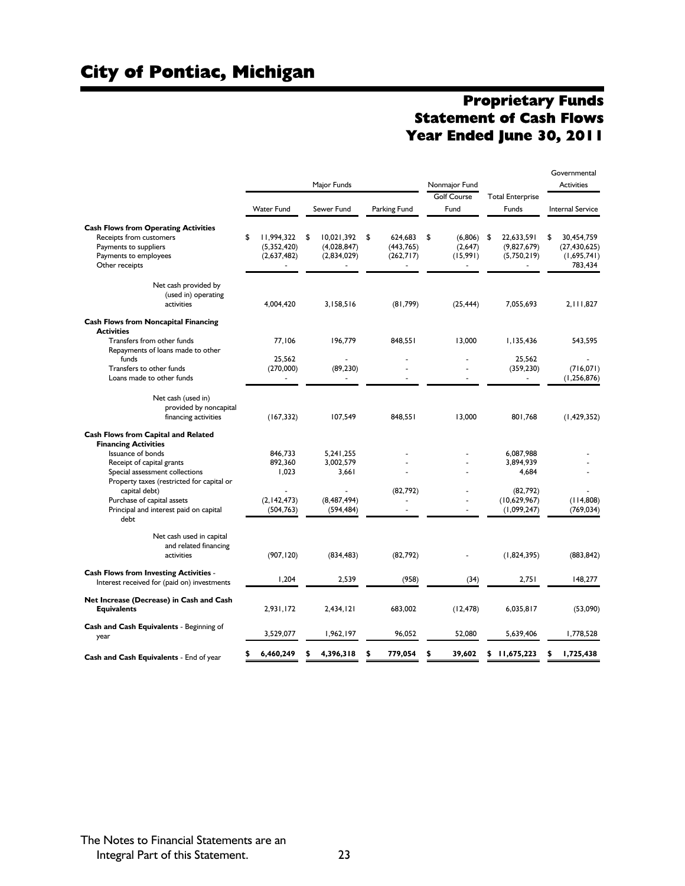# City of Pontiac, Michigan

## Proprietary Funds
## Statement of Cash Flows
## Year Ended June 30, 2011

| | Major Funds | | | Nonmajor Fund | | Governmental Activities |
|---|---|---|---|---|---|---|
| | Water Fund | Sewer Fund | Parking Fund | Golf Course Fund | Total Enterprise Funds | Internal Service |
| **Cash Flows from Operating Activities** | | | | | | |
| Receipts from customers | $ 11,994,322 | $ 10,021,392 | $ 624,683 | $ (6,806) | $ 22,633,591 | $ 30,454,759 |
| Payments to suppliers | (5,352,420) | (4,028,847) | (443,765) | (2,647) | (9,827,679) | (27,430,625) |
| Payments to employees | (2,637,482) | (2,834,029) | (262,717) | (15,991) | (5,750,219) | (1,695,741) |
| Other receipts | - | - | - | - | - | 783,434 |
| Net cash provided by (used in) operating activities | 4,004,420 | 3,158,516 | (81,799) | (25,444) | 7,055,693 | 2,111,827 |
| **Cash Flows from Noncapital Financing Activities** | | | | | | |
| Transfers from other funds | 77,106 | 196,779 | 848,551 | 13,000 | 1,135,436 | 543,595 |
| Repayments of loans made to other funds | 25,562 | - | - | - | 25,562 | - |
| Transfers to other funds | (270,000) | (89,230) | - | - | (359,230) | (716,071) |
| Loans made to other funds | - | - | - | - | - | (1,256,876) |
| Net cash (used in) provided by noncapital financing activities | (167,332) | 107,549 | 848,551 | 13,000 | 801,768 | (1,429,352) |
| **Cash Flows from Capital and Related Financing Activities** | | | | | | |
| Issuance of bonds | 846,733 | 5,241,255 | - | - | 6,087,988 | - |
| Receipt of capital grants | 892,360 | 3,002,579 | - | - | 3,894,939 | - |
| Special assessment collections | 1,023 | 3,661 | - | - | 4,684 | - |
| Property taxes (restricted for capital or capital debt) | - | - | (82,792) | - | (82,792) | - |
| Purchase of capital assets | (2,142,473) | (8,487,494) | - | - | (10,629,967) | (114,808) |
| Principal and interest paid on capital debt | (504,763) | (594,484) | - | - | (1,099,247) | (769,034) |
| Net cash used in capital and related financing activities | (907,120) | (834,483) | (82,792) | - | (1,824,395) | (883,842) |
| **Cash Flows from Investing Activities** - Interest received for (paid on) investments | 1,204 | 2,539 | (958) | (34) | 2,751 | 148,277 |
| **Net Increase (Decrease) in Cash and Cash Equivalents** | 2,931,172 | 2,434,121 | 683,002 | (12,478) | 6,035,817 | (53,090) |
| **Cash and Cash Equivalents** - Beginning of year | 3,529,077 | 1,962,197 | 96,052 | 52,080 | 5,639,406 | 1,778,528 |
| **Cash and Cash Equivalents** - End of year | **$ 6,460,249** | **$ 4,396,318** | **$ 779,054** | **$ 39,602** | **$ 11,675,223** | **$ 1,725,438** |

The Notes to Financial Statements are an Integral Part of this Statement.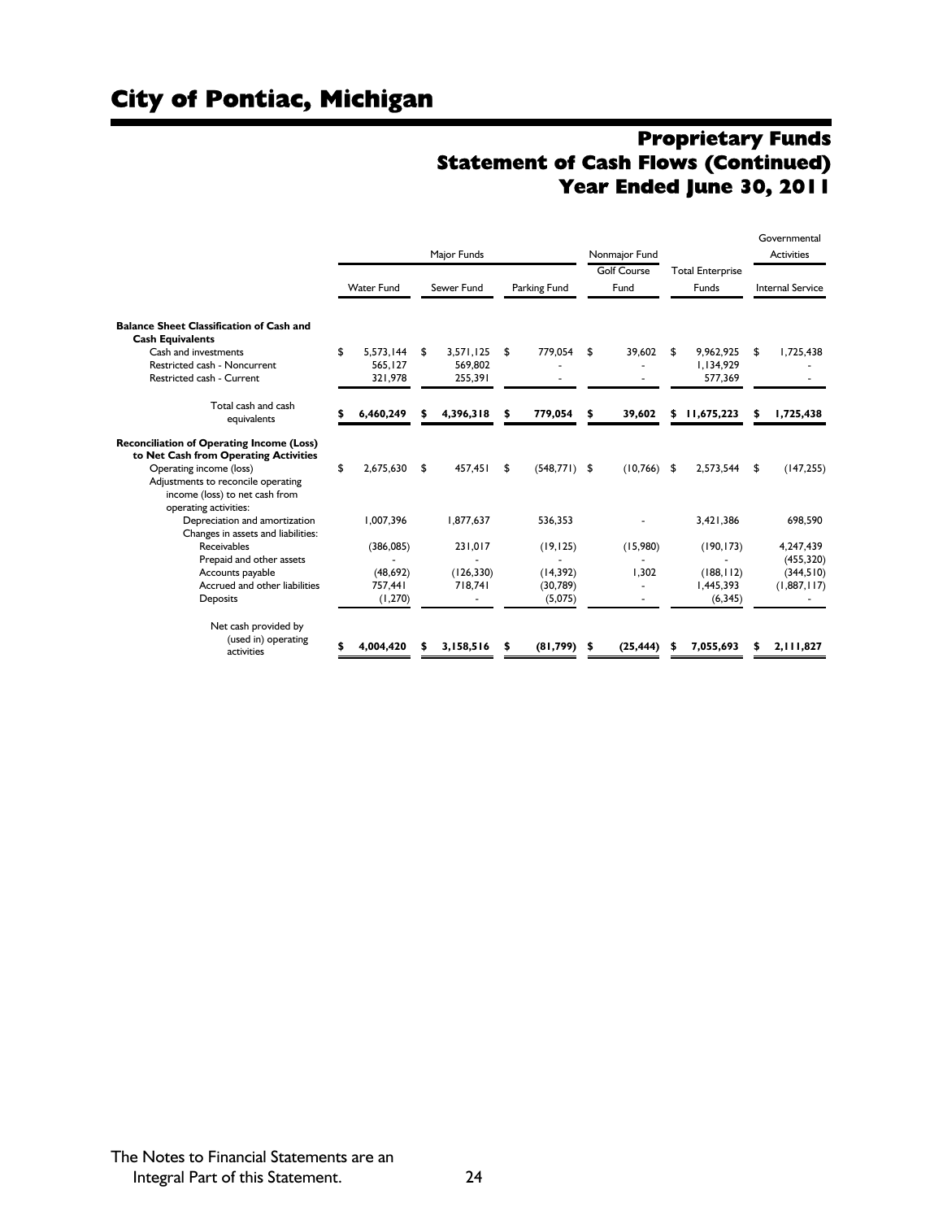# City of Pontiac, Michigan

## Proprietary Funds
## Statement of Cash Flows (Continued)
## Year Ended June 30, 2011

| | Major Funds | | | Nonmajor Fund | | Governmental Activities |
|---|---|---|---|---|---|---|
| | Water Fund | Sewer Fund | Parking Fund | Golf Course Fund | Total Enterprise Funds | Internal Service |
| **Balance Sheet Classification of Cash and Cash Equivalents** | | | | | | |
| Cash and investments | $ 5,573,144 | $ 3,571,125 | $ 779,054 | $ 39,602 | $ 9,962,925 | $ 1,725,438 |
| Restricted cash - Noncurrent | 565,127 | 569,802 | - | - | 1,134,929 | - |
| Restricted cash - Current | 321,978 | 255,391 | - | - | 577,369 | - |
| Total cash and cash equivalents | **$ 6,460,249** | **$ 4,396,318** | **$ 779,054** | **$ 39,602** | **$ 11,675,223** | **$ 1,725,438** |
| **Reconciliation of Operating Income (Loss) to Net Cash from Operating Activities** | | | | | | |
| Operating income (loss) | $ 2,675,630 | $ 457,451 | $ (548,771) | $ (10,766) | $ 2,573,544 | $ (147,255) |
| Adjustments to reconcile operating income (loss) to net cash from operating activities: | | | | | | |
| Depreciation and amortization | 1,007,396 | 1,877,637 | 536,353 | - | 3,421,386 | 698,590 |
| Changes in assets and liabilities: | | | | | | |
| Receivables | (386,085) | 231,017 | (19,125) | (15,980) | (190,173) | 4,247,439 |
| Prepaid and other assets | - | - | - | - | - | (455,320) |
| Accounts payable | (48,692) | (126,330) | (14,392) | 1,302 | (188,112) | (344,510) |
| Accrued and other liabilities | 757,441 | 718,741 | (30,789) | - | 1,445,393 | (1,887,117) |
| Deposits | (1,270) | - | (5,075) | - | (6,345) | - |
| Net cash provided by (used in) operating activities | **$ 4,004,420** | **$ 3,158,516** | **$ (81,799)** | **$ (25,444)** | **$ 7,055,693** | **$ 2,111,827** |

The Notes to Financial Statements are an Integral Part of this Statement.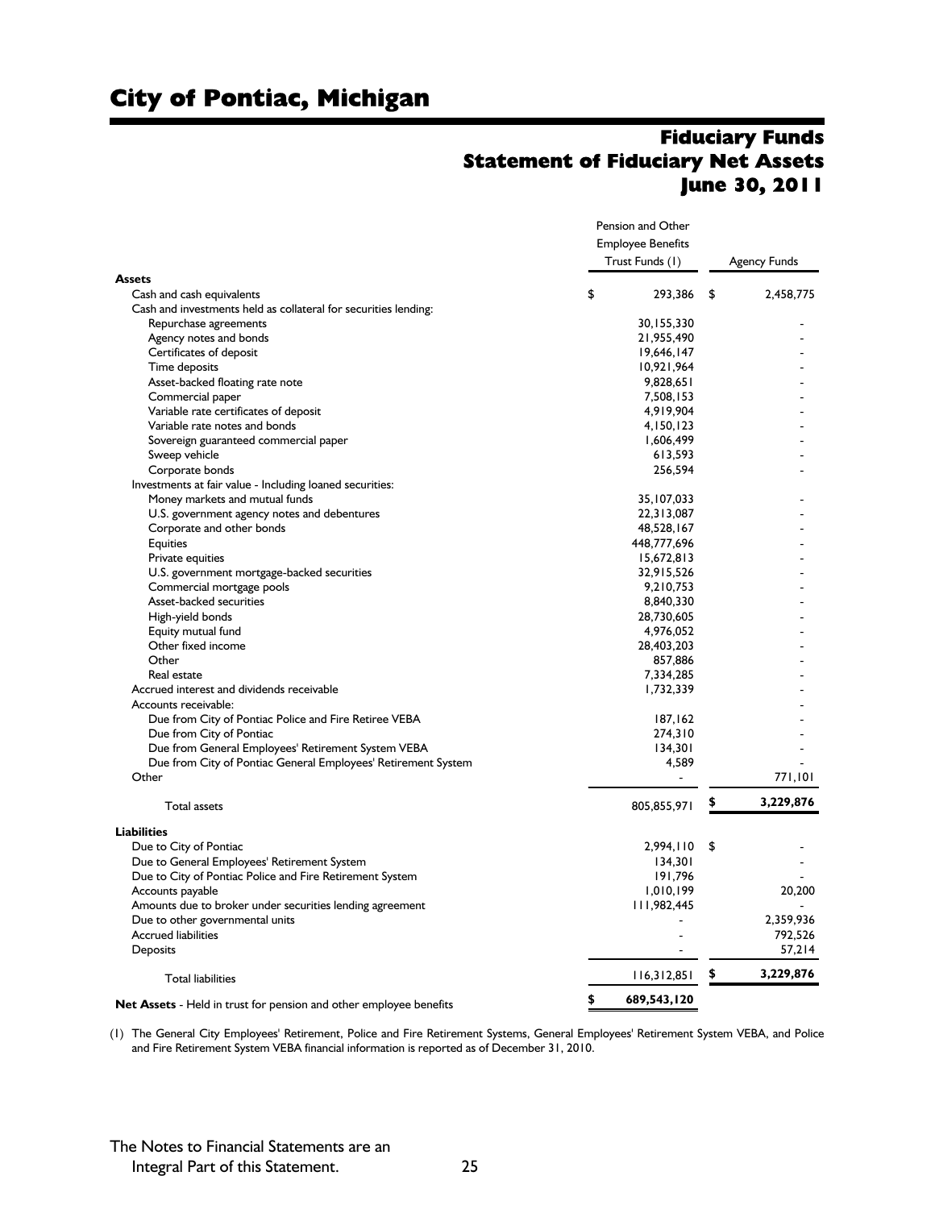# City of Pontiac, Michigan

## Fiduciary Funds
## Statement of Fiduciary Net Assets
## June 30, 2011

| | Pension and Other Employee Benefits Trust Funds (1) | Agency Funds |
|---|---|---|
| **Assets** | | |
| Cash and cash equivalents | $ 293,386 | $ 2,458,775 |
| Cash and investments held as collateral for securities lending: | | |
| Repurchase agreements | 30,155,330 | - |
| Agency notes and bonds | 21,955,490 | - |
| Certificates of deposit | 19,646,147 | - |
| Time deposits | 10,921,964 | - |
| Asset-backed floating rate note | 9,828,651 | - |
| Commercial paper | 7,508,153 | - |
| Variable rate certificates of deposit | 4,919,904 | - |
| Variable rate notes and bonds | 4,150,123 | - |
| Sovereign guaranteed commercial paper | 1,606,499 | - |
| Sweep vehicle | 613,593 | - |
| Corporate bonds | 256,594 | - |
| Investments at fair value - Including loaned securities: | | |
| Money markets and mutual funds | 35,107,033 | - |
| U.S. government agency notes and debentures | 22,313,087 | - |
| Corporate and other bonds | 48,528,167 | - |
| Equities | 448,777,696 | - |
| Private equities | 15,672,813 | - |
| U.S. government mortgage-backed securities | 32,915,526 | - |
| Commercial mortgage pools | 9,210,753 | - |
| Asset-backed securities | 8,840,330 | - |
| High-yield bonds | 28,730,605 | - |
| Equity mutual fund | 4,976,052 | - |
| Other fixed income | 28,403,203 | - |
| Other | 857,886 | - |
| Real estate | 7,334,285 | - |
| Accrued interest and dividends receivable | 1,732,339 | - |
| Accounts receivable: | | - |
| Due from City of Pontiac Police and Fire Retiree VEBA | 187,162 | - |
| Due from City of Pontiac | 274,310 | - |
| Due from General Employees' Retirement System VEBA | 134,301 | - |
| Due from City of Pontiac General Employees' Retirement System | 4,589 | - |
| Other | - | 771,101 |
| Total assets | 805,855,971 | $ 3,229,876 |
| **Liabilities** | | |
| Due to City of Pontiac | 2,994,110 | $ - |
| Due to General Employees' Retirement System | 134,301 | - |
| Due to City of Pontiac Police and Fire Retirement System | 191,796 | - |
| Accounts payable | 1,010,199 | 20,200 |
| Amounts due to broker under securities lending agreement | 111,982,445 | - |
| Due to other governmental units | - | 2,359,936 |
| Accrued liabilities | - | 792,526 |
| Deposits | - | 57,214 |
| Total liabilities | 116,312,851 | $ 3,229,876 |
| **Net Assets** - Held in trust for pension and other employee benefits | $ 689,543,120 | |

(1) The General City Employees' Retirement, Police and Fire Retirement Systems, General Employees' Retirement System VEBA, and Police and Fire Retirement System VEBA financial information is reported as of December 31, 2010.

The Notes to Financial Statements are an Integral Part of this Statement.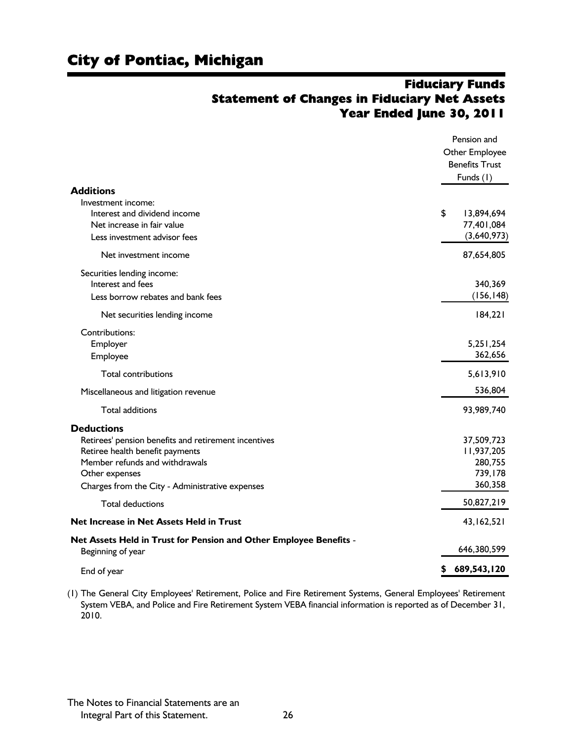# City of Pontiac, Michigan

## Fiduciary Funds
## Statement of Changes in Fiduciary Net Assets
## Year Ended June 30, 2011

| | Pension and Other Employee Benefits Trust Funds (1) |
|---|---|
| **Additions** | |
| Investment income: | |
| Interest and dividend income | $ 13,894,694 |
| Net increase in fair value | 77,401,084 |
| Less investment advisor fees | (3,640,973) |
| Net investment income | 87,654,805 |
| Securities lending income: | |
| Interest and fees | 340,369 |
| Less borrow rebates and bank fees | (156,148) |
| Net securities lending income | 184,221 |
| Contributions: | |
| Employer | 5,251,254 |
| Employee | 362,656 |
| Total contributions | 5,613,910 |
| Miscellaneous and litigation revenue | 536,804 |
| Total additions | 93,989,740 |
| **Deductions** | |
| Retirees' pension benefits and retirement incentives | 37,509,723 |
| Retiree health benefit payments | 11,937,205 |
| Member refunds and withdrawals | 280,755 |
| Other expenses | 739,178 |
| Charges from the City - Administrative expenses | 360,358 |
| Total deductions | 50,827,219 |
| **Net Increase in Net Assets Held in Trust** | 43,162,521 |
| **Net Assets Held in Trust for Pension and Other Employee Benefits** - Beginning of year | 646,380,599 |
| End of year | **$ 689,543,120** |

(1) The General City Employees' Retirement, Police and Fire Retirement Systems, General Employees' Retirement System VEBA, and Police and Fire Retirement System VEBA financial information is reported as of December 31, 2010.

The Notes to Financial Statements are an Integral Part of this Statement.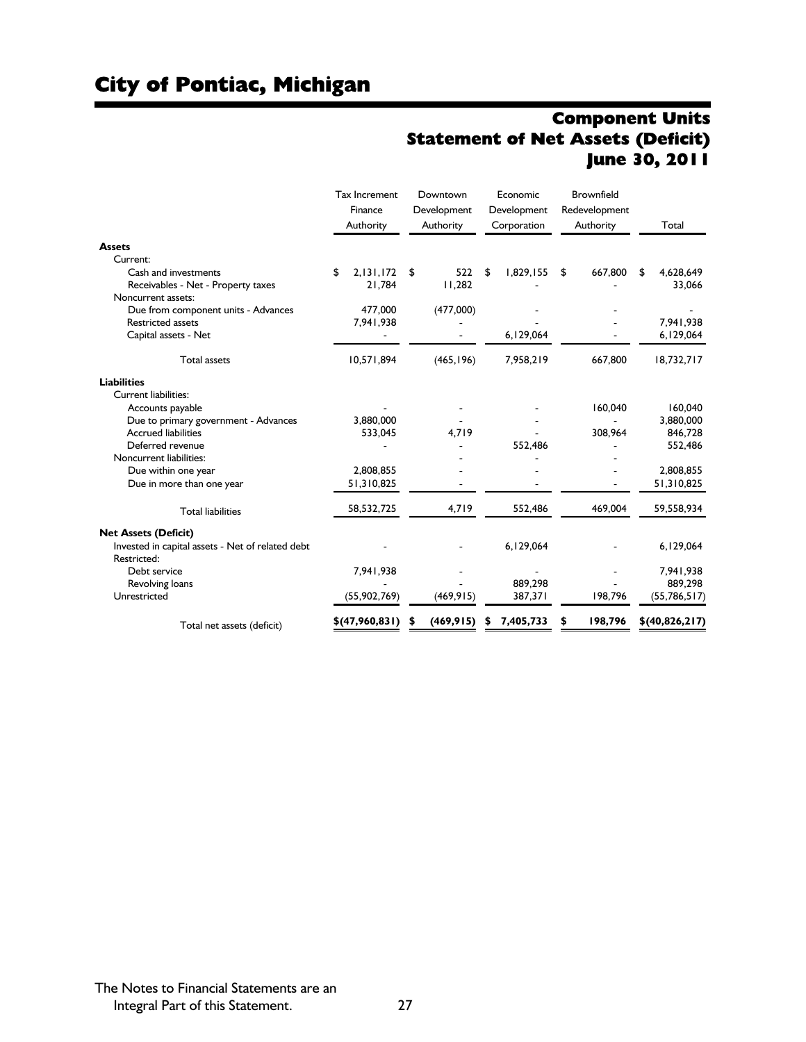# City of Pontiac, Michigan

## Component Units Statement of Net Assets (Deficit) June 30, 2011

| | Tax Increment Finance Authority | Downtown Development Authority | Economic Development Corporation | Brownfield Redevelopment Authority | Total |
|---|---|---|---|---|---|
| **Assets** | | | | | |
| Current: | | | | | |
| Cash and investments | $ 2,131,172 | $ 522 | $ 1,829,155 | $ 667,800 | $ 4,628,649 |
| Receivables - Net - Property taxes | 21,784 | 11,282 | - | - | 33,066 |
| Noncurrent assets: | | | | | |
| Due from component units - Advances | 477,000 | (477,000) | - | - | - |
| Restricted assets | 7,941,938 | - | - | - | 7,941,938 |
| Capital assets - Net | - | - | 6,129,064 | - | 6,129,064 |
| Total assets | 10,571,894 | (465,196) | 7,958,219 | 667,800 | 18,732,717 |
| **Liabilities** | | | | | |
| Current liabilities: | | | | | |
| Accounts payable | - | - | - | 160,040 | 160,040 |
| Due to primary government - Advances | 3,880,000 | - | - | - | 3,880,000 |
| Accrued liabilities | 533,045 | 4,719 | - | 308,964 | 846,728 |
| Deferred revenue | - | - | 552,486 | - | 552,486 |
| Noncurrent liabilities: | | - | - | - | |
| Due within one year | 2,808,855 | - | - | - | 2,808,855 |
| Due in more than one year | 51,310,825 | - | - | - | 51,310,825 |
| Total liabilities | 58,532,725 | 4,719 | 552,486 | 469,004 | 59,558,934 |
| **Net Assets (Deficit)** | | | | | |
| Invested in capital assets - Net of related debt | - | - | 6,129,064 | - | 6,129,064 |
| Restricted: | | | | | |
| Debt service | 7,941,938 | - | - | - | 7,941,938 |
| Revolving loans | - | - | 889,298 | - | 889,298 |
| Unrestricted | (55,902,769) | (469,915) | 387,371 | 198,796 | (55,786,517) |
| Total net assets (deficit) | **$(47,960,831)** | **$ (469,915)** | **$ 7,405,733** | **$ 198,796** | **$(40,826,217)** |

The Notes to Financial Statements are an Integral Part of this Statement.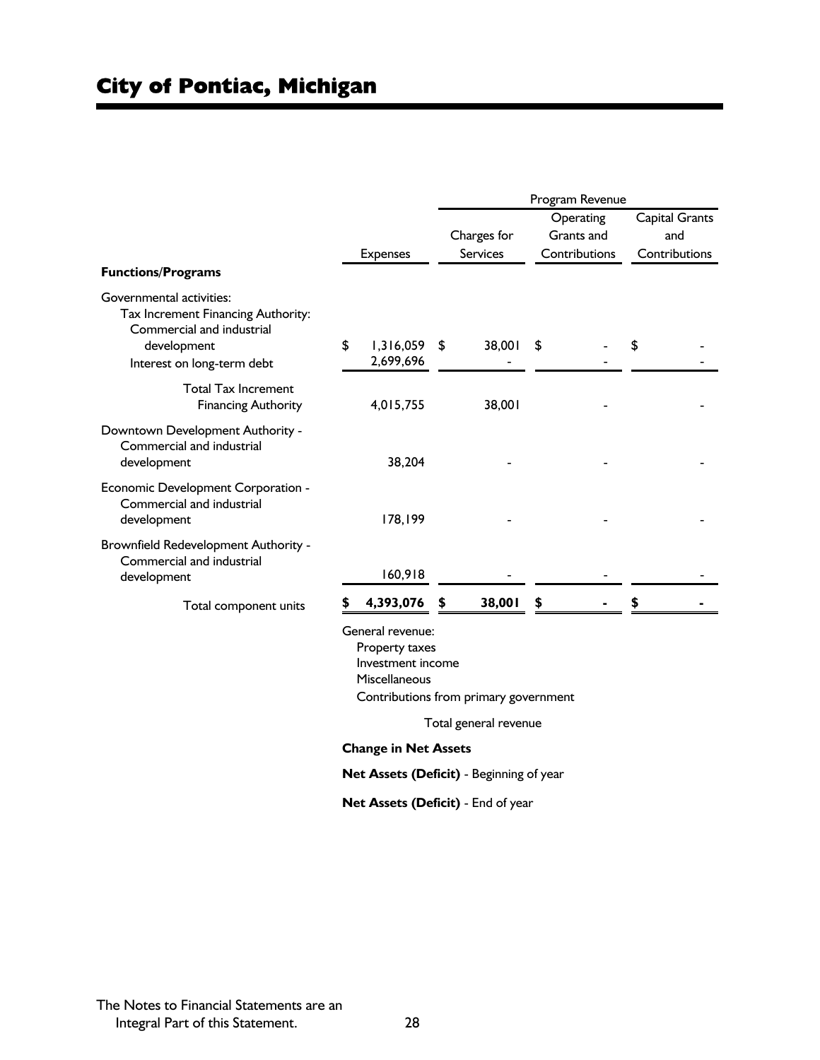# City of Pontiac, Michigan

| Functions/Programs | Expenses | Program Revenue | | |
|---|---|---|---|---|
| | | Charges for Services | Operating Grants and Contributions | Capital Grants and Contributions |
| Governmental activities: | | | | |
| Tax Increment Financing Authority: | | | | |
| Commercial and industrial development | $ 1,316,059 | $ 38,001 | $ - | $ - |
| Interest on long-term debt | 2,699,696 | - | - | - |
| Total Tax Increment Financing Authority | 4,015,755 | 38,001 | - | - |
| Downtown Development Authority - Commercial and industrial development | 38,204 | - | - | - |
| Economic Development Corporation - Commercial and industrial development | 178,199 | - | - | - |
| Brownfield Redevelopment Authority - Commercial and industrial development | 160,918 | - | - | - |
| Total component units | **$ 4,393,076** | **$ 38,001** | **$ -** | **$ -** |

General revenue:
- Property taxes
- Investment income
- Miscellaneous
- Contributions from primary government

Total general revenue

**Change in Net Assets**

**Net Assets (Deficit)** - Beginning of year

**Net Assets (Deficit)** - End of year

The Notes to Financial Statements are an Integral Part of this Statement.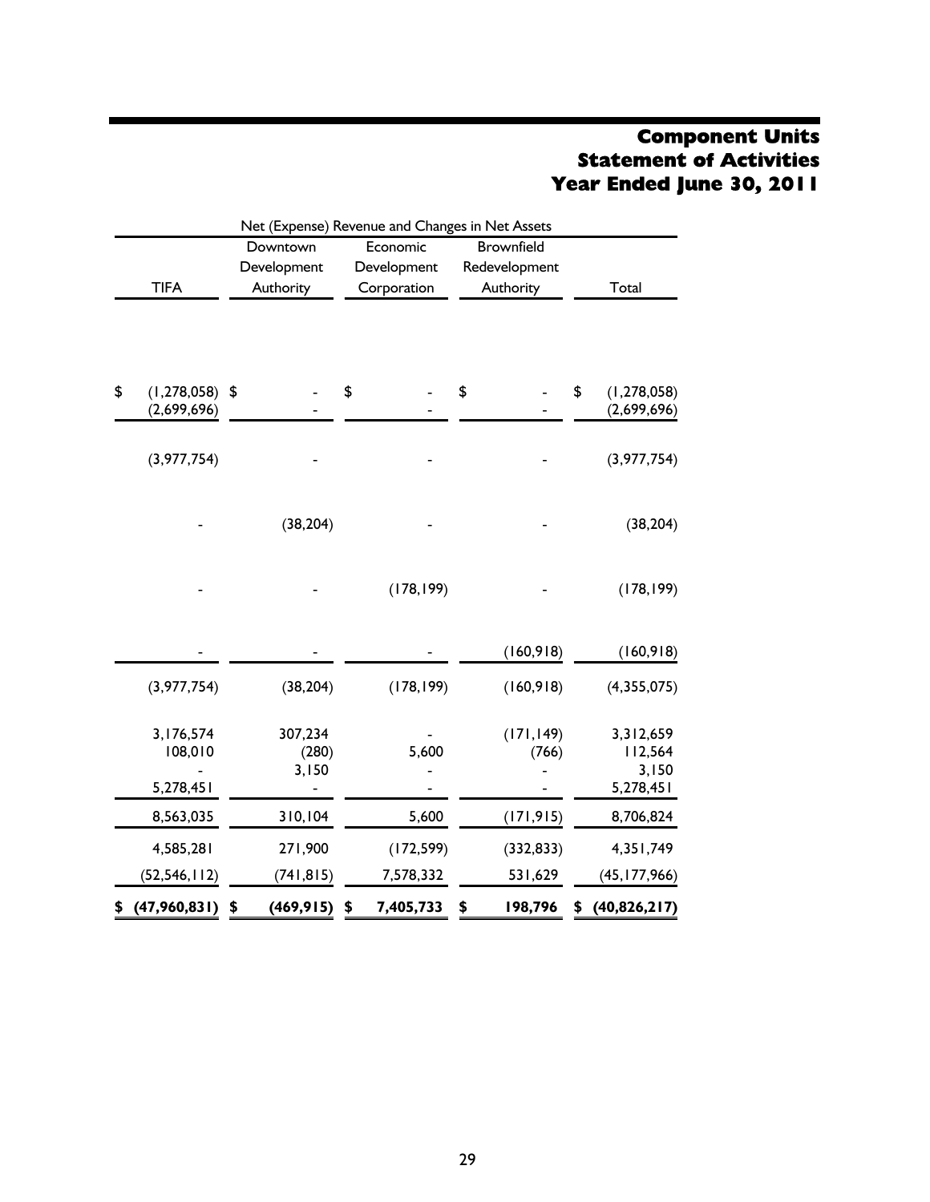# Component Units
# Statement of Activities
# Year Ended June 30, 2011

| Net (Expense) Revenue and Changes in Net Assets | | | | |
|---|---|---|---|---|
| TIFA | Downtown Development Authority | Economic Development Corporation | Brownfield Redevelopment Authority | Total |
| | | | | |
| $ (1,278,058) | $ - | $ - | $ - | $ (1,278,058) |
| (2,699,696) | - | - | - | (2,699,696) |
| (3,977,754) | - | - | - | (3,977,754) |
| - | (38,204) | - | - | (38,204) |
| - | - | (178,199) | - | (178,199) |
| - | - | - | (160,918) | (160,918) |
| (3,977,754) | (38,204) | (178,199) | (160,918) | (4,355,075) |
| 3,176,574 | 307,234 | - | (171,149) | 3,312,659 |
| 108,010 | (280) | 5,600 | (766) | 112,564 |
| - | 3,150 | - | - | 3,150 |
| 5,278,451 | - | - | - | 5,278,451 |
| 8,563,035 | 310,104 | 5,600 | (171,915) | 8,706,824 |
| 4,585,281 | 271,900 | (172,599) | (332,833) | 4,351,749 |
| (52,546,112) | (741,815) | 7,578,332 | 531,629 | (45,177,966) |
| **$ (47,960,831)** | **$ (469,915)** | **$ 7,405,733** | **$ 198,796** | **$ (40,826,217)** |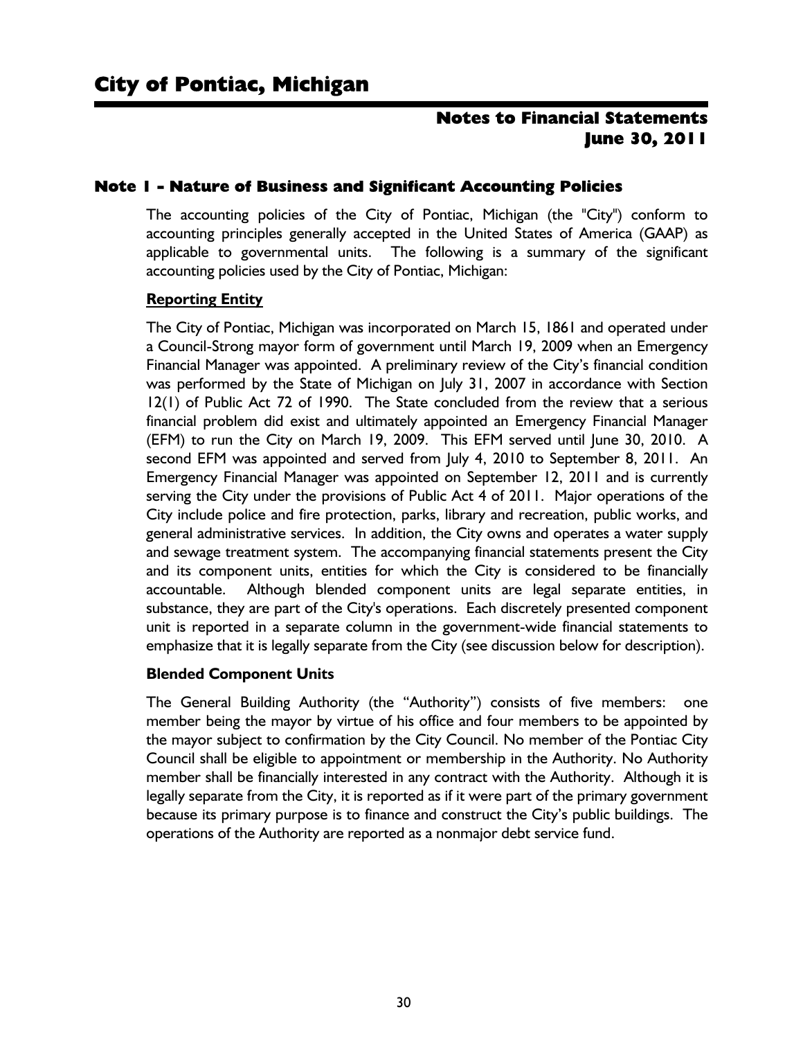# City of Pontiac, Michigan

## Notes to Financial Statements
## June 30, 2011

### Note 1 - Nature of Business and Significant Accounting Policies

The accounting policies of the City of Pontiac, Michigan (the "City") conform to accounting principles generally accepted in the United States of America (GAAP) as applicable to governmental units. The following is a summary of the significant accounting policies used by the City of Pontiac, Michigan:

**Reporting Entity**

The City of Pontiac, Michigan was incorporated on March 15, 1861 and operated under a Council-Strong mayor form of government until March 19, 2009 when an Emergency Financial Manager was appointed. A preliminary review of the City's financial condition was performed by the State of Michigan on July 31, 2007 in accordance with Section 12(1) of Public Act 72 of 1990. The State concluded from the review that a serious financial problem did exist and ultimately appointed an Emergency Financial Manager (EFM) to run the City on March 19, 2009. This EFM served until June 30, 2010. A second EFM was appointed and served from July 4, 2010 to September 8, 2011. An Emergency Financial Manager was appointed on September 12, 2011 and is currently serving the City under the provisions of Public Act 4 of 2011. Major operations of the City include police and fire protection, parks, library and recreation, public works, and general administrative services. In addition, the City owns and operates a water supply and sewage treatment system. The accompanying financial statements present the City and its component units, entities for which the City is considered to be financially accountable. Although blended component units are legal separate entities, in substance, they are part of the City's operations. Each discretely presented component unit is reported in a separate column in the government-wide financial statements to emphasize that it is legally separate from the City (see discussion below for description).

**Blended Component Units**

The General Building Authority (the "Authority") consists of five members: one member being the mayor by virtue of his office and four members to be appointed by the mayor subject to confirmation by the City Council. No member of the Pontiac City Council shall be eligible to appointment or membership in the Authority. No Authority member shall be financially interested in any contract with the Authority. Although it is legally separate from the City, it is reported as if it were part of the primary government because its primary purpose is to finance and construct the City's public buildings. The operations of the Authority are reported as a nonmajor debt service fund.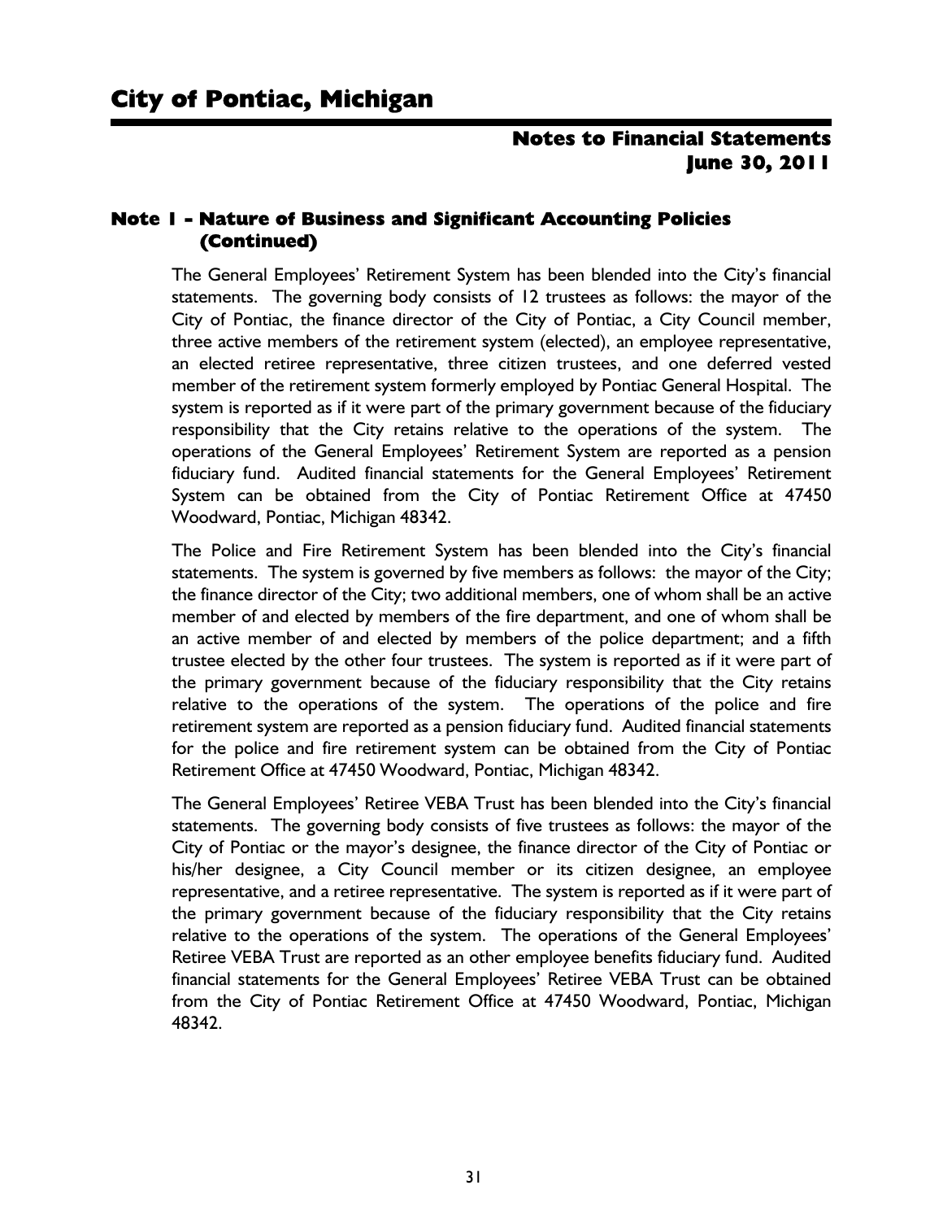## Note 1 - Nature of Business and Significant Accounting Policies (Continued)

The General Employees' Retirement System has been blended into the City's financial statements. The governing body consists of 12 trustees as follows: the mayor of the City of Pontiac, the finance director of the City of Pontiac, a City Council member, three active members of the retirement system (elected), an employee representative, an elected retiree representative, three citizen trustees, and one deferred vested member of the retirement system formerly employed by Pontiac General Hospital. The system is reported as if it were part of the primary government because of the fiduciary responsibility that the City retains relative to the operations of the system. The operations of the General Employees' Retirement System are reported as a pension fiduciary fund. Audited financial statements for the General Employees' Retirement System can be obtained from the City of Pontiac Retirement Office at 47450 Woodward, Pontiac, Michigan 48342.

The Police and Fire Retirement System has been blended into the City's financial statements. The system is governed by five members as follows: the mayor of the City; the finance director of the City; two additional members, one of whom shall be an active member of and elected by members of the fire department, and one of whom shall be an active member of and elected by members of the police department; and a fifth trustee elected by the other four trustees. The system is reported as if it were part of the primary government because of the fiduciary responsibility that the City retains relative to the operations of the system. The operations of the police and fire retirement system are reported as a pension fiduciary fund. Audited financial statements for the police and fire retirement system can be obtained from the City of Pontiac Retirement Office at 47450 Woodward, Pontiac, Michigan 48342.

The General Employees' Retiree VEBA Trust has been blended into the City's financial statements. The governing body consists of five trustees as follows: the mayor of the City of Pontiac or the mayor's designee, the finance director of the City of Pontiac or his/her designee, a City Council member or its citizen designee, an employee representative, and a retiree representative. The system is reported as if it were part of the primary government because of the fiduciary responsibility that the City retains relative to the operations of the system. The operations of the General Employees' Retiree VEBA Trust are reported as an other employee benefits fiduciary fund. Audited financial statements for the General Employees' Retiree VEBA Trust can be obtained from the City of Pontiac Retirement Office at 47450 Woodward, Pontiac, Michigan 48342.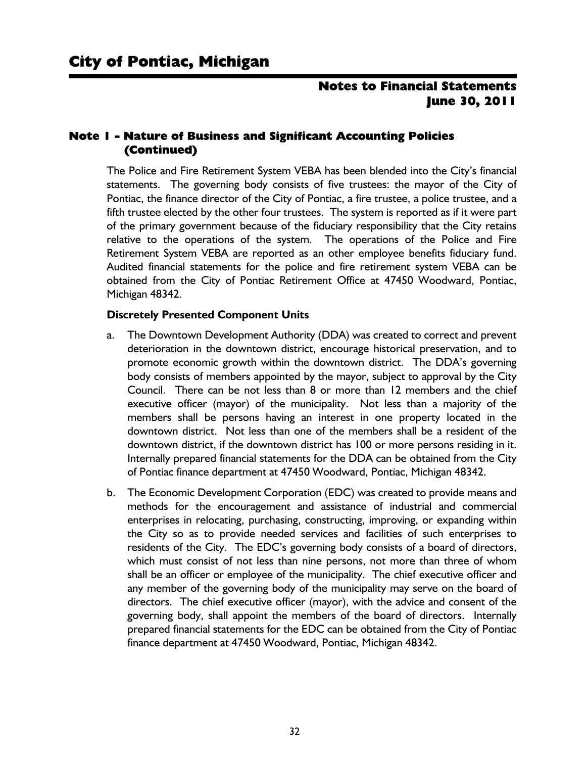## Note 1 - Nature of Business and Significant Accounting Policies (Continued)

The Police and Fire Retirement System VEBA has been blended into the City's financial statements. The governing body consists of five trustees: the mayor of the City of Pontiac, the finance director of the City of Pontiac, a fire trustee, a police trustee, and a fifth trustee elected by the other four trustees. The system is reported as if it were part of the primary government because of the fiduciary responsibility that the City retains relative to the operations of the system. The operations of the Police and Fire Retirement System VEBA are reported as an other employee benefits fiduciary fund. Audited financial statements for the police and fire retirement system VEBA can be obtained from the City of Pontiac Retirement Office at 47450 Woodward, Pontiac, Michigan 48342.

**Discretely Presented Component Units**

a. The Downtown Development Authority (DDA) was created to correct and prevent deterioration in the downtown district, encourage historical preservation, and to promote economic growth within the downtown district. The DDA's governing body consists of members appointed by the mayor, subject to approval by the City Council. There can be not less than 8 or more than 12 members and the chief executive officer (mayor) of the municipality. Not less than a majority of the members shall be persons having an interest in one property located in the downtown district. Not less than one of the members shall be a resident of the downtown district, if the downtown district has 100 or more persons residing in it. Internally prepared financial statements for the DDA can be obtained from the City of Pontiac finance department at 47450 Woodward, Pontiac, Michigan 48342.

b. The Economic Development Corporation (EDC) was created to provide means and methods for the encouragement and assistance of industrial and commercial enterprises in relocating, purchasing, constructing, improving, or expanding within the City so as to provide needed services and facilities of such enterprises to residents of the City. The EDC's governing body consists of a board of directors, which must consist of not less than nine persons, not more than three of whom shall be an officer or employee of the municipality. The chief executive officer and any member of the governing body of the municipality may serve on the board of directors. The chief executive officer (mayor), with the advice and consent of the governing body, shall appoint the members of the board of directors. Internally prepared financial statements for the EDC can be obtained from the City of Pontiac finance department at 47450 Woodward, Pontiac, Michigan 48342.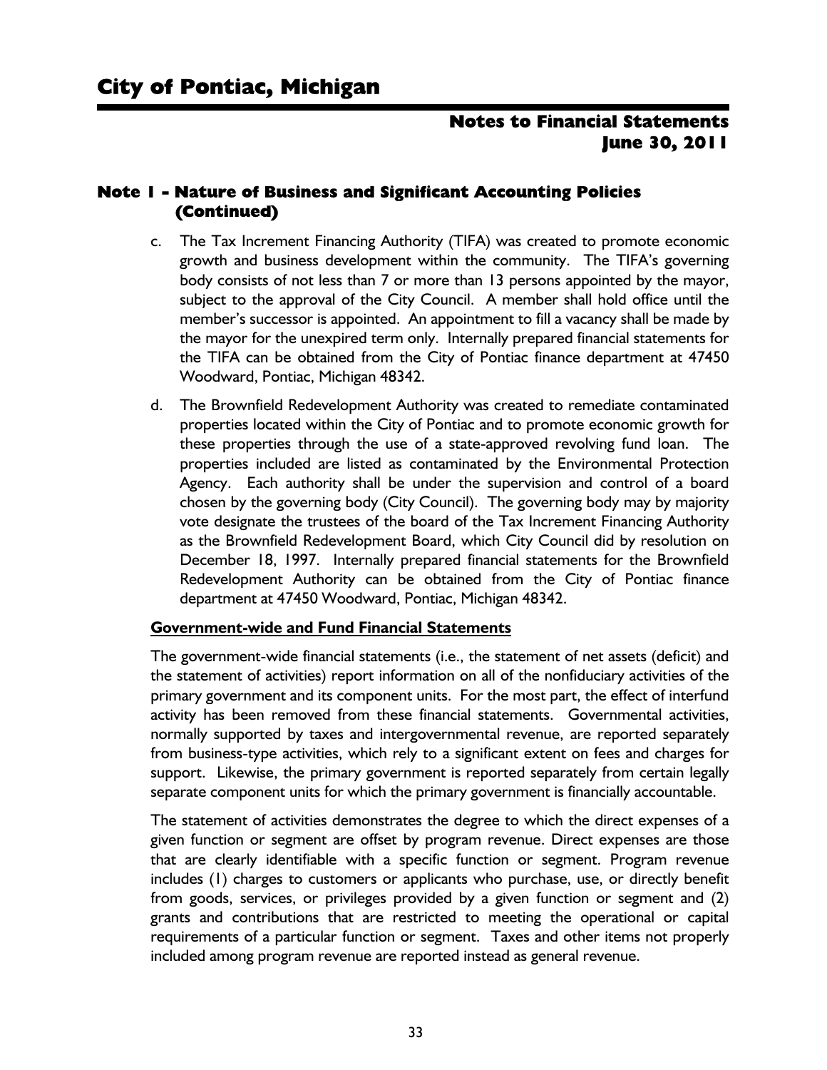## Note 1 - Nature of Business and Significant Accounting Policies (Continued)

c. The Tax Increment Financing Authority (TIFA) was created to promote economic growth and business development within the community. The TIFA's governing body consists of not less than 7 or more than 13 persons appointed by the mayor, subject to the approval of the City Council. A member shall hold office until the member's successor is appointed. An appointment to fill a vacancy shall be made by the mayor for the unexpired term only. Internally prepared financial statements for the TIFA can be obtained from the City of Pontiac finance department at 47450 Woodward, Pontiac, Michigan 48342.

d. The Brownfield Redevelopment Authority was created to remediate contaminated properties located within the City of Pontiac and to promote economic growth for these properties through the use of a state-approved revolving fund loan. The properties included are listed as contaminated by the Environmental Protection Agency. Each authority shall be under the supervision and control of a board chosen by the governing body (City Council). The governing body may by majority vote designate the trustees of the board of the Tax Increment Financing Authority as the Brownfield Redevelopment Board, which City Council did by resolution on December 18, 1997. Internally prepared financial statements for the Brownfield Redevelopment Authority can be obtained from the City of Pontiac finance department at 47450 Woodward, Pontiac, Michigan 48342.

### Government-wide and Fund Financial Statements

The government-wide financial statements (i.e., the statement of net assets (deficit) and the statement of activities) report information on all of the nonfiduciary activities of the primary government and its component units. For the most part, the effect of interfund activity has been removed from these financial statements. Governmental activities, normally supported by taxes and intergovernmental revenue, are reported separately from business-type activities, which rely to a significant extent on fees and charges for support. Likewise, the primary government is reported separately from certain legally separate component units for which the primary government is financially accountable.

The statement of activities demonstrates the degree to which the direct expenses of a given function or segment are offset by program revenue. Direct expenses are those that are clearly identifiable with a specific function or segment. Program revenue includes (1) charges to customers or applicants who purchase, use, or directly benefit from goods, services, or privileges provided by a given function or segment and (2) grants and contributions that are restricted to meeting the operational or capital requirements of a particular function or segment. Taxes and other items not properly included among program revenue are reported instead as general revenue.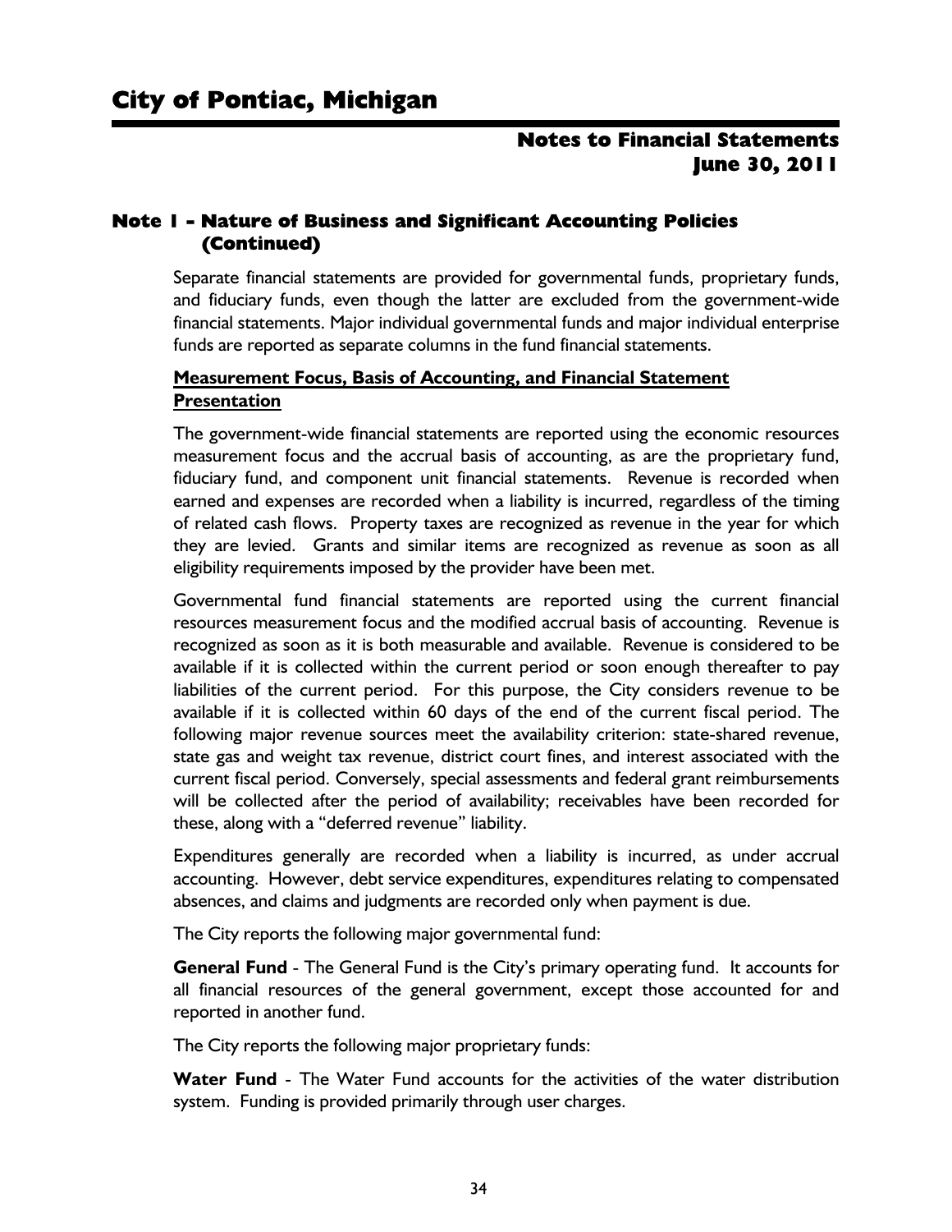## Note 1 - Nature of Business and Significant Accounting Policies (Continued)

Separate financial statements are provided for governmental funds, proprietary funds, and fiduciary funds, even though the latter are excluded from the government-wide financial statements. Major individual governmental funds and major individual enterprise funds are reported as separate columns in the fund financial statements.

### Measurement Focus, Basis of Accounting, and Financial Statement Presentation

The government-wide financial statements are reported using the economic resources measurement focus and the accrual basis of accounting, as are the proprietary fund, fiduciary fund, and component unit financial statements. Revenue is recorded when earned and expenses are recorded when a liability is incurred, regardless of the timing of related cash flows. Property taxes are recognized as revenue in the year for which they are levied. Grants and similar items are recognized as revenue as soon as all eligibility requirements imposed by the provider have been met.

Governmental fund financial statements are reported using the current financial resources measurement focus and the modified accrual basis of accounting. Revenue is recognized as soon as it is both measurable and available. Revenue is considered to be available if it is collected within the current period or soon enough thereafter to pay liabilities of the current period. For this purpose, the City considers revenue to be available if it is collected within 60 days of the end of the current fiscal period. The following major revenue sources meet the availability criterion: state-shared revenue, state gas and weight tax revenue, district court fines, and interest associated with the current fiscal period. Conversely, special assessments and federal grant reimbursements will be collected after the period of availability; receivables have been recorded for these, along with a "deferred revenue" liability.

Expenditures generally are recorded when a liability is incurred, as under accrual accounting. However, debt service expenditures, expenditures relating to compensated absences, and claims and judgments are recorded only when payment is due.

The City reports the following major governmental fund:

**General Fund** - The General Fund is the City's primary operating fund. It accounts for all financial resources of the general government, except those accounted for and reported in another fund.

The City reports the following major proprietary funds:

**Water Fund** - The Water Fund accounts for the activities of the water distribution system. Funding is provided primarily through user charges.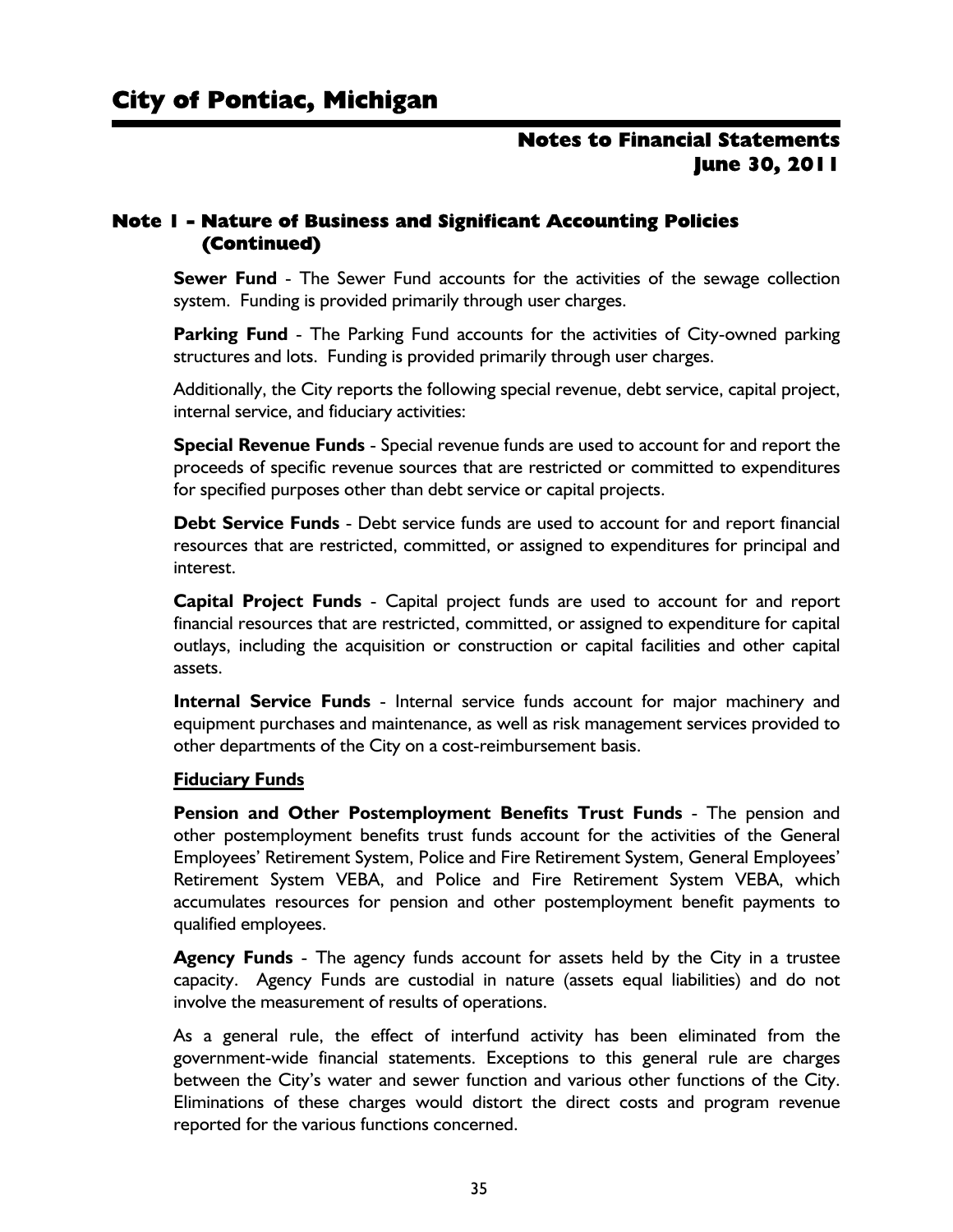## Note 1 - Nature of Business and Significant Accounting Policies (Continued)

**Sewer Fund** - The Sewer Fund accounts for the activities of the sewage collection system. Funding is provided primarily through user charges.

**Parking Fund** - The Parking Fund accounts for the activities of City-owned parking structures and lots. Funding is provided primarily through user charges.

Additionally, the City reports the following special revenue, debt service, capital project, internal service, and fiduciary activities:

**Special Revenue Funds** - Special revenue funds are used to account for and report the proceeds of specific revenue sources that are restricted or committed to expenditures for specified purposes other than debt service or capital projects.

**Debt Service Funds** - Debt service funds are used to account for and report financial resources that are restricted, committed, or assigned to expenditures for principal and interest.

**Capital Project Funds** - Capital project funds are used to account for and report financial resources that are restricted, committed, or assigned to expenditure for capital outlays, including the acquisition or construction or capital facilities and other capital assets.

**Internal Service Funds** - Internal service funds account for major machinery and equipment purchases and maintenance, as well as risk management services provided to other departments of the City on a cost-reimbursement basis.

**Fiduciary Funds**

**Pension and Other Postemployment Benefits Trust Funds** - The pension and other postemployment benefits trust funds account for the activities of the General Employees' Retirement System, Police and Fire Retirement System, General Employees' Retirement System VEBA, and Police and Fire Retirement System VEBA, which accumulates resources for pension and other postemployment benefit payments to qualified employees.

**Agency Funds** - The agency funds account for assets held by the City in a trustee capacity. Agency Funds are custodial in nature (assets equal liabilities) and do not involve the measurement of results of operations.

As a general rule, the effect of interfund activity has been eliminated from the government-wide financial statements. Exceptions to this general rule are charges between the City's water and sewer function and various other functions of the City. Eliminations of these charges would distort the direct costs and program revenue reported for the various functions concerned.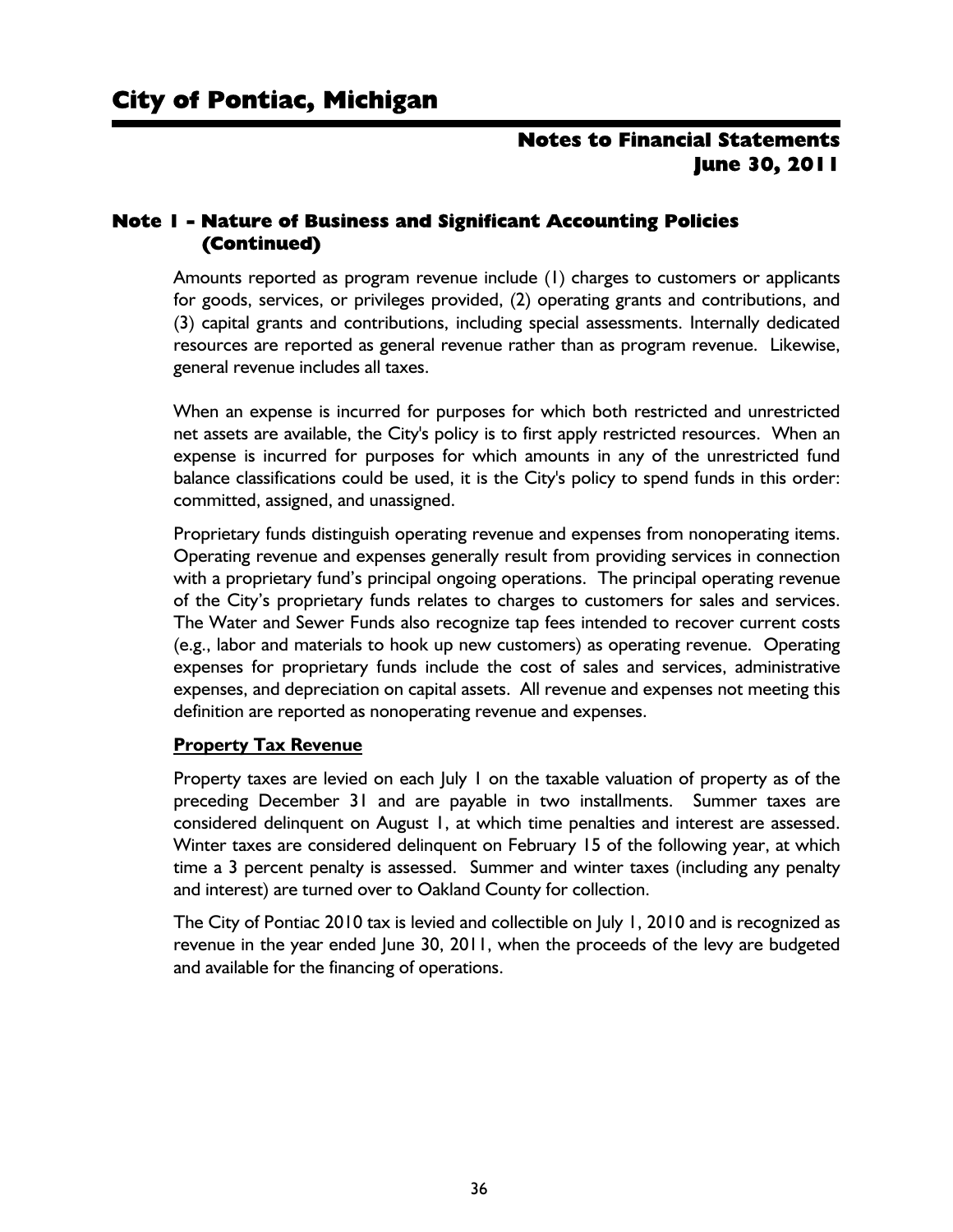## Note 1 - Nature of Business and Significant Accounting Policies (Continued)

Amounts reported as program revenue include (1) charges to customers or applicants for goods, services, or privileges provided, (2) operating grants and contributions, and (3) capital grants and contributions, including special assessments. Internally dedicated resources are reported as general revenue rather than as program revenue. Likewise, general revenue includes all taxes.

When an expense is incurred for purposes for which both restricted and unrestricted net assets are available, the City's policy is to first apply restricted resources. When an expense is incurred for purposes for which amounts in any of the unrestricted fund balance classifications could be used, it is the City's policy to spend funds in this order: committed, assigned, and unassigned.

Proprietary funds distinguish operating revenue and expenses from nonoperating items. Operating revenue and expenses generally result from providing services in connection with a proprietary fund's principal ongoing operations. The principal operating revenue of the City's proprietary funds relates to charges to customers for sales and services. The Water and Sewer Funds also recognize tap fees intended to recover current costs (e.g., labor and materials to hook up new customers) as operating revenue. Operating expenses for proprietary funds include the cost of sales and services, administrative expenses, and depreciation on capital assets. All revenue and expenses not meeting this definition are reported as nonoperating revenue and expenses.

**Property Tax Revenue**

Property taxes are levied on each July 1 on the taxable valuation of property as of the preceding December 31 and are payable in two installments. Summer taxes are considered delinquent on August 1, at which time penalties and interest are assessed. Winter taxes are considered delinquent on February 15 of the following year, at which time a 3 percent penalty is assessed. Summer and winter taxes (including any penalty and interest) are turned over to Oakland County for collection.

The City of Pontiac 2010 tax is levied and collectible on July 1, 2010 and is recognized as revenue in the year ended June 30, 2011, when the proceeds of the levy are budgeted and available for the financing of operations.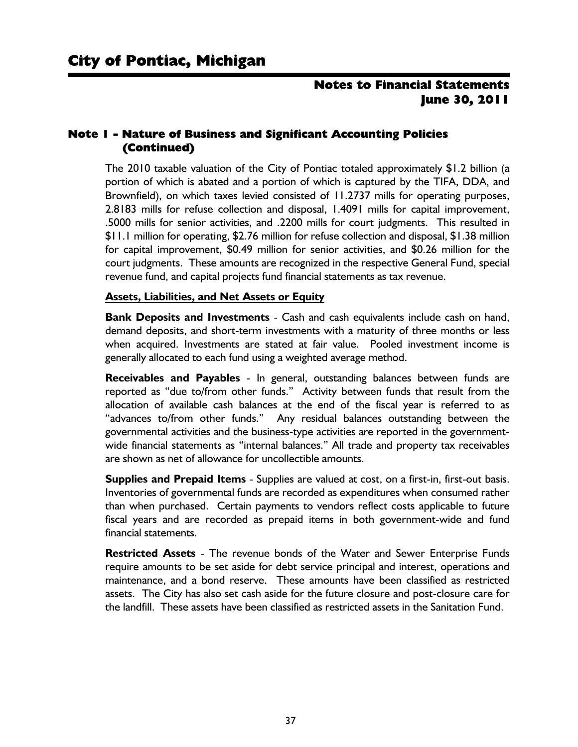## Note 1 - Nature of Business and Significant Accounting Policies (Continued)

The 2010 taxable valuation of the City of Pontiac totaled approximately $1.2 billion (a portion of which is abated and a portion of which is captured by the TIFA, DDA, and Brownfield), on which taxes levied consisted of 11.2737 mills for operating purposes, 2.8183 mills for refuse collection and disposal, 1.4091 mills for capital improvement, .5000 mills for senior activities, and .2200 mills for court judgments. This resulted in $11.1 million for operating, $2.76 million for refuse collection and disposal, $1.38 million for capital improvement, $0.49 million for senior activities, and $0.26 million for the court judgments. These amounts are recognized in the respective General Fund, special revenue fund, and capital projects fund financial statements as tax revenue.

### Assets, Liabilities, and Net Assets or Equity

**Bank Deposits and Investments** - Cash and cash equivalents include cash on hand, demand deposits, and short-term investments with a maturity of three months or less when acquired. Investments are stated at fair value. Pooled investment income is generally allocated to each fund using a weighted average method.

**Receivables and Payables** - In general, outstanding balances between funds are reported as "due to/from other funds." Activity between funds that result from the allocation of available cash balances at the end of the fiscal year is referred to as "advances to/from other funds." Any residual balances outstanding between the governmental activities and the business-type activities are reported in the government-wide financial statements as "internal balances." All trade and property tax receivables are shown as net of allowance for uncollectible amounts.

**Supplies and Prepaid Items** - Supplies are valued at cost, on a first-in, first-out basis. Inventories of governmental funds are recorded as expenditures when consumed rather than when purchased. Certain payments to vendors reflect costs applicable to future fiscal years and are recorded as prepaid items in both government-wide and fund financial statements.

**Restricted Assets** - The revenue bonds of the Water and Sewer Enterprise Funds require amounts to be set aside for debt service principal and interest, operations and maintenance, and a bond reserve. These amounts have been classified as restricted assets. The City has also set cash aside for the future closure and post-closure care for the landfill. These assets have been classified as restricted assets in the Sanitation Fund.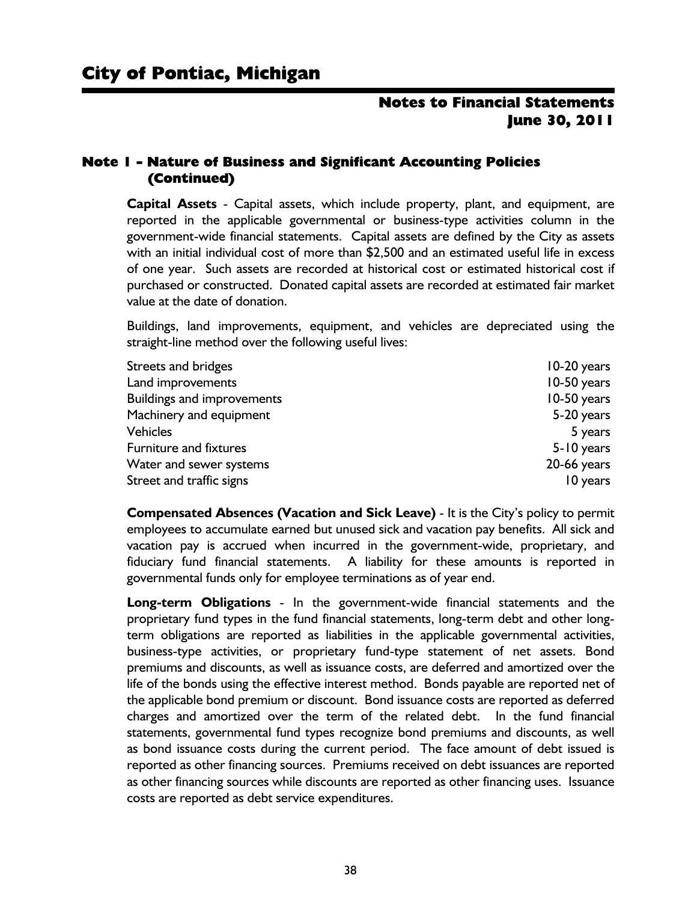## Note 1 - Nature of Business and Significant Accounting Policies (Continued)

**Capital Assets** - Capital assets, which include property, plant, and equipment, are reported in the applicable governmental or business-type activities column in the government-wide financial statements. Capital assets are defined by the City as assets with an initial individual cost of more than $2,500 and an estimated useful life in excess of one year. Such assets are recorded at historical cost or estimated historical cost if purchased or constructed. Donated capital assets are recorded at estimated fair market value at the date of donation.

Buildings, land improvements, equipment, and vehicles are depreciated using the straight-line method over the following useful lives:

| | |
|---|---|
| Streets and bridges | 10-20 years |
| Land improvements | 10-50 years |
| Buildings and improvements | 10-50 years |
| Machinery and equipment | 5-20 years |
| Vehicles | 5 years |
| Furniture and fixtures | 5-10 years |
| Water and sewer systems | 20-66 years |
| Street and traffic signs | 10 years |

**Compensated Absences (Vacation and Sick Leave)** - It is the City's policy to permit employees to accumulate earned but unused sick and vacation pay benefits. All sick and vacation pay is accrued when incurred in the government-wide, proprietary, and fiduciary fund financial statements. A liability for these amounts is reported in governmental funds only for employee terminations as of year end.

**Long-term Obligations** - In the government-wide financial statements and the proprietary fund types in the fund financial statements, long-term debt and other long-term obligations are reported as liabilities in the applicable governmental activities, business-type activities, or proprietary fund-type statement of net assets. Bond premiums and discounts, as well as issuance costs, are deferred and amortized over the life of the bonds using the effective interest method. Bonds payable are reported net of the applicable bond premium or discount. Bond issuance costs are reported as deferred charges and amortized over the term of the related debt. In the fund financial statements, governmental fund types recognize bond premiums and discounts, as well as bond issuance costs during the current period. The face amount of debt issued is reported as other financing sources. Premiums received on debt issuances are reported as other financing sources while discounts are reported as other financing uses. Issuance costs are reported as debt service expenditures.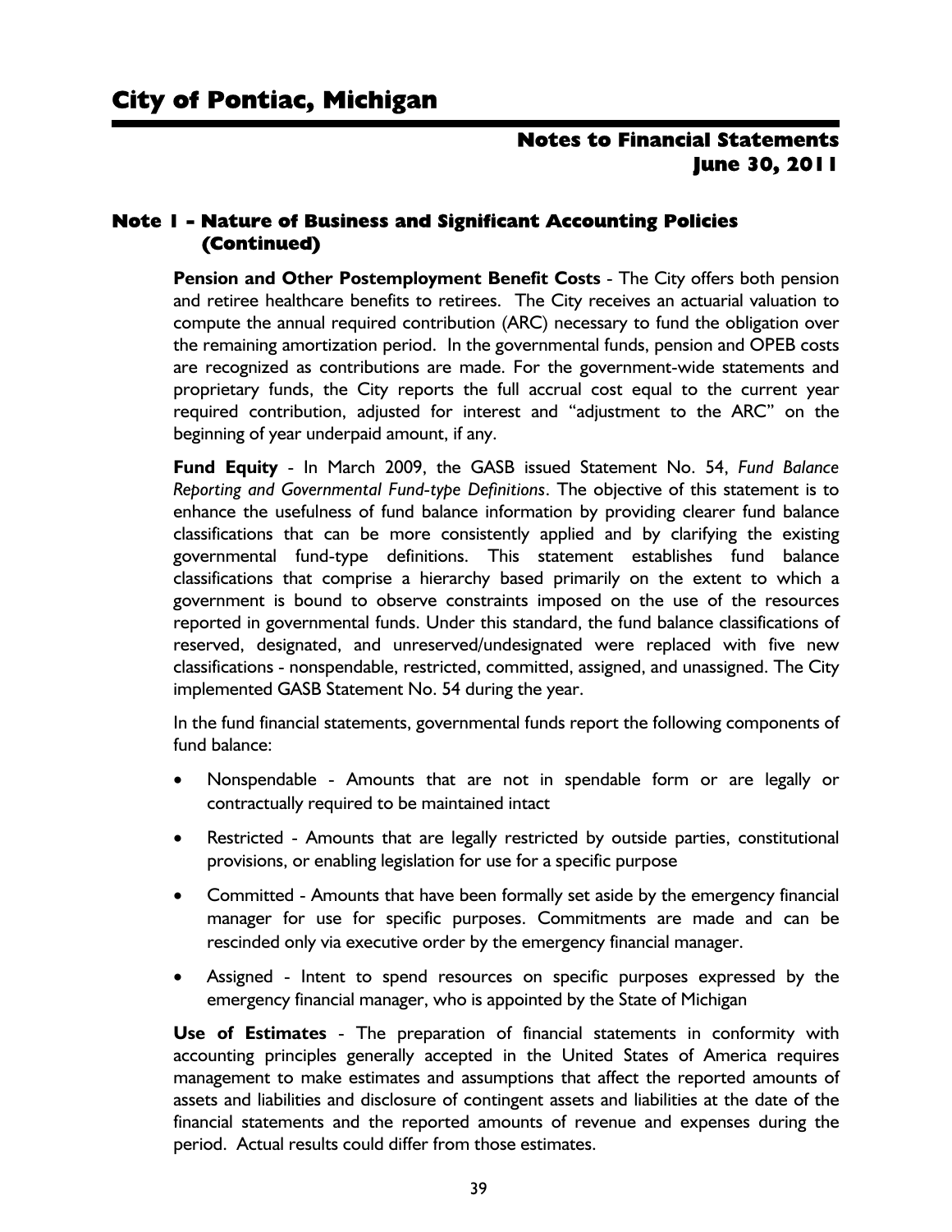## Note 1 - Nature of Business and Significant Accounting Policies (Continued)

**Pension and Other Postemployment Benefit Costs** - The City offers both pension and retiree healthcare benefits to retirees. The City receives an actuarial valuation to compute the annual required contribution (ARC) necessary to fund the obligation over the remaining amortization period. In the governmental funds, pension and OPEB costs are recognized as contributions are made. For the government-wide statements and proprietary funds, the City reports the full accrual cost equal to the current year required contribution, adjusted for interest and "adjustment to the ARC" on the beginning of year underpaid amount, if any.

**Fund Equity** - In March 2009, the GASB issued Statement No. 54, *Fund Balance Reporting and Governmental Fund-type Definitions*. The objective of this statement is to enhance the usefulness of fund balance information by providing clearer fund balance classifications that can be more consistently applied and by clarifying the existing governmental fund-type definitions. This statement establishes fund balance classifications that comprise a hierarchy based primarily on the extent to which a government is bound to observe constraints imposed on the use of the resources reported in governmental funds. Under this standard, the fund balance classifications of reserved, designated, and unreserved/undesignated were replaced with five new classifications - nonspendable, restricted, committed, assigned, and unassigned. The City implemented GASB Statement No. 54 during the year.

In the fund financial statements, governmental funds report the following components of fund balance:

- Nonspendable - Amounts that are not in spendable form or are legally or contractually required to be maintained intact
- Restricted - Amounts that are legally restricted by outside parties, constitutional provisions, or enabling legislation for use for a specific purpose
- Committed - Amounts that have been formally set aside by the emergency financial manager for use for specific purposes. Commitments are made and can be rescinded only via executive order by the emergency financial manager.
- Assigned - Intent to spend resources on specific purposes expressed by the emergency financial manager, who is appointed by the State of Michigan

**Use of Estimates** - The preparation of financial statements in conformity with accounting principles generally accepted in the United States of America requires management to make estimates and assumptions that affect the reported amounts of assets and liabilities and disclosure of contingent assets and liabilities at the date of the financial statements and the reported amounts of revenue and expenses during the period. Actual results could differ from those estimates.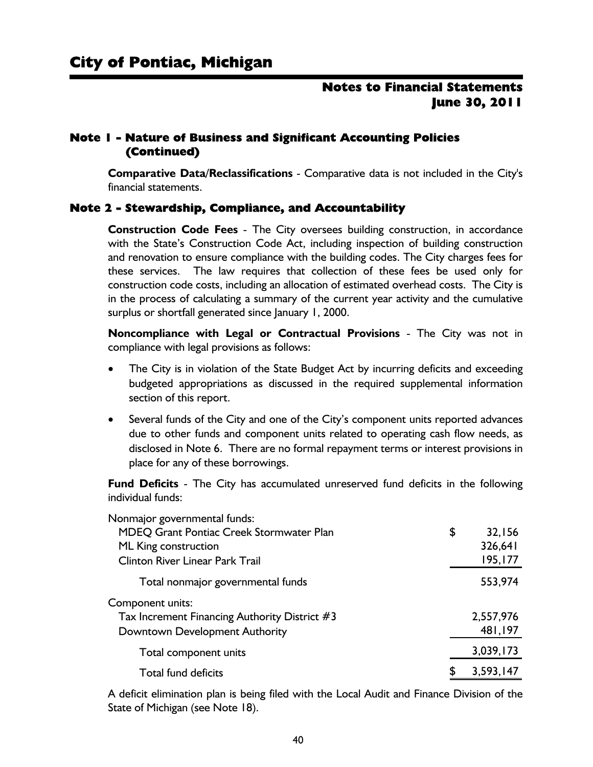## Note 1 - Nature of Business and Significant Accounting Policies (Continued)

**Comparative Data/Reclassifications** - Comparative data is not included in the City's financial statements.

## Note 2 - Stewardship, Compliance, and Accountability

**Construction Code Fees** - The City oversees building construction, in accordance with the State's Construction Code Act, including inspection of building construction and renovation to ensure compliance with the building codes. The City charges fees for these services. The law requires that collection of these fees be used only for construction code costs, including an allocation of estimated overhead costs. The City is in the process of calculating a summary of the current year activity and the cumulative surplus or shortfall generated since January 1, 2000.

**Noncompliance with Legal or Contractual Provisions** - The City was not in compliance with legal provisions as follows:

- The City is in violation of the State Budget Act by incurring deficits and exceeding budgeted appropriations as discussed in the required supplemental information section of this report.
- Several funds of the City and one of the City's component units reported advances due to other funds and component units related to operating cash flow needs, as disclosed in Note 6. There are no formal repayment terms or interest provisions in place for any of these borrowings.

**Fund Deficits** - The City has accumulated unreserved fund deficits in the following individual funds:

| | |
|---|---|
| Nonmajor governmental funds: | |
| MDEQ Grant Pontiac Creek Stormwater Plan | $ 32,156 |
| ML King construction | 326,641 |
| Clinton River Linear Park Trail | 195,177 |
| Total nonmajor governmental funds | 553,974 |
| Component units: | |
| Tax Increment Financing Authority District #3 | 2,557,976 |
| Downtown Development Authority | 481,197 |
| Total component units | 3,039,173 |
| Total fund deficits | $ 3,593,147 |

A deficit elimination plan is being filed with the Local Audit and Finance Division of the State of Michigan (see Note 18).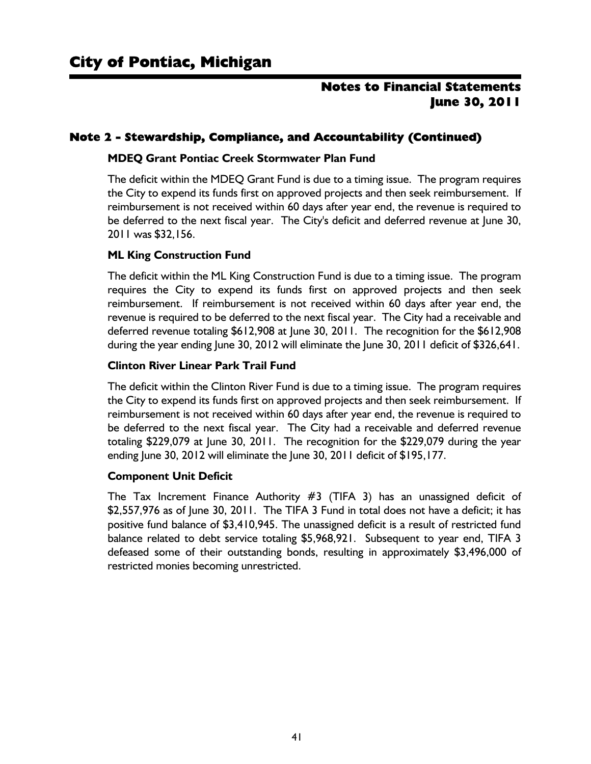## Note 2 - Stewardship, Compliance, and Accountability (Continued)

**MDEQ Grant Pontiac Creek Stormwater Plan Fund**

The deficit within the MDEQ Grant Fund is due to a timing issue. The program requires the City to expend its funds first on approved projects and then seek reimbursement. If reimbursement is not received within 60 days after year end, the revenue is required to be deferred to the next fiscal year. The City's deficit and deferred revenue at June 30, 2011 was $32,156.

**ML King Construction Fund**

The deficit within the ML King Construction Fund is due to a timing issue. The program requires the City to expend its funds first on approved projects and then seek reimbursement. If reimbursement is not received within 60 days after year end, the revenue is required to be deferred to the next fiscal year. The City had a receivable and deferred revenue totaling $612,908 at June 30, 2011. The recognition for the $612,908 during the year ending June 30, 2012 will eliminate the June 30, 2011 deficit of $326,641.

**Clinton River Linear Park Trail Fund**

The deficit within the Clinton River Fund is due to a timing issue. The program requires the City to expend its funds first on approved projects and then seek reimbursement. If reimbursement is not received within 60 days after year end, the revenue is required to be deferred to the next fiscal year. The City had a receivable and deferred revenue totaling $229,079 at June 30, 2011. The recognition for the $229,079 during the year ending June 30, 2012 will eliminate the June 30, 2011 deficit of $195,177.

**Component Unit Deficit**

The Tax Increment Finance Authority #3 (TIFA 3) has an unassigned deficit of $2,557,976 as of June 30, 2011. The TIFA 3 Fund in total does not have a deficit; it has positive fund balance of $3,410,945. The unassigned deficit is a result of restricted fund balance related to debt service totaling $5,968,921. Subsequent to year end, TIFA 3 defeased some of their outstanding bonds, resulting in approximately $3,496,000 of restricted monies becoming unrestricted.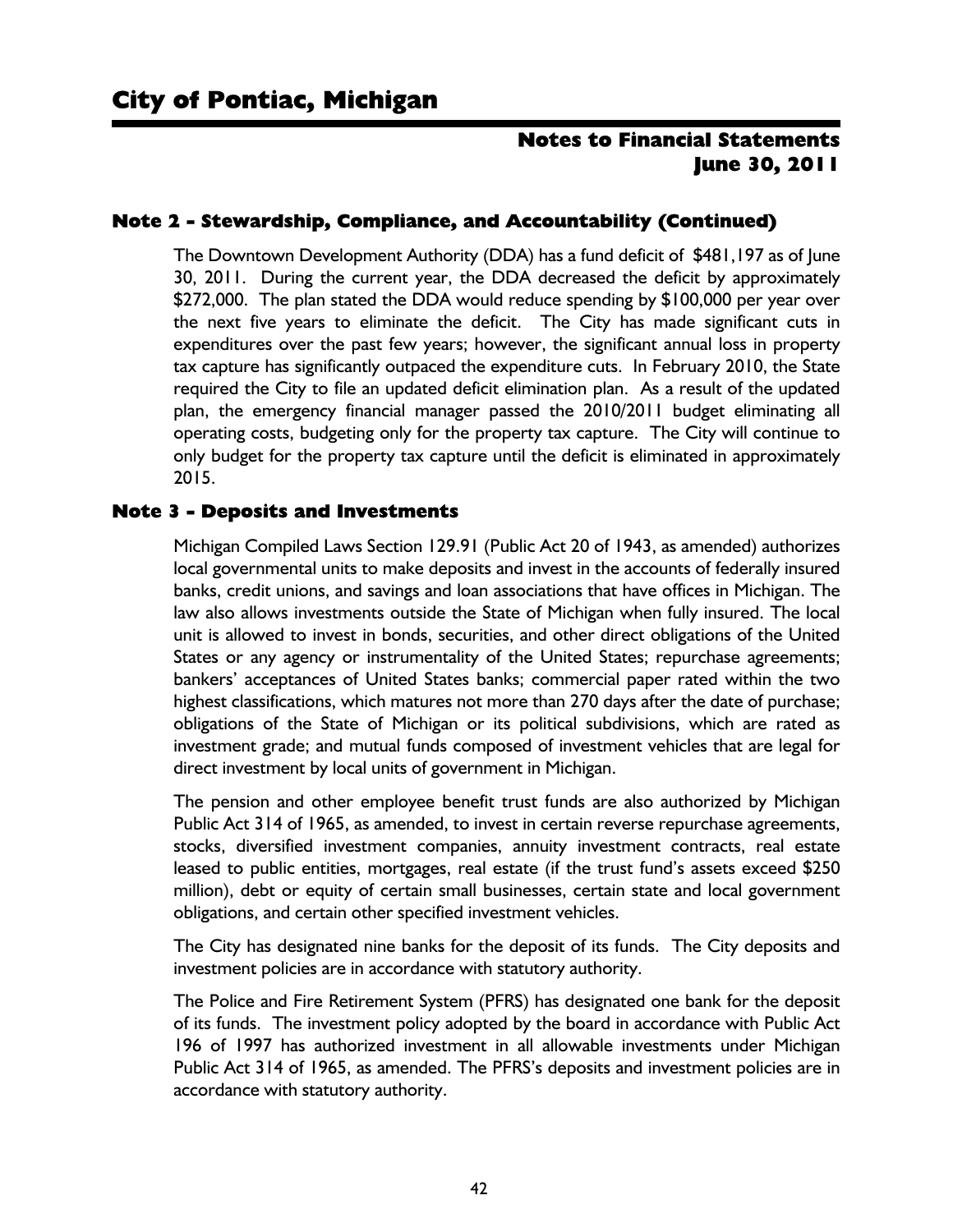## Note 2 - Stewardship, Compliance, and Accountability (Continued)

The Downtown Development Authority (DDA) has a fund deficit of $481,197 as of June 30, 2011. During the current year, the DDA decreased the deficit by approximately $272,000. The plan stated the DDA would reduce spending by $100,000 per year over the next five years to eliminate the deficit. The City has made significant cuts in expenditures over the past few years; however, the significant annual loss in property tax capture has significantly outpaced the expenditure cuts. In February 2010, the State required the City to file an updated deficit elimination plan. As a result of the updated plan, the emergency financial manager passed the 2010/2011 budget eliminating all operating costs, budgeting only for the property tax capture. The City will continue to only budget for the property tax capture until the deficit is eliminated in approximately 2015.

## Note 3 - Deposits and Investments

Michigan Compiled Laws Section 129.91 (Public Act 20 of 1943, as amended) authorizes local governmental units to make deposits and invest in the accounts of federally insured banks, credit unions, and savings and loan associations that have offices in Michigan. The law also allows investments outside the State of Michigan when fully insured. The local unit is allowed to invest in bonds, securities, and other direct obligations of the United States or any agency or instrumentality of the United States; repurchase agreements; bankers' acceptances of United States banks; commercial paper rated within the two highest classifications, which matures not more than 270 days after the date of purchase; obligations of the State of Michigan or its political subdivisions, which are rated as investment grade; and mutual funds composed of investment vehicles that are legal for direct investment by local units of government in Michigan.

The pension and other employee benefit trust funds are also authorized by Michigan Public Act 314 of 1965, as amended, to invest in certain reverse repurchase agreements, stocks, diversified investment companies, annuity investment contracts, real estate leased to public entities, mortgages, real estate (if the trust fund's assets exceed $250 million), debt or equity of certain small businesses, certain state and local government obligations, and certain other specified investment vehicles.

The City has designated nine banks for the deposit of its funds. The City deposits and investment policies are in accordance with statutory authority.

The Police and Fire Retirement System (PFRS) has designated one bank for the deposit of its funds. The investment policy adopted by the board in accordance with Public Act 196 of 1997 has authorized investment in all allowable investments under Michigan Public Act 314 of 1965, as amended. The PFRS's deposits and investment policies are in accordance with statutory authority.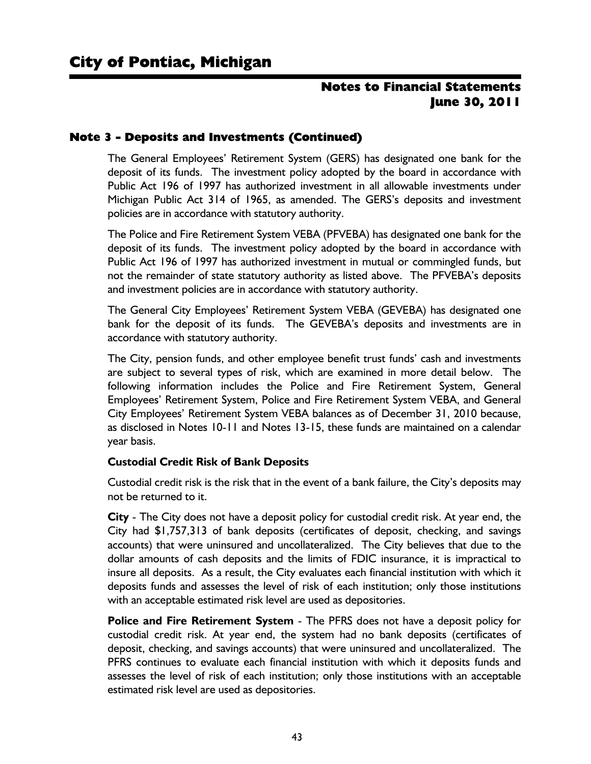## Note 3 - Deposits and Investments (Continued)

The General Employees' Retirement System (GERS) has designated one bank for the deposit of its funds. The investment policy adopted by the board in accordance with Public Act 196 of 1997 has authorized investment in all allowable investments under Michigan Public Act 314 of 1965, as amended. The GERS's deposits and investment policies are in accordance with statutory authority.

The Police and Fire Retirement System VEBA (PFVEBA) has designated one bank for the deposit of its funds. The investment policy adopted by the board in accordance with Public Act 196 of 1997 has authorized investment in mutual or commingled funds, but not the remainder of state statutory authority as listed above. The PFVEBA's deposits and investment policies are in accordance with statutory authority.

The General City Employees' Retirement System VEBA (GEVEBA) has designated one bank for the deposit of its funds. The GEVEBA's deposits and investments are in accordance with statutory authority.

The City, pension funds, and other employee benefit trust funds' cash and investments are subject to several types of risk, which are examined in more detail below. The following information includes the Police and Fire Retirement System, General Employees' Retirement System, Police and Fire Retirement System VEBA, and General City Employees' Retirement System VEBA balances as of December 31, 2010 because, as disclosed in Notes 10-11 and Notes 13-15, these funds are maintained on a calendar year basis.

**Custodial Credit Risk of Bank Deposits**

Custodial credit risk is the risk that in the event of a bank failure, the City's deposits may not be returned to it.

**City** - The City does not have a deposit policy for custodial credit risk. At year end, the City had $1,757,313 of bank deposits (certificates of deposit, checking, and savings accounts) that were uninsured and uncollateralized. The City believes that due to the dollar amounts of cash deposits and the limits of FDIC insurance, it is impractical to insure all deposits. As a result, the City evaluates each financial institution with which it deposits funds and assesses the level of risk of each institution; only those institutions with an acceptable estimated risk level are used as depositories.

**Police and Fire Retirement System** - The PFRS does not have a deposit policy for custodial credit risk. At year end, the system had no bank deposits (certificates of deposit, checking, and savings accounts) that were uninsured and uncollateralized. The PFRS continues to evaluate each financial institution with which it deposits funds and assesses the level of risk of each institution; only those institutions with an acceptable estimated risk level are used as depositories.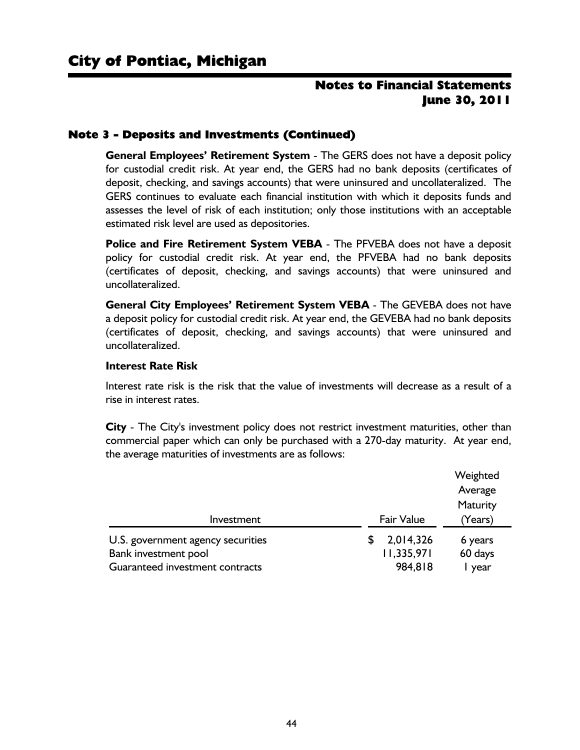## Note 3 - Deposits and Investments (Continued)

**General Employees' Retirement System** - The GERS does not have a deposit policy for custodial credit risk. At year end, the GERS had no bank deposits (certificates of deposit, checking, and savings accounts) that were uninsured and uncollateralized. The GERS continues to evaluate each financial institution with which it deposits funds and assesses the level of risk of each institution; only those institutions with an acceptable estimated risk level are used as depositories.

**Police and Fire Retirement System VEBA** - The PFVEBA does not have a deposit policy for custodial credit risk. At year end, the PFVEBA had no bank deposits (certificates of deposit, checking, and savings accounts) that were uninsured and uncollateralized.

**General City Employees' Retirement System VEBA** - The GEVEBA does not have a deposit policy for custodial credit risk. At year end, the GEVEBA had no bank deposits (certificates of deposit, checking, and savings accounts) that were uninsured and uncollateralized.

**Interest Rate Risk**

Interest rate risk is the risk that the value of investments will decrease as a result of a rise in interest rates.

**City** - The City's investment policy does not restrict investment maturities, other than commercial paper which can only be purchased with a 270-day maturity. At year end, the average maturities of investments are as follows:

| Investment | Fair Value | Weighted Average Maturity (Years) |
|---|---|---|
| U.S. government agency securities | $ 2,014,326 | 6 years |
| Bank investment pool | 11,335,971 | 60 days |
| Guaranteed investment contracts | 984,818 | 1 year |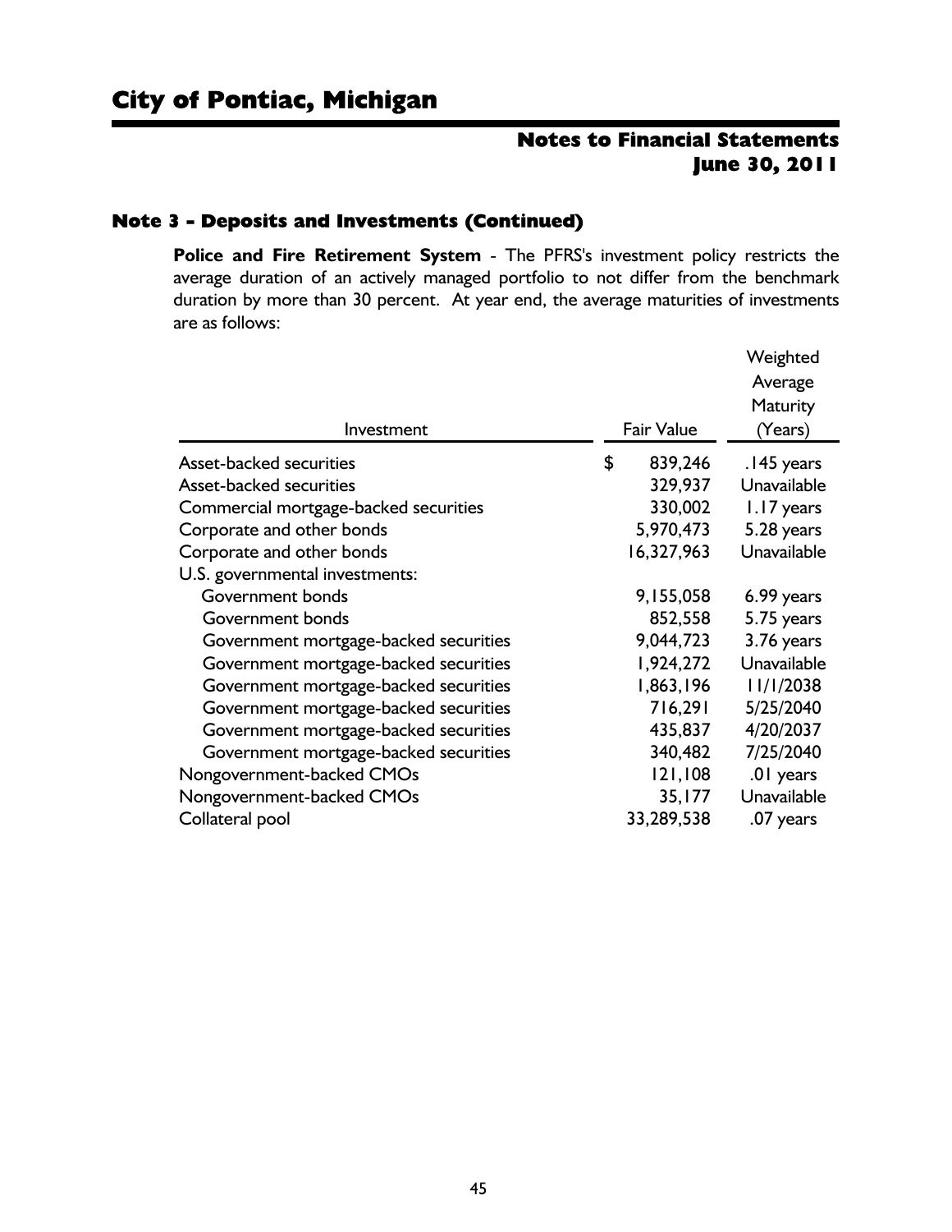## Note 3 - Deposits and Investments (Continued)

**Police and Fire Retirement System** - The PFRS's investment policy restricts the average duration of an actively managed portfolio to not differ from the benchmark duration by more than 30 percent. At year end, the average maturities of investments are as follows:

| Investment | Fair Value | Weighted Average Maturity (Years) |
|---|---|---|
| Asset-backed securities | $ 839,246 | .145 years |
| Asset-backed securities | 329,937 | Unavailable |
| Commercial mortgage-backed securities | 330,002 | 1.17 years |
| Corporate and other bonds | 5,970,473 | 5.28 years |
| Corporate and other bonds | 16,327,963 | Unavailable |
| U.S. governmental investments: | | |
| Government bonds | 9,155,058 | 6.99 years |
| Government bonds | 852,558 | 5.75 years |
| Government mortgage-backed securities | 9,044,723 | 3.76 years |
| Government mortgage-backed securities | 1,924,272 | Unavailable |
| Government mortgage-backed securities | 1,863,196 | 11/1/2038 |
| Government mortgage-backed securities | 716,291 | 5/25/2040 |
| Government mortgage-backed securities | 435,837 | 4/20/2037 |
| Government mortgage-backed securities | 340,482 | 7/25/2040 |
| Nongovernment-backed CMOs | 121,108 | .01 years |
| Nongovernment-backed CMOs | 35,177 | Unavailable |
| Collateral pool | 33,289,538 | .07 years |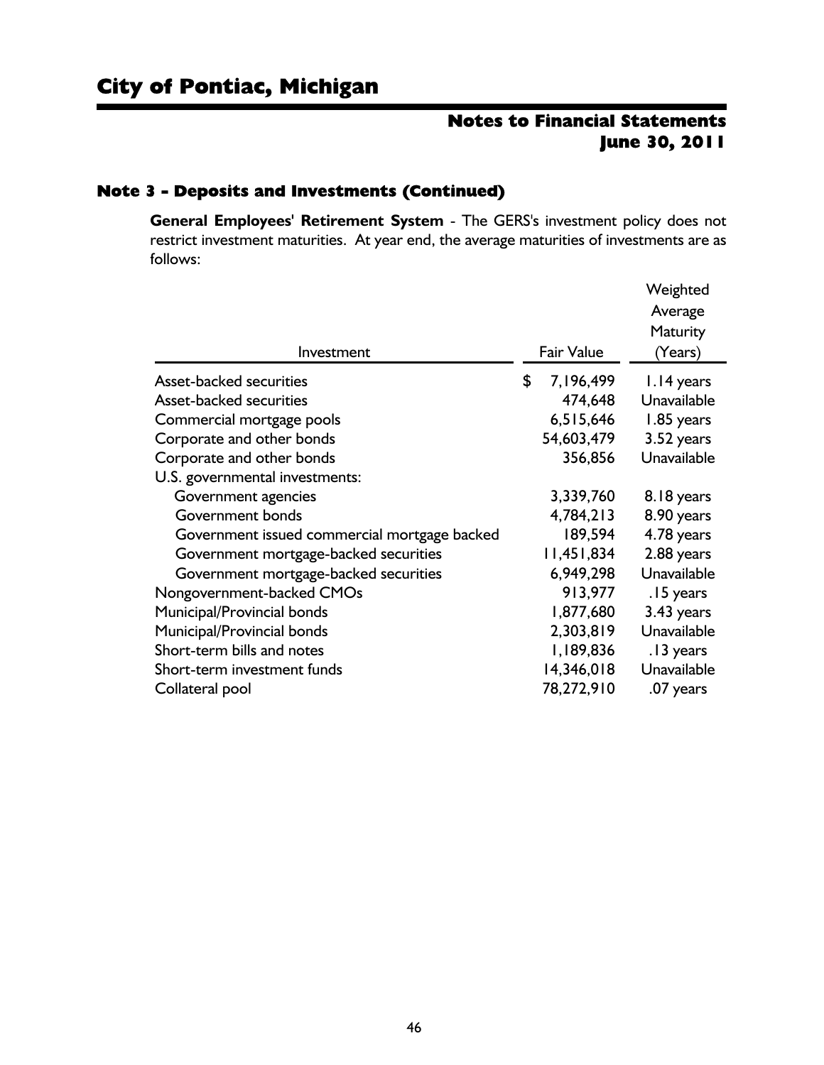# City of Pontiac, Michigan

## Notes to Financial Statements
## June 30, 2011

### Note 3 - Deposits and Investments (Continued)

**General Employees' Retirement System** - The GERS's investment policy does not restrict investment maturities. At year end, the average maturities of investments are as follows:

| Investment | Fair Value | Weighted Average Maturity (Years) |
|---|---|---|
| Asset-backed securities | $ 7,196,499 | 1.14 years |
| Asset-backed securities | 474,648 | Unavailable |
| Commercial mortgage pools | 6,515,646 | 1.85 years |
| Corporate and other bonds | 54,603,479 | 3.52 years |
| Corporate and other bonds | 356,856 | Unavailable |
| U.S. governmental investments: | | |
| Government agencies | 3,339,760 | 8.18 years |
| Government bonds | 4,784,213 | 8.90 years |
| Government issued commercial mortgage backed | 189,594 | 4.78 years |
| Government mortgage-backed securities | 11,451,834 | 2.88 years |
| Government mortgage-backed securities | 6,949,298 | Unavailable |
| Nongovernment-backed CMOs | 913,977 | .15 years |
| Municipal/Provincial bonds | 1,877,680 | 3.43 years |
| Municipal/Provincial bonds | 2,303,819 | Unavailable |
| Short-term bills and notes | 1,189,836 | .13 years |
| Short-term investment funds | 14,346,018 | Unavailable |
| Collateral pool | 78,272,910 | .07 years |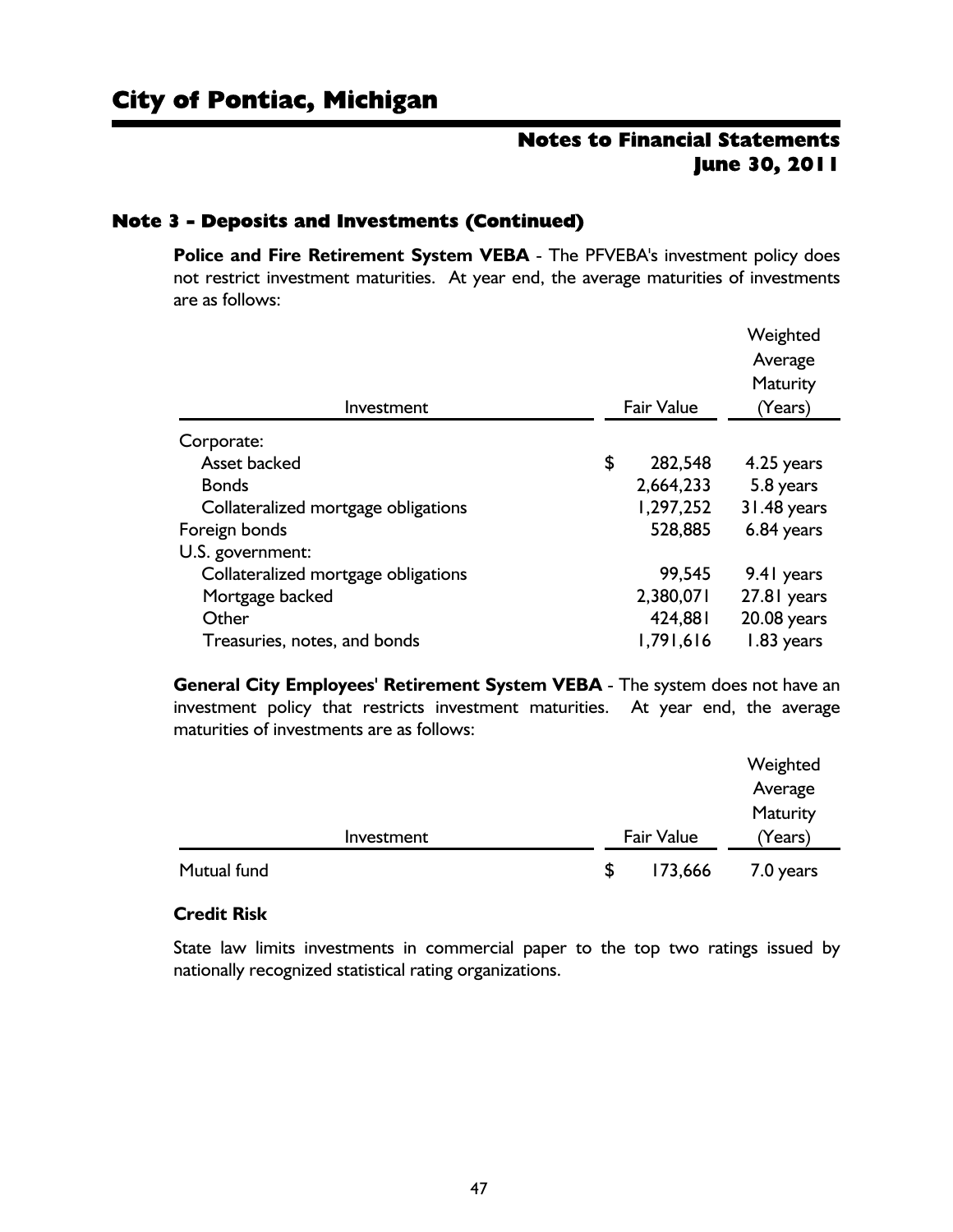## Note 3 - Deposits and Investments (Continued)

**Police and Fire Retirement System VEBA** - The PFVEBA's investment policy does not restrict investment maturities. At year end, the average maturities of investments are as follows:

| Investment | Fair Value | Weighted Average Maturity (Years) |
|---|---|---|
| Corporate: | | |
| Asset backed | $ 282,548 | 4.25 years |
| Bonds | 2,664,233 | 5.8 years |
| Collateralized mortgage obligations | 1,297,252 | 31.48 years |
| Foreign bonds | 528,885 | 6.84 years |
| U.S. government: | | |
| Collateralized mortgage obligations | 99,545 | 9.41 years |
| Mortgage backed | 2,380,071 | 27.81 years |
| Other | 424,881 | 20.08 years |
| Treasuries, notes, and bonds | 1,791,616 | 1.83 years |

**General City Employees' Retirement System VEBA** - The system does not have an investment policy that restricts investment maturities. At year end, the average maturities of investments are as follows:

| Investment | Fair Value | Weighted Average Maturity (Years) |
|---|---|---|
| Mutual fund | $ 173,666 | 7.0 years |

**Credit Risk**

State law limits investments in commercial paper to the top two ratings issued by nationally recognized statistical rating organizations.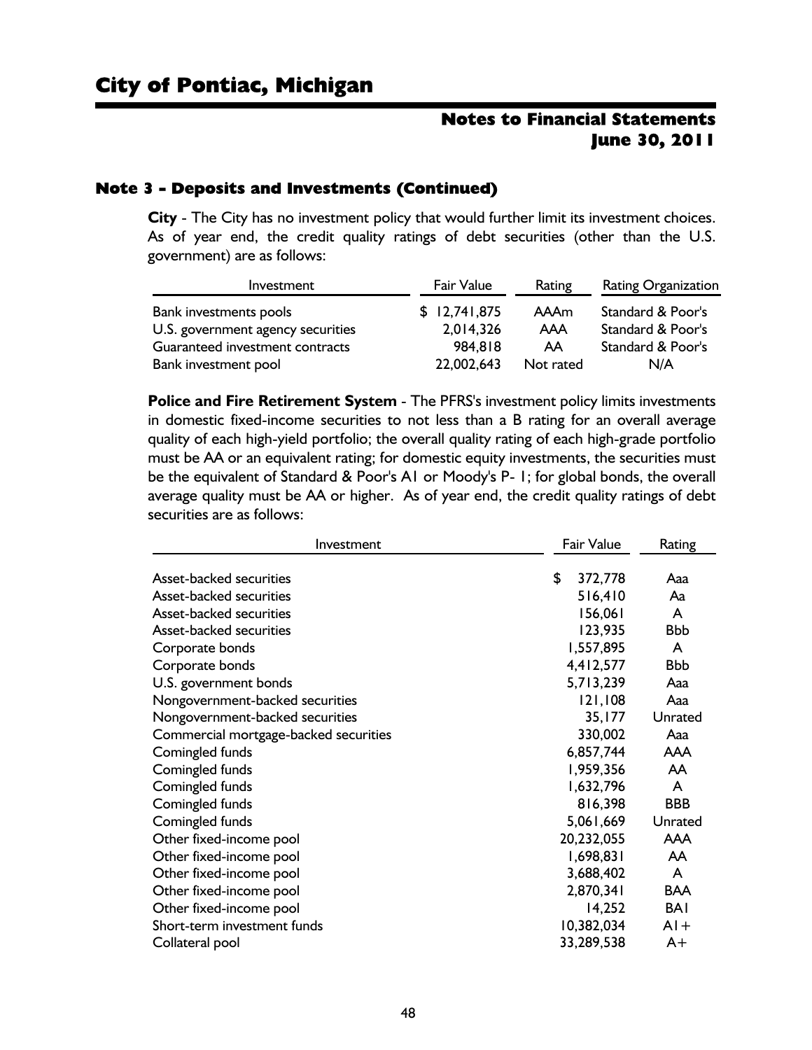# City of Pontiac, Michigan

## Notes to Financial Statements
## June 30, 2011

### Note 3 - Deposits and Investments (Continued)

**City** - The City has no investment policy that would further limit its investment choices. As of year end, the credit quality ratings of debt securities (other than the U.S. government) are as follows:

| Investment | Fair Value | Rating | Rating Organization |
|---|---|---|---|
| Bank investments pools | $ 12,741,875 | AAAm | Standard & Poor's |
| U.S. government agency securities | 2,014,326 | AAA | Standard & Poor's |
| Guaranteed investment contracts | 984,818 | AA | Standard & Poor's |
| Bank investment pool | 22,002,643 | Not rated | N/A |

**Police and Fire Retirement System** - The PFRS's investment policy limits investments in domestic fixed-income securities to not less than a B rating for an overall average quality of each high-yield portfolio; the overall quality rating of each high-grade portfolio must be AA or an equivalent rating; for domestic equity investments, the securities must be the equivalent of Standard & Poor's A1 or Moody's P- 1; for global bonds, the overall average quality must be AA or higher. As of year end, the credit quality ratings of debt securities are as follows:

| Investment | Fair Value | Rating |
|---|---|---|
| Asset-backed securities | $ 372,778 | Aaa |
| Asset-backed securities | 516,410 | Aa |
| Asset-backed securities | 156,061 | A |
| Asset-backed securities | 123,935 | Bbb |
| Corporate bonds | 1,557,895 | A |
| Corporate bonds | 4,412,577 | Bbb |
| U.S. government bonds | 5,713,239 | Aaa |
| Nongovernment-backed securities | 121,108 | Aaa |
| Nongovernment-backed securities | 35,177 | Unrated |
| Commercial mortgage-backed securities | 330,002 | Aaa |
| Comingled funds | 6,857,744 | AAA |
| Comingled funds | 1,959,356 | AA |
| Comingled funds | 1,632,796 | A |
| Comingled funds | 816,398 | BBB |
| Comingled funds | 5,061,669 | Unrated |
| Other fixed-income pool | 20,232,055 | AAA |
| Other fixed-income pool | 1,698,831 | AA |
| Other fixed-income pool | 3,688,402 | A |
| Other fixed-income pool | 2,870,341 | BAA |
| Other fixed-income pool | 14,252 | BA1 |
| Short-term investment funds | 10,382,034 | A1+ |
| Collateral pool | 33,289,538 | A+ |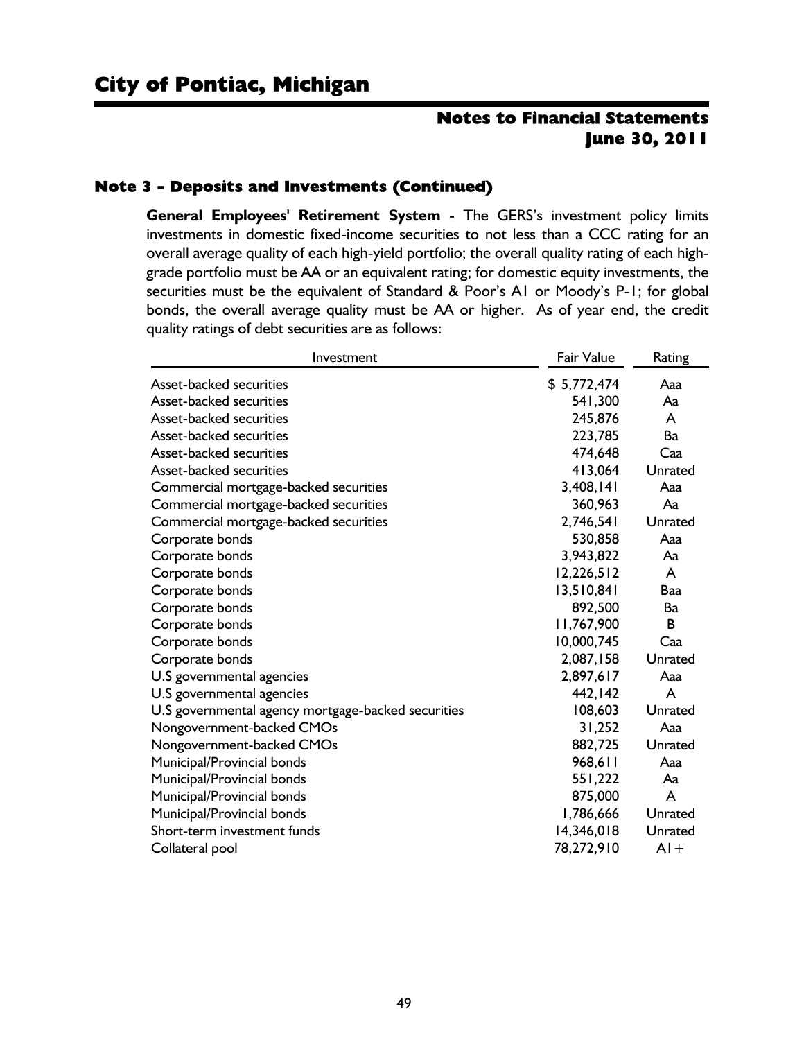### Note 3 - Deposits and Investments (Continued)

**General Employees' Retirement System** - The GERS's investment policy limits investments in domestic fixed-income securities to not less than a CCC rating for an overall average quality of each high-yield portfolio; the overall quality rating of each high-grade portfolio must be AA or an equivalent rating; for domestic equity investments, the securities must be the equivalent of Standard & Poor's A1 or Moody's P-1; for global bonds, the overall average quality must be AA or higher. As of year end, the credit quality ratings of debt securities are as follows:

| Investment | Fair Value | Rating |
|---|---|---|
| Asset-backed securities | $ 5,772,474 | Aaa |
| Asset-backed securities | 541,300 | Aa |
| Asset-backed securities | 245,876 | A |
| Asset-backed securities | 223,785 | Ba |
| Asset-backed securities | 474,648 | Caa |
| Asset-backed securities | 413,064 | Unrated |
| Commercial mortgage-backed securities | 3,408,141 | Aaa |
| Commercial mortgage-backed securities | 360,963 | Aa |
| Commercial mortgage-backed securities | 2,746,541 | Unrated |
| Corporate bonds | 530,858 | Aaa |
| Corporate bonds | 3,943,822 | Aa |
| Corporate bonds | 12,226,512 | A |
| Corporate bonds | 13,510,841 | Baa |
| Corporate bonds | 892,500 | Ba |
| Corporate bonds | 11,767,900 | B |
| Corporate bonds | 10,000,745 | Caa |
| Corporate bonds | 2,087,158 | Unrated |
| U.S governmental agencies | 2,897,617 | Aaa |
| U.S governmental agencies | 442,142 | A |
| U.S governmental agency mortgage-backed securities | 108,603 | Unrated |
| Nongovernment-backed CMOs | 31,252 | Aaa |
| Nongovernment-backed CMOs | 882,725 | Unrated |
| Municipal/Provincial bonds | 968,611 | Aaa |
| Municipal/Provincial bonds | 551,222 | Aa |
| Municipal/Provincial bonds | 875,000 | A |
| Municipal/Provincial bonds | 1,786,666 | Unrated |
| Short-term investment funds | 14,346,018 | Unrated |
| Collateral pool | 78,272,910 | A1+ |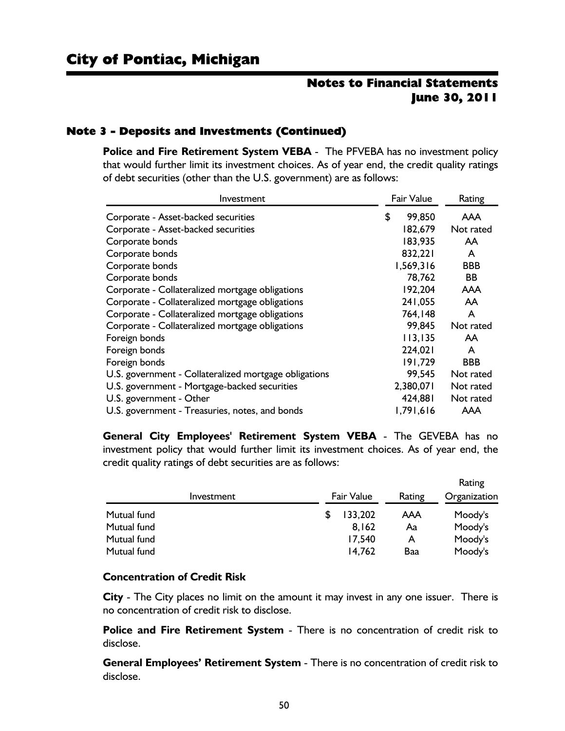# City of Pontiac, Michigan

## Notes to Financial Statements
## June 30, 2011

### Note 3 - Deposits and Investments (Continued)

**Police and Fire Retirement System VEBA** - The PFVEBA has no investment policy that would further limit its investment choices. As of year end, the credit quality ratings of debt securities (other than the U.S. government) are as follows:

| Investment | Fair Value | Rating |
|---|---|---|
| Corporate - Asset-backed securities | $ 99,850 | AAA |
| Corporate - Asset-backed securities | 182,679 | Not rated |
| Corporate bonds | 183,935 | AA |
| Corporate bonds | 832,221 | A |
| Corporate bonds | 1,569,316 | BBB |
| Corporate bonds | 78,762 | BB |
| Corporate - Collateralized mortgage obligations | 192,204 | AAA |
| Corporate - Collateralized mortgage obligations | 241,055 | AA |
| Corporate - Collateralized mortgage obligations | 764,148 | A |
| Corporate - Collateralized mortgage obligations | 99,845 | Not rated |
| Foreign bonds | 113,135 | AA |
| Foreign bonds | 224,021 | A |
| Foreign bonds | 191,729 | BBB |
| U.S. government - Collateralized mortgage obligations | 99,545 | Not rated |
| U.S. government - Mortgage-backed securities | 2,380,071 | Not rated |
| U.S. government - Other | 424,881 | Not rated |
| U.S. government - Treasuries, notes, and bonds | 1,791,616 | AAA |

**General City Employees' Retirement System VEBA** - The GEVEBA has no investment policy that would further limit its investment choices. As of year end, the credit quality ratings of debt securities are as follows:

| Investment | Fair Value | Rating | Rating Organization |
|---|---|---|---|
| Mutual fund | $ 133,202 | AAA | Moody's |
| Mutual fund | 8,162 | Aa | Moody's |
| Mutual fund | 17,540 | A | Moody's |
| Mutual fund | 14,762 | Baa | Moody's |

**Concentration of Credit Risk**

**City** - The City places no limit on the amount it may invest in any one issuer. There is no concentration of credit risk to disclose.

**Police and Fire Retirement System** - There is no concentration of credit risk to disclose.

**General Employees' Retirement System** - There is no concentration of credit risk to disclose.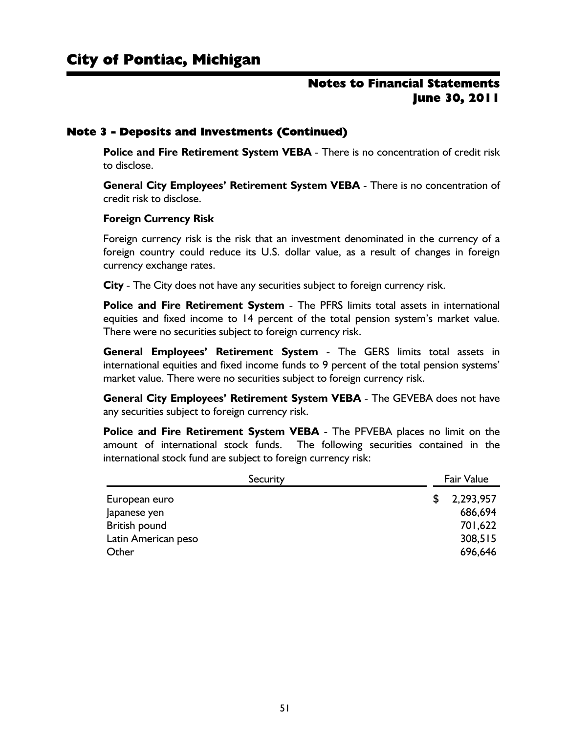## Note 3 - Deposits and Investments (Continued)

**Police and Fire Retirement System VEBA** - There is no concentration of credit risk to disclose.

**General City Employees' Retirement System VEBA** - There is no concentration of credit risk to disclose.

**Foreign Currency Risk**

Foreign currency risk is the risk that an investment denominated in the currency of a foreign country could reduce its U.S. dollar value, as a result of changes in foreign currency exchange rates.

**City** - The City does not have any securities subject to foreign currency risk.

**Police and Fire Retirement System** - The PFRS limits total assets in international equities and fixed income to 14 percent of the total pension system's market value. There were no securities subject to foreign currency risk.

**General Employees' Retirement System** - The GERS limits total assets in international equities and fixed income funds to 9 percent of the total pension systems' market value. There were no securities subject to foreign currency risk.

**General City Employees' Retirement System VEBA** - The GEVEBA does not have any securities subject to foreign currency risk.

**Police and Fire Retirement System VEBA** - The PFVEBA places no limit on the amount of international stock funds. The following securities contained in the international stock fund are subject to foreign currency risk:

| Security | Fair Value |
|---|---|
| European euro | $ 2,293,957 |
| Japanese yen | 686,694 |
| British pound | 701,622 |
| Latin American peso | 308,515 |
| Other | 696,646 |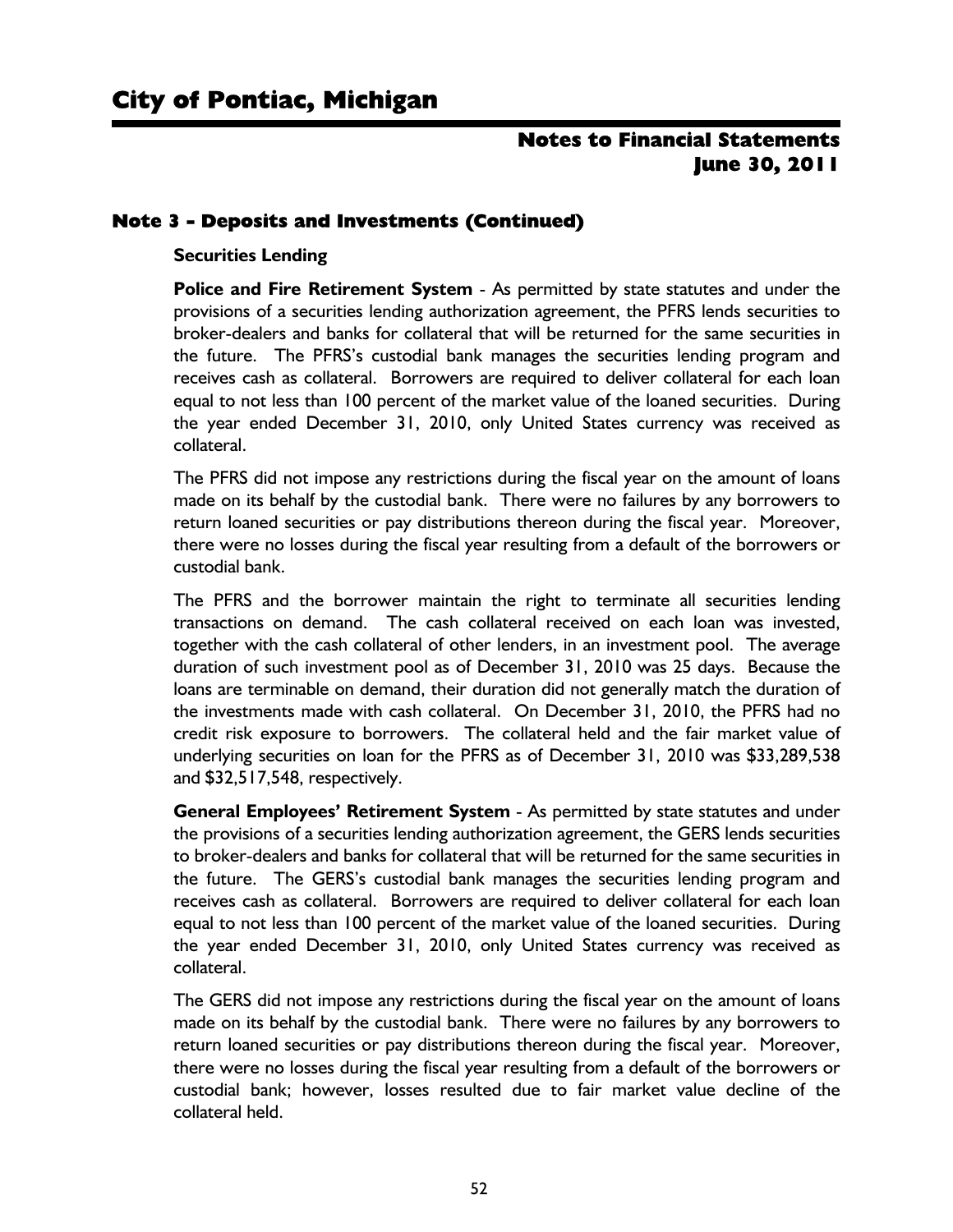## Note 3 - Deposits and Investments (Continued)

**Securities Lending**

**Police and Fire Retirement System** - As permitted by state statutes and under the provisions of a securities lending authorization agreement, the PFRS lends securities to broker-dealers and banks for collateral that will be returned for the same securities in the future. The PFRS's custodial bank manages the securities lending program and receives cash as collateral. Borrowers are required to deliver collateral for each loan equal to not less than 100 percent of the market value of the loaned securities. During the year ended December 31, 2010, only United States currency was received as collateral.

The PFRS did not impose any restrictions during the fiscal year on the amount of loans made on its behalf by the custodial bank. There were no failures by any borrowers to return loaned securities or pay distributions thereon during the fiscal year. Moreover, there were no losses during the fiscal year resulting from a default of the borrowers or custodial bank.

The PFRS and the borrower maintain the right to terminate all securities lending transactions on demand. The cash collateral received on each loan was invested, together with the cash collateral of other lenders, in an investment pool. The average duration of such investment pool as of December 31, 2010 was 25 days. Because the loans are terminable on demand, their duration did not generally match the duration of the investments made with cash collateral. On December 31, 2010, the PFRS had no credit risk exposure to borrowers. The collateral held and the fair market value of underlying securities on loan for the PFRS as of December 31, 2010 was $33,289,538 and $32,517,548, respectively.

**General Employees' Retirement System** - As permitted by state statutes and under the provisions of a securities lending authorization agreement, the GERS lends securities to broker-dealers and banks for collateral that will be returned for the same securities in the future. The GERS's custodial bank manages the securities lending program and receives cash as collateral. Borrowers are required to deliver collateral for each loan equal to not less than 100 percent of the market value of the loaned securities. During the year ended December 31, 2010, only United States currency was received as collateral.

The GERS did not impose any restrictions during the fiscal year on the amount of loans made on its behalf by the custodial bank. There were no failures by any borrowers to return loaned securities or pay distributions thereon during the fiscal year. Moreover, there were no losses during the fiscal year resulting from a default of the borrowers or custodial bank; however, losses resulted due to fair market value decline of the collateral held.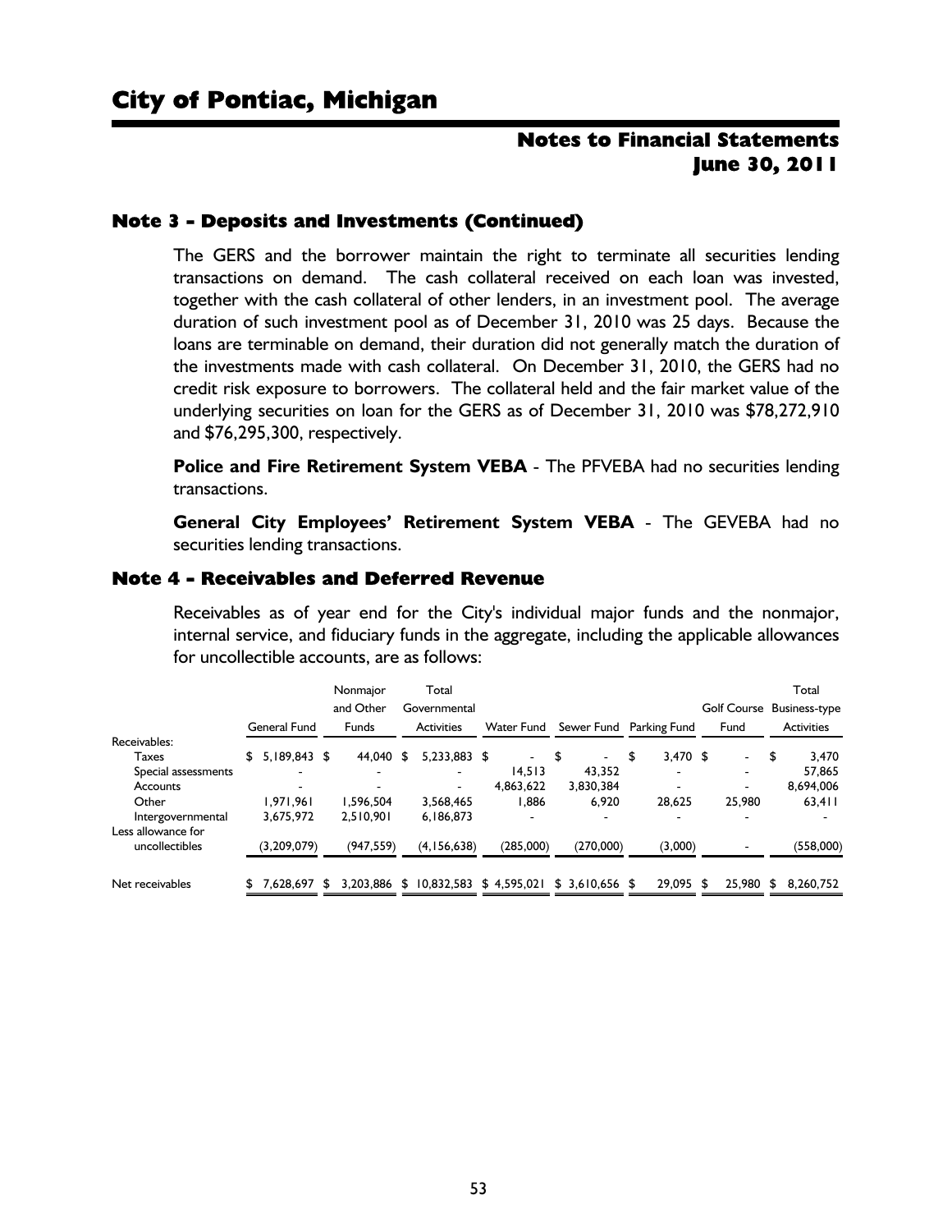## Note 3 - Deposits and Investments (Continued)

The GERS and the borrower maintain the right to terminate all securities lending transactions on demand. The cash collateral received on each loan was invested, together with the cash collateral of other lenders, in an investment pool. The average duration of such investment pool as of December 31, 2010 was 25 days. Because the loans are terminable on demand, their duration did not generally match the duration of the investments made with cash collateral. On December 31, 2010, the GERS had no credit risk exposure to borrowers. The collateral held and the fair market value of the underlying securities on loan for the GERS as of December 31, 2010 was $78,272,910 and $76,295,300, respectively.

**Police and Fire Retirement System VEBA** - The PFVEBA had no securities lending transactions.

**General City Employees' Retirement System VEBA** - The GEVEBA had no securities lending transactions.

## Note 4 - Receivables and Deferred Revenue

Receivables as of year end for the City's individual major funds and the nonmajor, internal service, and fiduciary funds in the aggregate, including the applicable allowances for uncollectible accounts, are as follows:

| | General Fund | Nonmajor and Other Funds | Total Governmental Activities | Water Fund | Sewer Fund | Parking Fund | Golf Course Fund | Total Business-type Activities |
|---|---|---|---|---|---|---|---|---|
| Receivables: | | | | | | | | |
| Taxes | $ 5,189,843 | $ 44,040 | $ 5,233,883 | $ - | $ - | $ 3,470 | $ - | $ 3,470 |
| Special assessments | - | - | - | 14,513 | 43,352 | - | - | 57,865 |
| Accounts | - | - | - | 4,863,622 | 3,830,384 | - | - | 8,694,006 |
| Other | 1,971,961 | 1,596,504 | 3,568,465 | 1,886 | 6,920 | 28,625 | 25,980 | 63,411 |
| Intergovernmental | 3,675,972 | 2,510,901 | 6,186,873 | - | - | - | - | - |
| Less allowance for uncollectibles | (3,209,079) | (947,559) | (4,156,638) | (285,000) | (270,000) | (3,000) | - | (558,000) |
| Net receivables | $ 7,628,697 | $ 3,203,886 | $ 10,832,583 | $ 4,595,021 | $ 3,610,656 | $ 29,095 | $ 25,980 | $ 8,260,752 |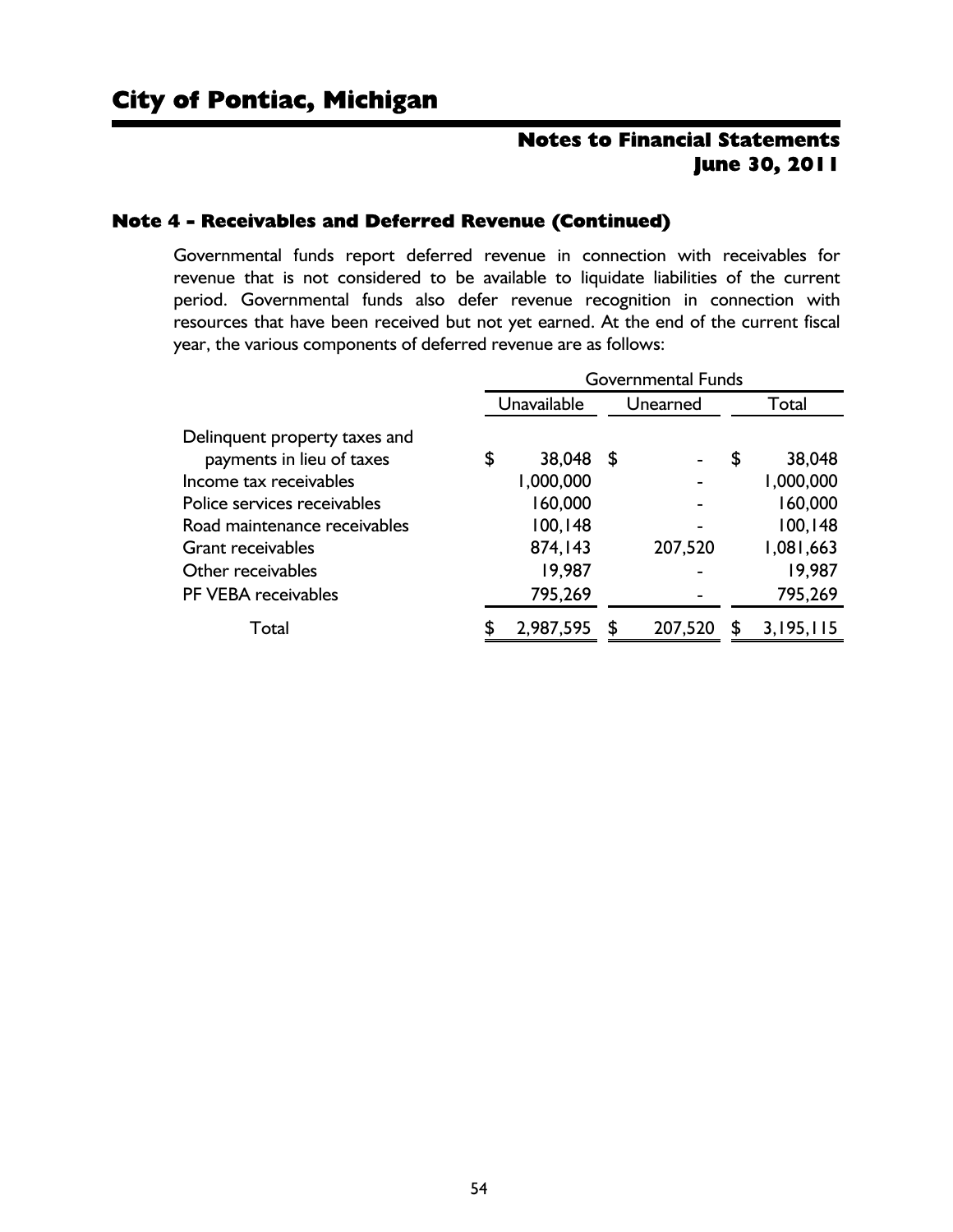## Note 4 - Receivables and Deferred Revenue (Continued)

Governmental funds report deferred revenue in connection with receivables for revenue that is not considered to be available to liquidate liabilities of the current period. Governmental funds also defer revenue recognition in connection with resources that have been received but not yet earned. At the end of the current fiscal year, the various components of deferred revenue are as follows:

| | Governmental Funds | | |
|---|---|---|---|
| | Unavailable | Unearned | Total |
| Delinquent property taxes and payments in lieu of taxes | $ 38,048 | $ - | $ 38,048 |
| Income tax receivables | 1,000,000 | - | 1,000,000 |
| Police services receivables | 160,000 | - | 160,000 |
| Road maintenance receivables | 100,148 | - | 100,148 |
| Grant receivables | 874,143 | 207,520 | 1,081,663 |
| Other receivables | 19,987 | - | 19,987 |
| PF VEBA receivables | 795,269 | - | 795,269 |
| Total | $ 2,987,595 | $ 207,520 | $ 3,195,115 |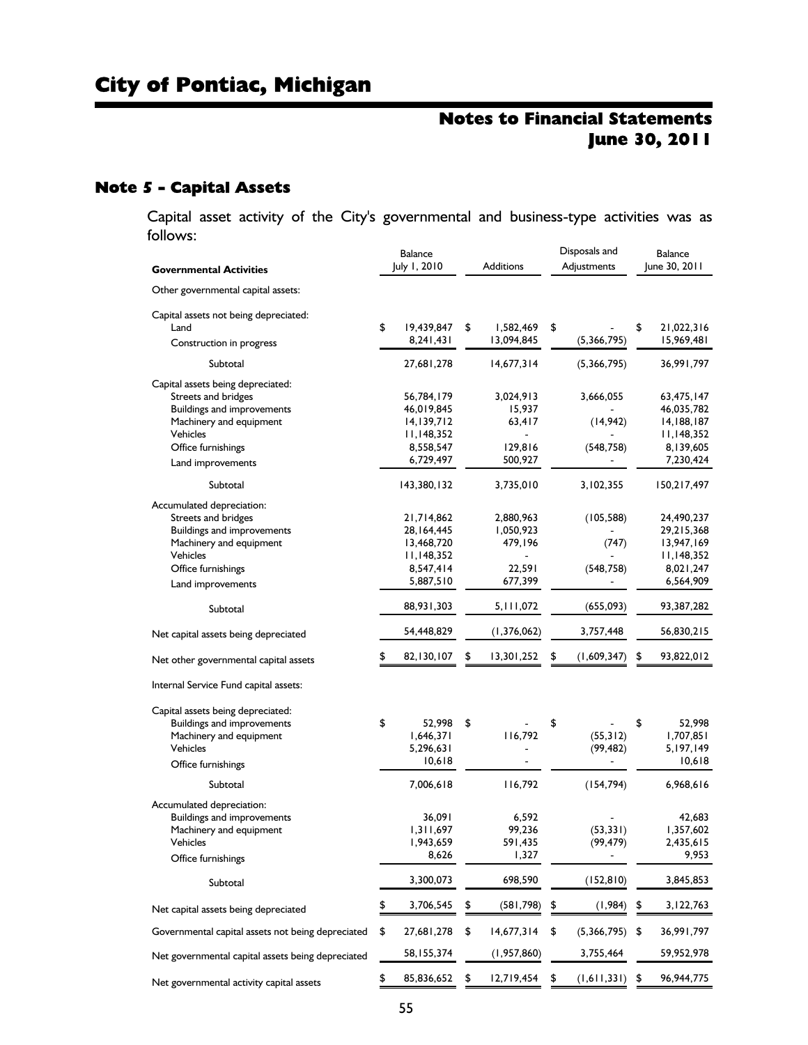# City of Pontiac, Michigan

## Notes to Financial Statements
## June 30, 2011

### Note 5 - Capital Assets

Capital asset activity of the City's governmental and business-type activities was as follows:

| Governmental Activities | Balance July 1, 2010 | Additions | Disposals and Adjustments | Balance June 30, 2011 |
|---|---|---|---|---|
| Other governmental capital assets: | | | | |
| Capital assets not being depreciated: | | | | |
| Land | $ 19,439,847 | $ 1,582,469 | $ - | $ 21,022,316 |
| Construction in progress | 8,241,431 | 13,094,845 | (5,366,795) | 15,969,481 |
| Subtotal | 27,681,278 | 14,677,314 | (5,366,795) | 36,991,797 |
| Capital assets being depreciated: | | | | |
| Streets and bridges | 56,784,179 | 3,024,913 | 3,666,055 | 63,475,147 |
| Buildings and improvements | 46,019,845 | 15,937 | - | 46,035,782 |
| Machinery and equipment | 14,139,712 | 63,417 | (14,942) | 14,188,187 |
| Vehicles | 11,148,352 | - | - | 11,148,352 |
| Office furnishings | 8,558,547 | 129,816 | (548,758) | 8,139,605 |
| Land improvements | 6,729,497 | 500,927 | - | 7,230,424 |
| Subtotal | 143,380,132 | 3,735,010 | 3,102,355 | 150,217,497 |
| Accumulated depreciation: | | | | |
| Streets and bridges | 21,714,862 | 2,880,963 | (105,588) | 24,490,237 |
| Buildings and improvements | 28,164,445 | 1,050,923 | - | 29,215,368 |
| Machinery and equipment | 13,468,720 | 479,196 | (747) | 13,947,169 |
| Vehicles | 11,148,352 | - | - | 11,148,352 |
| Office furnishings | 8,547,414 | 22,591 | (548,758) | 8,021,247 |
| Land improvements | 5,887,510 | 677,399 | - | 6,564,909 |
| Subtotal | 88,931,303 | 5,111,072 | (655,093) | 93,387,282 |
| Net capital assets being depreciated | 54,448,829 | (1,376,062) | 3,757,448 | 56,830,215 |
| Net other governmental capital assets | $ 82,130,107 | $ 13,301,252 | $ (1,609,347) | $ 93,822,012 |
| Internal Service Fund capital assets: | | | | |
| Capital assets being depreciated: | | | | |
| Buildings and improvements | $ 52,998 | $ - | $ - | $ 52,998 |
| Machinery and equipment | 1,646,371 | 116,792 | (55,312) | 1,707,851 |
| Vehicles | 5,296,631 | - | (99,482) | 5,197,149 |
| Office furnishings | 10,618 | - | - | 10,618 |
| Subtotal | 7,006,618 | 116,792 | (154,794) | 6,968,616 |
| Accumulated depreciation: | | | | |
| Buildings and improvements | 36,091 | 6,592 | - | 42,683 |
| Machinery and equipment | 1,311,697 | 99,236 | (53,331) | 1,357,602 |
| Vehicles | 1,943,659 | 591,435 | (99,479) | 2,435,615 |
| Office furnishings | 8,626 | 1,327 | - | 9,953 |
| Subtotal | 3,300,073 | 698,590 | (152,810) | 3,845,853 |
| Net capital assets being depreciated | $ 3,706,545 | $ (581,798) | $ (1,984) | $ 3,122,763 |
| Governmental capital assets not being depreciated | $ 27,681,278 | $ 14,677,314 | $ (5,366,795) | $ 36,991,797 |
| Net governmental capital assets being depreciated | 58,155,374 | (1,957,860) | 3,755,464 | 59,952,978 |
| Net governmental activity capital assets | $ 85,836,652 | $ 12,719,454 | $ (1,611,331) | $ 96,944,775 |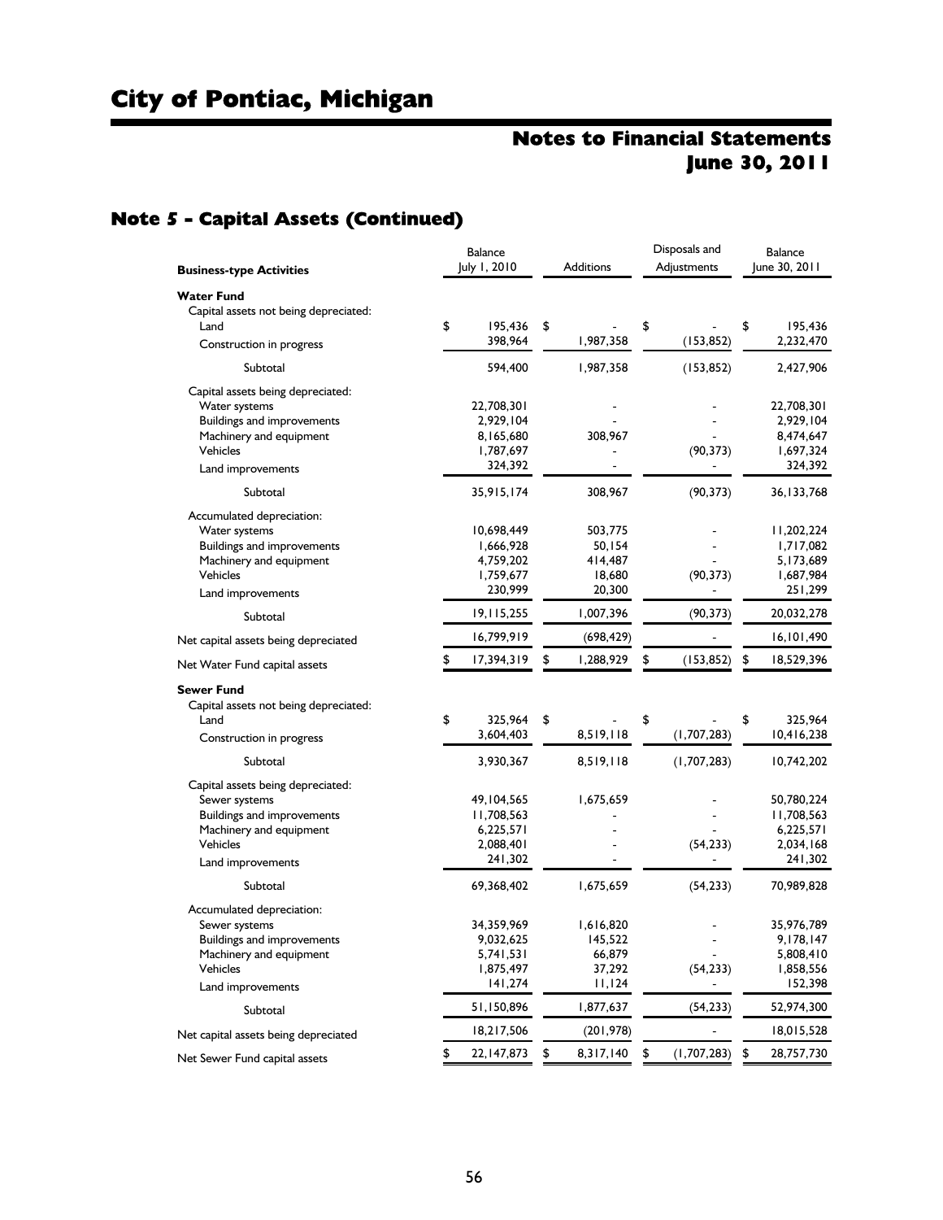# City of Pontiac, Michigan

## Notes to Financial Statements
## June 30, 2011

### Note 5 - Capital Assets (Continued)

| Business-type Activities | Balance July 1, 2010 | Additions | Disposals and Adjustments | Balance June 30, 2011 |
|---|---|---|---|---|
| **Water Fund** | | | | |
| Capital assets not being depreciated: | | | | |
| Land | $ 195,436 | $ - | $ - | $ 195,436 |
| Construction in progress | 398,964 | 1,987,358 | (153,852) | 2,232,470 |
| Subtotal | 594,400 | 1,987,358 | (153,852) | 2,427,906 |
| Capital assets being depreciated: | | | | |
| Water systems | 22,708,301 | - | - | 22,708,301 |
| Buildings and improvements | 2,929,104 | - | - | 2,929,104 |
| Machinery and equipment | 8,165,680 | 308,967 | - | 8,474,647 |
| Vehicles | 1,787,697 | - | (90,373) | 1,697,324 |
| Land improvements | 324,392 | - | - | 324,392 |
| Subtotal | 35,915,174 | 308,967 | (90,373) | 36,133,768 |
| Accumulated depreciation: | | | | |
| Water systems | 10,698,449 | 503,775 | - | 11,202,224 |
| Buildings and improvements | 1,666,928 | 50,154 | - | 1,717,082 |
| Machinery and equipment | 4,759,202 | 414,487 | - | 5,173,689 |
| Vehicles | 1,759,677 | 18,680 | (90,373) | 1,687,984 |
| Land improvements | 230,999 | 20,300 | - | 251,299 |
| Subtotal | 19,115,255 | 1,007,396 | (90,373) | 20,032,278 |
| Net capital assets being depreciated | 16,799,919 | (698,429) | - | 16,101,490 |
| Net Water Fund capital assets | $ 17,394,319 | $ 1,288,929 | $ (153,852) | $ 18,529,396 |
| **Sewer Fund** | | | | |
| Capital assets not being depreciated: | | | | |
| Land | $ 325,964 | $ - | $ - | $ 325,964 |
| Construction in progress | 3,604,403 | 8,519,118 | (1,707,283) | 10,416,238 |
| Subtotal | 3,930,367 | 8,519,118 | (1,707,283) | 10,742,202 |
| Capital assets being depreciated: | | | | |
| Sewer systems | 49,104,565 | 1,675,659 | - | 50,780,224 |
| Buildings and improvements | 11,708,563 | - | - | 11,708,563 |
| Machinery and equipment | 6,225,571 | - | - | 6,225,571 |
| Vehicles | 2,088,401 | - | (54,233) | 2,034,168 |
| Land improvements | 241,302 | - | - | 241,302 |
| Subtotal | 69,368,402 | 1,675,659 | (54,233) | 70,989,828 |
| Accumulated depreciation: | | | | |
| Sewer systems | 34,359,969 | 1,616,820 | - | 35,976,789 |
| Buildings and improvements | 9,032,625 | 145,522 | - | 9,178,147 |
| Machinery and equipment | 5,741,531 | 66,879 | - | 5,808,410 |
| Vehicles | 1,875,497 | 37,292 | (54,233) | 1,858,556 |
| Land improvements | 141,274 | 11,124 | - | 152,398 |
| Subtotal | 51,150,896 | 1,877,637 | (54,233) | 52,974,300 |
| Net capital assets being depreciated | 18,217,506 | (201,978) | - | 18,015,528 |
| Net Sewer Fund capital assets | $ 22,147,873 | $ 8,317,140 | $ (1,707,283) | $ 28,757,730 |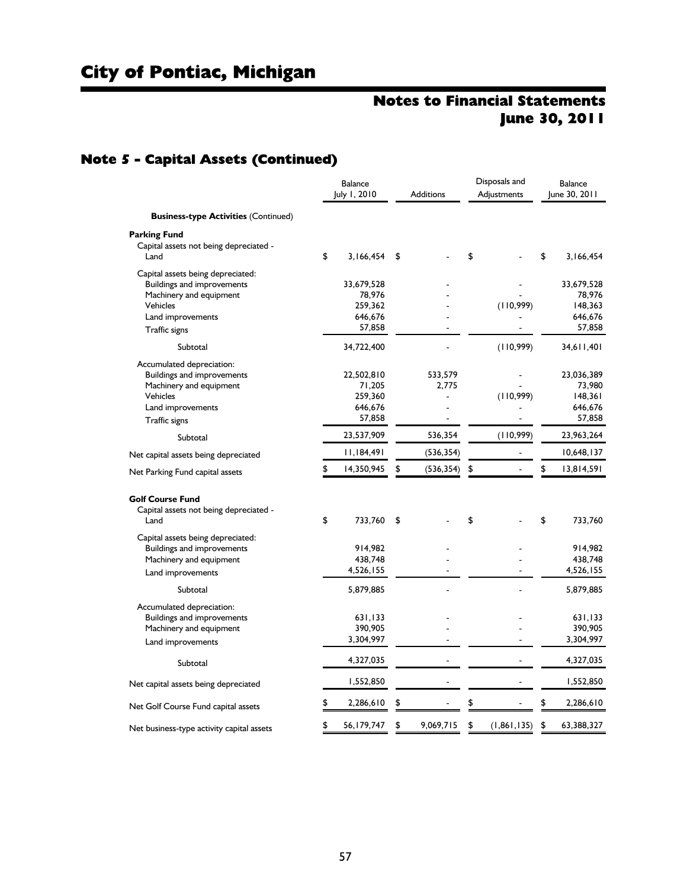# City of Pontiac, Michigan

## Notes to Financial Statements
## June 30, 2011

### Note 5 - Capital Assets (Continued)

| | Balance July 1, 2010 | Additions | Disposals and Adjustments | Balance June 30, 2011 |
|---|---|---|---|---|
| **Business-type Activities** (Continued) | | | | |
| **Parking Fund** | | | | |
| Capital assets not being depreciated - Land | $ 3,166,454 | $ - | $ - | $ 3,166,454 |
| Capital assets being depreciated: | | | | |
| Buildings and improvements | 33,679,528 | - | - | 33,679,528 |
| Machinery and equipment | 78,976 | - | - | 78,976 |
| Vehicles | 259,362 | - | (110,999) | 148,363 |
| Land improvements | 646,676 | - | - | 646,676 |
| Traffic signs | 57,858 | - | - | 57,858 |
| Subtotal | 34,722,400 | - | (110,999) | 34,611,401 |
| Accumulated depreciation: | | | | |
| Buildings and improvements | 22,502,810 | 533,579 | - | 23,036,389 |
| Machinery and equipment | 71,205 | 2,775 | - | 73,980 |
| Vehicles | 259,360 | - | (110,999) | 148,361 |
| Land improvements | 646,676 | - | - | 646,676 |
| Traffic signs | 57,858 | - | - | 57,858 |
| Subtotal | 23,537,909 | 536,354 | (110,999) | 23,963,264 |
| Net capital assets being depreciated | 11,184,491 | (536,354) | - | 10,648,137 |
| Net Parking Fund capital assets | $ 14,350,945 | $ (536,354) | $ - | $ 13,814,591 |
| **Golf Course Fund** | | | | |
| Capital assets not being depreciated - Land | $ 733,760 | $ - | $ - | $ 733,760 |
| Capital assets being depreciated: | | | | |
| Buildings and improvements | 914,982 | - | - | 914,982 |
| Machinery and equipment | 438,748 | - | - | 438,748 |
| Land improvements | 4,526,155 | - | - | 4,526,155 |
| Subtotal | 5,879,885 | - | - | 5,879,885 |
| Accumulated depreciation: | | | | |
| Buildings and improvements | 631,133 | - | - | 631,133 |
| Machinery and equipment | 390,905 | - | - | 390,905 |
| Land improvements | 3,304,997 | - | - | 3,304,997 |
| Subtotal | 4,327,035 | - | - | 4,327,035 |
| Net capital assets being depreciated | 1,552,850 | - | - | 1,552,850 |
| Net Golf Course Fund capital assets | $ 2,286,610 | $ - | $ - | $ 2,286,610 |
| Net business-type activity capital assets | $ 56,179,747 | $ 9,069,715 | $ (1,861,135) | $ 63,388,327 |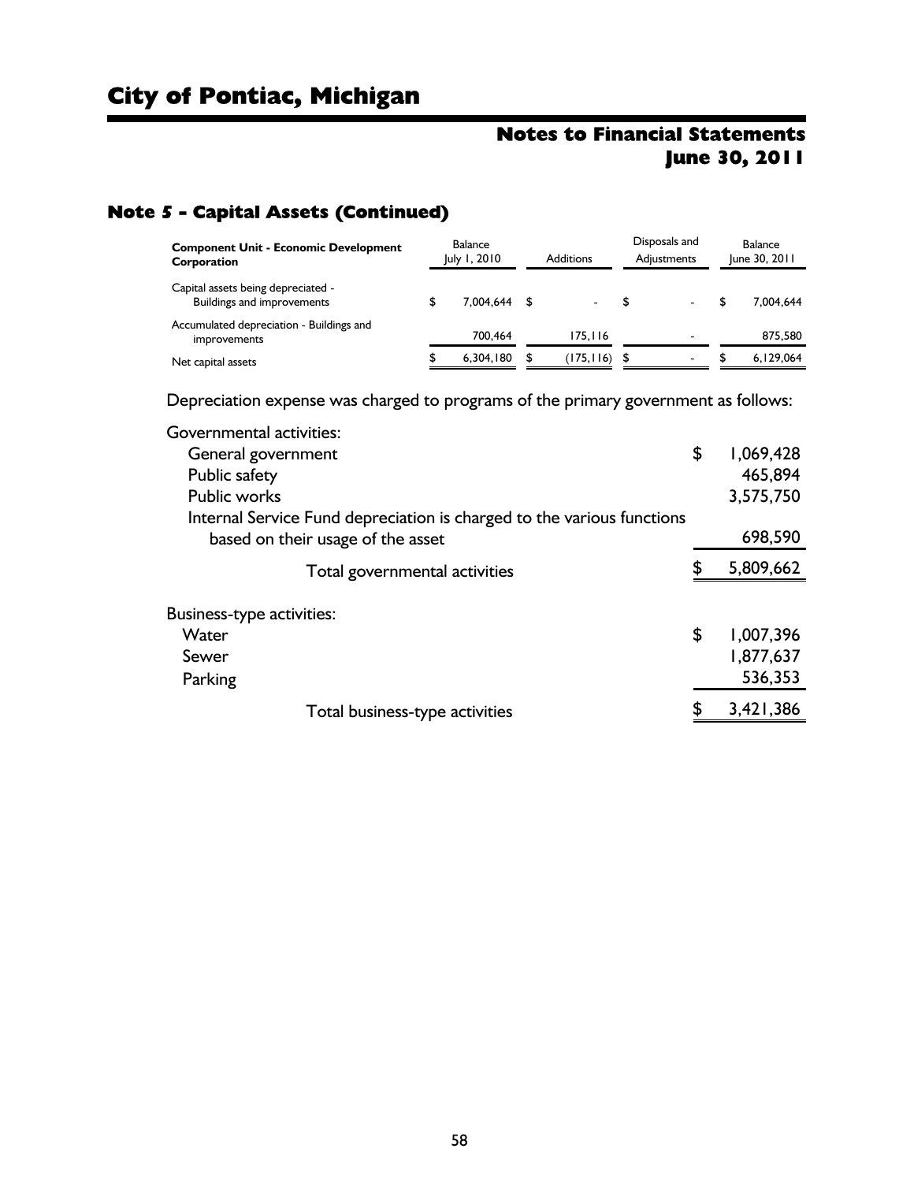# City of Pontiac, Michigan

## Notes to Financial Statements
## June 30, 2011

### Note 5 - Capital Assets (Continued)

| Component Unit - Economic Development Corporation | Balance July 1, 2010 | Additions | Disposals and Adjustments | Balance June 30, 2011 |
|---|---|---|---|---|
| Capital assets being depreciated - Buildings and improvements | $ 7,004,644 | $ - | $ - | $ 7,004,644 |
| Accumulated depreciation - Buildings and improvements | 700,464 | 175,116 | - | 875,580 |
| Net capital assets | $ 6,304,180 | $ (175,116) | $ - | $ 6,129,064 |

Depreciation expense was charged to programs of the primary government as follows:

| | |
|---|---|
| Governmental activities: | |
| General government | $ 1,069,428 |
| Public safety | 465,894 |
| Public works | 3,575,750 |
| Internal Service Fund depreciation is charged to the various functions based on their usage of the asset | 698,590 |
| Total governmental activities | $ 5,809,662 |
| Business-type activities: | |
| Water | $ 1,007,396 |
| Sewer | 1,877,637 |
| Parking | 536,353 |
| Total business-type activities | $ 3,421,386 |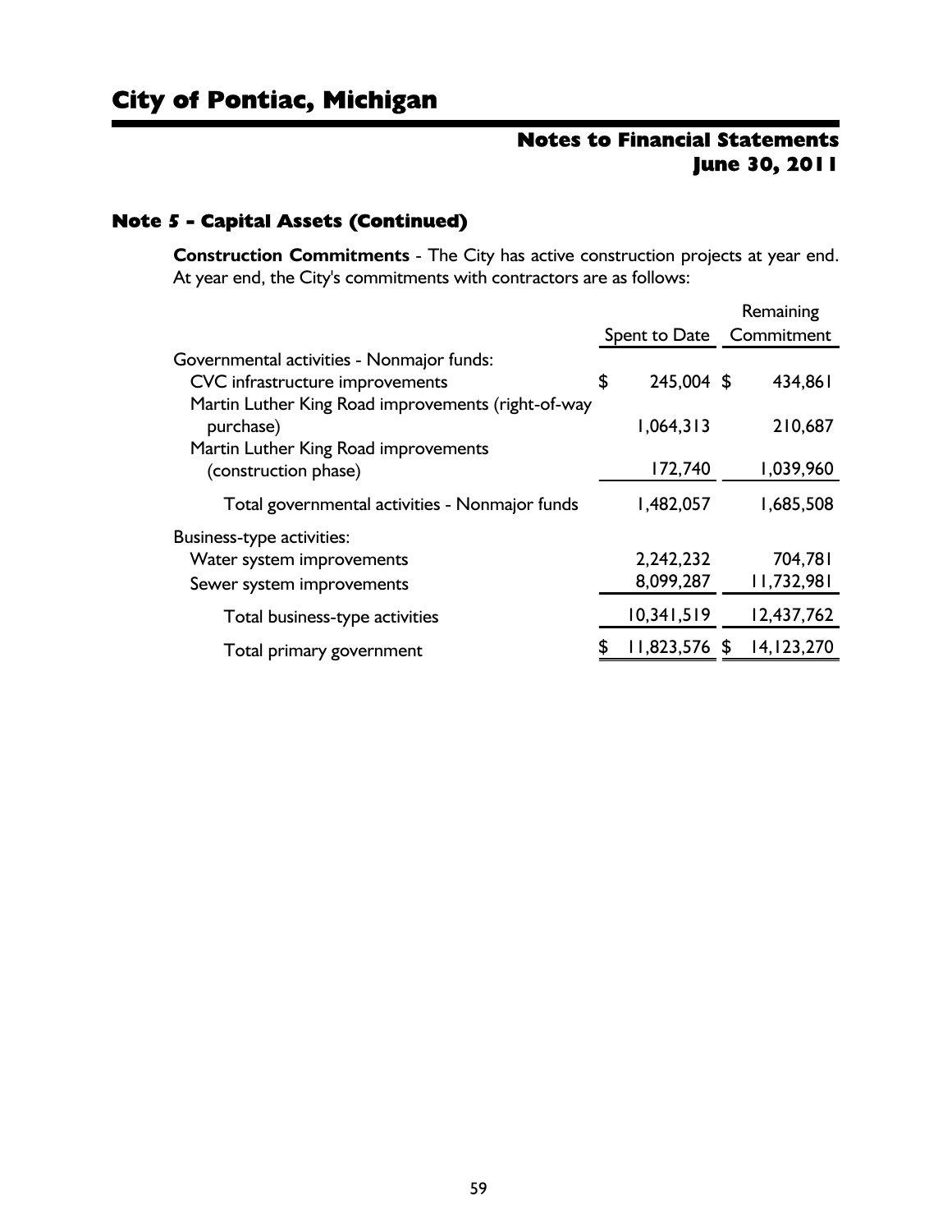# City of Pontiac, Michigan

## Notes to Financial Statements
## June 30, 2011

### Note 5 - Capital Assets (Continued)

**Construction Commitments** - The City has active construction projects at year end. At year end, the City's commitments with contractors are as follows:

| | Spent to Date | Remaining Commitment |
|---|---|---|
| Governmental activities - Nonmajor funds: | | |
| CVC infrastructure improvements | $ 245,004 | $ 434,861 |
| Martin Luther King Road improvements (right-of-way purchase) | 1,064,313 | 210,687 |
| Martin Luther King Road improvements (construction phase) | 172,740 | 1,039,960 |
| Total governmental activities - Nonmajor funds | 1,482,057 | 1,685,508 |
| Business-type activities: | | |
| Water system improvements | 2,242,232 | 704,781 |
| Sewer system improvements | 8,099,287 | 11,732,981 |
| Total business-type activities | 10,341,519 | 12,437,762 |
| Total primary government | $ 11,823,576 | $ 14,123,270 |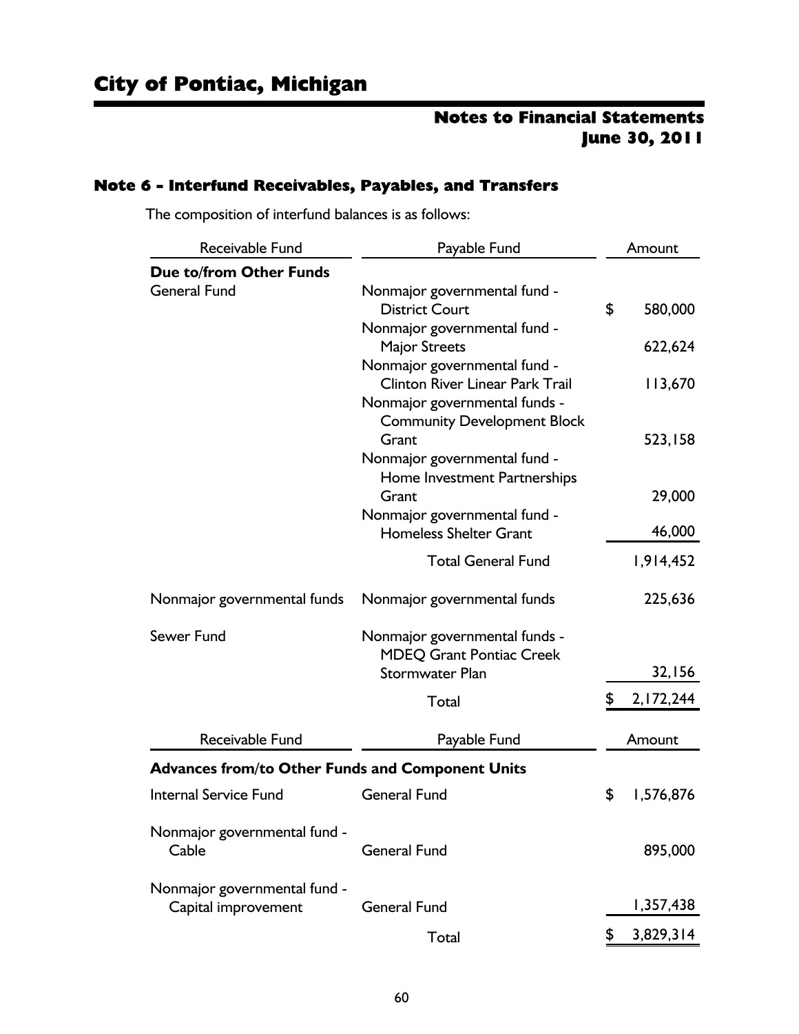## Notes to Financial Statements
## June 30, 2011

### Note 6 - Interfund Receivables, Payables, and Transfers

The composition of interfund balances is as follows:

| Receivable Fund | Payable Fund | Amount |
|---|---|---|
| **Due to/from Other Funds** | | |
| General Fund | Nonmajor governmental fund - District Court | $ 580,000 |
| | Nonmajor governmental fund - Major Streets | 622,624 |
| | Nonmajor governmental fund - Clinton River Linear Park Trail | 113,670 |
| | Nonmajor governmental funds - Community Development Block Grant | 523,158 |
| | Nonmajor governmental fund - Home Investment Partnerships Grant | 29,000 |
| | Nonmajor governmental fund - Homeless Shelter Grant | 46,000 |
| | Total General Fund | 1,914,452 |
| Nonmajor governmental funds | Nonmajor governmental funds | 225,636 |
| Sewer Fund | Nonmajor governmental funds - MDEQ Grant Pontiac Creek Stormwater Plan | 32,156 |
| | Total | $ 2,172,244 |

| Receivable Fund | Payable Fund | Amount |
|---|---|---|
| **Advances from/to Other Funds and Component Units** | | |
| Internal Service Fund | General Fund | $ 1,576,876 |
| Nonmajor governmental fund - Cable | General Fund | 895,000 |
| Nonmajor governmental fund - Capital improvement | General Fund | 1,357,438 |
| | Total | $ 3,829,314 |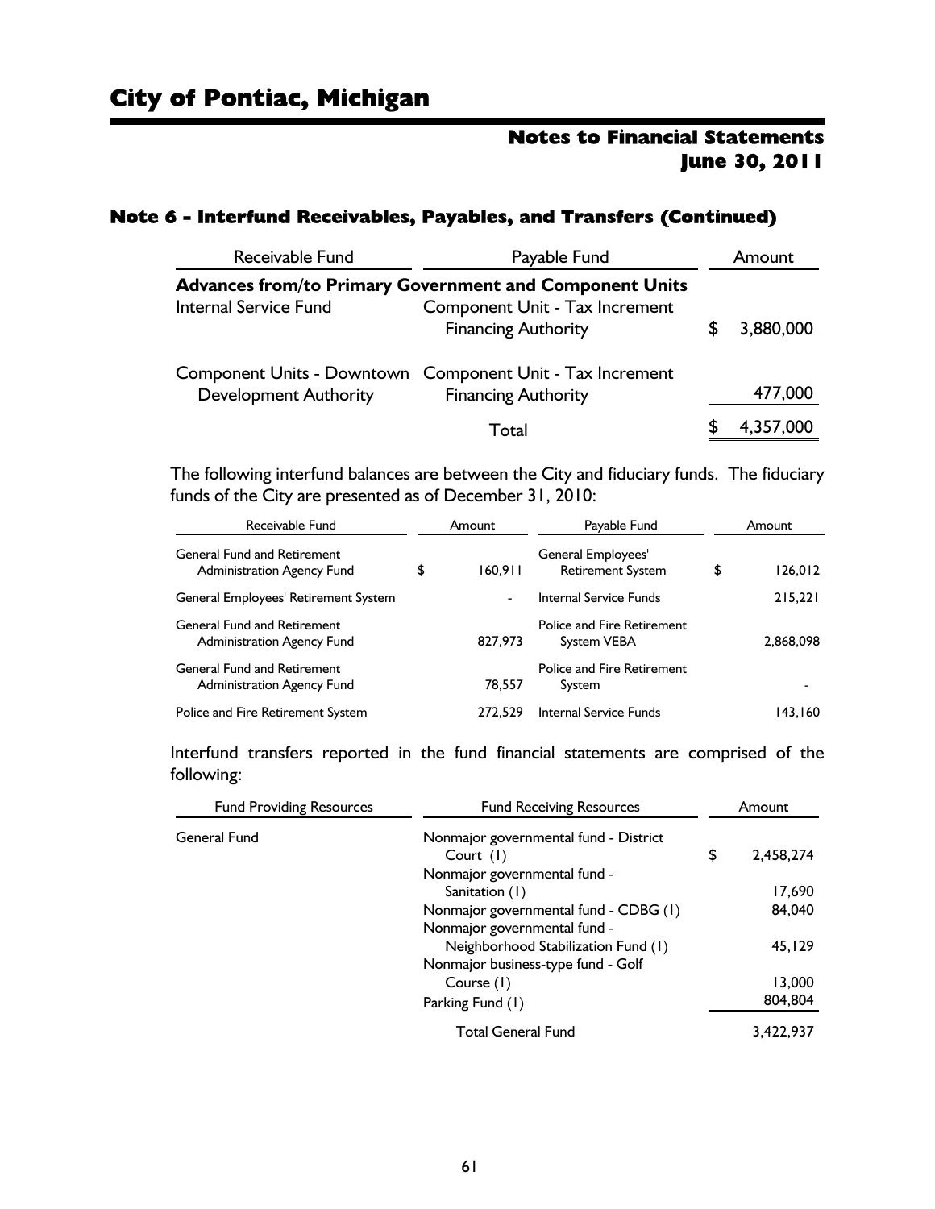## Note 6 - Interfund Receivables, Payables, and Transfers (Continued)

| Receivable Fund | Payable Fund | Amount |
|---|---|---|
| **Advances from/to Primary Government and Component Units** | | |
| Internal Service Fund | Component Unit - Tax Increment Financing Authority | $ 3,880,000 |
| Component Units - Downtown Development Authority | Component Unit - Tax Increment Financing Authority | 477,000 |
| | Total | $ 4,357,000 |

The following interfund balances are between the City and fiduciary funds. The fiduciary funds of the City are presented as of December 31, 2010:

| Receivable Fund | Amount | Payable Fund | Amount |
|---|---|---|---|
| General Fund and Retirement Administration Agency Fund | $ 160,911 | General Employees' Retirement System | $ 126,012 |
| General Employees' Retirement System | - | Internal Service Funds | 215,221 |
| General Fund and Retirement Administration Agency Fund | 827,973 | Police and Fire Retirement System VEBA | 2,868,098 |
| General Fund and Retirement Administration Agency Fund | 78,557 | Police and Fire Retirement System | - |
| Police and Fire Retirement System | 272,529 | Internal Service Funds | 143,160 |

Interfund transfers reported in the fund financial statements are comprised of the following:

| Fund Providing Resources | Fund Receiving Resources | Amount |
|---|---|---|
| General Fund | Nonmajor governmental fund - District Court (1) | $ 2,458,274 |
| | Nonmajor governmental fund - Sanitation (1) | 17,690 |
| | Nonmajor governmental fund - CDBG (1) | 84,040 |
| | Nonmajor governmental fund - Neighborhood Stabilization Fund (1) | 45,129 |
| | Nonmajor business-type fund - Golf Course (1) | 13,000 |
| | Parking Fund (1) | 804,804 |
| | Total General Fund | 3,422,937 |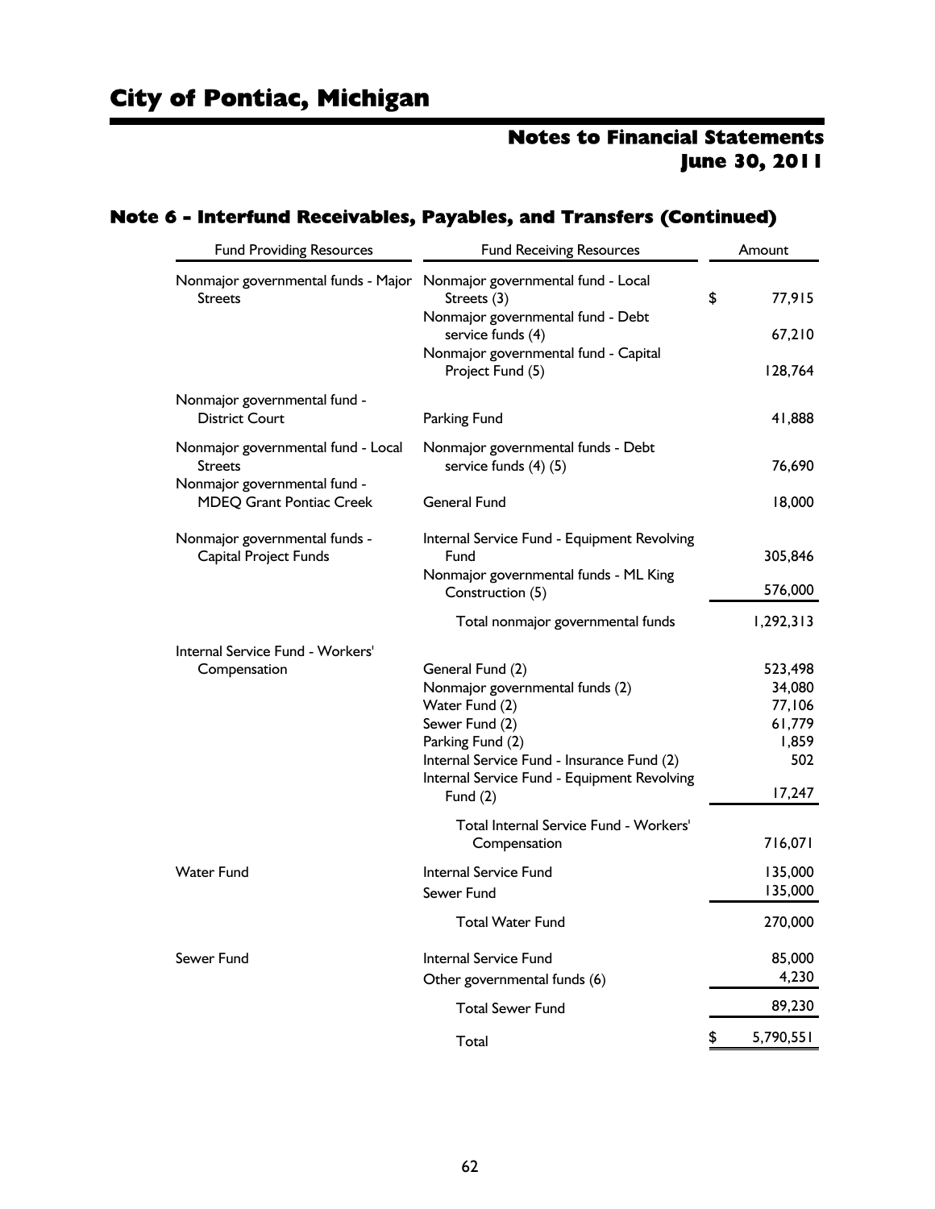## Note 6 - Interfund Receivables, Payables, and Transfers (Continued)

| Fund Providing Resources | Fund Receiving Resources | Amount |
|---|---|---|
| Nonmajor governmental funds - Major Streets | Nonmajor governmental fund - Local Streets (3) | $ 77,915 |
| | Nonmajor governmental fund - Debt service funds (4) | 67,210 |
| | Nonmajor governmental fund - Capital Project Fund (5) | 128,764 |
| Nonmajor governmental fund - District Court | Parking Fund | 41,888 |
| Nonmajor governmental fund - Local Streets | Nonmajor governmental funds - Debt service funds (4) (5) | 76,690 |
| Nonmajor governmental fund - MDEQ Grant Pontiac Creek | General Fund | 18,000 |
| Nonmajor governmental funds - Capital Project Funds | Internal Service Fund - Equipment Revolving Fund | 305,846 |
| | Nonmajor governmental funds - ML King Construction (5) | 576,000 |
| | Total nonmajor governmental funds | 1,292,313 |
| Internal Service Fund - Workers' Compensation | General Fund (2) | 523,498 |
| | Nonmajor governmental funds (2) | 34,080 |
| | Water Fund (2) | 77,106 |
| | Sewer Fund (2) | 61,779 |
| | Parking Fund (2) | 1,859 |
| | Internal Service Fund - Insurance Fund (2) | 502 |
| | Internal Service Fund - Equipment Revolving Fund (2) | 17,247 |
| | Total Internal Service Fund - Workers' Compensation | 716,071 |
| Water Fund | Internal Service Fund | 135,000 |
| | Sewer Fund | 135,000 |
| | Total Water Fund | 270,000 |
| Sewer Fund | Internal Service Fund | 85,000 |
| | Other governmental funds (6) | 4,230 |
| | Total Sewer Fund | 89,230 |
| | Total | $ 5,790,551 |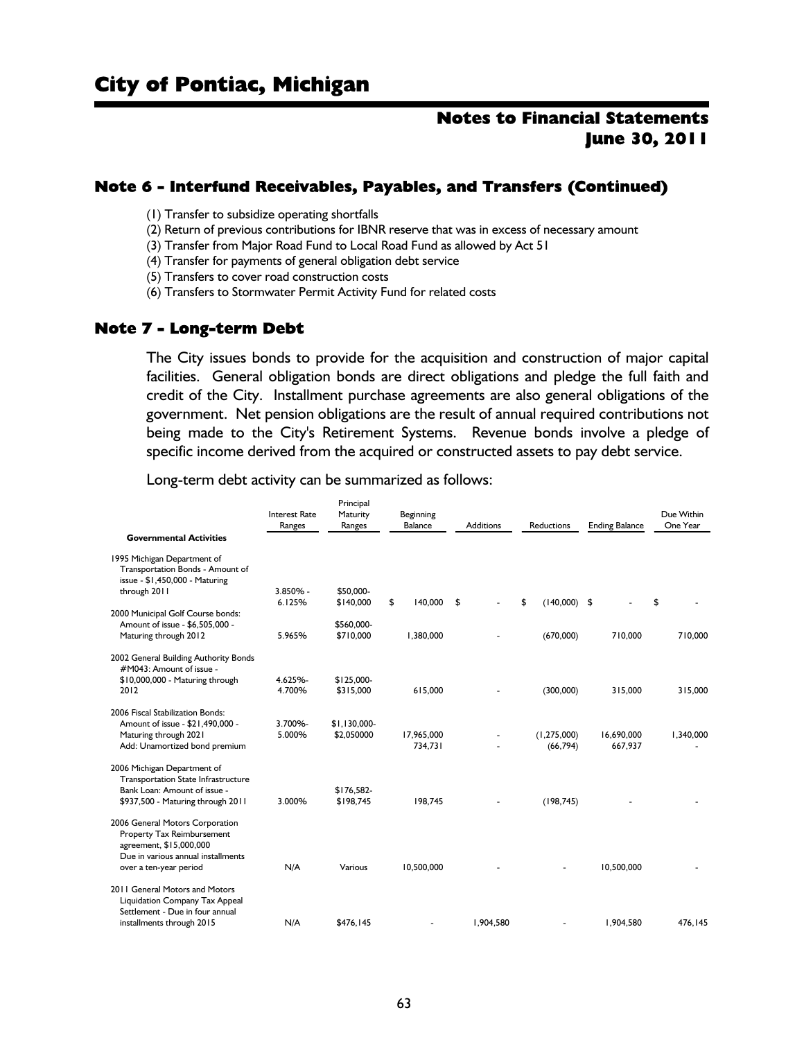## Note 6 - Interfund Receivables, Payables, and Transfers (Continued)

(1) Transfer to subsidize operating shortfalls
(2) Return of previous contributions for IBNR reserve that was in excess of necessary amount
(3) Transfer from Major Road Fund to Local Road Fund as allowed by Act 51
(4) Transfer for payments of general obligation debt service
(5) Transfers to cover road construction costs
(6) Transfers to Stormwater Permit Activity Fund for related costs

## Note 7 - Long-term Debt

The City issues bonds to provide for the acquisition and construction of major capital facilities. General obligation bonds are direct obligations and pledge the full faith and credit of the City. Installment purchase agreements are also general obligations of the government. Net pension obligations are the result of annual required contributions not being made to the City's Retirement Systems. Revenue bonds involve a pledge of specific income derived from the acquired or constructed assets to pay debt service.

Long-term debt activity can be summarized as follows:

| | Interest Rate Ranges | Principal Maturity Ranges | Beginning Balance | Additions | Reductions | Ending Balance | Due Within One Year |
|---|---|---|---|---|---|---|---|
| **Governmental Activities** | | | | | | | |
| 1995 Michigan Department of Transportation Bonds - Amount of issue - $1,450,000 - Maturing through 2011 | 3.850% - 6.125% | $50,000- $140,000 | $ 140,000 | $ - | $ (140,000) | $ - | $ - |
| 2000 Municipal Golf Course bonds: Amount of issue - $6,505,000 - Maturing through 2012 | 5.965% | $560,000- $710,000 | 1,380,000 | - | (670,000) | 710,000 | 710,000 |
| 2002 General Building Authority Bonds #M043: Amount of issue - $10,000,000 - Maturing through 2012 | 4.625%- 4.700% | $125,000- $315,000 | 615,000 | - | (300,000) | 315,000 | 315,000 |
| 2006 Fiscal Stabilization Bonds: Amount of issue - $21,490,000 - Maturing through 2021 | 3.700%- 5.000% | $1,130,000- $2,050000 | 17,965,000 | - | (1,275,000) | 16,690,000 | 1,340,000 |
| Add: Unamortized bond premium | | | 734,731 | - | (66,794) | 667,937 | - |
| 2006 Michigan Department of Transportation State Infrastructure Bank Loan: Amount of issue - $937,500 - Maturing through 2011 | 3.000% | $176,582- $198,745 | 198,745 | - | (198,745) | - | - |
| 2006 General Motors Corporation Property Tax Reimbursement agreement, $15,000,000 Due in various annual installments over a ten-year period | N/A | Various | 10,500,000 | - | - | 10,500,000 | - |
| 2011 General Motors and Motors Liquidation Company Tax Appeal Settlement - Due in four annual installments through 2015 | N/A | $476,145 | - | 1,904,580 | - | 1,904,580 | 476,145 |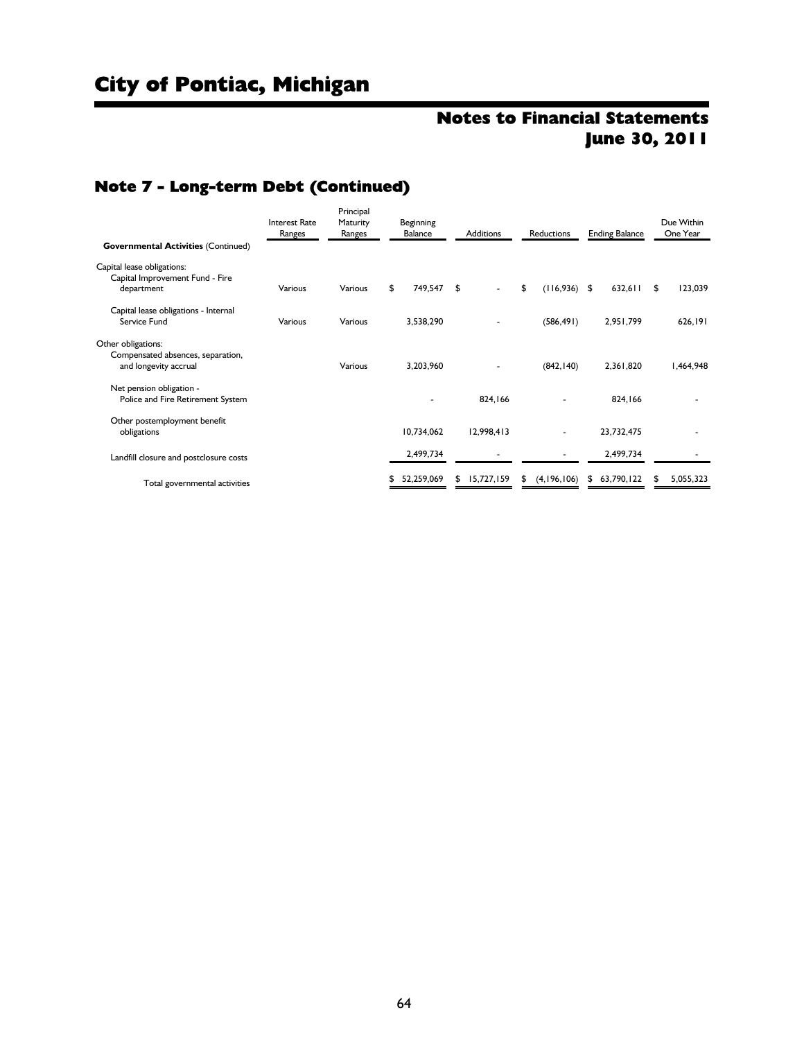# City of Pontiac, Michigan

## Notes to Financial Statements
## June 30, 2011

## Note 7 - Long-term Debt (Continued)

| | Interest Rate Ranges | Principal Maturity Ranges | Beginning Balance | Additions | Reductions | Ending Balance | Due Within One Year |
|---|---|---|---|---|---|---|---|
| **Governmental Activities** (Continued) | | | | | | | |
| Capital lease obligations: | | | | | | | |
| Capital Improvement Fund - Fire department | Various | Various | $ 749,547 | $ - | $ (116,936) | $ 632,611 | $ 123,039 |
| Capital lease obligations - Internal Service Fund | Various | Various | 3,538,290 | - | (586,491) | 2,951,799 | 626,191 |
| Other obligations: | | | | | | | |
| Compensated absences, separation, and longevity accrual | | Various | 3,203,960 | - | (842,140) | 2,361,820 | 1,464,948 |
| Net pension obligation - Police and Fire Retirement System | | | - | 824,166 | - | 824,166 | - |
| Other postemployment benefit obligations | | | 10,734,062 | 12,998,413 | - | 23,732,475 | - |
| Landfill closure and postclosure costs | | | 2,499,734 | - | - | 2,499,734 | - |
| Total governmental activities | | | $ 52,259,069 | $ 15,727,159 | $ (4,196,106) | $ 63,790,122 | $ 5,055,323 |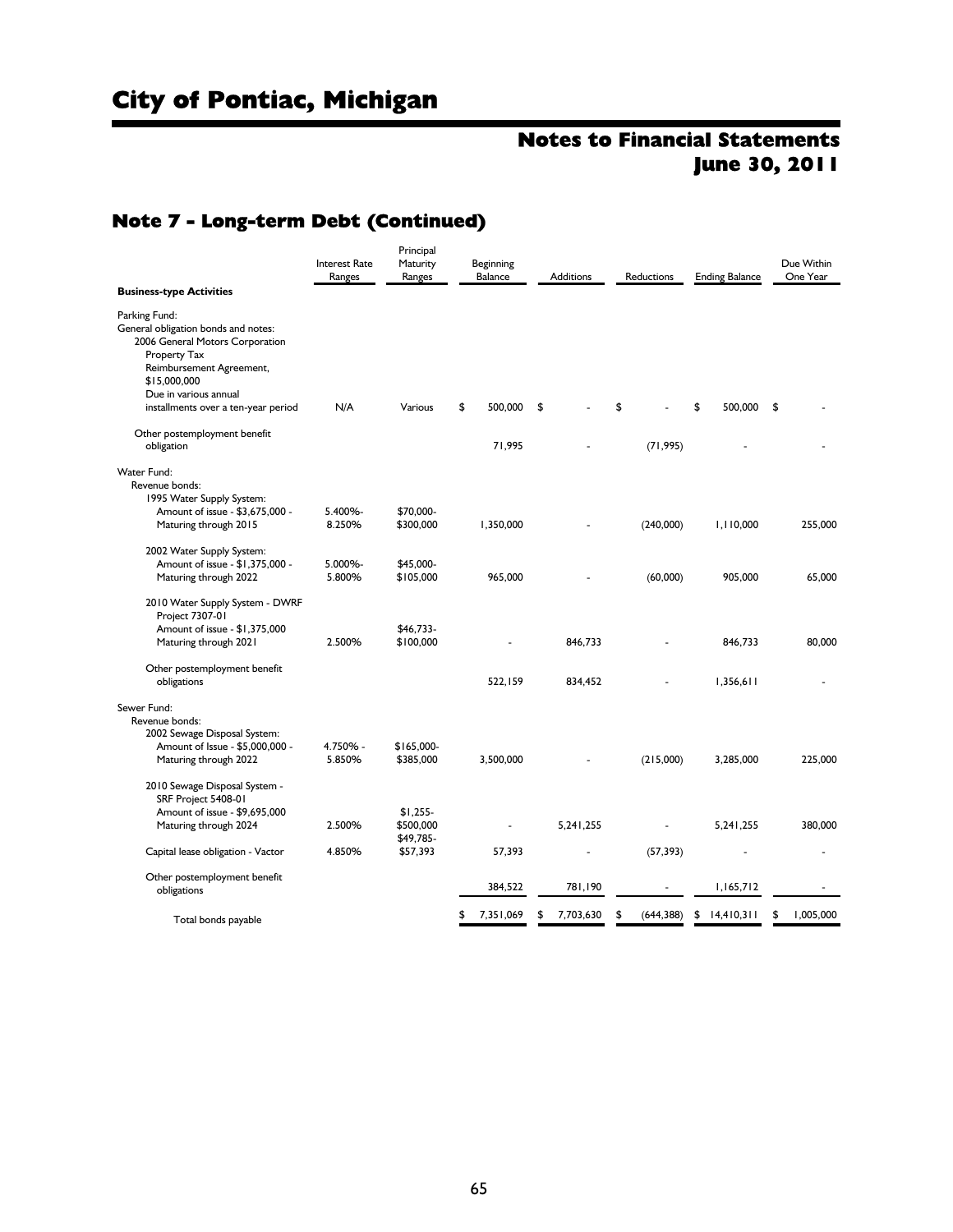# City of Pontiac, Michigan

## Notes to Financial Statements
## June 30, 2011

### Note 7 - Long-term Debt (Continued)

| Business-type Activities | Interest Rate Ranges | Principal Maturity Ranges | Beginning Balance | Additions | Reductions | Ending Balance | Due Within One Year |
|---|---|---|---|---|---|---|---|
| **Parking Fund:** | | | | | | | |
| General obligation bonds and notes: | | | | | | | |
| 2006 General Motors Corporation Property Tax Reimbursement Agreement, $15,000,000 Due in various annual installments over a ten-year period | N/A | Various | $ 500,000 | $ - | $ - | $ 500,000 | $ - |
| Other postemployment benefit obligation | | | 71,995 | - | (71,995) | - | - |
| **Water Fund:** | | | | | | | |
| Revenue bonds: | | | | | | | |
| 1995 Water Supply System: Amount of issue - $3,675,000 - Maturing through 2015 | 5.400%- 8.250% | $70,000- $300,000 | 1,350,000 | - | (240,000) | 1,110,000 | 255,000 |
| 2002 Water Supply System: Amount of issue - $1,375,000 - Maturing through 2022 | 5.000%- 5.800% | $45,000- $105,000 | 965,000 | - | (60,000) | 905,000 | 65,000 |
| 2010 Water Supply System - DWRF Project 7307-01 Amount of issue - $1,375,000 Maturing through 2021 | 2.500% | $46,733- $100,000 | - | 846,733 | - | 846,733 | 80,000 |
| Other postemployment benefit obligations | | | 522,159 | 834,452 | - | 1,356,611 | - |
| **Sewer Fund:** | | | | | | | |
| Revenue bonds: | | | | | | | |
| 2002 Sewage Disposal System: Amount of Issue - $5,000,000 - Maturing through 2022 | 4.750% - 5.850% | $165,000- $385,000 | 3,500,000 | - | (215,000) | 3,285,000 | 225,000 |
| 2010 Sewage Disposal System - SRF Project 5408-01 Amount of issue - $9,695,000 Maturing through 2024 | 2.500% | $1,255- $500,000 | - | 5,241,255 | - | 5,241,255 | 380,000 |
| Capital lease obligation - Vactor | 4.850% | $49,785- $57,393 | 57,393 | - | (57,393) | - | - |
| Other postemployment benefit obligations | | | 384,522 | 781,190 | - | 1,165,712 | - |
| Total bonds payable | | | $ 7,351,069 | $ 7,703,630 | $ (644,388) | $ 14,410,311 | $ 1,005,000 |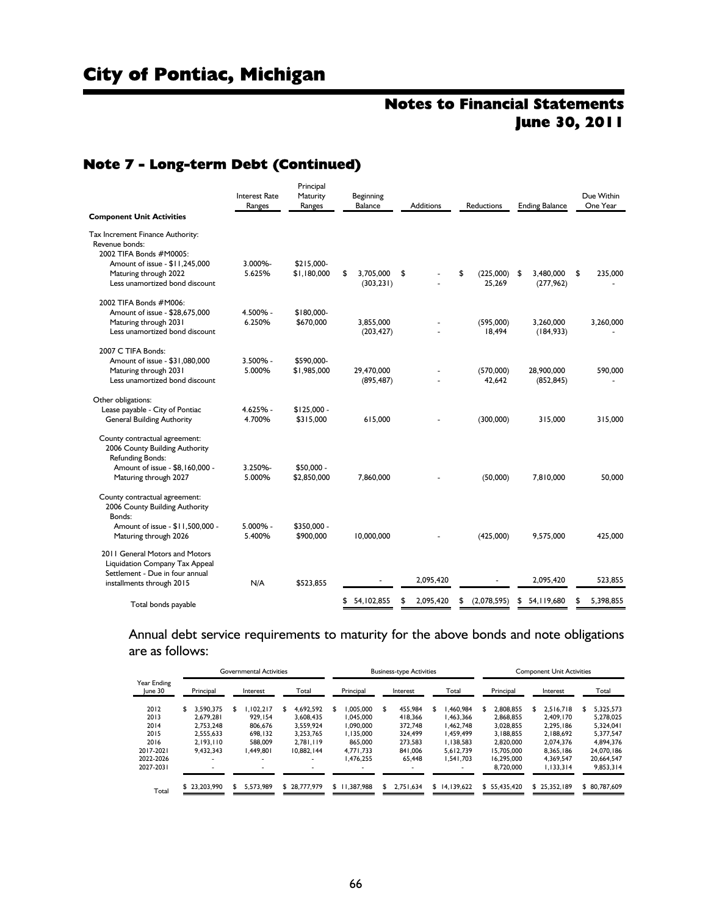# City of Pontiac, Michigan

## Notes to Financial Statements
## June 30, 2011

### Note 7 - Long-term Debt (Continued)

| Component Unit Activities | Interest Rate Ranges | Principal Maturity Ranges | Beginning Balance | Additions | Reductions | Ending Balance | Due Within One Year |
|---|---|---|---|---|---|---|---|
| Tax Increment Finance Authority: | | | | | | | |
| Revenue bonds: | | | | | | | |
| 2002 TIFA Bonds #M0005: | | | | | | | |
| Amount of issue - $11,245,000 | 3.000%- | $215,000- | | | | | |
| Maturing through 2022 | 5.625% | $1,180,000 | $ 3,705,000 | $ - | $ (225,000) | $ 3,480,000 | $ 235,000 |
| Less unamortized bond discount | | | (303,231) | - | 25,269 | (277,962) | - |
| 2002 TIFA Bonds #M006: | | | | | | | |
| Amount of issue - $28,675,000 | 4.500% - | $180,000- | | | | | |
| Maturing through 2031 | 6.250% | $670,000 | 3,855,000 | - | (595,000) | 3,260,000 | 3,260,000 |
| Less unamortized bond discount | | | (203,427) | - | 18,494 | (184,933) | - |
| 2007 C TIFA Bonds: | | | | | | | |
| Amount of issue - $31,080,000 | 3.500% - | $590,000- | | | | | |
| Maturing through 2031 | 5.000% | $1,985,000 | 29,470,000 | - | (570,000) | 28,900,000 | 590,000 |
| Less unamortized bond discount | | | (895,487) | - | 42,642 | (852,845) | - |
| Other obligations: | | | | | | | |
| Lease payable - City of Pontiac | 4.625% - | $125,000 - | | | | | |
| General Building Authority | 4.700% | $315,000 | 615,000 | - | (300,000) | 315,000 | 315,000 |
| County contractual agreement: 2006 County Building Authority Refunding Bonds: | | | | | | | |
| Amount of issue - $8,160,000 - | 3.250%- | $50,000 - | | | | | |
| Maturing through 2027 | 5.000% | $2,850,000 | 7,860,000 | - | (50,000) | 7,810,000 | 50,000 |
| County contractual agreement: 2006 County Building Authority Bonds: | | | | | | | |
| Amount of issue - $11,500,000 - | 5.000% - | $350,000 - | | | | | |
| Maturing through 2026 | 5.400% | $900,000 | 10,000,000 | - | (425,000) | 9,575,000 | 425,000 |
| 2011 General Motors and Motors Liquidation Company Tax Appeal Settlement - Due in four annual installments through 2015 | N/A | $523,855 | - | 2,095,420 | - | 2,095,420 | 523,855 |
| Total bonds payable | | | $ 54,102,855 | $ 2,095,420 | $ (2,078,595) | $ 54,119,680 | $ 5,398,855 |

Annual debt service requirements to maturity for the above bonds and note obligations are as follows:

| Year Ending June 30 | Governmental Activities | | | Business-type Activities | | | Component Unit Activities | | |
|---|---|---|---|---|---|---|---|---|---|
| | Principal | Interest | Total | Principal | Interest | Total | Principal | Interest | Total |
| 2012 | $ 3,590,375 | $ 1,102,217 | $ 4,692,592 | $ 1,005,000 | $ 455,984 | $ 1,460,984 | $ 2,808,855 | $ 2,516,718 | $ 5,325,573 |
| 2013 | 2,679,281 | 929,154 | 3,608,435 | 1,045,000 | 418,366 | 1,463,366 | 2,868,855 | 2,409,170 | 5,278,025 |
| 2014 | 2,753,248 | 806,676 | 3,559,924 | 1,090,000 | 372,748 | 1,462,748 | 3,028,855 | 2,295,186 | 5,324,041 |
| 2015 | 2,555,633 | 698,132 | 3,253,765 | 1,135,000 | 324,499 | 1,459,499 | 3,188,855 | 2,188,692 | 5,377,547 |
| 2016 | 2,193,110 | 588,009 | 2,781,119 | 865,000 | 273,583 | 1,138,583 | 2,820,000 | 2,074,376 | 4,894,376 |
| 2017-2021 | 9,432,343 | 1,449,801 | 10,882,144 | 4,771,733 | 841,006 | 5,612,739 | 15,705,000 | 8,365,186 | 24,070,186 |
| 2022-2026 | - | - | - | 1,476,255 | 65,448 | 1,541,703 | 16,295,000 | 4,369,547 | 20,664,547 |
| 2027-2031 | - | - | - | - | - | - | 8,720,000 | 1,133,314 | 9,853,314 |
| Total | $ 23,203,990 | $ 5,573,989 | $ 28,777,979 | $ 11,387,988 | $ 2,751,634 | $ 14,139,622 | $ 55,435,420 | $ 25,352,189 | $ 80,787,609 |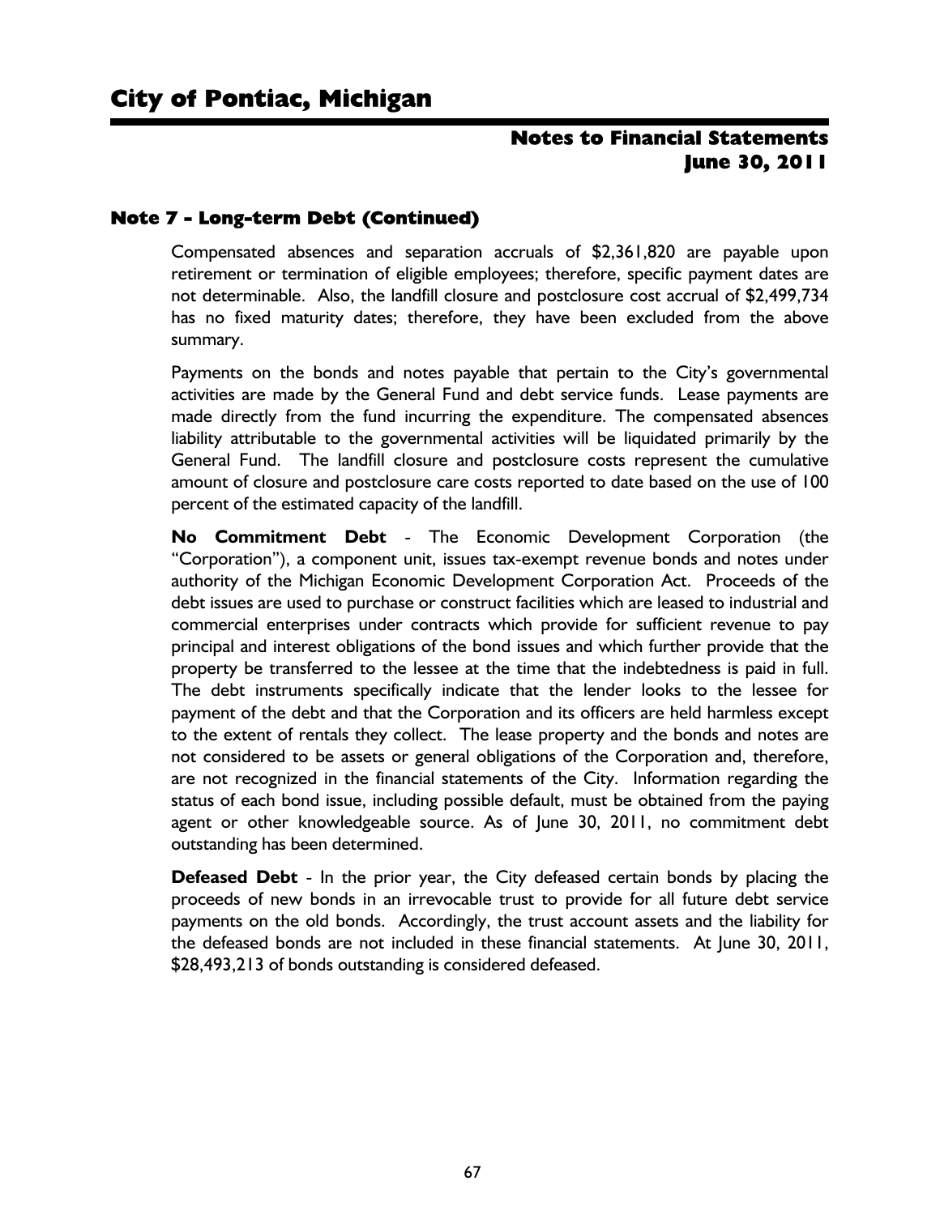## Note 7 - Long-term Debt (Continued)

Compensated absences and separation accruals of $2,361,820 are payable upon retirement or termination of eligible employees; therefore, specific payment dates are not determinable. Also, the landfill closure and postclosure cost accrual of $2,499,734 has no fixed maturity dates; therefore, they have been excluded from the above summary.

Payments on the bonds and notes payable that pertain to the City's governmental activities are made by the General Fund and debt service funds. Lease payments are made directly from the fund incurring the expenditure. The compensated absences liability attributable to the governmental activities will be liquidated primarily by the General Fund. The landfill closure and postclosure costs represent the cumulative amount of closure and postclosure care costs reported to date based on the use of 100 percent of the estimated capacity of the landfill.

**No Commitment Debt** - The Economic Development Corporation (the "Corporation"), a component unit, issues tax-exempt revenue bonds and notes under authority of the Michigan Economic Development Corporation Act. Proceeds of the debt issues are used to purchase or construct facilities which are leased to industrial and commercial enterprises under contracts which provide for sufficient revenue to pay principal and interest obligations of the bond issues and which further provide that the property be transferred to the lessee at the time that the indebtedness is paid in full. The debt instruments specifically indicate that the lender looks to the lessee for payment of the debt and that the Corporation and its officers are held harmless except to the extent of rentals they collect. The lease property and the bonds and notes are not considered to be assets or general obligations of the Corporation and, therefore, are not recognized in the financial statements of the City. Information regarding the status of each bond issue, including possible default, must be obtained from the paying agent or other knowledgeable source. As of June 30, 2011, no commitment debt outstanding has been determined.

**Defeased Debt** - In the prior year, the City defeased certain bonds by placing the proceeds of new bonds in an irrevocable trust to provide for all future debt service payments on the old bonds. Accordingly, the trust account assets and the liability for the defeased bonds are not included in these financial statements. At June 30, 2011, $28,493,213 of bonds outstanding is considered defeased.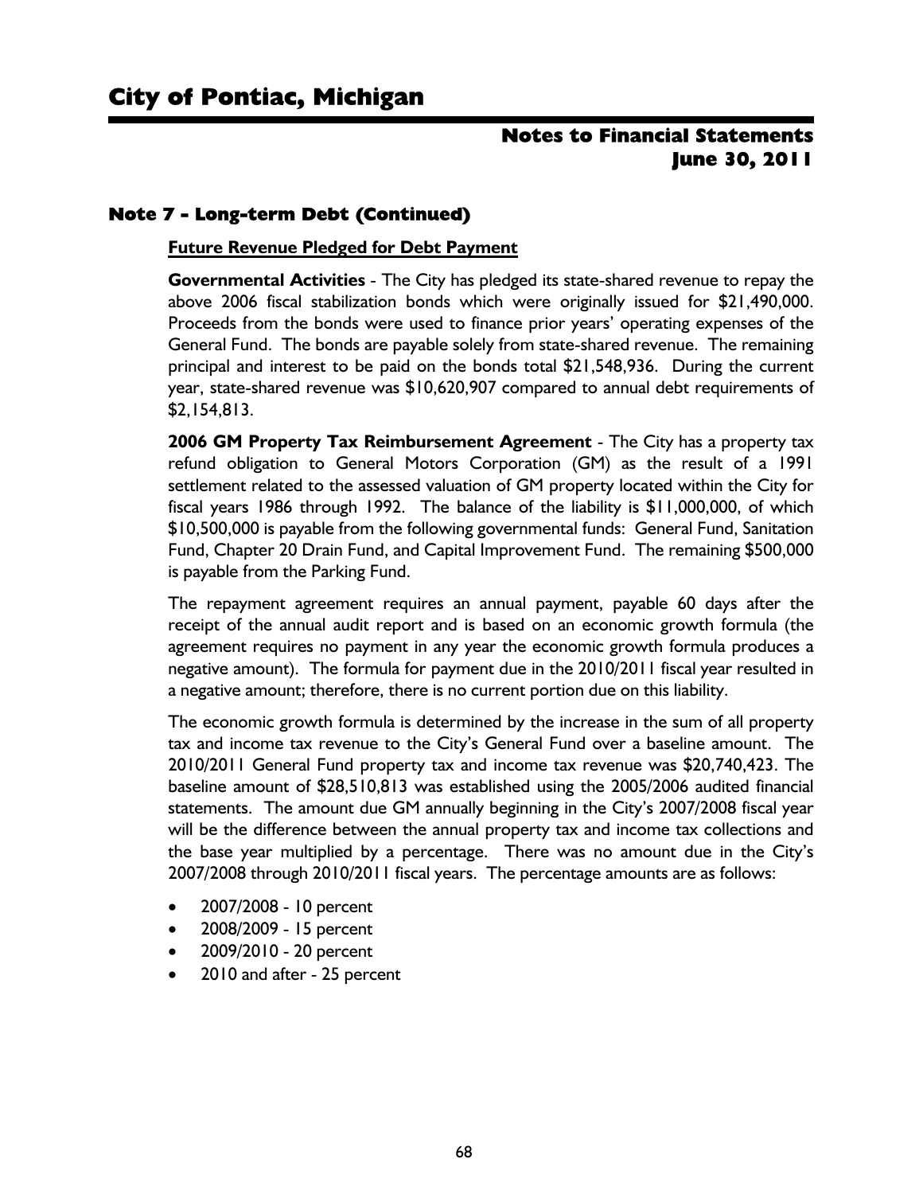## Note 7 - Long-term Debt (Continued)

**Future Revenue Pledged for Debt Payment**

**Governmental Activities** - The City has pledged its state-shared revenue to repay the above 2006 fiscal stabilization bonds which were originally issued for $21,490,000. Proceeds from the bonds were used to finance prior years' operating expenses of the General Fund. The bonds are payable solely from state-shared revenue. The remaining principal and interest to be paid on the bonds total $21,548,936. During the current year, state-shared revenue was $10,620,907 compared to annual debt requirements of $2,154,813.

**2006 GM Property Tax Reimbursement Agreement** - The City has a property tax refund obligation to General Motors Corporation (GM) as the result of a 1991 settlement related to the assessed valuation of GM property located within the City for fiscal years 1986 through 1992. The balance of the liability is $11,000,000, of which $10,500,000 is payable from the following governmental funds: General Fund, Sanitation Fund, Chapter 20 Drain Fund, and Capital Improvement Fund. The remaining $500,000 is payable from the Parking Fund.

The repayment agreement requires an annual payment, payable 60 days after the receipt of the annual audit report and is based on an economic growth formula (the agreement requires no payment in any year the economic growth formula produces a negative amount). The formula for payment due in the 2010/2011 fiscal year resulted in a negative amount; therefore, there is no current portion due on this liability.

The economic growth formula is determined by the increase in the sum of all property tax and income tax revenue to the City's General Fund over a baseline amount. The 2010/2011 General Fund property tax and income tax revenue was $20,740,423. The baseline amount of $28,510,813 was established using the 2005/2006 audited financial statements. The amount due GM annually beginning in the City's 2007/2008 fiscal year will be the difference between the annual property tax and income tax collections and the base year multiplied by a percentage. There was no amount due in the City's 2007/2008 through 2010/2011 fiscal years. The percentage amounts are as follows:

- 2007/2008 - 10 percent
- 2008/2009 - 15 percent
- 2009/2010 - 20 percent
- 2010 and after - 25 percent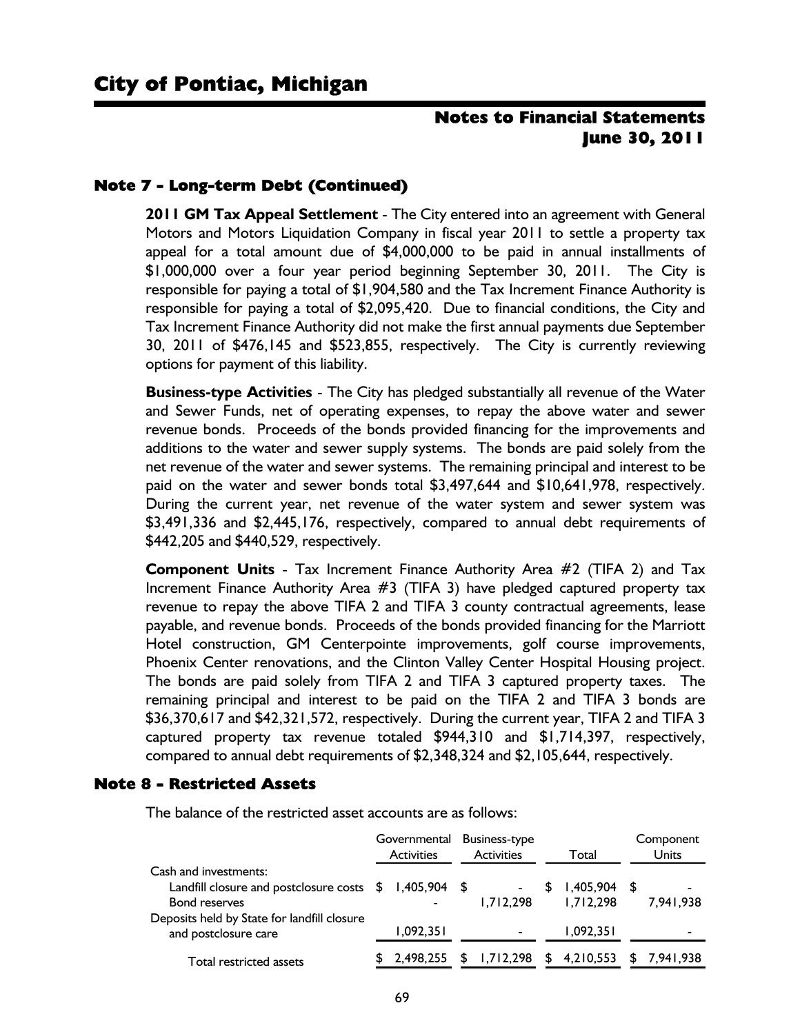# City of Pontiac, Michigan

## Notes to Financial Statements June 30, 2011

### Note 7 - Long-term Debt (Continued)

**2011 GM Tax Appeal Settlement** - The City entered into an agreement with General Motors and Motors Liquidation Company in fiscal year 2011 to settle a property tax appeal for a total amount due of $4,000,000 to be paid in annual installments of $1,000,000 over a four year period beginning September 30, 2011. The City is responsible for paying a total of $1,904,580 and the Tax Increment Finance Authority is responsible for paying a total of $2,095,420. Due to financial conditions, the City and Tax Increment Finance Authority did not make the first annual payments due September 30, 2011 of $476,145 and $523,855, respectively. The City is currently reviewing options for payment of this liability.

**Business-type Activities** - The City has pledged substantially all revenue of the Water and Sewer Funds, net of operating expenses, to repay the above water and sewer revenue bonds. Proceeds of the bonds provided financing for the improvements and additions to the water and sewer supply systems. The bonds are paid solely from the net revenue of the water and sewer systems. The remaining principal and interest to be paid on the water and sewer bonds total $3,497,644 and $10,641,978, respectively. During the current year, net revenue of the water system and sewer system was $3,491,336 and $2,445,176, respectively, compared to annual debt requirements of $442,205 and $440,529, respectively.

**Component Units** - Tax Increment Finance Authority Area #2 (TIFA 2) and Tax Increment Finance Authority Area #3 (TIFA 3) have pledged captured property tax revenue to repay the above TIFA 2 and TIFA 3 county contractual agreements, lease payable, and revenue bonds. Proceeds of the bonds provided financing for the Marriott Hotel construction, GM Centerpointe improvements, golf course improvements, Phoenix Center renovations, and the Clinton Valley Center Hospital Housing project. The bonds are paid solely from TIFA 2 and TIFA 3 captured property taxes. The remaining principal and interest to be paid on the TIFA 2 and TIFA 3 bonds are $36,370,617 and $42,321,572, respectively. During the current year, TIFA 2 and TIFA 3 captured property tax revenue totaled $944,310 and $1,714,397, respectively, compared to annual debt requirements of $2,348,324 and $2,105,644, respectively.

### Note 8 - Restricted Assets

The balance of the restricted asset accounts are as follows:

| | Governmental Activities | Business-type Activities | Total | Component Units |
|---|---|---|---|---|
| Cash and investments: | | | | |
| Landfill closure and postclosure costs | $ 1,405,904 | $ - | $ 1,405,904 | $ - |
| Bond reserves | - | 1,712,298 | 1,712,298 | 7,941,938 |
| Deposits held by State for landfill closure and postclosure care | 1,092,351 | - | 1,092,351 | - |
| Total restricted assets | $ 2,498,255 | $ 1,712,298 | $ 4,210,553 | $ 7,941,938 |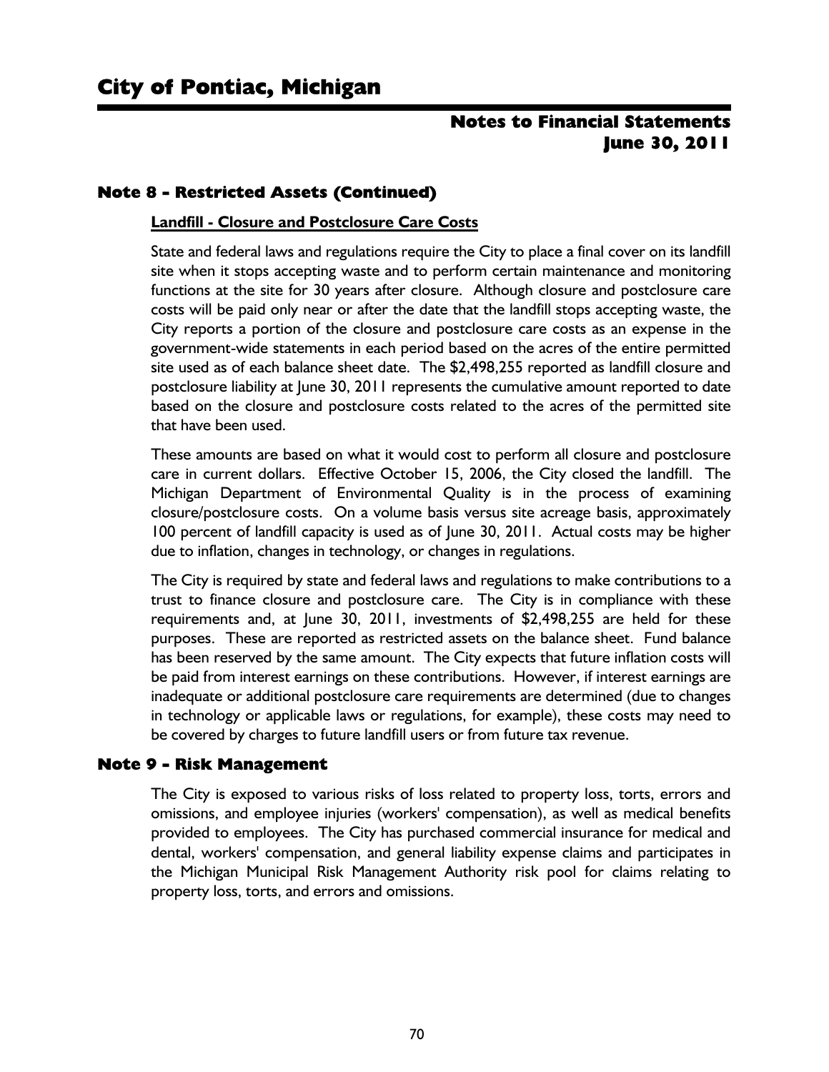## Note 8 - Restricted Assets (Continued)

**Landfill - Closure and Postclosure Care Costs**

State and federal laws and regulations require the City to place a final cover on its landfill site when it stops accepting waste and to perform certain maintenance and monitoring functions at the site for 30 years after closure. Although closure and postclosure care costs will be paid only near or after the date that the landfill stops accepting waste, the City reports a portion of the closure and postclosure care costs as an expense in the government-wide statements in each period based on the acres of the entire permitted site used as of each balance sheet date. The $2,498,255 reported as landfill closure and postclosure liability at June 30, 2011 represents the cumulative amount reported to date based on the closure and postclosure costs related to the acres of the permitted site that have been used.

These amounts are based on what it would cost to perform all closure and postclosure care in current dollars. Effective October 15, 2006, the City closed the landfill. The Michigan Department of Environmental Quality is in the process of examining closure/postclosure costs. On a volume basis versus site acreage basis, approximately 100 percent of landfill capacity is used as of June 30, 2011. Actual costs may be higher due to inflation, changes in technology, or changes in regulations.

The City is required by state and federal laws and regulations to make contributions to a trust to finance closure and postclosure care. The City is in compliance with these requirements and, at June 30, 2011, investments of $2,498,255 are held for these purposes. These are reported as restricted assets on the balance sheet. Fund balance has been reserved by the same amount. The City expects that future inflation costs will be paid from interest earnings on these contributions. However, if interest earnings are inadequate or additional postclosure care requirements are determined (due to changes in technology or applicable laws or regulations, for example), these costs may need to be covered by charges to future landfill users or from future tax revenue.

## Note 9 - Risk Management

The City is exposed to various risks of loss related to property loss, torts, errors and omissions, and employee injuries (workers' compensation), as well as medical benefits provided to employees. The City has purchased commercial insurance for medical and dental, workers' compensation, and general liability expense claims and participates in the Michigan Municipal Risk Management Authority risk pool for claims relating to property loss, torts, and errors and omissions.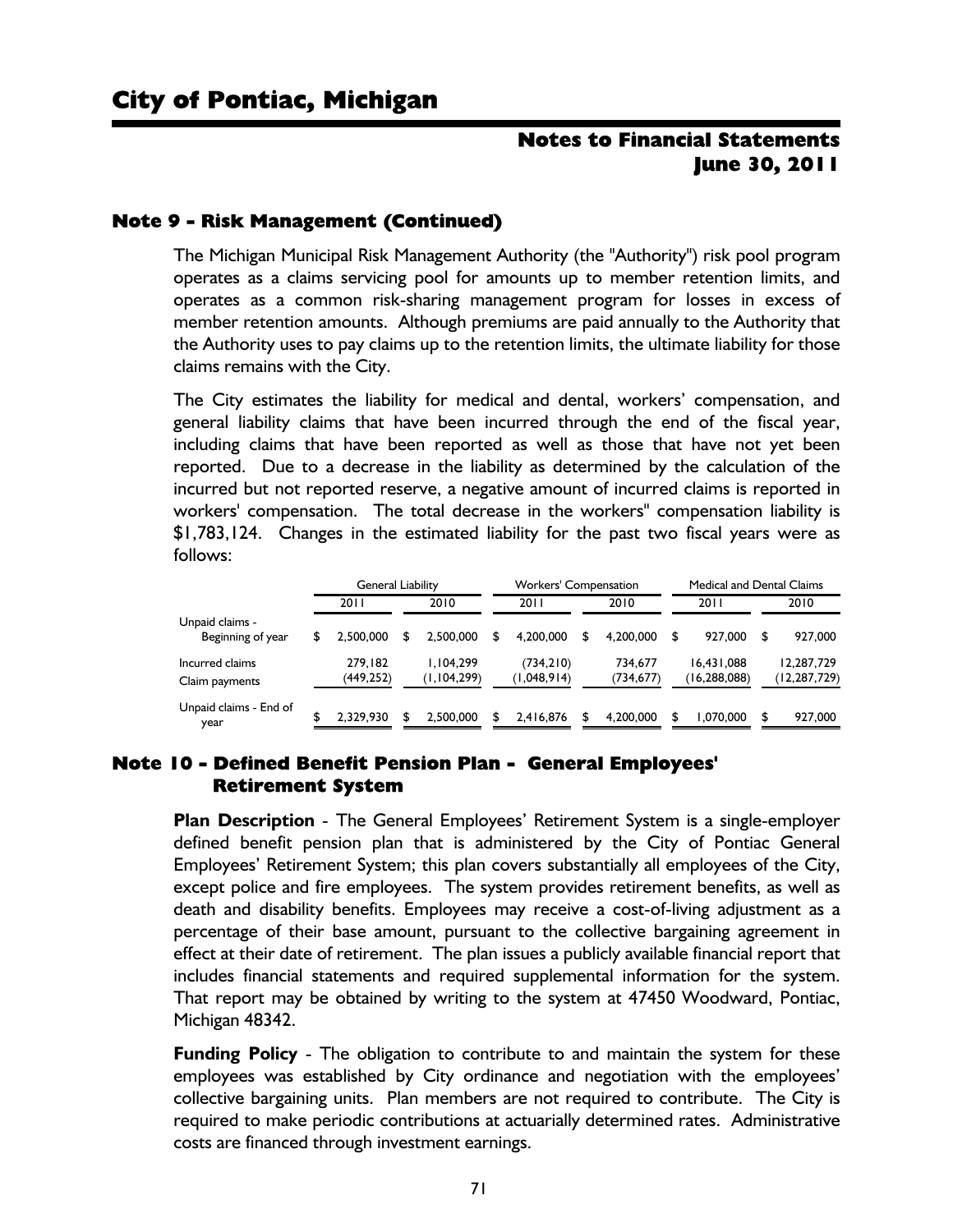## Note 9 - Risk Management (Continued)

The Michigan Municipal Risk Management Authority (the "Authority") risk pool program operates as a claims servicing pool for amounts up to member retention limits, and operates as a common risk-sharing management program for losses in excess of member retention amounts. Although premiums are paid annually to the Authority that the Authority uses to pay claims up to the retention limits, the ultimate liability for those claims remains with the City.

The City estimates the liability for medical and dental, workers' compensation, and general liability claims that have been incurred through the end of the fiscal year, including claims that have been reported as well as those that have not yet been reported. Due to a decrease in the liability as determined by the calculation of the incurred but not reported reserve, a negative amount of incurred claims is reported in workers' compensation. The total decrease in the workers" compensation liability is \$1,783,124. Changes in the estimated liability for the past two fiscal years were as follows:

| | General Liability | | Workers' Compensation | | Medical and Dental Claims | |
|---|---|---|---|---|---|---|
| | 2011 | 2010 | 2011 | 2010 | 2011 | 2010 |
| Unpaid claims - Beginning of year | $ 2,500,000 | $ 2,500,000 | $ 4,200,000 | $ 4,200,000 | $ 927,000 | $ 927,000 |
| Incurred claims | 279,182 | 1,104,299 | (734,210) | 734,677 | 16,431,088 | 12,287,729 |
| Claim payments | (449,252) | (1,104,299) | (1,048,914) | (734,677) | (16,288,088) | (12,287,729) |
| Unpaid claims - End of year | $ 2,329,930 | $ 2,500,000 | $ 2,416,876 | $ 4,200,000 | $ 1,070,000 | $ 927,000 |

## Note 10 - Defined Benefit Pension Plan - General Employees' Retirement System

**Plan Description** - The General Employees' Retirement System is a single-employer defined benefit pension plan that is administered by the City of Pontiac General Employees' Retirement System; this plan covers substantially all employees of the City, except police and fire employees. The system provides retirement benefits, as well as death and disability benefits. Employees may receive a cost-of-living adjustment as a percentage of their base amount, pursuant to the collective bargaining agreement in effect at their date of retirement. The plan issues a publicly available financial report that includes financial statements and required supplemental information for the system. That report may be obtained by writing to the system at 47450 Woodward, Pontiac, Michigan 48342.

**Funding Policy** - The obligation to contribute to and maintain the system for these employees was established by City ordinance and negotiation with the employees' collective bargaining units. Plan members are not required to contribute. The City is required to make periodic contributions at actuarially determined rates. Administrative costs are financed through investment earnings.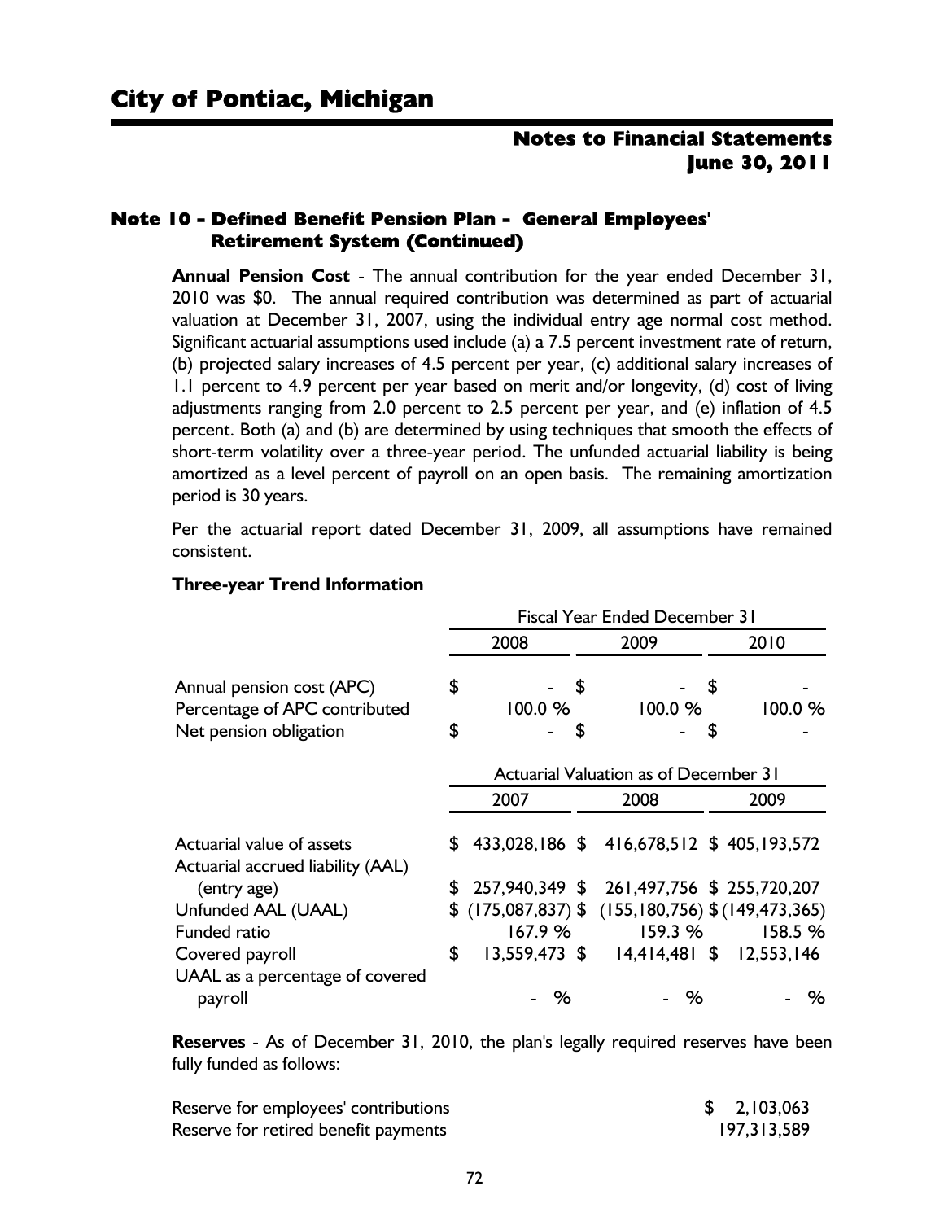## Note 10 - Defined Benefit Pension Plan - General Employees' Retirement System (Continued)

**Annual Pension Cost** - The annual contribution for the year ended December 31, 2010 was $0. The annual required contribution was determined as part of actuarial valuation at December 31, 2007, using the individual entry age normal cost method. Significant actuarial assumptions used include (a) a 7.5 percent investment rate of return, (b) projected salary increases of 4.5 percent per year, (c) additional salary increases of 1.1 percent to 4.9 percent per year based on merit and/or longevity, (d) cost of living adjustments ranging from 2.0 percent to 2.5 percent per year, and (e) inflation of 4.5 percent. Both (a) and (b) are determined by using techniques that smooth the effects of short-term volatility over a three-year period. The unfunded actuarial liability is being amortized as a level percent of payroll on an open basis. The remaining amortization period is 30 years.

Per the actuarial report dated December 31, 2009, all assumptions have remained consistent.

**Three-year Trend Information**

| | Fiscal Year Ended December 31 | | |
|---|---|---|---|
| | 2008 | 2009 | 2010 |
| Annual pension cost (APC) | $ - | $ - | $ - |
| Percentage of APC contributed | 100.0 % | 100.0 % | 100.0 % |
| Net pension obligation | $ - | $ - | $ - |

| | Actuarial Valuation as of December 31 | | |
|---|---|---|---|
| | 2007 | 2008 | 2009 |
| Actuarial value of assets | $ 433,028,186 | $ 416,678,512 | $ 405,193,572 |
| Actuarial accrued liability (AAL) (entry age) | $ 257,940,349 | $ 261,497,756 | $ 255,720,207 |
| Unfunded AAL (UAAL) | $ (175,087,837) | $ (155,180,756) | $ (149,473,365) |
| Funded ratio | 167.9 % | 159.3 % | 158.5 % |
| Covered payroll | $ 13,559,473 | $ 14,414,481 | $ 12,553,146 |
| UAAL as a percentage of covered payroll | - % | - % | - % |

**Reserves** - As of December 31, 2010, the plan's legally required reserves have been fully funded as follows:

| | |
|---|---|
| Reserve for employees' contributions | $ 2,103,063 |
| Reserve for retired benefit payments | 197,313,589 |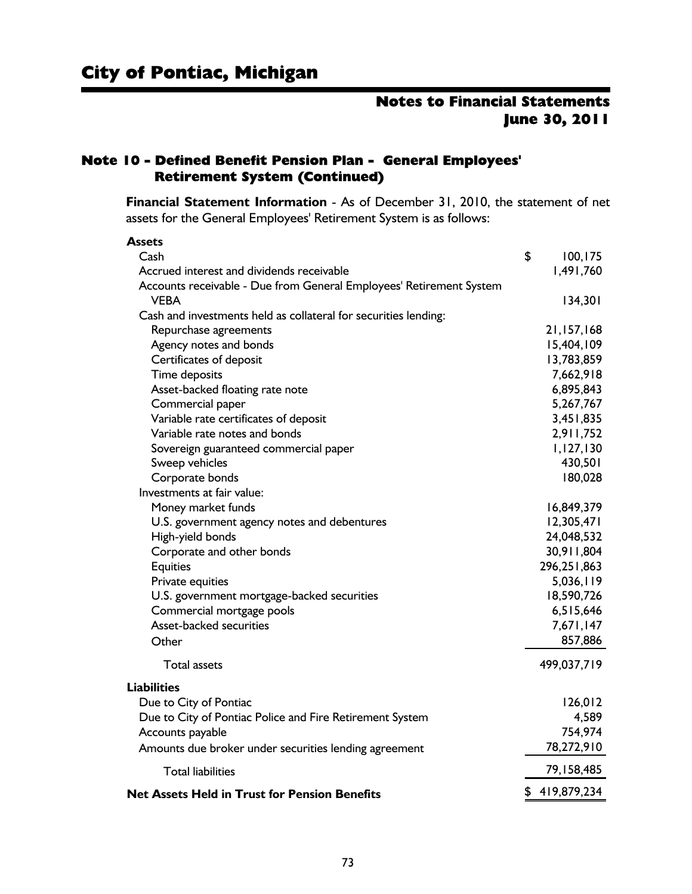## Note 10 - Defined Benefit Pension Plan - General Employees' Retirement System (Continued)

**Financial Statement Information** - As of December 31, 2010, the statement of net assets for the General Employees' Retirement System is as follows:

| | |
|---|---|
| **Assets** | |
| Cash | $ 100,175 |
| Accrued interest and dividends receivable | 1,491,760 |
| Accounts receivable - Due from General Employees' Retirement System VEBA | 134,301 |
| Cash and investments held as collateral for securities lending: | |
| Repurchase agreements | 21,157,168 |
| Agency notes and bonds | 15,404,109 |
| Certificates of deposit | 13,783,859 |
| Time deposits | 7,662,918 |
| Asset-backed floating rate note | 6,895,843 |
| Commercial paper | 5,267,767 |
| Variable rate certificates of deposit | 3,451,835 |
| Variable rate notes and bonds | 2,911,752 |
| Sovereign guaranteed commercial paper | 1,127,130 |
| Sweep vehicles | 430,501 |
| Corporate bonds | 180,028 |
| Investments at fair value: | |
| Money market funds | 16,849,379 |
| U.S. government agency notes and debentures | 12,305,471 |
| High-yield bonds | 24,048,532 |
| Corporate and other bonds | 30,911,804 |
| Equities | 296,251,863 |
| Private equities | 5,036,119 |
| U.S. government mortgage-backed securities | 18,590,726 |
| Commercial mortgage pools | 6,515,646 |
| Asset-backed securities | 7,671,147 |
| Other | 857,886 |
| Total assets | 499,037,719 |
| **Liabilities** | |
| Due to City of Pontiac | 126,012 |
| Due to City of Pontiac Police and Fire Retirement System | 4,589 |
| Accounts payable | 754,974 |
| Amounts due broker under securities lending agreement | 78,272,910 |
| Total liabilities | 79,158,485 |
| **Net Assets Held in Trust for Pension Benefits** | $ 419,879,234 |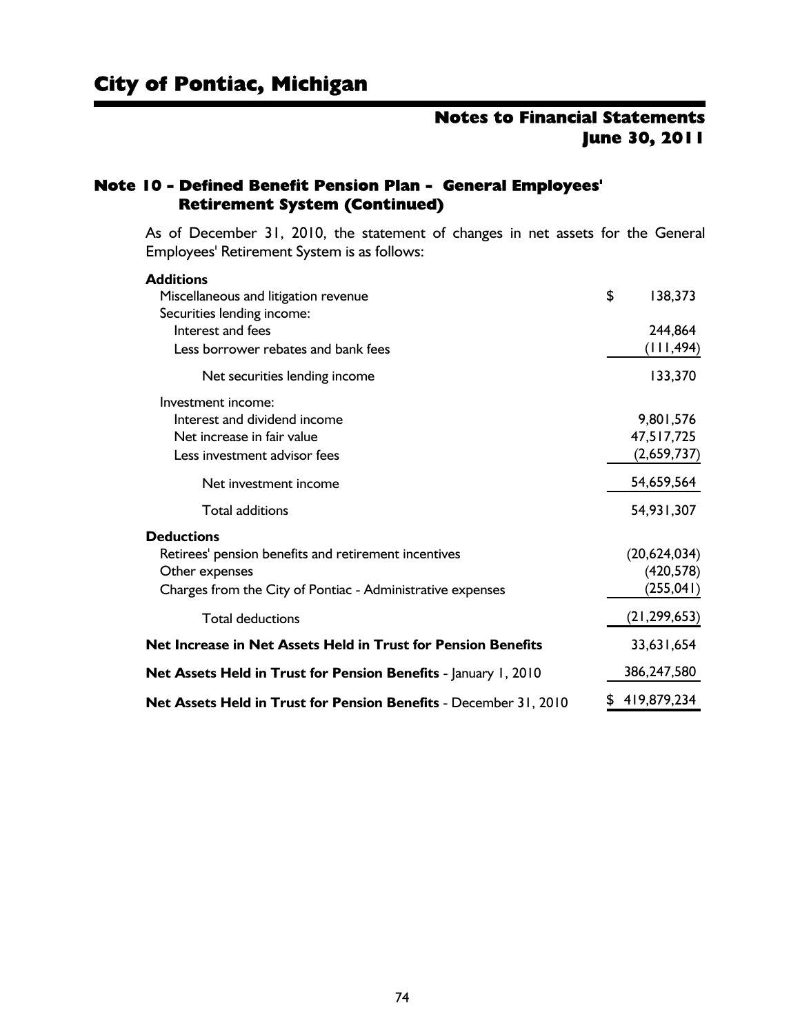## Note 10 - Defined Benefit Pension Plan - General Employees' Retirement System (Continued)

As of December 31, 2010, the statement of changes in net assets for the General Employees' Retirement System is as follows:

| | |
|---|---|
| **Additions** | |
| Miscellaneous and litigation revenue | $ 138,373 |
| Securities lending income: | |
| Interest and fees | 244,864 |
| Less borrower rebates and bank fees | (111,494) |
| Net securities lending income | 133,370 |
| Investment income: | |
| Interest and dividend income | 9,801,576 |
| Net increase in fair value | 47,517,725 |
| Less investment advisor fees | (2,659,737) |
| Net investment income | 54,659,564 |
| Total additions | 54,931,307 |
| **Deductions** | |
| Retirees' pension benefits and retirement incentives | (20,624,034) |
| Other expenses | (420,578) |
| Charges from the City of Pontiac - Administrative expenses | (255,041) |
| Total deductions | (21,299,653) |
| **Net Increase in Net Assets Held in Trust for Pension Benefits** | 33,631,654 |
| **Net Assets Held in Trust for Pension Benefits** - January 1, 2010 | 386,247,580 |
| **Net Assets Held in Trust for Pension Benefits** - December 31, 2010 | $ 419,879,234 |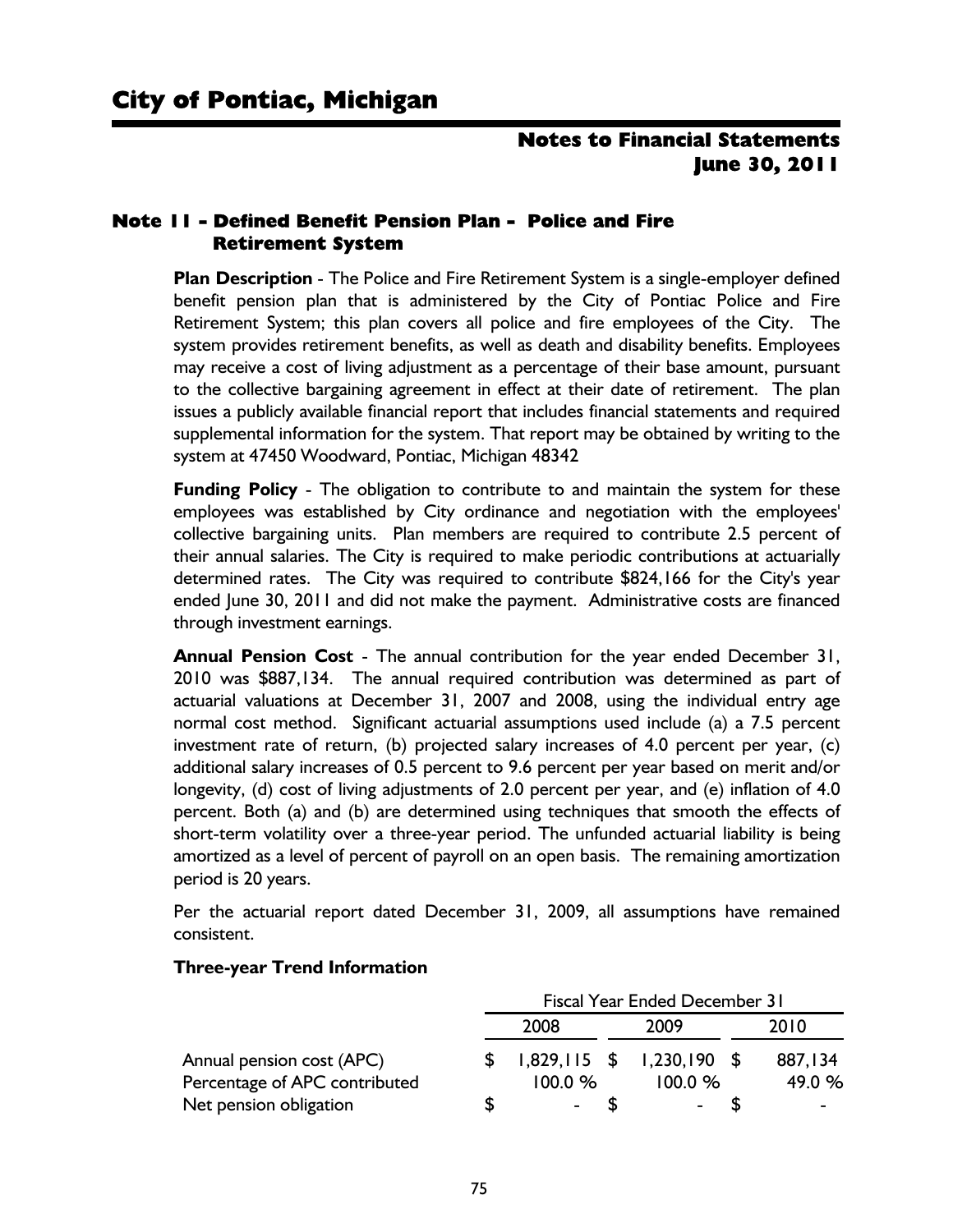# City of Pontiac, Michigan

## Notes to Financial Statements
## June 30, 2011

### Note 11 - Defined Benefit Pension Plan - Police and Fire Retirement System

**Plan Description** - The Police and Fire Retirement System is a single-employer defined benefit pension plan that is administered by the City of Pontiac Police and Fire Retirement System; this plan covers all police and fire employees of the City. The system provides retirement benefits, as well as death and disability benefits. Employees may receive a cost of living adjustment as a percentage of their base amount, pursuant to the collective bargaining agreement in effect at their date of retirement. The plan issues a publicly available financial report that includes financial statements and required supplemental information for the system. That report may be obtained by writing to the system at 47450 Woodward, Pontiac, Michigan 48342

**Funding Policy** - The obligation to contribute to and maintain the system for these employees was established by City ordinance and negotiation with the employees' collective bargaining units. Plan members are required to contribute 2.5 percent of their annual salaries. The City is required to make periodic contributions at actuarially determined rates. The City was required to contribute $824,166 for the City's year ended June 30, 2011 and did not make the payment. Administrative costs are financed through investment earnings.

**Annual Pension Cost** - The annual contribution for the year ended December 31, 2010 was $887,134. The annual required contribution was determined as part of actuarial valuations at December 31, 2007 and 2008, using the individual entry age normal cost method. Significant actuarial assumptions used include (a) a 7.5 percent investment rate of return, (b) projected salary increases of 4.0 percent per year, (c) additional salary increases of 0.5 percent to 9.6 percent per year based on merit and/or longevity, (d) cost of living adjustments of 2.0 percent per year, and (e) inflation of 4.0 percent. Both (a) and (b) are determined using techniques that smooth the effects of short-term volatility over a three-year period. The unfunded actuarial liability is being amortized as a level of percent of payroll on an open basis. The remaining amortization period is 20 years.

Per the actuarial report dated December 31, 2009, all assumptions have remained consistent.

**Three-year Trend Information**

| | Fiscal Year Ended December 31 | | |
|---|---|---|---|
| | 2008 | 2009 | 2010 |
| Annual pension cost (APC) | $ 1,829,115 | $ 1,230,190 | $ 887,134 |
| Percentage of APC contributed | 100.0 % | 100.0 % | 49.0 % |
| Net pension obligation | $ - | $ - | $ - |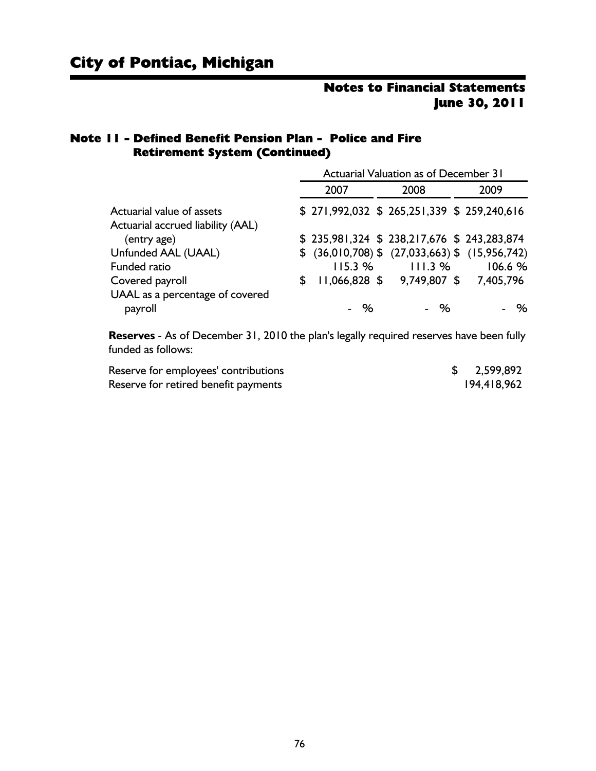# City of Pontiac, Michigan

## Notes to Financial Statements
## June 30, 2011

### Note 11 - Defined Benefit Pension Plan - Police and Fire Retirement System (Continued)

| | Actuarial Valuation as of December 31 | | |
|---|---|---|---|
| | 2007 | 2008 | 2009 |
| Actuarial value of assets | $ 271,992,032 | $ 265,251,339 | $ 259,240,616 |
| Actuarial accrued liability (AAL) (entry age) | $ 235,981,324 | $ 238,217,676 | $ 243,283,874 |
| Unfunded AAL (UAAL) | $ (36,010,708) | $ (27,033,663) | $ (15,956,742) |
| Funded ratio | 115.3 % | 111.3 % | 106.6 % |
| Covered payroll | $ 11,066,828 | $ 9,749,807 | $ 7,405,796 |
| UAAL as a percentage of covered payroll | - % | - % | - % |

**Reserves** - As of December 31, 2010 the plan's legally required reserves have been fully funded as follows:

| | |
|---|---|
| Reserve for employees' contributions | $ 2,599,892 |
| Reserve for retired benefit payments | 194,418,962 |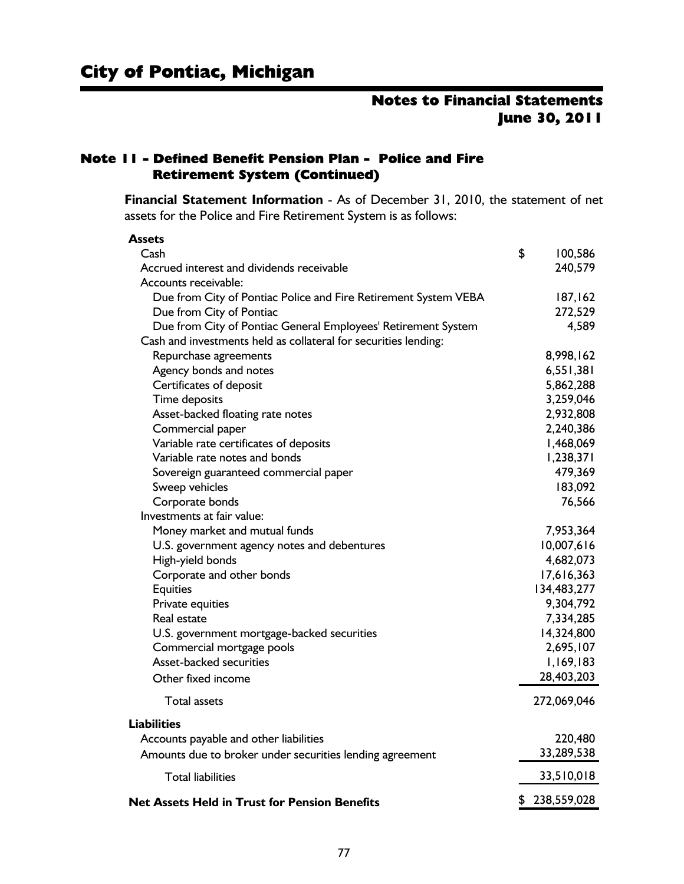# City of Pontiac, Michigan

## Notes to Financial Statements
## June 30, 2011

### Note 11 - Defined Benefit Pension Plan - Police and Fire Retirement System (Continued)

**Financial Statement Information** - As of December 31, 2010, the statement of net assets for the Police and Fire Retirement System is as follows:

| | |
|---|---|
| **Assets** | |
| Cash | $ 100,586 |
| Accrued interest and dividends receivable | 240,579 |
| Accounts receivable: | |
| Due from City of Pontiac Police and Fire Retirement System VEBA | 187,162 |
| Due from City of Pontiac | 272,529 |
| Due from City of Pontiac General Employees' Retirement System | 4,589 |
| Cash and investments held as collateral for securities lending: | |
| Repurchase agreements | 8,998,162 |
| Agency bonds and notes | 6,551,381 |
| Certificates of deposit | 5,862,288 |
| Time deposits | 3,259,046 |
| Asset-backed floating rate notes | 2,932,808 |
| Commercial paper | 2,240,386 |
| Variable rate certificates of deposits | 1,468,069 |
| Variable rate notes and bonds | 1,238,371 |
| Sovereign guaranteed commercial paper | 479,369 |
| Sweep vehicles | 183,092 |
| Corporate bonds | 76,566 |
| Investments at fair value: | |
| Money market and mutual funds | 7,953,364 |
| U.S. government agency notes and debentures | 10,007,616 |
| High-yield bonds | 4,682,073 |
| Corporate and other bonds | 17,616,363 |
| Equities | 134,483,277 |
| Private equities | 9,304,792 |
| Real estate | 7,334,285 |
| U.S. government mortgage-backed securities | 14,324,800 |
| Commercial mortgage pools | 2,695,107 |
| Asset-backed securities | 1,169,183 |
| Other fixed income | 28,403,203 |
| Total assets | 272,069,046 |
| **Liabilities** | |
| Accounts payable and other liabilities | 220,480 |
| Amounts due to broker under securities lending agreement | 33,289,538 |
| Total liabilities | 33,510,018 |
| **Net Assets Held in Trust for Pension Benefits** | $ 238,559,028 |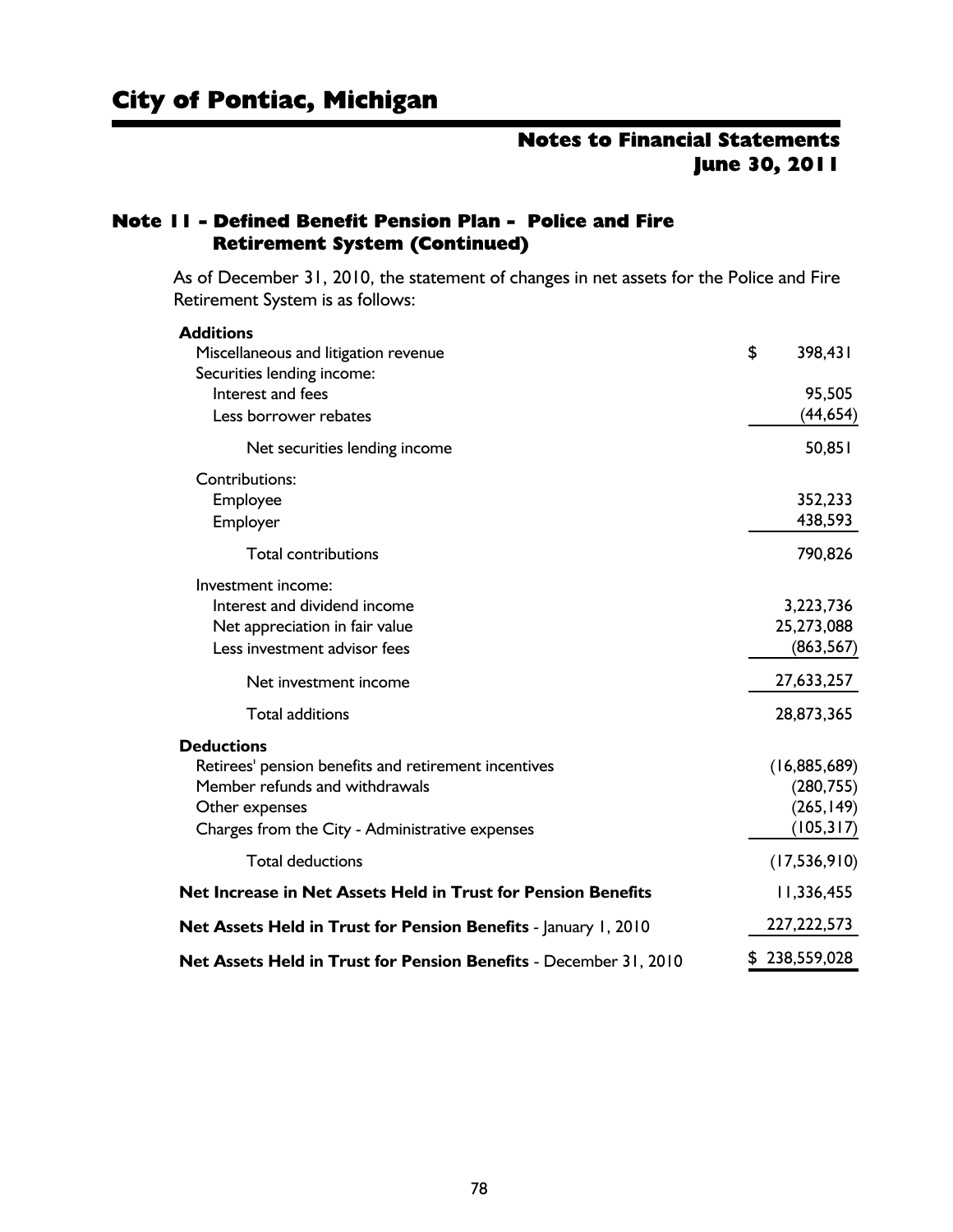# City of Pontiac, Michigan

## Notes to Financial Statements June 30, 2011

### Note 11 - Defined Benefit Pension Plan - Police and Fire Retirement System (Continued)

As of December 31, 2010, the statement of changes in net assets for the Police and Fire Retirement System is as follows:

| | |
|---|---|
| **Additions** | |
| Miscellaneous and litigation revenue | $ 398,431 |
| Securities lending income: | |
| Interest and fees | 95,505 |
| Less borrower rebates | (44,654) |
| Net securities lending income | 50,851 |
| Contributions: | |
| Employee | 352,233 |
| Employer | 438,593 |
| Total contributions | 790,826 |
| Investment income: | |
| Interest and dividend income | 3,223,736 |
| Net appreciation in fair value | 25,273,088 |
| Less investment advisor fees | (863,567) |
| Net investment income | 27,633,257 |
| Total additions | 28,873,365 |
| **Deductions** | |
| Retirees' pension benefits and retirement incentives | (16,885,689) |
| Member refunds and withdrawals | (280,755) |
| Other expenses | (265,149) |
| Charges from the City - Administrative expenses | (105,317) |
| Total deductions | (17,536,910) |
| **Net Increase in Net Assets Held in Trust for Pension Benefits** | 11,336,455 |
| **Net Assets Held in Trust for Pension Benefits** - January 1, 2010 | 227,222,573 |
| **Net Assets Held in Trust for Pension Benefits** - December 31, 2010 | $ 238,559,028 |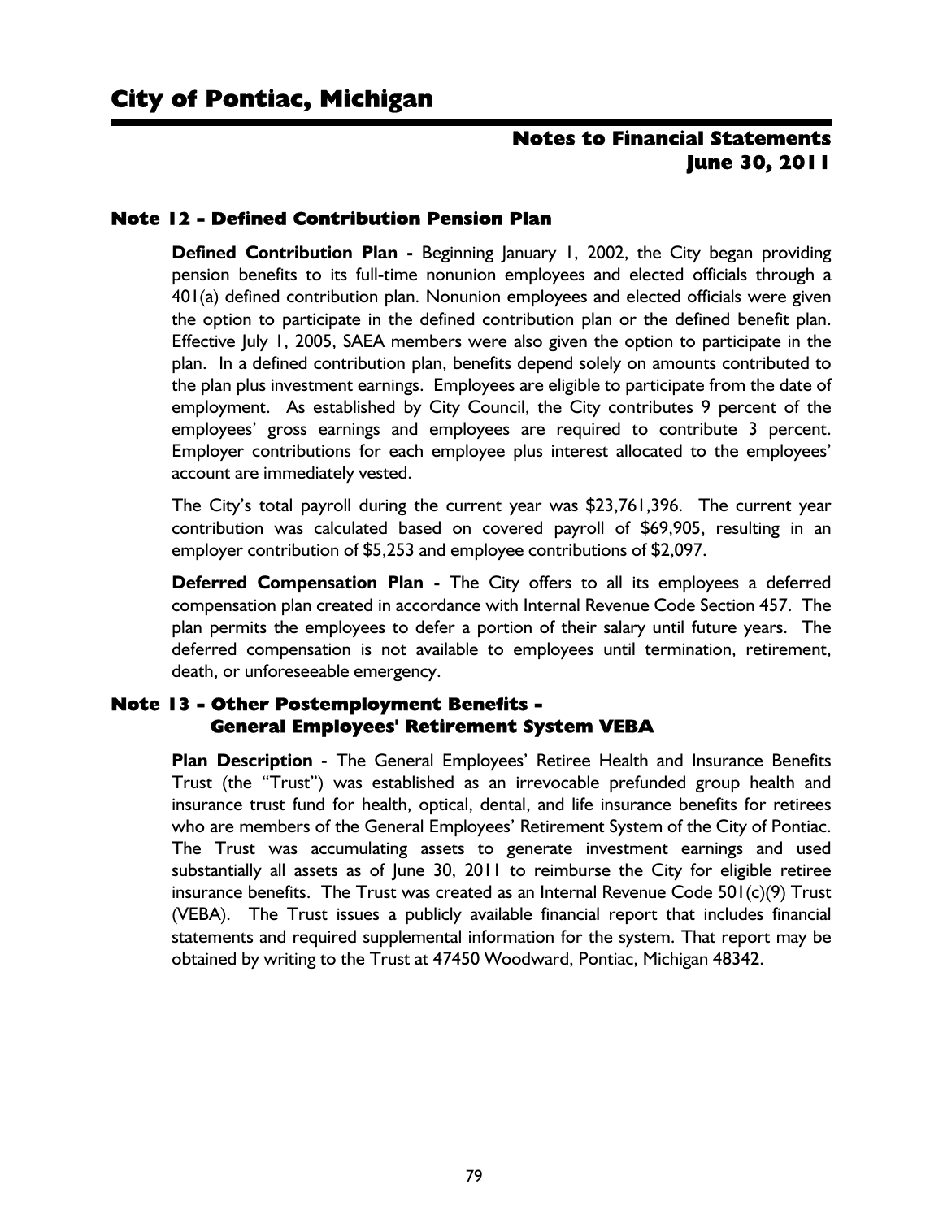## Note 12 - Defined Contribution Pension Plan

**Defined Contribution Plan -** Beginning January 1, 2002, the City began providing pension benefits to its full-time nonunion employees and elected officials through a 401(a) defined contribution plan. Nonunion employees and elected officials were given the option to participate in the defined contribution plan or the defined benefit plan. Effective July 1, 2005, SAEA members were also given the option to participate in the plan. In a defined contribution plan, benefits depend solely on amounts contributed to the plan plus investment earnings. Employees are eligible to participate from the date of employment. As established by City Council, the City contributes 9 percent of the employees' gross earnings and employees are required to contribute 3 percent. Employer contributions for each employee plus interest allocated to the employees' account are immediately vested.

The City's total payroll during the current year was $23,761,396. The current year contribution was calculated based on covered payroll of $69,905, resulting in an employer contribution of $5,253 and employee contributions of $2,097.

**Deferred Compensation Plan -** The City offers to all its employees a deferred compensation plan created in accordance with Internal Revenue Code Section 457. The plan permits the employees to defer a portion of their salary until future years. The deferred compensation is not available to employees until termination, retirement, death, or unforeseeable emergency.

## Note 13 - Other Postemployment Benefits - General Employees' Retirement System VEBA

**Plan Description** - The General Employees' Retiree Health and Insurance Benefits Trust (the "Trust") was established as an irrevocable prefunded group health and insurance trust fund for health, optical, dental, and life insurance benefits for retirees who are members of the General Employees' Retirement System of the City of Pontiac. The Trust was accumulating assets to generate investment earnings and used substantially all assets as of June 30, 2011 to reimburse the City for eligible retiree insurance benefits. The Trust was created as an Internal Revenue Code 501(c)(9) Trust (VEBA). The Trust issues a publicly available financial report that includes financial statements and required supplemental information for the system. That report may be obtained by writing to the Trust at 47450 Woodward, Pontiac, Michigan 48342.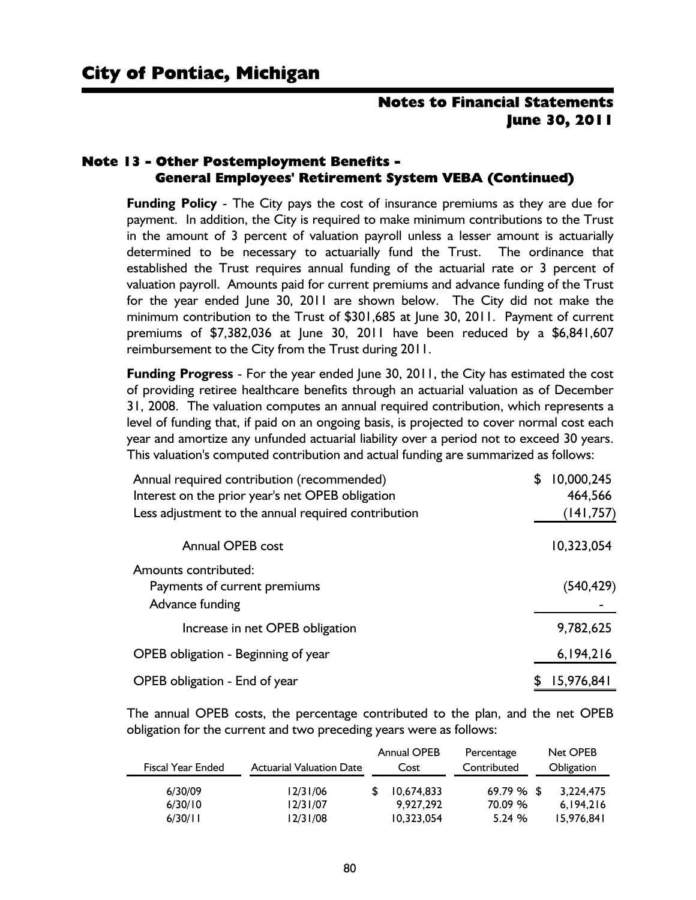# City of Pontiac, Michigan

## Notes to Financial Statements June 30, 2011

### Note 13 - Other Postemployment Benefits - General Employees' Retirement System VEBA (Continued)

**Funding Policy** - The City pays the cost of insurance premiums as they are due for payment. In addition, the City is required to make minimum contributions to the Trust in the amount of 3 percent of valuation payroll unless a lesser amount is actuarially determined to be necessary to actuarially fund the Trust. The ordinance that established the Trust requires annual funding of the actuarial rate or 3 percent of valuation payroll. Amounts paid for current premiums and advance funding of the Trust for the year ended June 30, 2011 are shown below. The City did not make the minimum contribution to the Trust of $301,685 at June 30, 2011. Payment of current premiums of $7,382,036 at June 30, 2011 have been reduced by a $6,841,607 reimbursement to the City from the Trust during 2011.

**Funding Progress** - For the year ended June 30, 2011, the City has estimated the cost of providing retiree healthcare benefits through an actuarial valuation as of December 31, 2008. The valuation computes an annual required contribution, which represents a level of funding that, if paid on an ongoing basis, is projected to cover normal cost each year and amortize any unfunded actuarial liability over a period not to exceed 30 years. This valuation's computed contribution and actual funding are summarized as follows:

| | |
|---|---|
| Annual required contribution (recommended) | $ 10,000,245 |
| Interest on the prior year's net OPEB obligation | 464,566 |
| Less adjustment to the annual required contribution | (141,757) |
| Annual OPEB cost | 10,323,054 |
| Amounts contributed: | |
| Payments of current premiums | (540,429) |
| Advance funding | - |
| Increase in net OPEB obligation | 9,782,625 |
| OPEB obligation - Beginning of year | 6,194,216 |
| OPEB obligation - End of year | $ 15,976,841 |

The annual OPEB costs, the percentage contributed to the plan, and the net OPEB obligation for the current and two preceding years were as follows:

| Fiscal Year Ended | Actuarial Valuation Date | Annual OPEB Cost | Percentage Contributed | Net OPEB Obligation |
|---|---|---|---|---|
| 6/30/09 | 12/31/06 | $ 10,674,833 | 69.79 % | $ 3,224,475 |
| 6/30/10 | 12/31/07 | 9,927,292 | 70.09 % | 6,194,216 |
| 6/30/11 | 12/31/08 | 10,323,054 | 5.24 % | 15,976,841 |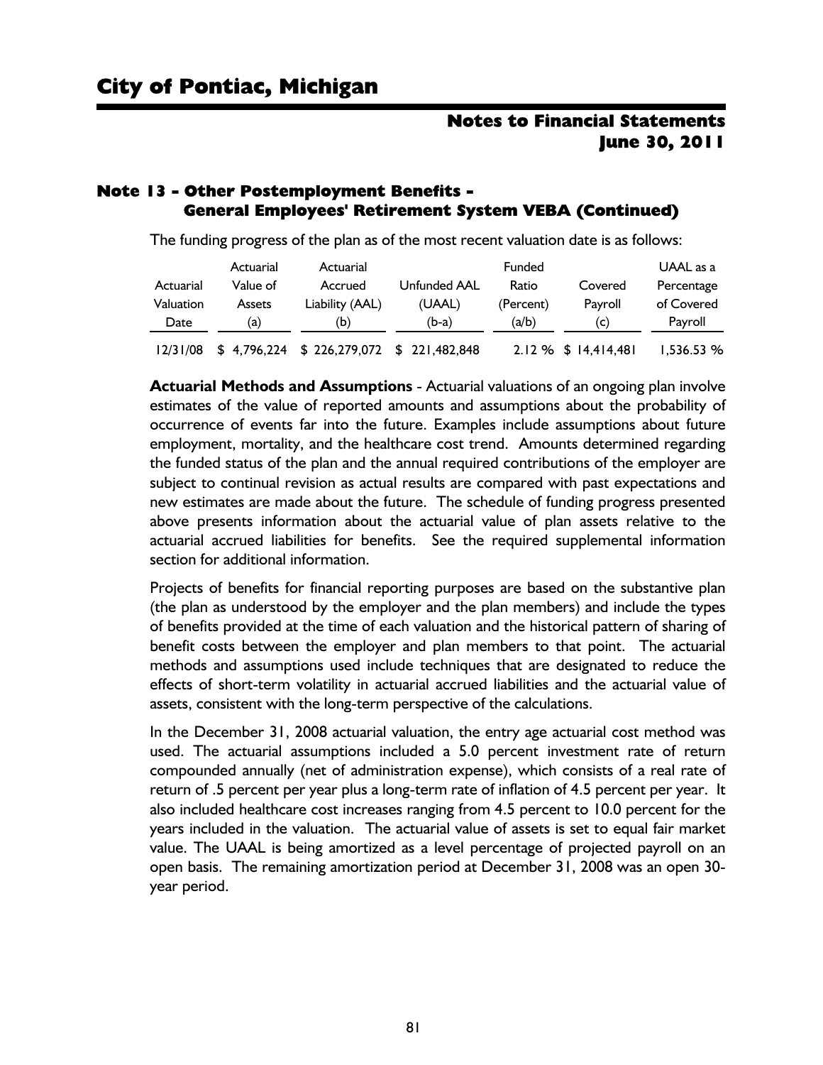# City of Pontiac, Michigan

## Notes to Financial Statements
## June 30, 2011

### Note 13 - Other Postemployment Benefits - General Employees' Retirement System VEBA (Continued)

The funding progress of the plan as of the most recent valuation date is as follows:

| Actuarial Valuation Date | Actuarial Value of Assets (a) | Actuarial Accrued Liability (AAL) (b) | Unfunded AAL (UAAL) (b-a) | Funded Ratio (Percent) (a/b) | Covered Payroll (c) | UAAL as a Percentage of Covered Payroll |
|---|---|---|---|---|---|---|
| 12/31/08 | $ 4,796,224 | $ 226,279,072 | $ 221,482,848 | 2.12 % | $ 14,414,481 | 1,536.53 % |

**Actuarial Methods and Assumptions** - Actuarial valuations of an ongoing plan involve estimates of the value of reported amounts and assumptions about the probability of occurrence of events far into the future. Examples include assumptions about future employment, mortality, and the healthcare cost trend. Amounts determined regarding the funded status of the plan and the annual required contributions of the employer are subject to continual revision as actual results are compared with past expectations and new estimates are made about the future. The schedule of funding progress presented above presents information about the actuarial value of plan assets relative to the actuarial accrued liabilities for benefits. See the required supplemental information section for additional information.

Projects of benefits for financial reporting purposes are based on the substantive plan (the plan as understood by the employer and the plan members) and include the types of benefits provided at the time of each valuation and the historical pattern of sharing of benefit costs between the employer and plan members to that point. The actuarial methods and assumptions used include techniques that are designated to reduce the effects of short-term volatility in actuarial accrued liabilities and the actuarial value of assets, consistent with the long-term perspective of the calculations.

In the December 31, 2008 actuarial valuation, the entry age actuarial cost method was used. The actuarial assumptions included a 5.0 percent investment rate of return compounded annually (net of administration expense), which consists of a real rate of return of .5 percent per year plus a long-term rate of inflation of 4.5 percent per year. It also included healthcare cost increases ranging from 4.5 percent to 10.0 percent for the years included in the valuation. The actuarial value of assets is set to equal fair market value. The UAAL is being amortized as a level percentage of projected payroll on an open basis. The remaining amortization period at December 31, 2008 was an open 30-year period.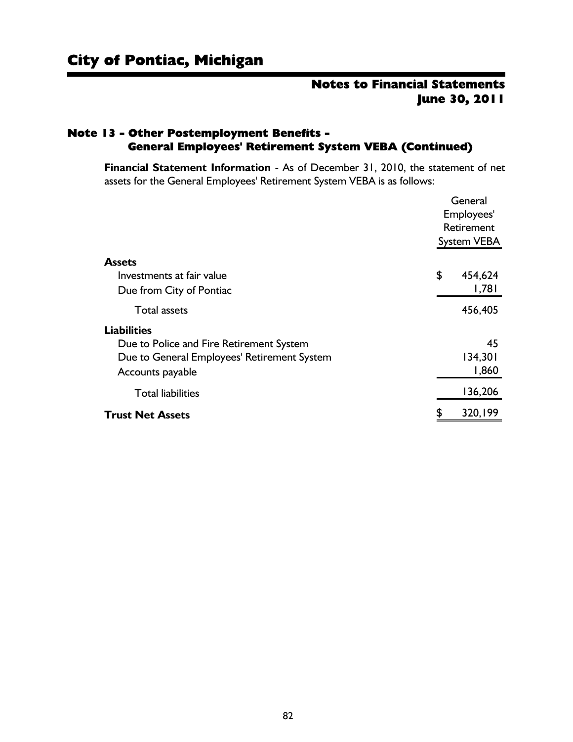## Note 13 - Other Postemployment Benefits - General Employees' Retirement System VEBA (Continued)

**Financial Statement Information** - As of December 31, 2010, the statement of net assets for the General Employees' Retirement System VEBA is as follows:

| | General Employees' Retirement System VEBA |
|---|---|
| **Assets** | |
| Investments at fair value | $ 454,624 |
| Due from City of Pontiac | 1,781 |
| Total assets | 456,405 |
| **Liabilities** | |
| Due to Police and Fire Retirement System | 45 |
| Due to General Employees' Retirement System | 134,301 |
| Accounts payable | 1,860 |
| Total liabilities | 136,206 |
| **Trust Net Assets** | $ 320,199 |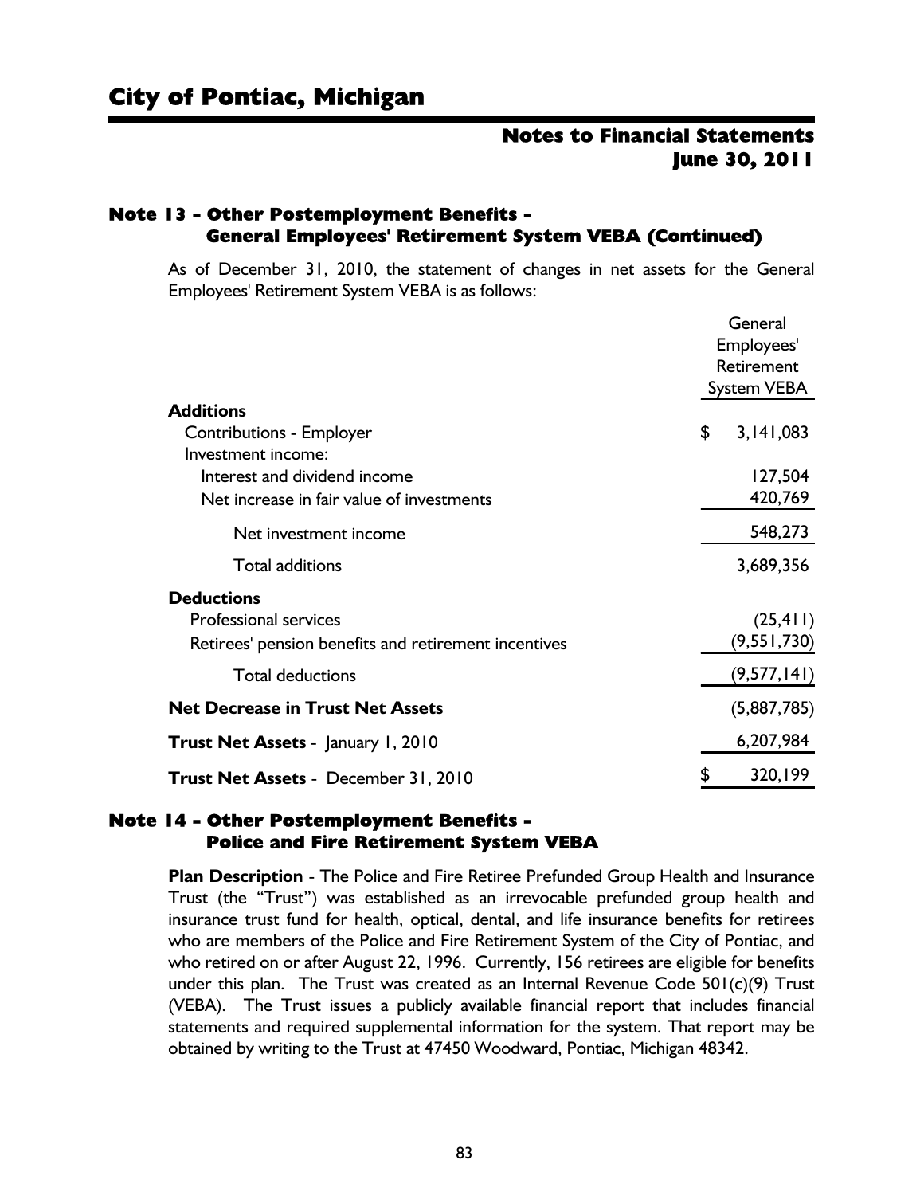# City of Pontiac, Michigan

## Notes to Financial Statements June 30, 2011

### Note 13 - Other Postemployment Benefits - General Employees' Retirement System VEBA (Continued)

As of December 31, 2010, the statement of changes in net assets for the General Employees' Retirement System VEBA is as follows:

| | General Employees' Retirement System VEBA |
|---|---|
| **Additions** | |
| Contributions - Employer | $ 3,141,083 |
| Investment income: | |
| Interest and dividend income | 127,504 |
| Net increase in fair value of investments | 420,769 |
| Net investment income | 548,273 |
| Total additions | 3,689,356 |
| **Deductions** | |
| Professional services | (25,411) |
| Retirees' pension benefits and retirement incentives | (9,551,730) |
| Total deductions | (9,577,141) |
| **Net Decrease in Trust Net Assets** | (5,887,785) |
| **Trust Net Assets** - January 1, 2010 | 6,207,984 |
| **Trust Net Assets** - December 31, 2010 | $ 320,199 |

### Note 14 - Other Postemployment Benefits - Police and Fire Retirement System VEBA

**Plan Description** - The Police and Fire Retiree Prefunded Group Health and Insurance Trust (the "Trust") was established as an irrevocable prefunded group health and insurance trust fund for health, optical, dental, and life insurance benefits for retirees who are members of the Police and Fire Retirement System of the City of Pontiac, and who retired on or after August 22, 1996. Currently, 156 retirees are eligible for benefits under this plan. The Trust was created as an Internal Revenue Code 501(c)(9) Trust (VEBA). The Trust issues a publicly available financial report that includes financial statements and required supplemental information for the system. That report may be obtained by writing to the Trust at 47450 Woodward, Pontiac, Michigan 48342.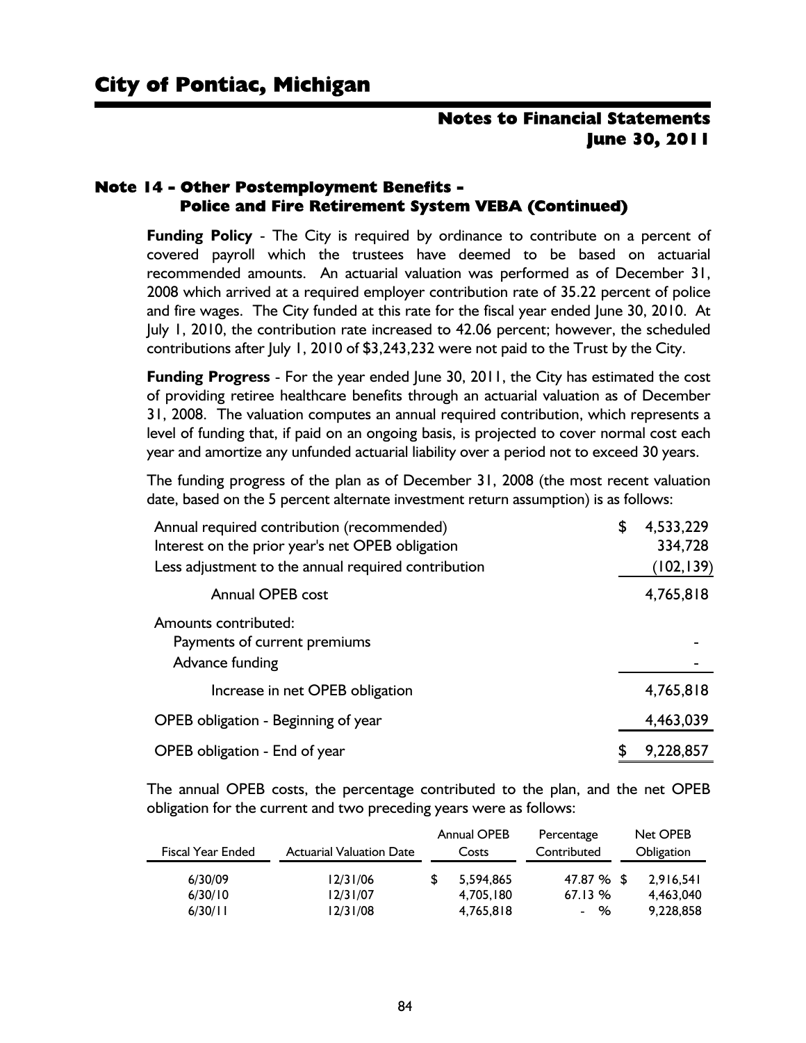## Note 14 - Other Postemployment Benefits - Police and Fire Retirement System VEBA (Continued)

**Funding Policy** - The City is required by ordinance to contribute on a percent of covered payroll which the trustees have deemed to be based on actuarial recommended amounts. An actuarial valuation was performed as of December 31, 2008 which arrived at a required employer contribution rate of 35.22 percent of police and fire wages. The City funded at this rate for the fiscal year ended June 30, 2010. At July 1, 2010, the contribution rate increased to 42.06 percent; however, the scheduled contributions after July 1, 2010 of $3,243,232 were not paid to the Trust by the City.

**Funding Progress** - For the year ended June 30, 2011, the City has estimated the cost of providing retiree healthcare benefits through an actuarial valuation as of December 31, 2008. The valuation computes an annual required contribution, which represents a level of funding that, if paid on an ongoing basis, is projected to cover normal cost each year and amortize any unfunded actuarial liability over a period not to exceed 30 years.

The funding progress of the plan as of December 31, 2008 (the most recent valuation date, based on the 5 percent alternate investment return assumption) is as follows:

| | |
|---|---|
| Annual required contribution (recommended) | $ 4,533,229 |
| Interest on the prior year's net OPEB obligation | 334,728 |
| Less adjustment to the annual required contribution | (102,139) |
| Annual OPEB cost | 4,765,818 |
| Amounts contributed: | |
| Payments of current premiums | - |
| Advance funding | - |
| Increase in net OPEB obligation | 4,765,818 |
| OPEB obligation - Beginning of year | 4,463,039 |
| OPEB obligation - End of year | $ 9,228,857 |

The annual OPEB costs, the percentage contributed to the plan, and the net OPEB obligation for the current and two preceding years were as follows:

| Fiscal Year Ended | Actuarial Valuation Date | Annual OPEB Costs | Percentage Contributed | Net OPEB Obligation |
|---|---|---|---|---|
| 6/30/09 | 12/31/06 | $ 5,594,865 | 47.87 % | $ 2,916,541 |
| 6/30/10 | 12/31/07 | 4,705,180 | 67.13 % | 4,463,040 |
| 6/30/11 | 12/31/08 | 4,765,818 | - % | 9,228,858 |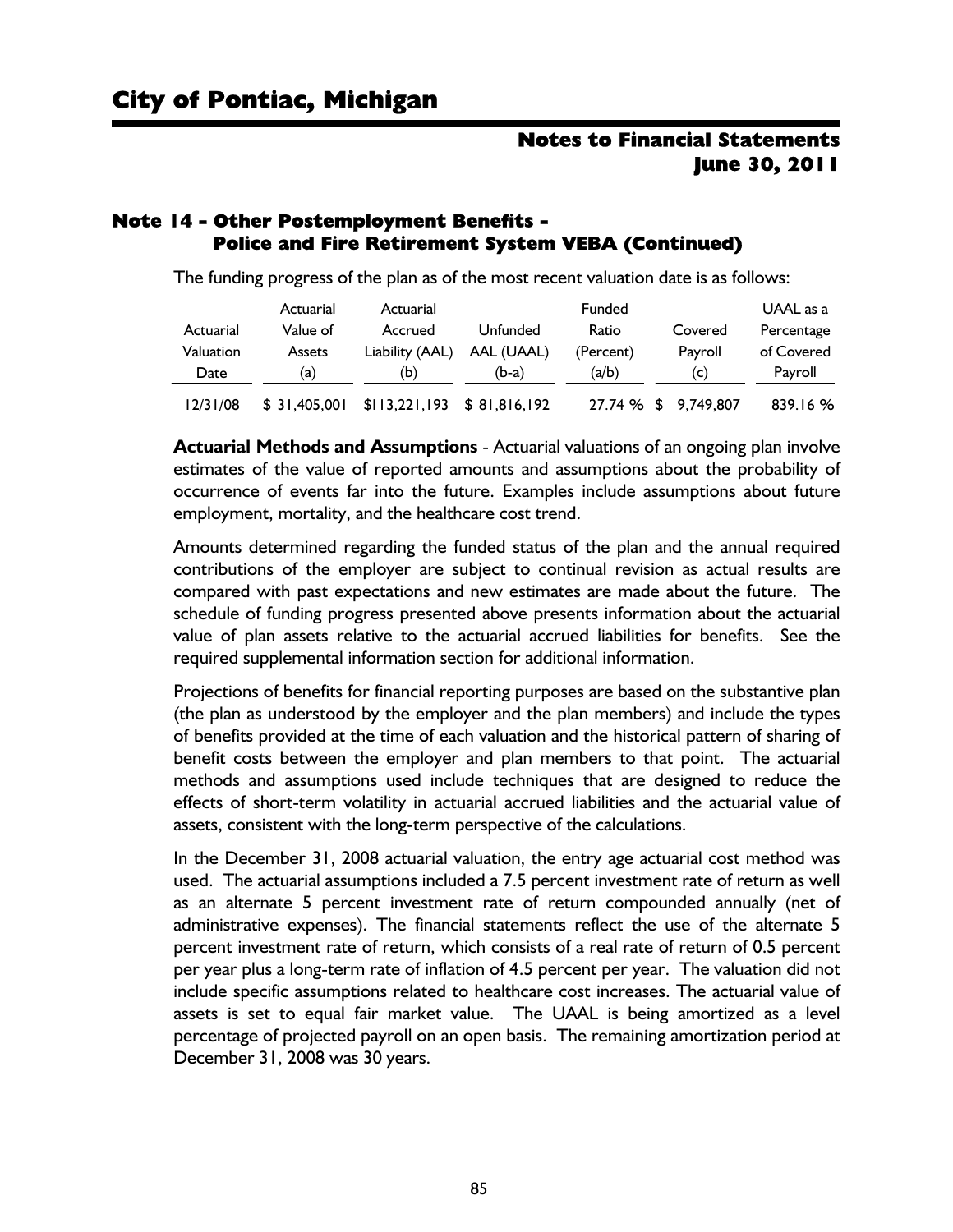## Note 14 - Other Postemployment Benefits - Police and Fire Retirement System VEBA (Continued)

The funding progress of the plan as of the most recent valuation date is as follows:

| Actuarial Valuation Date | Actuarial Value of Assets (a) | Actuarial Accrued Liability (AAL) (b) | Unfunded AAL (UAAL) (b-a) | Funded Ratio (Percent) (a/b) | Covered Payroll (c) | UAAL as a Percentage of Covered Payroll |
|---|---|---|---|---|---|---|
| 12/31/08 | $ 31,405,001 | $113,221,193 | $ 81,816,192 | 27.74 % | $ 9,749,807 | 839.16 % |

**Actuarial Methods and Assumptions** - Actuarial valuations of an ongoing plan involve estimates of the value of reported amounts and assumptions about the probability of occurrence of events far into the future. Examples include assumptions about future employment, mortality, and the healthcare cost trend.

Amounts determined regarding the funded status of the plan and the annual required contributions of the employer are subject to continual revision as actual results are compared with past expectations and new estimates are made about the future. The schedule of funding progress presented above presents information about the actuarial value of plan assets relative to the actuarial accrued liabilities for benefits. See the required supplemental information section for additional information.

Projections of benefits for financial reporting purposes are based on the substantive plan (the plan as understood by the employer and the plan members) and include the types of benefits provided at the time of each valuation and the historical pattern of sharing of benefit costs between the employer and plan members to that point. The actuarial methods and assumptions used include techniques that are designed to reduce the effects of short-term volatility in actuarial accrued liabilities and the actuarial value of assets, consistent with the long-term perspective of the calculations.

In the December 31, 2008 actuarial valuation, the entry age actuarial cost method was used. The actuarial assumptions included a 7.5 percent investment rate of return as well as an alternate 5 percent investment rate of return compounded annually (net of administrative expenses). The financial statements reflect the use of the alternate 5 percent investment rate of return, which consists of a real rate of return of 0.5 percent per year plus a long-term rate of inflation of 4.5 percent per year. The valuation did not include specific assumptions related to healthcare cost increases. The actuarial value of assets is set to equal fair market value. The UAAL is being amortized as a level percentage of projected payroll on an open basis. The remaining amortization period at December 31, 2008 was 30 years.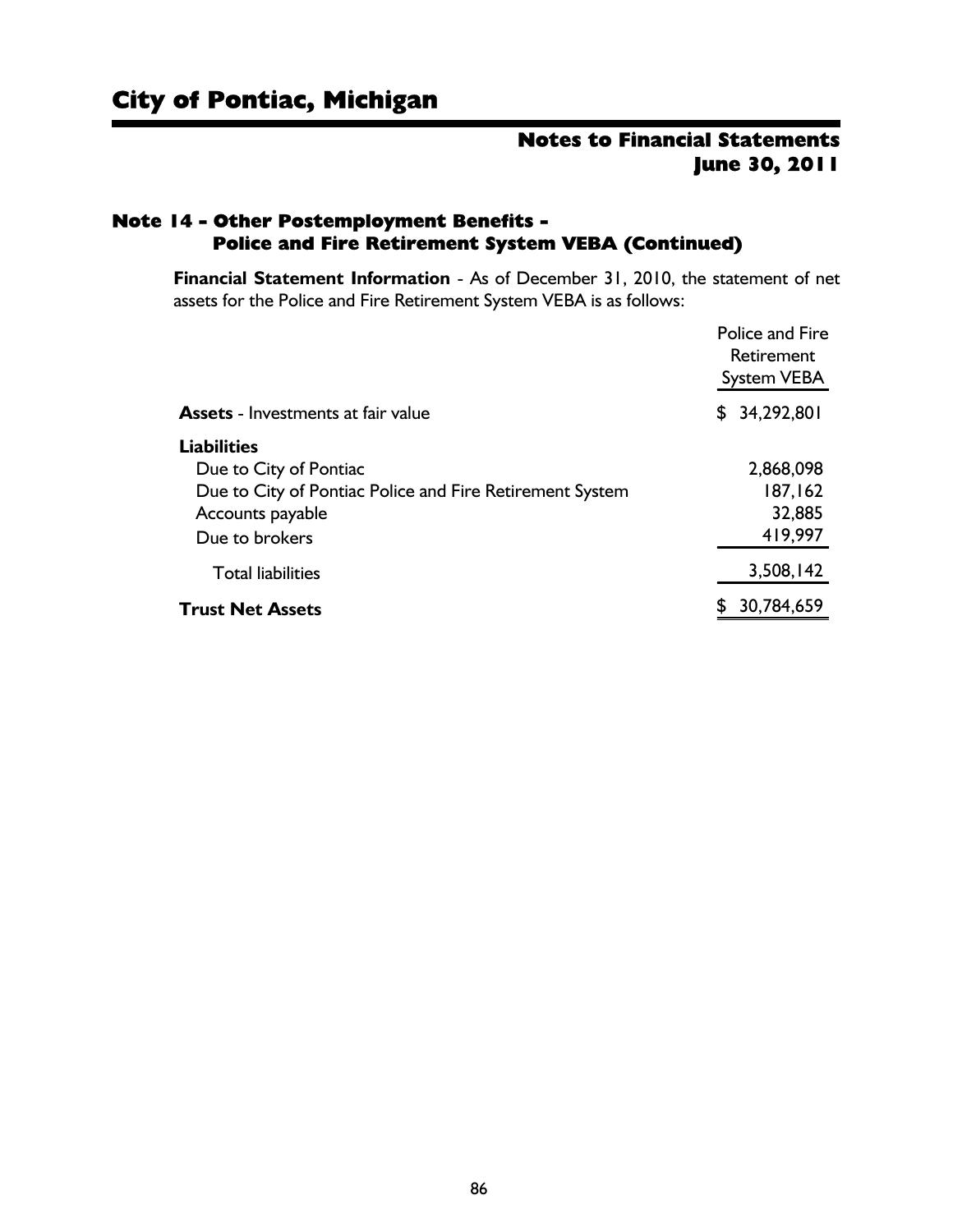## Note 14 - Other Postemployment Benefits - Police and Fire Retirement System VEBA (Continued)

**Financial Statement Information** - As of December 31, 2010, the statement of net assets for the Police and Fire Retirement System VEBA is as follows:

| | Police and Fire Retirement System VEBA |
|---|---|
| **Assets** - Investments at fair value | $ 34,292,801 |
| **Liabilities** | |
| Due to City of Pontiac | 2,868,098 |
| Due to City of Pontiac Police and Fire Retirement System | 187,162 |
| Accounts payable | 32,885 |
| Due to brokers | 419,997 |
| Total liabilities | 3,508,142 |
| **Trust Net Assets** | $ 30,784,659 |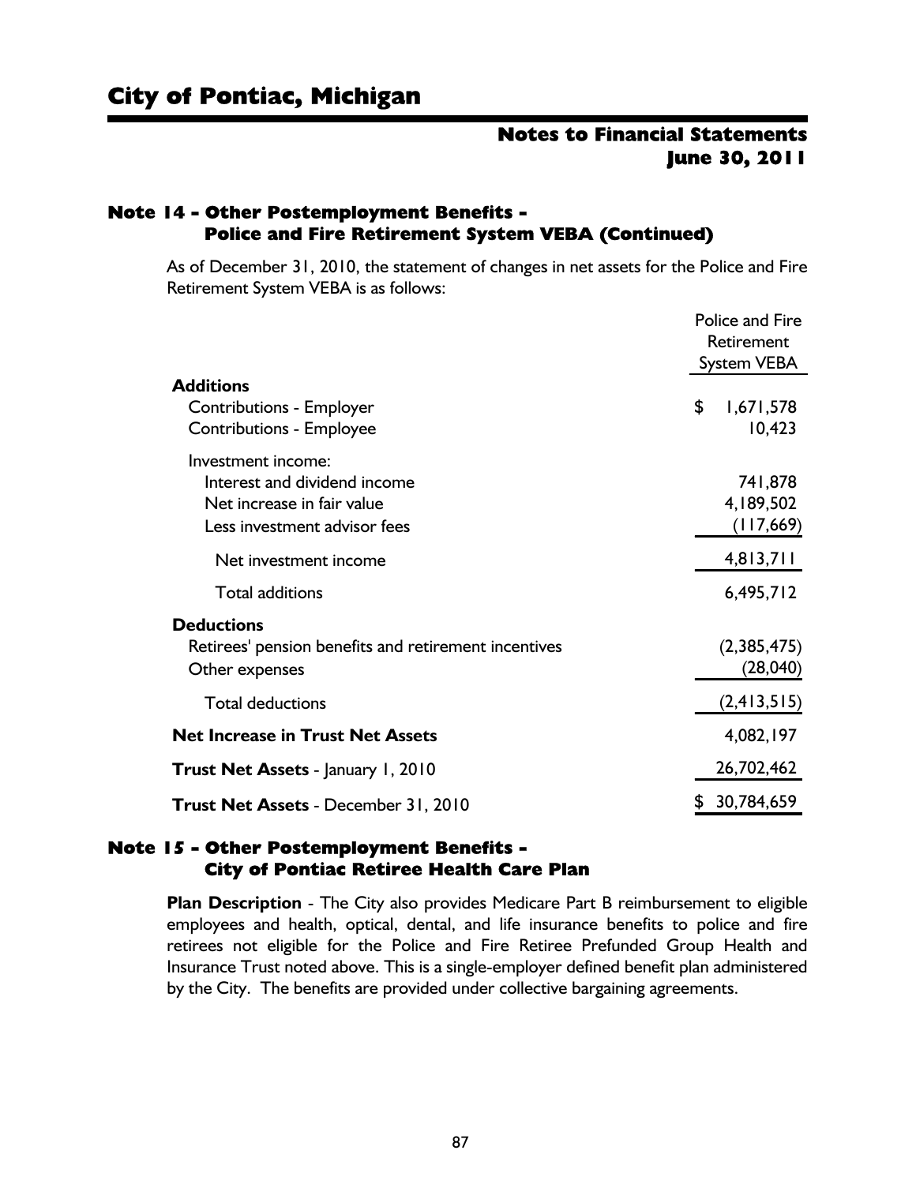## Note 14 - Other Postemployment Benefits - Police and Fire Retirement System VEBA (Continued)

As of December 31, 2010, the statement of changes in net assets for the Police and Fire Retirement System VEBA is as follows:

| | Police and Fire Retirement System VEBA |
|---|---|
| **Additions** | |
| Contributions - Employer | $ 1,671,578 |
| Contributions - Employee | 10,423 |
| Investment income: | |
| Interest and dividend income | 741,878 |
| Net increase in fair value | 4,189,502 |
| Less investment advisor fees | (117,669) |
| Net investment income | 4,813,711 |
| Total additions | 6,495,712 |
| **Deductions** | |
| Retirees' pension benefits and retirement incentives | (2,385,475) |
| Other expenses | (28,040) |
| Total deductions | (2,413,515) |
| **Net Increase in Trust Net Assets** | 4,082,197 |
| **Trust Net Assets** - January 1, 2010 | 26,702,462 |
| **Trust Net Assets** - December 31, 2010 | $ 30,784,659 |

## Note 15 - Other Postemployment Benefits - City of Pontiac Retiree Health Care Plan

**Plan Description** - The City also provides Medicare Part B reimbursement to eligible employees and health, optical, dental, and life insurance benefits to police and fire retirees not eligible for the Police and Fire Retiree Prefunded Group Health and Insurance Trust noted above. This is a single-employer defined benefit plan administered by the City. The benefits are provided under collective bargaining agreements.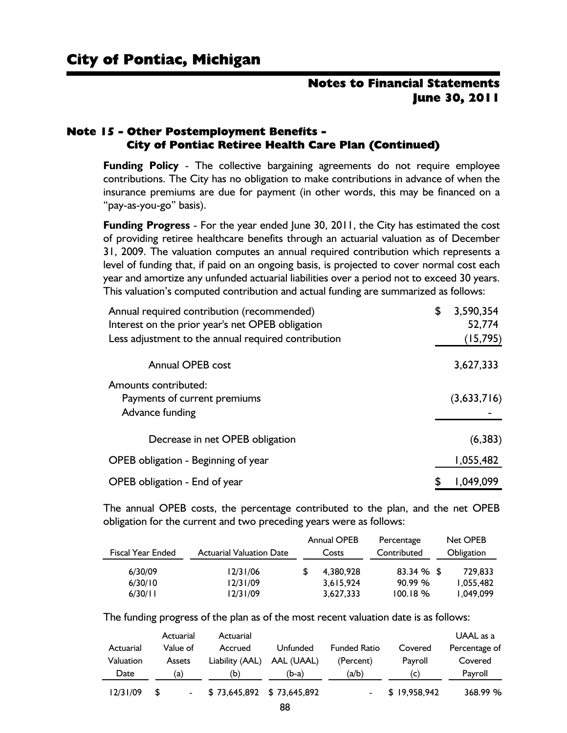# City of Pontiac, Michigan

## Notes to Financial Statements
## June 30, 2011

### Note 15 - Other Postemployment Benefits - City of Pontiac Retiree Health Care Plan (Continued)

**Funding Policy** - The collective bargaining agreements do not require employee contributions. The City has no obligation to make contributions in advance of when the insurance premiums are due for payment (in other words, this may be financed on a "pay-as-you-go" basis).

**Funding Progress** - For the year ended June 30, 2011, the City has estimated the cost of providing retiree healthcare benefits through an actuarial valuation as of December 31, 2009. The valuation computes an annual required contribution which represents a level of funding that, if paid on an ongoing basis, is projected to cover normal cost each year and amortize any unfunded actuarial liabilities over a period not to exceed 30 years. This valuation's computed contribution and actual funding are summarized as follows:

| | |
|---|---|
| Annual required contribution (recommended) | $ 3,590,354 |
| Interest on the prior year's net OPEB obligation | 52,774 |
| Less adjustment to the annual required contribution | (15,795) |
| Annual OPEB cost | 3,627,333 |
| Amounts contributed: | |
| Payments of current premiums | (3,633,716) |
| Advance funding | - |
| Decrease in net OPEB obligation | (6,383) |
| OPEB obligation - Beginning of year | 1,055,482 |
| OPEB obligation - End of year | $ 1,049,099 |

The annual OPEB costs, the percentage contributed to the plan, and the net OPEB obligation for the current and two preceding years were as follows:

| Fiscal Year Ended | Actuarial Valuation Date | Annual OPEB Costs | Percentage Contributed | Net OPEB Obligation |
|---|---|---|---|---|
| 6/30/09 | 12/31/06 | $ 4,380,928 | 83.34 % | $ 729,833 |
| 6/30/10 | 12/31/09 | 3,615,924 | 90.99 % | 1,055,482 |
| 6/30/11 | 12/31/09 | 3,627,333 | 100.18 % | 1,049,099 |

The funding progress of the plan as of the most recent valuation date is as follows:

| Actuarial Valuation Date | Actuarial Value of Assets (a) | Actuarial Accrued Liability (AAL) (b) | Unfunded AAL (UAAL) (b-a) | Funded Ratio (Percent) (a/b) | Covered Payroll (c) | UAAL as a Percentage of Covered Payroll |
|---|---|---|---|---|---|---|
| 12/31/09 | $ - | $ 73,645,892 | $ 73,645,892 | - | $ 19,958,942 | 368.99 % |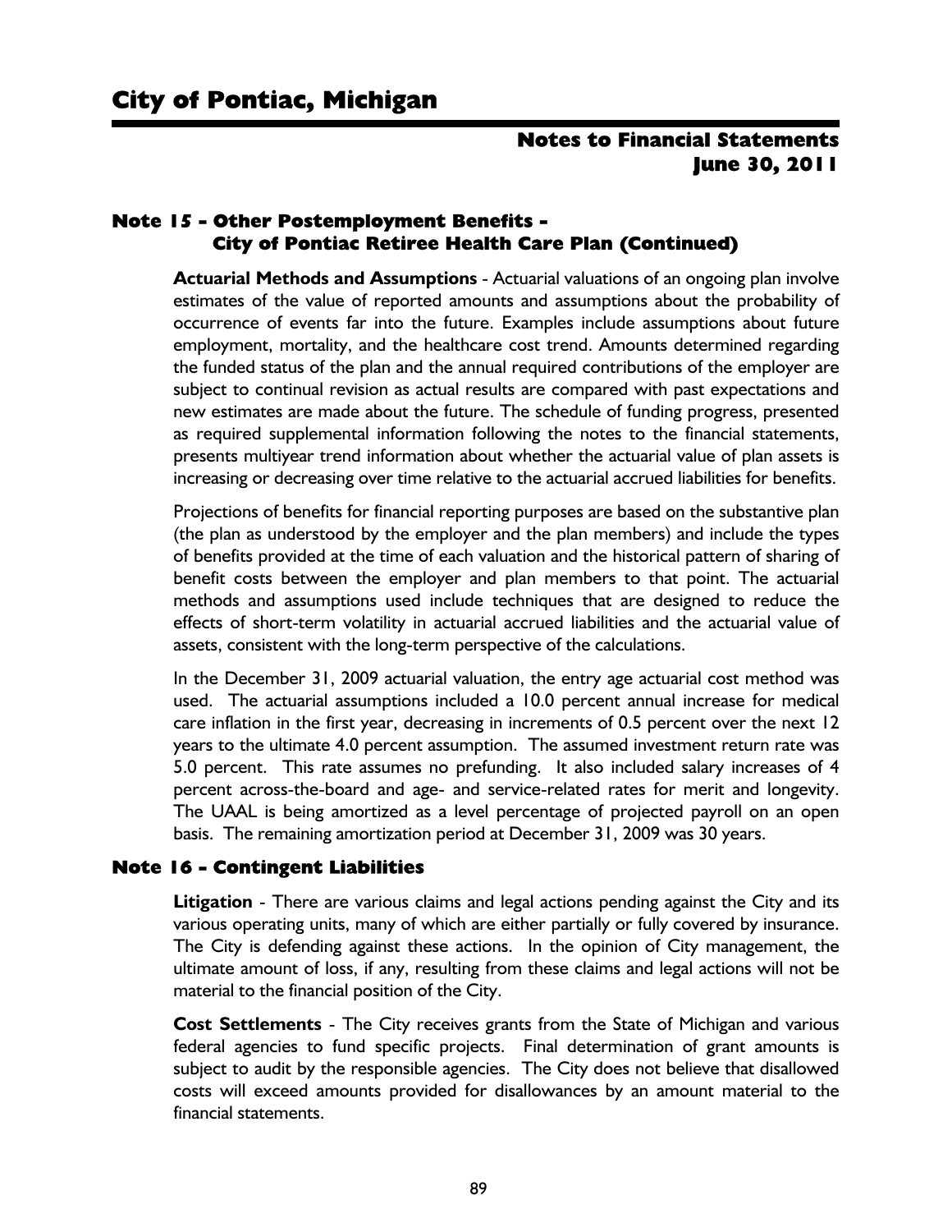## Note 15 - Other Postemployment Benefits - City of Pontiac Retiree Health Care Plan (Continued)

**Actuarial Methods and Assumptions** - Actuarial valuations of an ongoing plan involve estimates of the value of reported amounts and assumptions about the probability of occurrence of events far into the future. Examples include assumptions about future employment, mortality, and the healthcare cost trend. Amounts determined regarding the funded status of the plan and the annual required contributions of the employer are subject to continual revision as actual results are compared with past expectations and new estimates are made about the future. The schedule of funding progress, presented as required supplemental information following the notes to the financial statements, presents multiyear trend information about whether the actuarial value of plan assets is increasing or decreasing over time relative to the actuarial accrued liabilities for benefits.

Projections of benefits for financial reporting purposes are based on the substantive plan (the plan as understood by the employer and the plan members) and include the types of benefits provided at the time of each valuation and the historical pattern of sharing of benefit costs between the employer and plan members to that point. The actuarial methods and assumptions used include techniques that are designed to reduce the effects of short-term volatility in actuarial accrued liabilities and the actuarial value of assets, consistent with the long-term perspective of the calculations.

In the December 31, 2009 actuarial valuation, the entry age actuarial cost method was used. The actuarial assumptions included a 10.0 percent annual increase for medical care inflation in the first year, decreasing in increments of 0.5 percent over the next 12 years to the ultimate 4.0 percent assumption. The assumed investment return rate was 5.0 percent. This rate assumes no prefunding. It also included salary increases of 4 percent across-the-board and age- and service-related rates for merit and longevity. The UAAL is being amortized as a level percentage of projected payroll on an open basis. The remaining amortization period at December 31, 2009 was 30 years.

## Note 16 - Contingent Liabilities

**Litigation** - There are various claims and legal actions pending against the City and its various operating units, many of which are either partially or fully covered by insurance. The City is defending against these actions. In the opinion of City management, the ultimate amount of loss, if any, resulting from these claims and legal actions will not be material to the financial position of the City.

**Cost Settlements** - The City receives grants from the State of Michigan and various federal agencies to fund specific projects. Final determination of grant amounts is subject to audit by the responsible agencies. The City does not believe that disallowed costs will exceed amounts provided for disallowances by an amount material to the financial statements.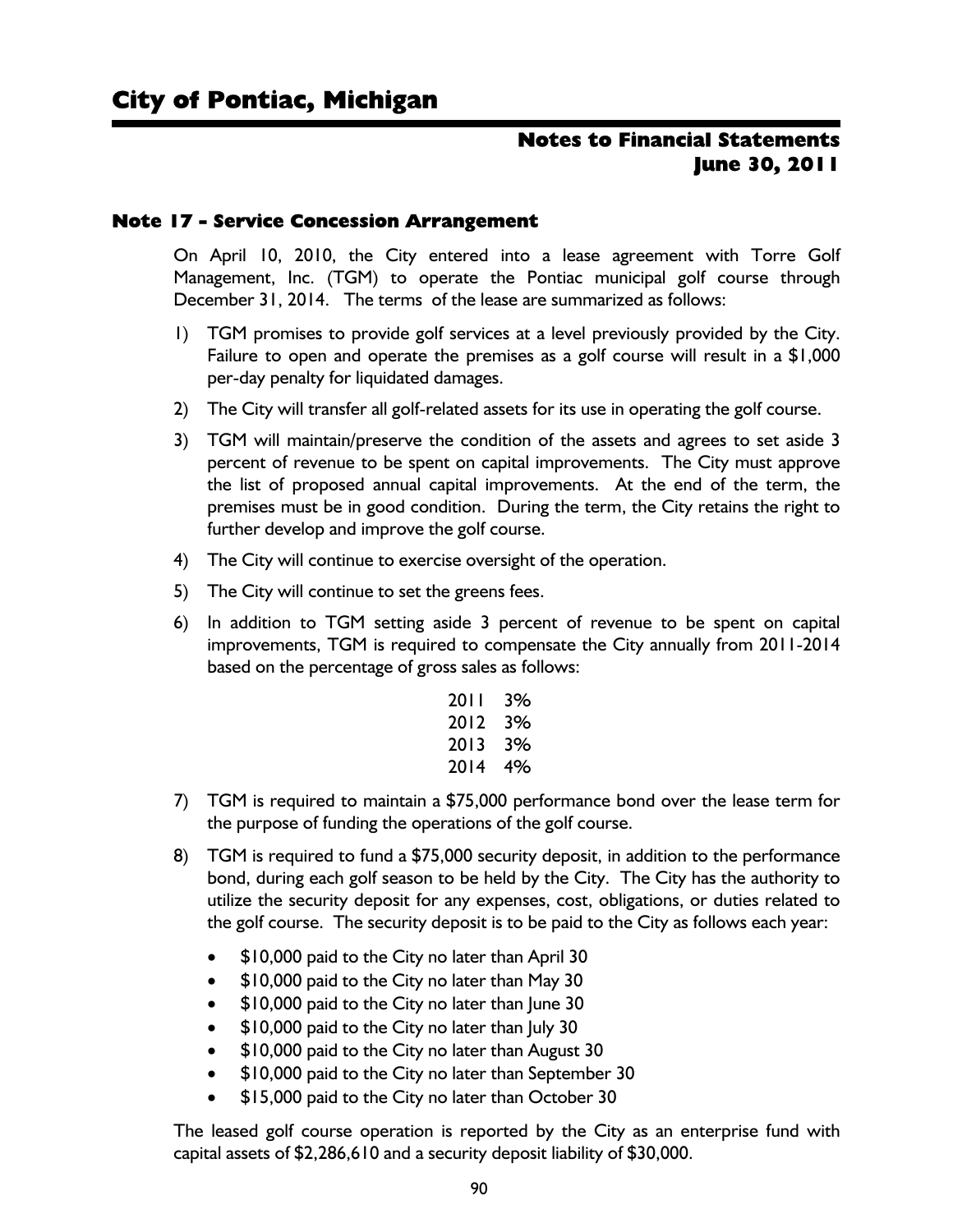## Note 17 - Service Concession Arrangement

On April 10, 2010, the City entered into a lease agreement with Torre Golf Management, Inc. (TGM) to operate the Pontiac municipal golf course through December 31, 2014. The terms of the lease are summarized as follows:

1) TGM promises to provide golf services at a level previously provided by the City. Failure to open and operate the premises as a golf course will result in a $1,000 per-day penalty for liquidated damages.

2) The City will transfer all golf-related assets for its use in operating the golf course.

3) TGM will maintain/preserve the condition of the assets and agrees to set aside 3 percent of revenue to be spent on capital improvements. The City must approve the list of proposed annual capital improvements. At the end of the term, the premises must be in good condition. During the term, the City retains the right to further develop and improve the golf course.

4) The City will continue to exercise oversight of the operation.

5) The City will continue to set the greens fees.

6) In addition to TGM setting aside 3 percent of revenue to be spent on capital improvements, TGM is required to compensate the City annually from 2011-2014 based on the percentage of gross sales as follows:

| | |
|---|---|
| 2011 | 3% |
| 2012 | 3% |
| 2013 | 3% |
| 2014 | 4% |

7) TGM is required to maintain a $75,000 performance bond over the lease term for the purpose of funding the operations of the golf course.

8) TGM is required to fund a $75,000 security deposit, in addition to the performance bond, during each golf season to be held by the City. The City has the authority to utilize the security deposit for any expenses, cost, obligations, or duties related to the golf course. The security deposit is to be paid to the City as follows each year:

   - $10,000 paid to the City no later than April 30
   - $10,000 paid to the City no later than May 30
   - $10,000 paid to the City no later than June 30
   - $10,000 paid to the City no later than July 30
   - $10,000 paid to the City no later than August 30
   - $10,000 paid to the City no later than September 30
   - $15,000 paid to the City no later than October 30

The leased golf course operation is reported by the City as an enterprise fund with capital assets of $2,286,610 and a security deposit liability of $30,000.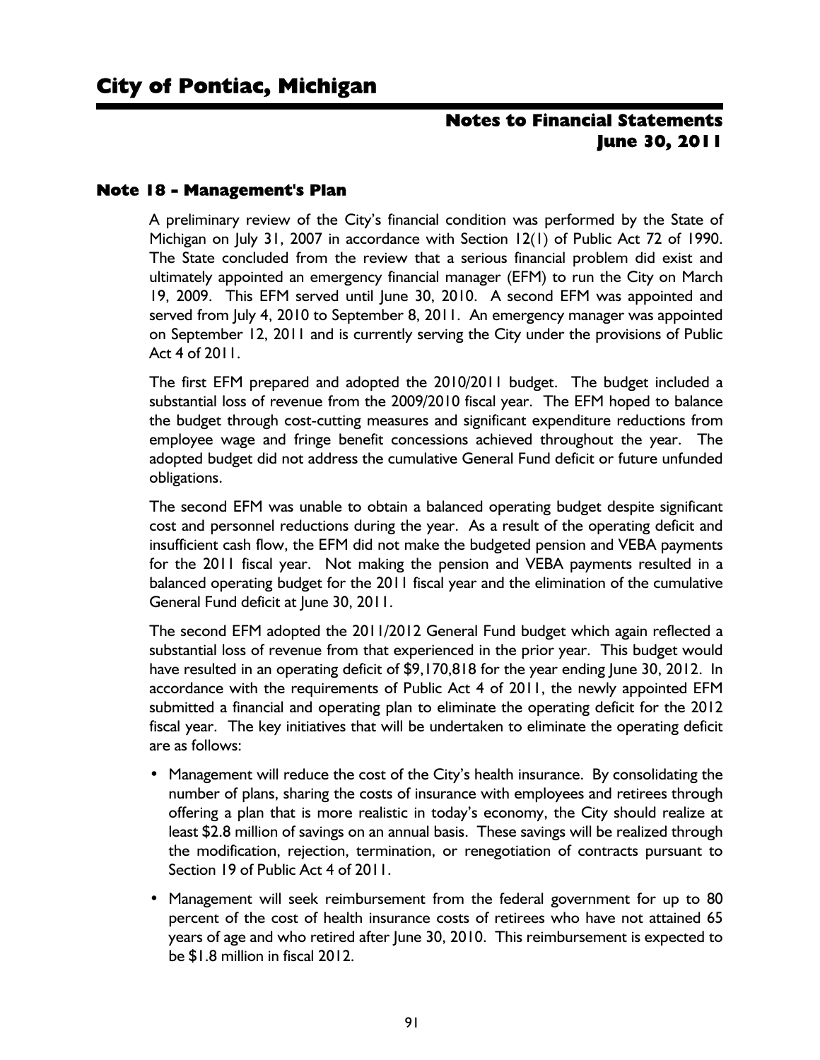## Note 18 - Management's Plan

A preliminary review of the City's financial condition was performed by the State of Michigan on July 31, 2007 in accordance with Section 12(1) of Public Act 72 of 1990. The State concluded from the review that a serious financial problem did exist and ultimately appointed an emergency financial manager (EFM) to run the City on March 19, 2009. This EFM served until June 30, 2010. A second EFM was appointed and served from July 4, 2010 to September 8, 2011. An emergency manager was appointed on September 12, 2011 and is currently serving the City under the provisions of Public Act 4 of 2011.

The first EFM prepared and adopted the 2010/2011 budget. The budget included a substantial loss of revenue from the 2009/2010 fiscal year. The EFM hoped to balance the budget through cost-cutting measures and significant expenditure reductions from employee wage and fringe benefit concessions achieved throughout the year. The adopted budget did not address the cumulative General Fund deficit or future unfunded obligations.

The second EFM was unable to obtain a balanced operating budget despite significant cost and personnel reductions during the year. As a result of the operating deficit and insufficient cash flow, the EFM did not make the budgeted pension and VEBA payments for the 2011 fiscal year. Not making the pension and VEBA payments resulted in a balanced operating budget for the 2011 fiscal year and the elimination of the cumulative General Fund deficit at June 30, 2011.

The second EFM adopted the 2011/2012 General Fund budget which again reflected a substantial loss of revenue from that experienced in the prior year. This budget would have resulted in an operating deficit of $9,170,818 for the year ending June 30, 2012. In accordance with the requirements of Public Act 4 of 2011, the newly appointed EFM submitted a financial and operating plan to eliminate the operating deficit for the 2012 fiscal year. The key initiatives that will be undertaken to eliminate the operating deficit are as follows:

- Management will reduce the cost of the City's health insurance. By consolidating the number of plans, sharing the costs of insurance with employees and retirees through offering a plan that is more realistic in today's economy, the City should realize at least $2.8 million of savings on an annual basis. These savings will be realized through the modification, rejection, termination, or renegotiation of contracts pursuant to Section 19 of Public Act 4 of 2011.
- Management will seek reimbursement from the federal government for up to 80 percent of the cost of health insurance costs of retirees who have not attained 65 years of age and who retired after June 30, 2010. This reimbursement is expected to be $1.8 million in fiscal 2012.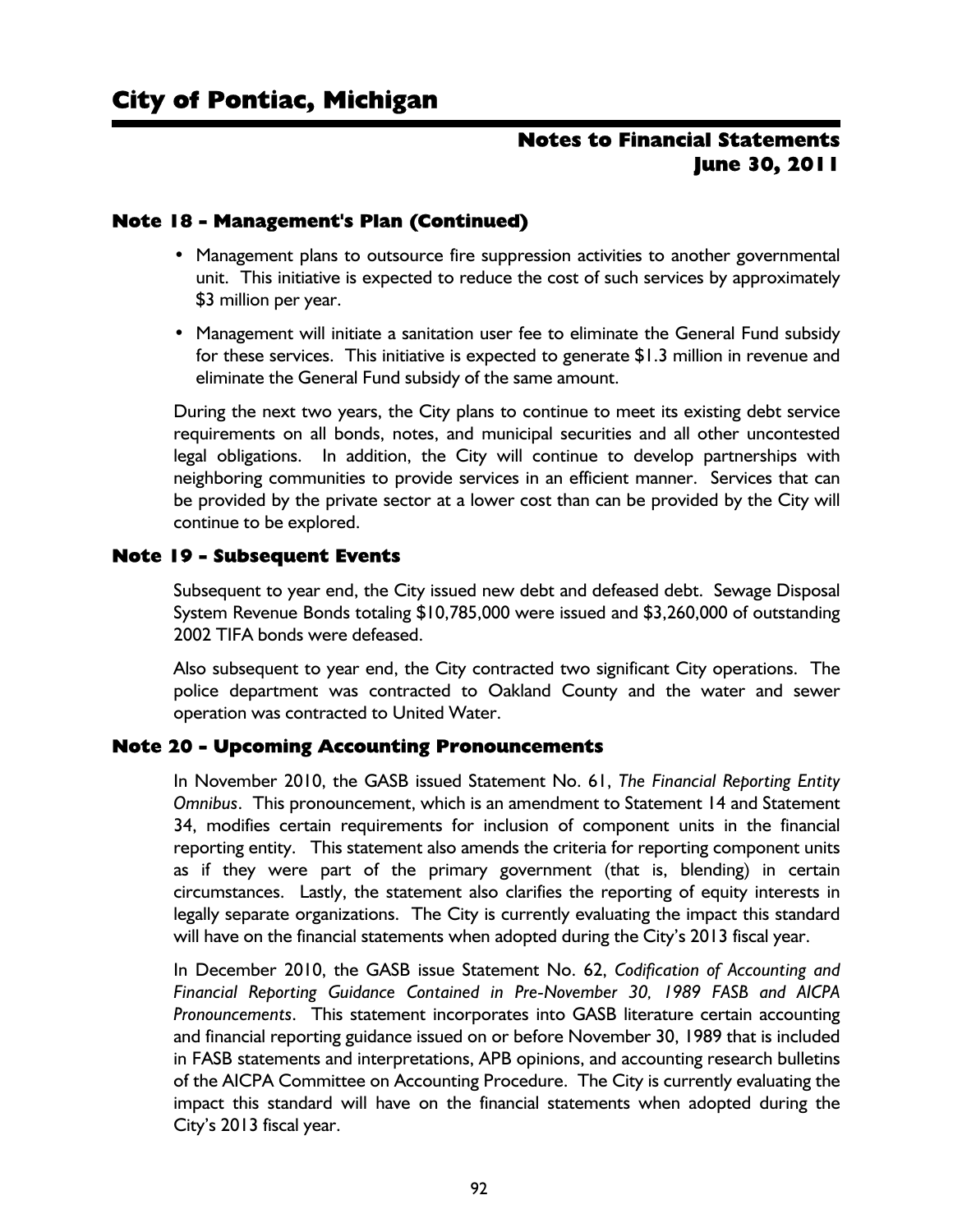## Note 18 - Management's Plan (Continued)

- Management plans to outsource fire suppression activities to another governmental unit. This initiative is expected to reduce the cost of such services by approximately \$3 million per year.
- Management will initiate a sanitation user fee to eliminate the General Fund subsidy for these services. This initiative is expected to generate \$1.3 million in revenue and eliminate the General Fund subsidy of the same amount.

During the next two years, the City plans to continue to meet its existing debt service requirements on all bonds, notes, and municipal securities and all other uncontested legal obligations. In addition, the City will continue to develop partnerships with neighboring communities to provide services in an efficient manner. Services that can be provided by the private sector at a lower cost than can be provided by the City will continue to be explored.

## Note 19 - Subsequent Events

Subsequent to year end, the City issued new debt and defeased debt. Sewage Disposal System Revenue Bonds totaling \$10,785,000 were issued and \$3,260,000 of outstanding 2002 TIFA bonds were defeased.

Also subsequent to year end, the City contracted two significant City operations. The police department was contracted to Oakland County and the water and sewer operation was contracted to United Water.

## Note 20 - Upcoming Accounting Pronouncements

In November 2010, the GASB issued Statement No. 61, *The Financial Reporting Entity Omnibus*. This pronouncement, which is an amendment to Statement 14 and Statement 34, modifies certain requirements for inclusion of component units in the financial reporting entity. This statement also amends the criteria for reporting component units as if they were part of the primary government (that is, blending) in certain circumstances. Lastly, the statement also clarifies the reporting of equity interests in legally separate organizations. The City is currently evaluating the impact this standard will have on the financial statements when adopted during the City's 2013 fiscal year.

In December 2010, the GASB issue Statement No. 62, *Codification of Accounting and Financial Reporting Guidance Contained in Pre-November 30, 1989 FASB and AICPA Pronouncements*. This statement incorporates into GASB literature certain accounting and financial reporting guidance issued on or before November 30, 1989 that is included in FASB statements and interpretations, APB opinions, and accounting research bulletins of the AICPA Committee on Accounting Procedure. The City is currently evaluating the impact this standard will have on the financial statements when adopted during the City's 2013 fiscal year.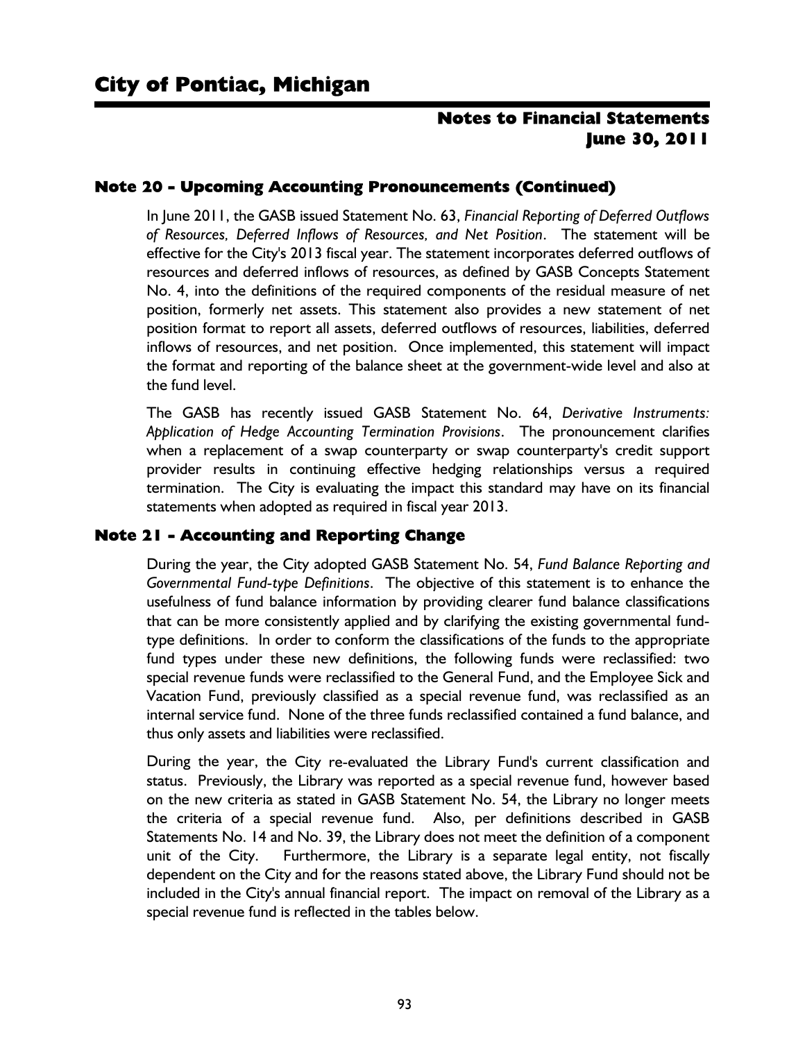## Note 20 - Upcoming Accounting Pronouncements (Continued)

In June 2011, the GASB issued Statement No. 63, *Financial Reporting of Deferred Outflows of Resources, Deferred Inflows of Resources, and Net Position*. The statement will be effective for the City's 2013 fiscal year. The statement incorporates deferred outflows of resources and deferred inflows of resources, as defined by GASB Concepts Statement No. 4, into the definitions of the required components of the residual measure of net position, formerly net assets. This statement also provides a new statement of net position format to report all assets, deferred outflows of resources, liabilities, deferred inflows of resources, and net position. Once implemented, this statement will impact the format and reporting of the balance sheet at the government-wide level and also at the fund level.

The GASB has recently issued GASB Statement No. 64, *Derivative Instruments: Application of Hedge Accounting Termination Provisions*. The pronouncement clarifies when a replacement of a swap counterparty or swap counterparty's credit support provider results in continuing effective hedging relationships versus a required termination. The City is evaluating the impact this standard may have on its financial statements when adopted as required in fiscal year 2013.

## Note 21 - Accounting and Reporting Change

During the year, the City adopted GASB Statement No. 54, *Fund Balance Reporting and Governmental Fund-type Definitions*. The objective of this statement is to enhance the usefulness of fund balance information by providing clearer fund balance classifications that can be more consistently applied and by clarifying the existing governmental fund-type definitions. In order to conform the classifications of the funds to the appropriate fund types under these new definitions, the following funds were reclassified: two special revenue funds were reclassified to the General Fund, and the Employee Sick and Vacation Fund, previously classified as a special revenue fund, was reclassified as an internal service fund. None of the three funds reclassified contained a fund balance, and thus only assets and liabilities were reclassified.

During the year, the City re-evaluated the Library Fund's current classification and status. Previously, the Library was reported as a special revenue fund, however based on the new criteria as stated in GASB Statement No. 54, the Library no longer meets the criteria of a special revenue fund. Also, per definitions described in GASB Statements No. 14 and No. 39, the Library does not meet the definition of a component unit of the City. Furthermore, the Library is a separate legal entity, not fiscally dependent on the City and for the reasons stated above, the Library Fund should not be included in the City's annual financial report. The impact on removal of the Library as a special revenue fund is reflected in the tables below.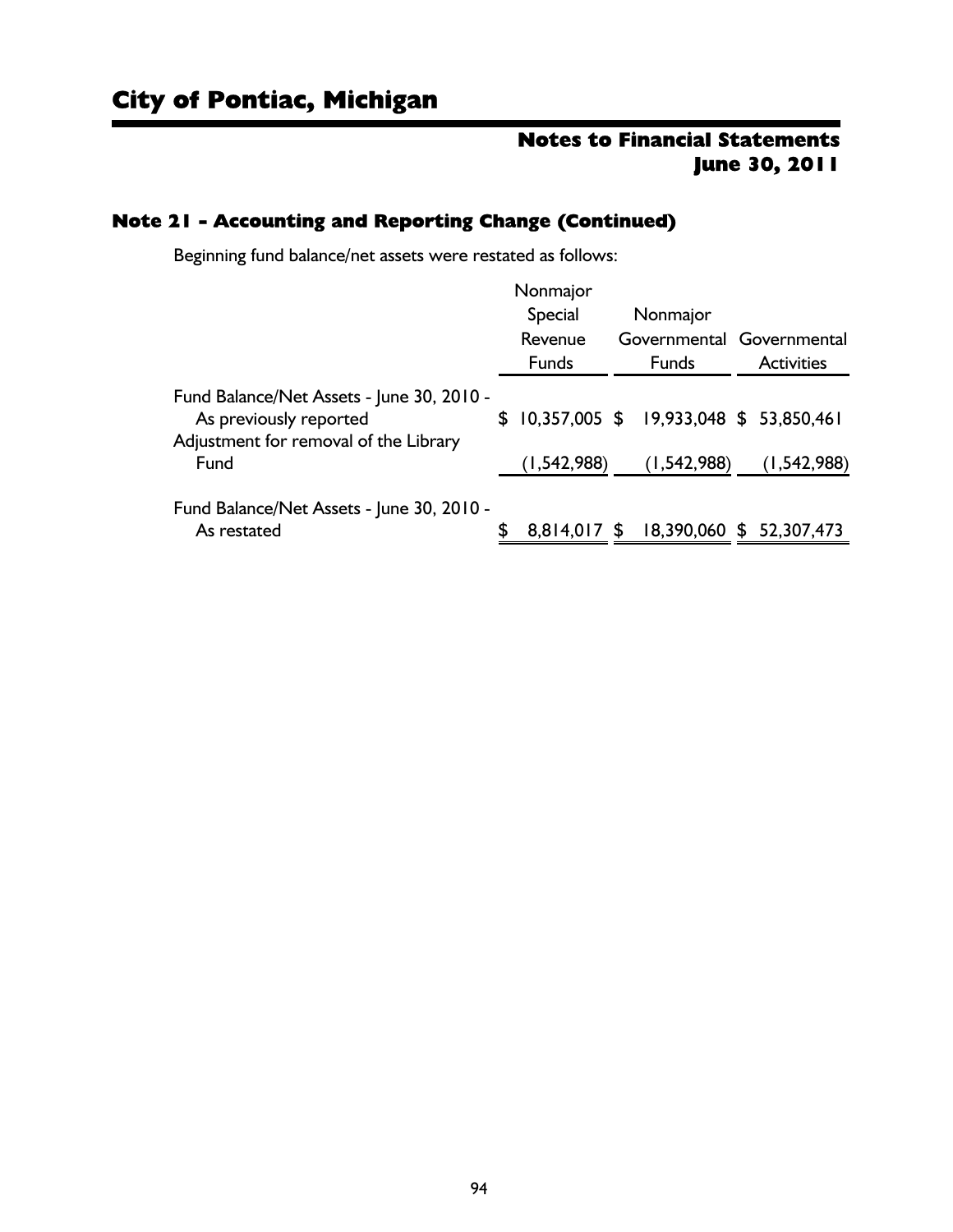## Note 21 - Accounting and Reporting Change (Continued)

Beginning fund balance/net assets were restated as follows:

| | Nonmajor Special Revenue Funds | Nonmajor Governmental Funds | Governmental Activities |
|---|---|---|---|
| Fund Balance/Net Assets - June 30, 2010 - As previously reported | $ 10,357,005 | $ 19,933,048 | $ 53,850,461 |
| Adjustment for removal of the Library Fund | (1,542,988) | (1,542,988) | (1,542,988) |
| Fund Balance/Net Assets - June 30, 2010 - As restated | $ 8,814,017 | $ 18,390,060 | $ 52,307,473 |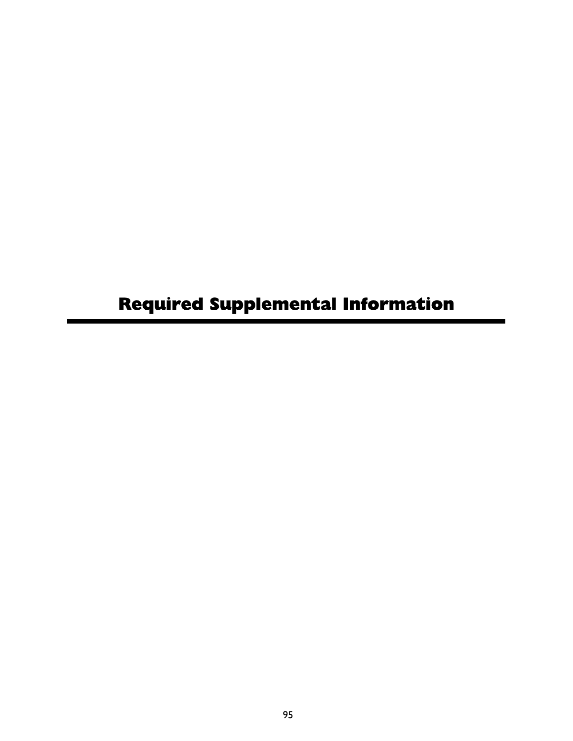# Required Supplemental Information

---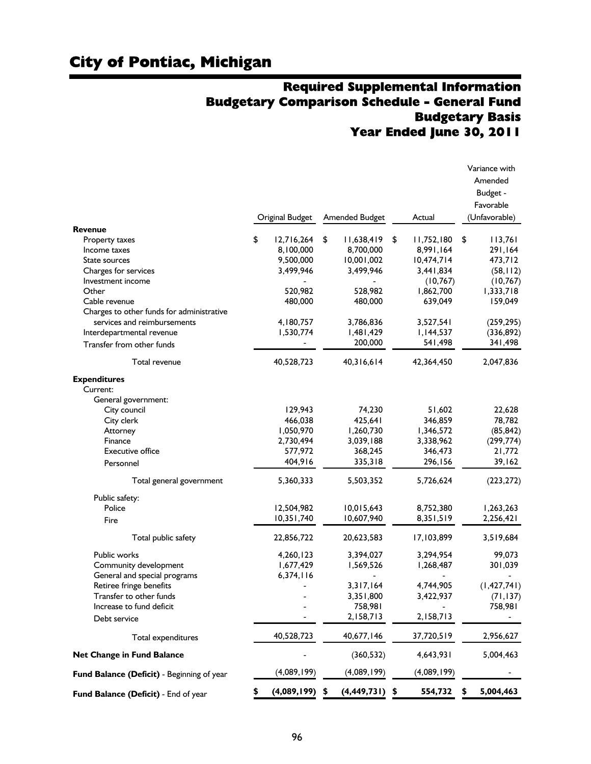# City of Pontiac, Michigan

## Required Supplemental Information
## Budgetary Comparison Schedule - General Fund
## Budgetary Basis
## Year Ended June 30, 2011

| | Original Budget | Amended Budget | Actual | Variance with Amended Budget - Favorable (Unfavorable) |
|---|---|---|---|---|
| **Revenue** | | | | |
| Property taxes | $ 12,716,264 | $ 11,638,419 | $ 11,752,180 | $ 113,761 |
| Income taxes | 8,100,000 | 8,700,000 | 8,991,164 | 291,164 |
| State sources | 9,500,000 | 10,001,002 | 10,474,714 | 473,712 |
| Charges for services | 3,499,946 | 3,499,946 | 3,441,834 | (58,112) |
| Investment income | - | - | (10,767) | (10,767) |
| Other | 520,982 | 528,982 | 1,862,700 | 1,333,718 |
| Cable revenue | 480,000 | 480,000 | 639,049 | 159,049 |
| Charges to other funds for administrative services and reimbursements | 4,180,757 | 3,786,836 | 3,527,541 | (259,295) |
| Interdepartmental revenue | 1,530,774 | 1,481,429 | 1,144,537 | (336,892) |
| Transfer from other funds | - | 200,000 | 541,498 | 341,498 |
| Total revenue | 40,528,723 | 40,316,614 | 42,364,450 | 2,047,836 |
| **Expenditures** | | | | |
| Current: | | | | |
| General government: | | | | |
| City council | 129,943 | 74,230 | 51,602 | 22,628 |
| City clerk | 466,038 | 425,641 | 346,859 | 78,782 |
| Attorney | 1,050,970 | 1,260,730 | 1,346,572 | (85,842) |
| Finance | 2,730,494 | 3,039,188 | 3,338,962 | (299,774) |
| Executive office | 577,972 | 368,245 | 346,473 | 21,772 |
| Personnel | 404,916 | 335,318 | 296,156 | 39,162 |
| Total general government | 5,360,333 | 5,503,352 | 5,726,624 | (223,272) |
| Public safety: | | | | |
| Police | 12,504,982 | 10,015,643 | 8,752,380 | 1,263,263 |
| Fire | 10,351,740 | 10,607,940 | 8,351,519 | 2,256,421 |
| Total public safety | 22,856,722 | 20,623,583 | 17,103,899 | 3,519,684 |
| Public works | 4,260,123 | 3,394,027 | 3,294,954 | 99,073 |
| Community development | 1,677,429 | 1,569,526 | 1,268,487 | 301,039 |
| General and special programs | 6,374,116 | - | - | - |
| Retiree fringe benefits | - | 3,317,164 | 4,744,905 | (1,427,741) |
| Transfer to other funds | - | 3,351,800 | 3,422,937 | (71,137) |
| Increase to fund deficit | - | 758,981 | - | 758,981 |
| Debt service | - | 2,158,713 | 2,158,713 | - |
| Total expenditures | 40,528,723 | 40,677,146 | 37,720,519 | 2,956,627 |
| **Net Change in Fund Balance** | - | (360,532) | 4,643,931 | 5,004,463 |
| **Fund Balance (Deficit)** - Beginning of year | (4,089,199) | (4,089,199) | (4,089,199) | - |
| **Fund Balance (Deficit)** - End of year | **$ (4,089,199)** | **$ (4,449,731)** | **$ 554,732** | **$ 5,004,463** |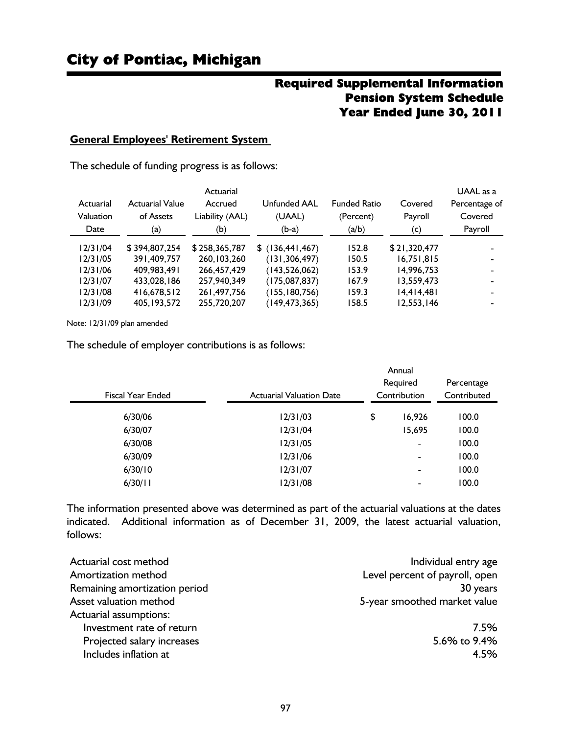# City of Pontiac, Michigan

## Required Supplemental Information
## Pension System Schedule
## Year Ended June 30, 2011

**General Employees' Retirement System**

The schedule of funding progress is as follows:

| Actuarial Valuation Date | Actuarial Value of Assets (a) | Actuarial Accrued Liability (AAL) (b) | Unfunded AAL (UAAL) (b-a) | Funded Ratio (Percent) (a/b) | Covered Payroll (c) | UAAL as a Percentage of Covered Payroll |
|---|---|---|---|---|---|---|
| 12/31/04 | $ 394,807,254 | $ 258,365,787 | $ (136,441,467) | 152.8 | $ 21,320,477 | - |
| 12/31/05 | 391,409,757 | 260,103,260 | (131,306,497) | 150.5 | 16,751,815 | - |
| 12/31/06 | 409,983,491 | 266,457,429 | (143,526,062) | 153.9 | 14,996,753 | - |
| 12/31/07 | 433,028,186 | 257,940,349 | (175,087,837) | 167.9 | 13,559,473 | - |
| 12/31/08 | 416,678,512 | 261,497,756 | (155,180,756) | 159.3 | 14,414,481 | - |
| 12/31/09 | 405,193,572 | 255,720,207 | (149,473,365) | 158.5 | 12,553,146 | - |

Note: 12/31/09 plan amended

The schedule of employer contributions is as follows:

| Fiscal Year Ended | Actuarial Valuation Date | Annual Required Contribution | Percentage Contributed |
|---|---|---|---|
| 6/30/06 | 12/31/03 | $ 16,926 | 100.0 |
| 6/30/07 | 12/31/04 | 15,695 | 100.0 |
| 6/30/08 | 12/31/05 | - | 100.0 |
| 6/30/09 | 12/31/06 | - | 100.0 |
| 6/30/10 | 12/31/07 | - | 100.0 |
| 6/30/11 | 12/31/08 | - | 100.0 |

The information presented above was determined as part of the actuarial valuations at the dates indicated. Additional information as of December 31, 2009, the latest actuarial valuation, follows:

| | |
|---|---|
| Actuarial cost method | Individual entry age |
| Amortization method | Level percent of payroll, open |
| Remaining amortization period | 30 years |
| Asset valuation method | 5-year smoothed market value |
| Actuarial assumptions: | |
| Investment rate of return | 7.5% |
| Projected salary increases | 5.6% to 9.4% |
| Includes inflation at | 4.5% |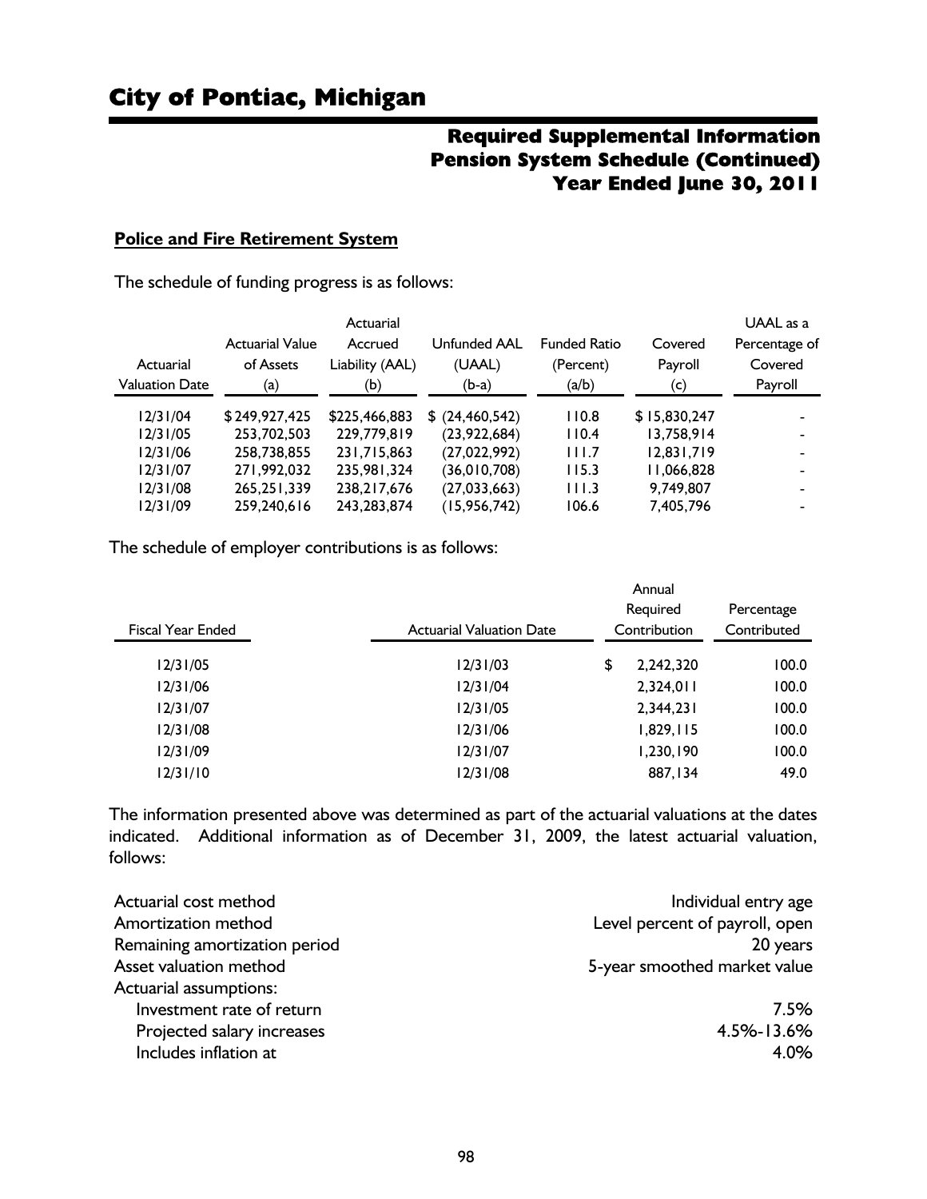# City of Pontiac, Michigan

## Required Supplemental Information
## Pension System Schedule (Continued)
## Year Ended June 30, 2011

**Police and Fire Retirement System**

The schedule of funding progress is as follows:

| Actuarial Valuation Date | Actuarial Value of Assets (a) | Actuarial Accrued Liability (AAL) (b) | Unfunded AAL (UAAL) (b-a) | Funded Ratio (Percent) (a/b) | Covered Payroll (c) | UAAL as a Percentage of Covered Payroll |
|---|---|---|---|---|---|---|
| 12/31/04 | $ 249,927,425 | $225,466,883 | $ (24,460,542) | 110.8 | $ 15,830,247 | - |
| 12/31/05 | 253,702,503 | 229,779,819 | (23,922,684) | 110.4 | 13,758,914 | - |
| 12/31/06 | 258,738,855 | 231,715,863 | (27,022,992) | 111.7 | 12,831,719 | - |
| 12/31/07 | 271,992,032 | 235,981,324 | (36,010,708) | 115.3 | 11,066,828 | - |
| 12/31/08 | 265,251,339 | 238,217,676 | (27,033,663) | 111.3 | 9,749,807 | - |
| 12/31/09 | 259,240,616 | 243,283,874 | (15,956,742) | 106.6 | 7,405,796 | - |

The schedule of employer contributions is as follows:

| Fiscal Year Ended | Actuarial Valuation Date | Annual Required Contribution | Percentage Contributed |
|---|---|---|---|
| 12/31/05 | 12/31/03 | $ 2,242,320 | 100.0 |
| 12/31/06 | 12/31/04 | 2,324,011 | 100.0 |
| 12/31/07 | 12/31/05 | 2,344,231 | 100.0 |
| 12/31/08 | 12/31/06 | 1,829,115 | 100.0 |
| 12/31/09 | 12/31/07 | 1,230,190 | 100.0 |
| 12/31/10 | 12/31/08 | 887,134 | 49.0 |

The information presented above was determined as part of the actuarial valuations at the dates indicated. Additional information as of December 31, 2009, the latest actuarial valuation, follows:

| | |
|---|---|
| Actuarial cost method | Individual entry age |
| Amortization method | Level percent of payroll, open |
| Remaining amortization period | 20 years |
| Asset valuation method | 5-year smoothed market value |
| Actuarial assumptions: | |
| Investment rate of return | 7.5% |
| Projected salary increases | 4.5%-13.6% |
| Includes inflation at | 4.0% |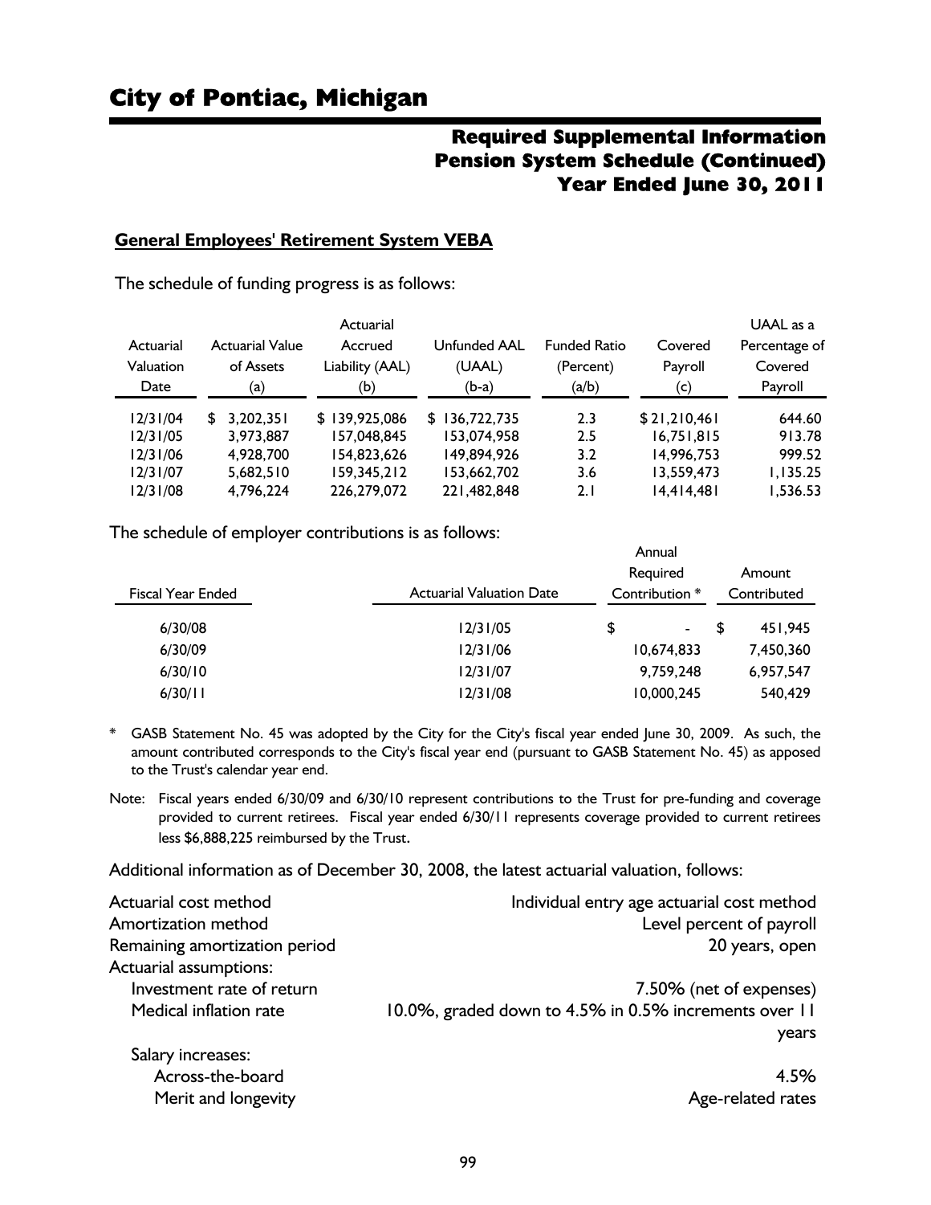# City of Pontiac, Michigan

## Required Supplemental Information
## Pension System Schedule (Continued)
## Year Ended June 30, 2011

### General Employees' Retirement System VEBA

The schedule of funding progress is as follows:

| Actuarial Valuation Date | Actuarial Value of Assets (a) | Actuarial Accrued Liability (AAL) (b) | Unfunded AAL (UAAL) (b-a) | Funded Ratio (Percent) (a/b) | Covered Payroll (c) | UAAL as a Percentage of Covered Payroll |
|---|---|---|---|---|---|---|
| 12/31/04 | $ 3,202,351 | $ 139,925,086 | $ 136,722,735 | 2.3 | $ 21,210,461 | 644.60 |
| 12/31/05 | 3,973,887 | 157,048,845 | 153,074,958 | 2.5 | 16,751,815 | 913.78 |
| 12/31/06 | 4,928,700 | 154,823,626 | 149,894,926 | 3.2 | 14,996,753 | 999.52 |
| 12/31/07 | 5,682,510 | 159,345,212 | 153,662,702 | 3.6 | 13,559,473 | 1,135.25 |
| 12/31/08 | 4,796,224 | 226,279,072 | 221,482,848 | 2.1 | 14,414,481 | 1,536.53 |

The schedule of employer contributions is as follows:

| Fiscal Year Ended | Actuarial Valuation Date | Annual Required Contribution * | Amount Contributed |
|---|---|---|---|
| 6/30/08 | 12/31/05 | $ - | $ 451,945 |
| 6/30/09 | 12/31/06 | 10,674,833 | 7,450,360 |
| 6/30/10 | 12/31/07 | 9,759,248 | 6,957,547 |
| 6/30/11 | 12/31/08 | 10,000,245 | 540,429 |

\* GASB Statement No. 45 was adopted by the City for the City's fiscal year ended June 30, 2009. As such, the amount contributed corresponds to the City's fiscal year end (pursuant to GASB Statement No. 45) as apposed to the Trust's calendar year end.

Note: Fiscal years ended 6/30/09 and 6/30/10 represent contributions to the Trust for pre-funding and coverage provided to current retirees. Fiscal year ended 6/30/11 represents coverage provided to current retirees less $6,888,225 reimbursed by the Trust.

Additional information as of December 30, 2008, the latest actuarial valuation, follows:

| | |
|---|---|
| Actuarial cost method | Individual entry age actuarial cost method |
| Amortization method | Level percent of payroll |
| Remaining amortization period | 20 years, open |
| Actuarial assumptions: | |
| Investment rate of return | 7.50% (net of expenses) |
| Medical inflation rate | 10.0%, graded down to 4.5% in 0.5% increments over 11 years |
| Salary increases: | |
| Across-the-board | 4.5% |
| Merit and longevity | Age-related rates |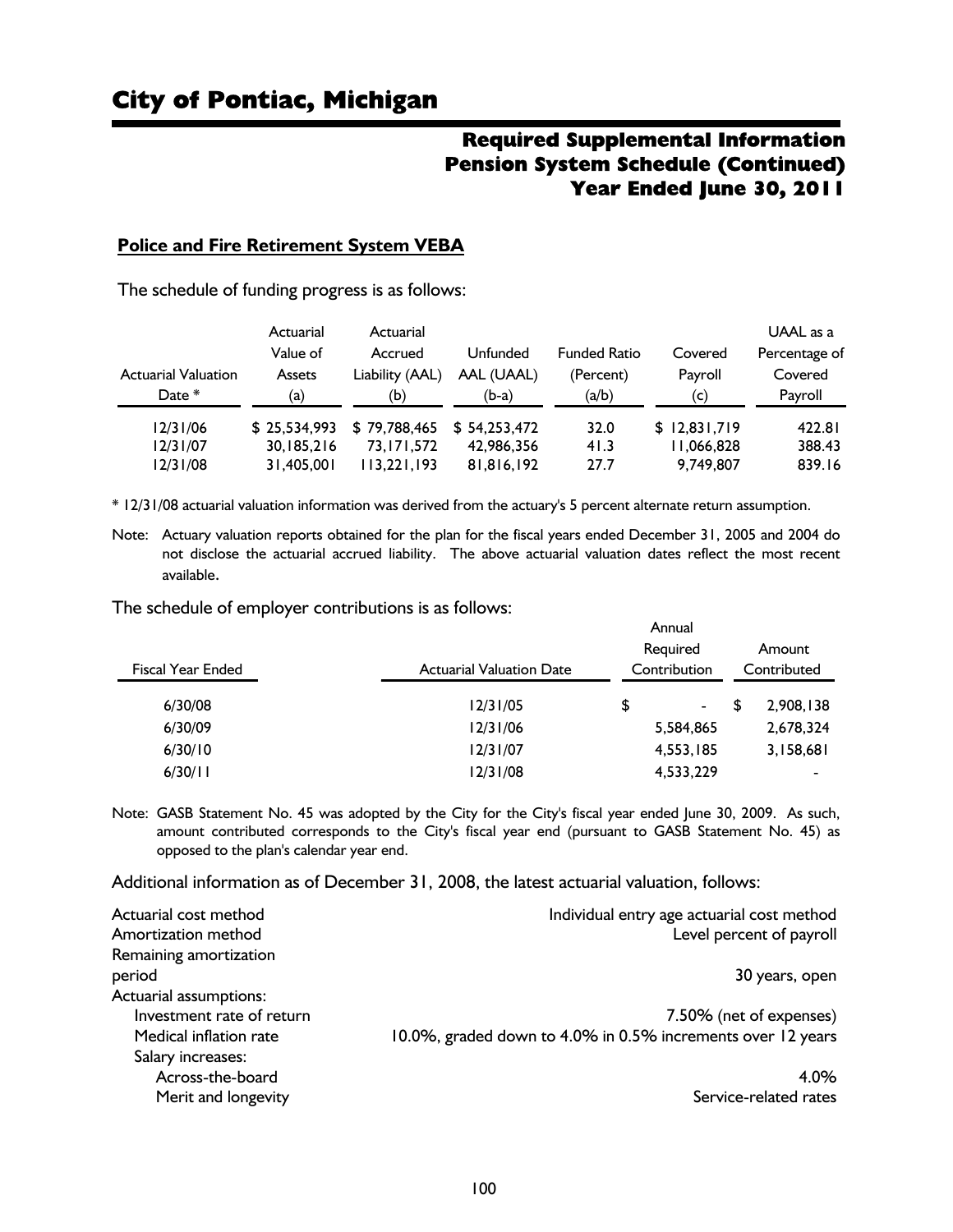# City of Pontiac, Michigan

## Required Supplemental Information
## Pension System Schedule (Continued)
## Year Ended June 30, 2011

**Police and Fire Retirement System VEBA**

The schedule of funding progress is as follows:

| Actuarial Valuation Date * | Actuarial Value of Assets (a) | Actuarial Accrued Liability (AAL) (b) | Unfunded AAL (UAAL) (b-a) | Funded Ratio (Percent) (a/b) | Covered Payroll (c) | UAAL as a Percentage of Covered Payroll |
|---|---|---|---|---|---|---|
| 12/31/06 | $ 25,534,993 | $ 79,788,465 | $ 54,253,472 | 32.0 | $ 12,831,719 | 422.81 |
| 12/31/07 | 30,185,216 | 73,171,572 | 42,986,356 | 41.3 | 11,066,828 | 388.43 |
| 12/31/08 | 31,405,001 | 113,221,193 | 81,816,192 | 27.7 | 9,749,807 | 839.16 |

* 12/31/08 actuarial valuation information was derived from the actuary's 5 percent alternate return assumption.

Note: Actuary valuation reports obtained for the plan for the fiscal years ended December 31, 2005 and 2004 do not disclose the actuarial accrued liability. The above actuarial valuation dates reflect the most recent available.

The schedule of employer contributions is as follows:

| Fiscal Year Ended | Actuarial Valuation Date | Annual Required Contribution | Amount Contributed |
|---|---|---|---|
| 6/30/08 | 12/31/05 | $ - | $ 2,908,138 |
| 6/30/09 | 12/31/06 | 5,584,865 | 2,678,324 |
| 6/30/10 | 12/31/07 | 4,553,185 | 3,158,681 |
| 6/30/11 | 12/31/08 | 4,533,229 | - |

Note: GASB Statement No. 45 was adopted by the City for the City's fiscal year ended June 30, 2009. As such, amount contributed corresponds to the City's fiscal year end (pursuant to GASB Statement No. 45) as opposed to the plan's calendar year end.

Additional information as of December 31, 2008, the latest actuarial valuation, follows:

| | |
|---|---|
| Actuarial cost method | Individual entry age actuarial cost method |
| Amortization method | Level percent of payroll |
| Remaining amortization period | 30 years, open |
| Actuarial assumptions: | |
| Investment rate of return | 7.50% (net of expenses) |
| Medical inflation rate | 10.0%, graded down to 4.0% in 0.5% increments over 12 years |
| Salary increases: | |
| Across-the-board | 4.0% |
| Merit and longevity | Service-related rates |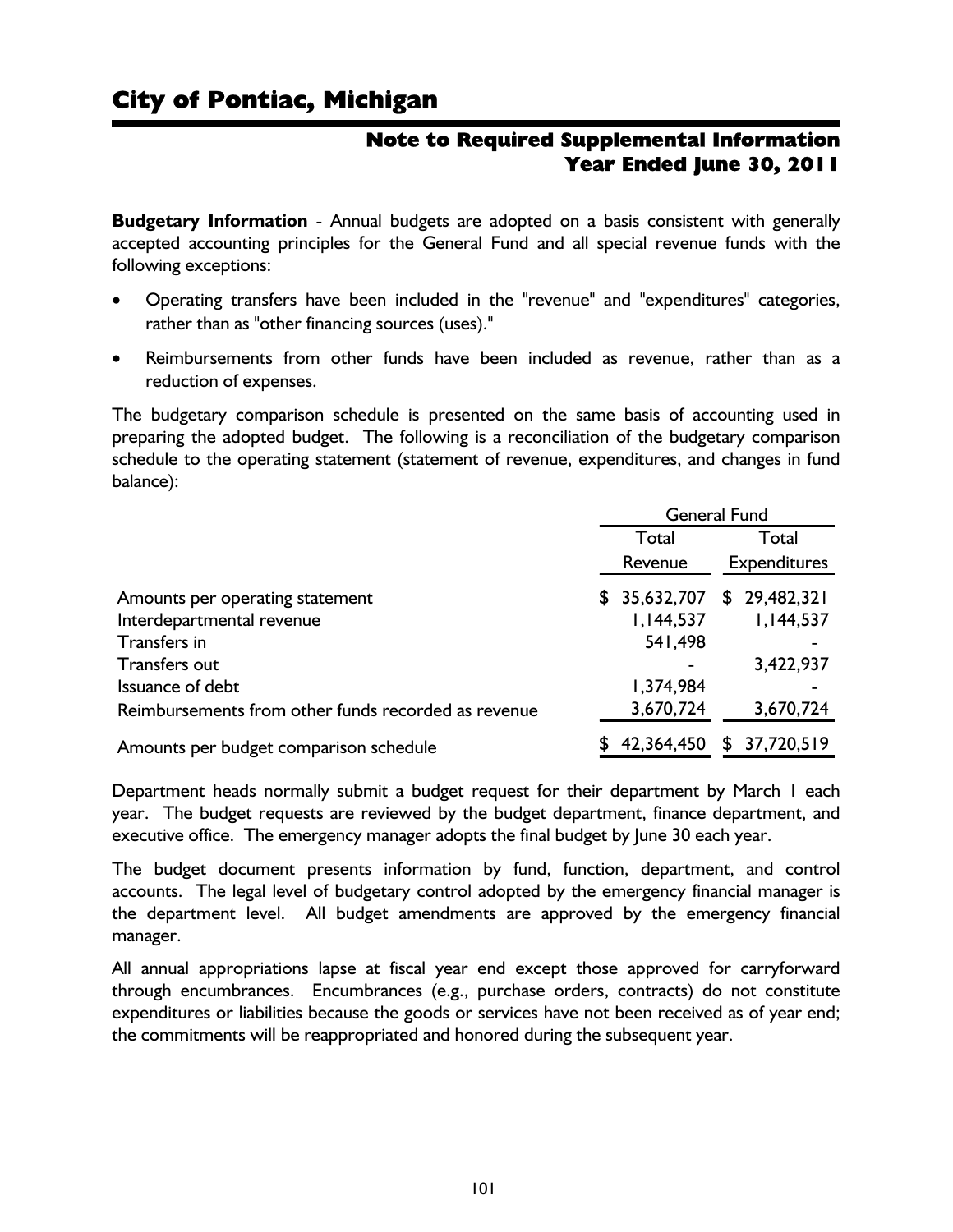# City of Pontiac, Michigan

## Note to Required Supplemental Information
## Year Ended June 30, 2011

**Budgetary Information** - Annual budgets are adopted on a basis consistent with generally accepted accounting principles for the General Fund and all special revenue funds with the following exceptions:

- Operating transfers have been included in the "revenue" and "expenditures" categories, rather than as "other financing sources (uses)."
- Reimbursements from other funds have been included as revenue, rather than as a reduction of expenses.

The budgetary comparison schedule is presented on the same basis of accounting used in preparing the adopted budget. The following is a reconciliation of the budgetary comparison schedule to the operating statement (statement of revenue, expenditures, and changes in fund balance):

| | General Fund | |
|---|---|---|
| | Total Revenue | Total Expenditures |
| Amounts per operating statement | $ 35,632,707 | $ 29,482,321 |
| Interdepartmental revenue | 1,144,537 | 1,144,537 |
| Transfers in | 541,498 | - |
| Transfers out | - | 3,422,937 |
| Issuance of debt | 1,374,984 | - |
| Reimbursements from other funds recorded as revenue | 3,670,724 | 3,670,724 |
| Amounts per budget comparison schedule | $ 42,364,450 | $ 37,720,519 |

Department heads normally submit a budget request for their department by March 1 each year. The budget requests are reviewed by the budget department, finance department, and executive office. The emergency manager adopts the final budget by June 30 each year.

The budget document presents information by fund, function, department, and control accounts. The legal level of budgetary control adopted by the emergency financial manager is the department level. All budget amendments are approved by the emergency financial manager.

All annual appropriations lapse at fiscal year end except those approved for carryforward through encumbrances. Encumbrances (e.g., purchase orders, contracts) do not constitute expenditures or liabilities because the goods or services have not been received as of year end; the commitments will be reappropriated and honored during the subsequent year.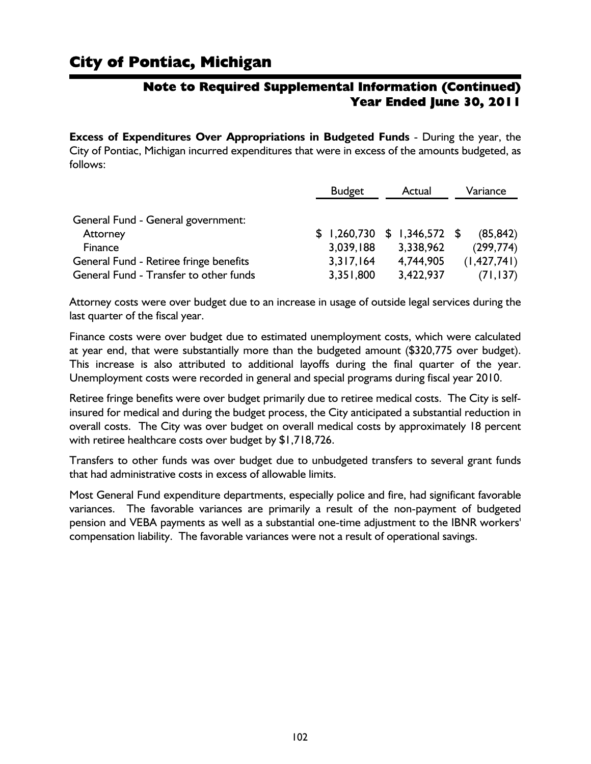# City of Pontiac, Michigan

## Note to Required Supplemental Information (Continued)
## Year Ended June 30, 2011

**Excess of Expenditures Over Appropriations in Budgeted Funds** - During the year, the City of Pontiac, Michigan incurred expenditures that were in excess of the amounts budgeted, as follows:

| | Budget | Actual | Variance |
|---|---|---|---|
| General Fund - General government: | | | |
| Attorney | $ 1,260,730 | $ 1,346,572 | $ (85,842) |
| Finance | 3,039,188 | 3,338,962 | (299,774) |
| General Fund - Retiree fringe benefits | 3,317,164 | 4,744,905 | (1,427,741) |
| General Fund - Transfer to other funds | 3,351,800 | 3,422,937 | (71,137) |

Attorney costs were over budget due to an increase in usage of outside legal services during the last quarter of the fiscal year.

Finance costs were over budget due to estimated unemployment costs, which were calculated at year end, that were substantially more than the budgeted amount ($320,775 over budget). This increase is also attributed to additional layoffs during the final quarter of the year. Unemployment costs were recorded in general and special programs during fiscal year 2010.

Retiree fringe benefits were over budget primarily due to retiree medical costs. The City is self-insured for medical and during the budget process, the City anticipated a substantial reduction in overall costs. The City was over budget on overall medical costs by approximately 18 percent with retiree healthcare costs over budget by $1,718,726.

Transfers to other funds was over budget due to unbudgeted transfers to several grant funds that had administrative costs in excess of allowable limits.

Most General Fund expenditure departments, especially police and fire, had significant favorable variances. The favorable variances are primarily a result of the non-payment of budgeted pension and VEBA payments as well as a substantial one-time adjustment to the IBNR workers' compensation liability. The favorable variances were not a result of operational savings.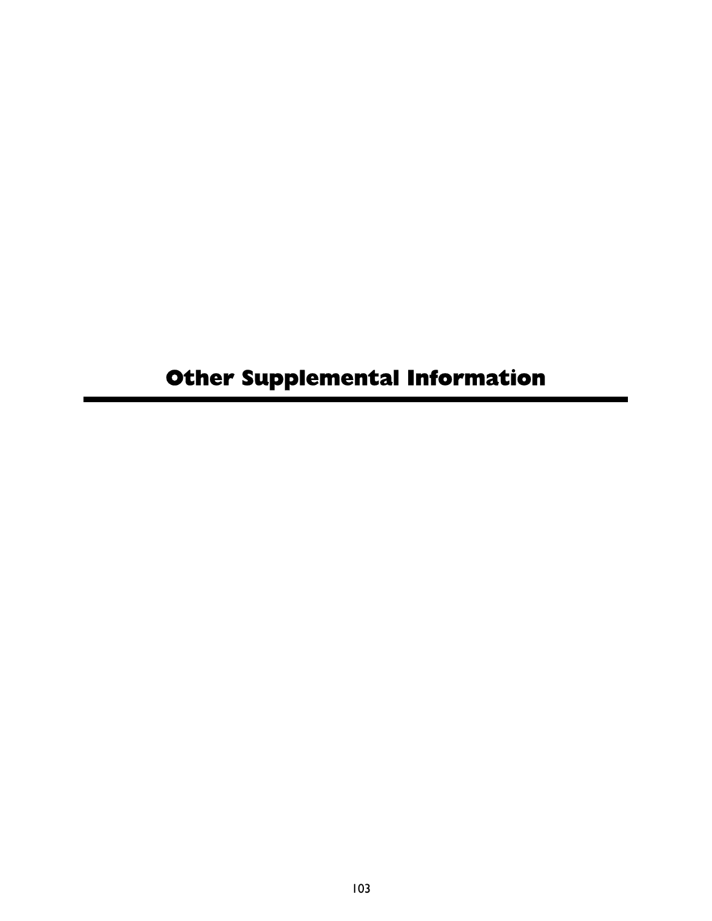# Other Supplemental Information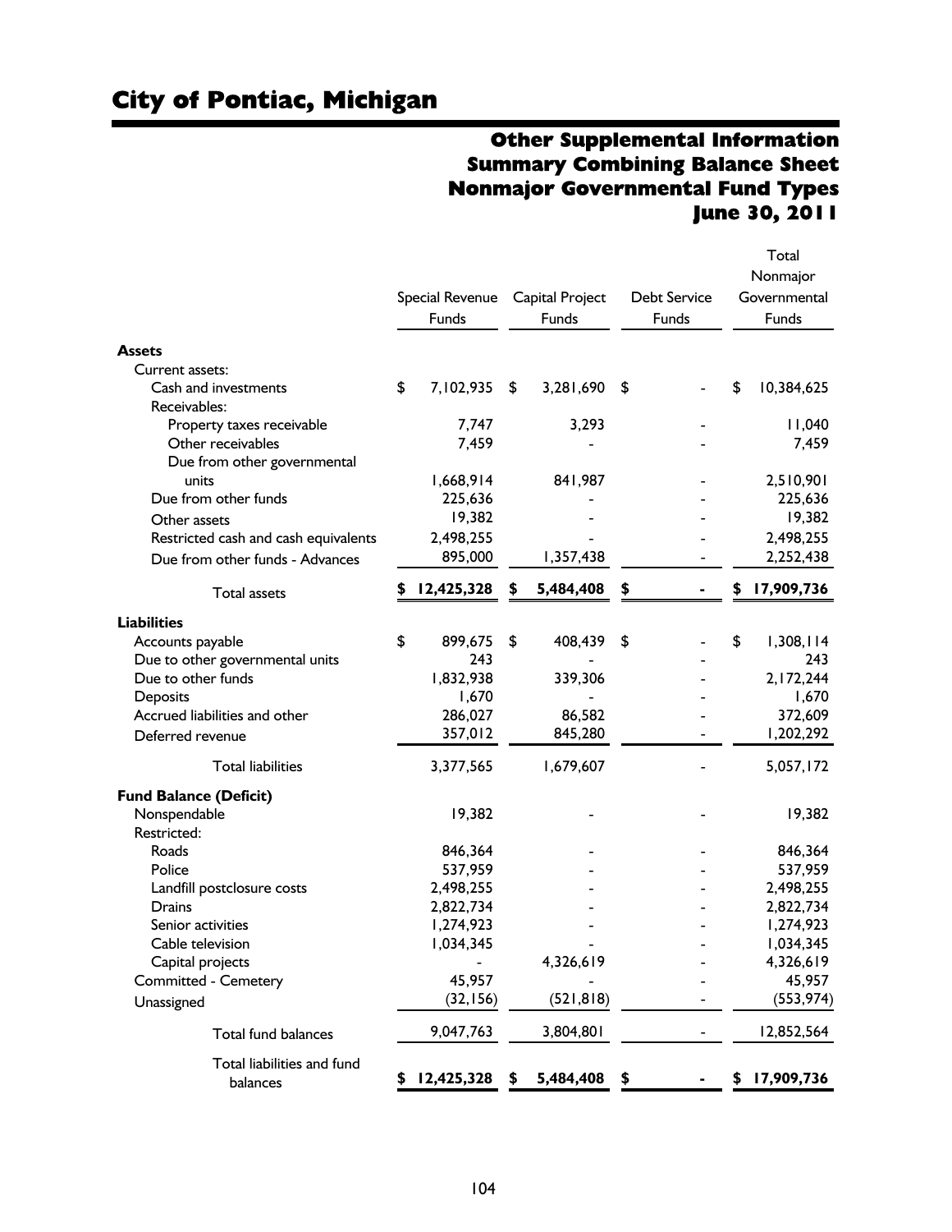# City of Pontiac, Michigan

## Other Supplemental Information
## Summary Combining Balance Sheet
## Nonmajor Governmental Fund Types
## June 30, 2011

| | Special Revenue Funds | Capital Project Funds | Debt Service Funds | Total Nonmajor Governmental Funds |
|---|---|---|---|---|
| **Assets** | | | | |
| Current assets: | | | | |
| Cash and investments | $ 7,102,935 | $ 3,281,690 | $ - | $ 10,384,625 |
| Receivables: | | | | |
| Property taxes receivable | 7,747 | 3,293 | - | 11,040 |
| Other receivables | 7,459 | - | - | 7,459 |
| Due from other governmental units | 1,668,914 | 841,987 | - | 2,510,901 |
| Due from other funds | 225,636 | - | - | 225,636 |
| Other assets | 19,382 | - | - | 19,382 |
| Restricted cash and cash equivalents | 2,498,255 | - | - | 2,498,255 |
| Due from other funds - Advances | 895,000 | 1,357,438 | - | 2,252,438 |
| Total assets | $ 12,425,328 | $ 5,484,408 | $ - | $ 17,909,736 |
| **Liabilities** | | | | |
| Accounts payable | $ 899,675 | $ 408,439 | $ - | $ 1,308,114 |
| Due to other governmental units | 243 | - | - | 243 |
| Due to other funds | 1,832,938 | 339,306 | - | 2,172,244 |
| Deposits | 1,670 | - | - | 1,670 |
| Accrued liabilities and other | 286,027 | 86,582 | - | 372,609 |
| Deferred revenue | 357,012 | 845,280 | - | 1,202,292 |
| Total liabilities | 3,377,565 | 1,679,607 | - | 5,057,172 |
| **Fund Balance (Deficit)** | | | | |
| Nonspendable | 19,382 | - | - | 19,382 |
| Restricted: | | | | |
| Roads | 846,364 | - | - | 846,364 |
| Police | 537,959 | - | - | 537,959 |
| Landfill postclosure costs | 2,498,255 | - | - | 2,498,255 |
| Drains | 2,822,734 | - | - | 2,822,734 |
| Senior activities | 1,274,923 | - | - | 1,274,923 |
| Cable television | 1,034,345 | - | - | 1,034,345 |
| Capital projects | - | 4,326,619 | - | 4,326,619 |
| Committed - Cemetery | 45,957 | - | - | 45,957 |
| Unassigned | (32,156) | (521,818) | - | (553,974) |
| Total fund balances | 9,047,763 | 3,804,801 | - | 12,852,564 |
| Total liabilities and fund balances | $ 12,425,328 | $ 5,484,408 | $ - | $ 17,909,736 |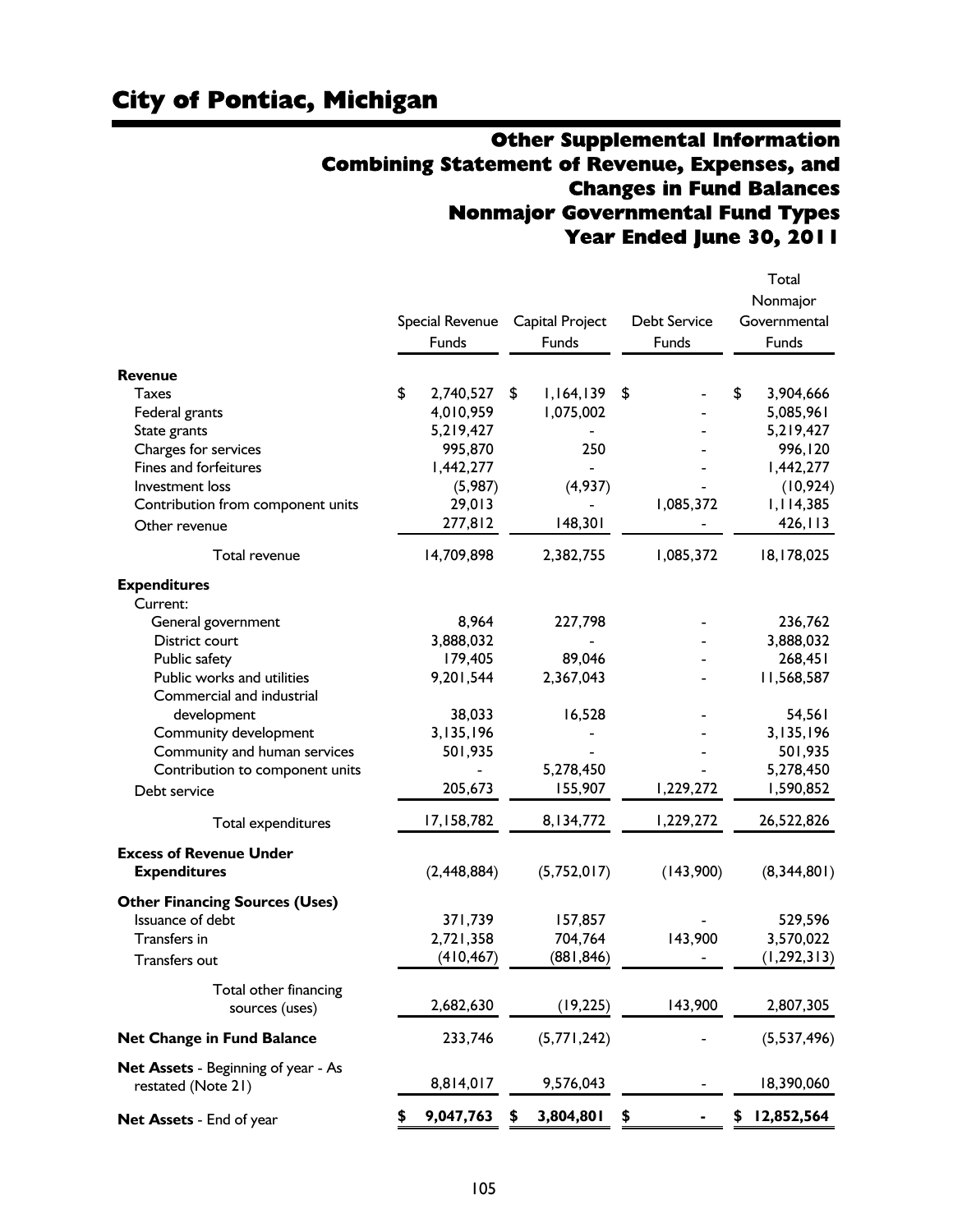# City of Pontiac, Michigan

## Other Supplemental Information
## Combining Statement of Revenue, Expenses, and Changes in Fund Balances
## Nonmajor Governmental Fund Types
## Year Ended June 30, 2011

| | Special Revenue Funds | Capital Project Funds | Debt Service Funds | Total Nonmajor Governmental Funds |
|---|---|---|---|---|
| **Revenue** | | | | |
| Taxes | $ 2,740,527 | $ 1,164,139 | $ - | $ 3,904,666 |
| Federal grants | 4,010,959 | 1,075,002 | - | 5,085,961 |
| State grants | 5,219,427 | - | - | 5,219,427 |
| Charges for services | 995,870 | 250 | - | 996,120 |
| Fines and forfeitures | 1,442,277 | - | - | 1,442,277 |
| Investment loss | (5,987) | (4,937) | - | (10,924) |
| Contribution from component units | 29,013 | - | 1,085,372 | 1,114,385 |
| Other revenue | 277,812 | 148,301 | - | 426,113 |
| Total revenue | 14,709,898 | 2,382,755 | 1,085,372 | 18,178,025 |
| **Expenditures** | | | | |
| Current: | | | | |
| General government | 8,964 | 227,798 | - | 236,762 |
| District court | 3,888,032 | - | - | 3,888,032 |
| Public safety | 179,405 | 89,046 | - | 268,451 |
| Public works and utilities | 9,201,544 | 2,367,043 | - | 11,568,587 |
| Commercial and industrial development | 38,033 | 16,528 | - | 54,561 |
| Community development | 3,135,196 | - | - | 3,135,196 |
| Community and human services | 501,935 | - | - | 501,935 |
| Contribution to component units | - | 5,278,450 | - | 5,278,450 |
| Debt service | 205,673 | 155,907 | 1,229,272 | 1,590,852 |
| Total expenditures | 17,158,782 | 8,134,772 | 1,229,272 | 26,522,826 |
| **Excess of Revenue Under Expenditures** | (2,448,884) | (5,752,017) | (143,900) | (8,344,801) |
| **Other Financing Sources (Uses)** | | | | |
| Issuance of debt | 371,739 | 157,857 | - | 529,596 |
| Transfers in | 2,721,358 | 704,764 | 143,900 | 3,570,022 |
| Transfers out | (410,467) | (881,846) | - | (1,292,313) |
| Total other financing sources (uses) | 2,682,630 | (19,225) | 143,900 | 2,807,305 |
| **Net Change in Fund Balance** | 233,746 | (5,771,242) | - | (5,537,496) |
| **Net Assets** - Beginning of year - As restated (Note 21) | 8,814,017 | 9,576,043 | - | 18,390,060 |
| **Net Assets** - End of year | **$ 9,047,763** | **$ 3,804,801** | **$ -** | **$ 12,852,564** |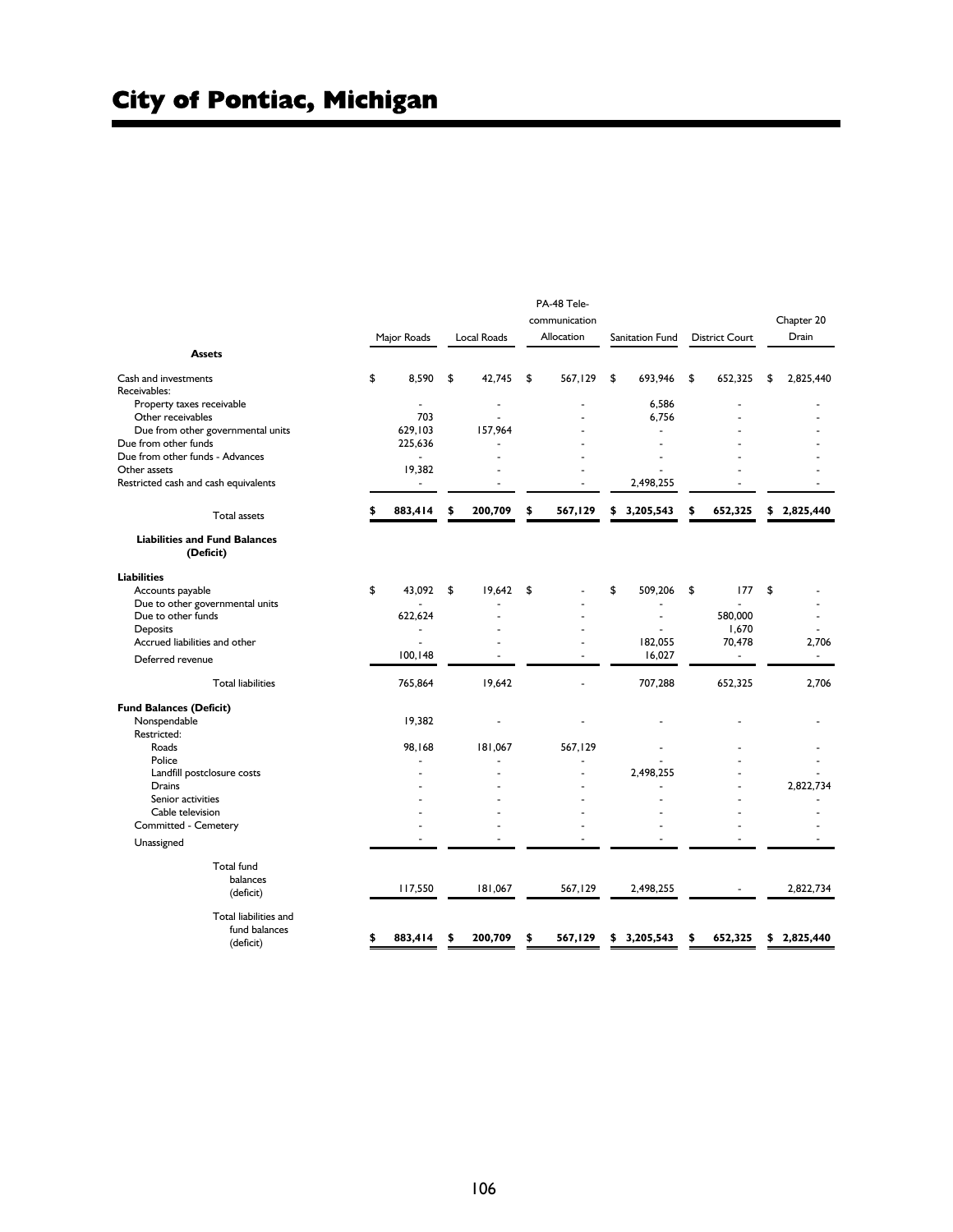# City of Pontiac, Michigan

| | Major Roads | Local Roads | PA-48 Tele-communication Allocation | Sanitation Fund | District Court | Chapter 20 Drain |
|---|---|---|---|---|---|---|
| **Assets** | | | | | | |
| Cash and investments | $ 8,590 | $ 42,745 | $ 567,129 | $ 693,946 | $ 652,325 | $ 2,825,440 |
| Receivables: | | | | | | |
| Property taxes receivable | - | - | - | 6,586 | - | - |
| Other receivables | 703 | - | - | 6,756 | - | - |
| Due from other governmental units | 629,103 | 157,964 | - | - | - | - |
| Due from other funds | 225,636 | - | - | - | - | - |
| Due from other funds - Advances | - | - | - | - | - | - |
| Other assets | 19,382 | - | - | - | - | - |
| Restricted cash and cash equivalents | - | - | - | 2,498,255 | - | - |
| Total assets | **$ 883,414** | **$ 200,709** | **$ 567,129** | **$ 3,205,543** | **$ 652,325** | **$ 2,825,440** |
| **Liabilities and Fund Balances (Deficit)** | | | | | | |
| **Liabilities** | | | | | | |
| Accounts payable | $ 43,092 | $ 19,642 | $ - | $ 509,206 | $ 177 | $ - |
| Due to other governmental units | - | - | - | - | - | - |
| Due to other funds | 622,624 | - | - | - | 580,000 | - |
| Deposits | - | - | - | - | 1,670 | - |
| Accrued liabilities and other | - | - | - | 182,055 | 70,478 | 2,706 |
| Deferred revenue | 100,148 | - | - | 16,027 | - | - |
| Total liabilities | 765,864 | 19,642 | - | 707,288 | 652,325 | 2,706 |
| **Fund Balances (Deficit)** | | | | | | |
| Nonspendable | 19,382 | - | - | - | - | - |
| Restricted: | | | | | | |
| Roads | 98,168 | 181,067 | 567,129 | - | - | - |
| Police | - | - | - | - | - | - |
| Landfill postclosure costs | - | - | - | 2,498,255 | - | - |
| Drains | - | - | - | - | - | 2,822,734 |
| Senior activities | - | - | - | - | - | - |
| Cable television | - | - | - | - | - | - |
| Committed - Cemetery | - | - | - | - | - | - |
| Unassigned | - | - | - | - | - | - |
| Total fund balances (deficit) | 117,550 | 181,067 | 567,129 | 2,498,255 | - | 2,822,734 |
| Total liabilities and fund balances (deficit) | **$ 883,414** | **$ 200,709** | **$ 567,129** | **$ 3,205,543** | **$ 652,325** | **$ 2,825,440** |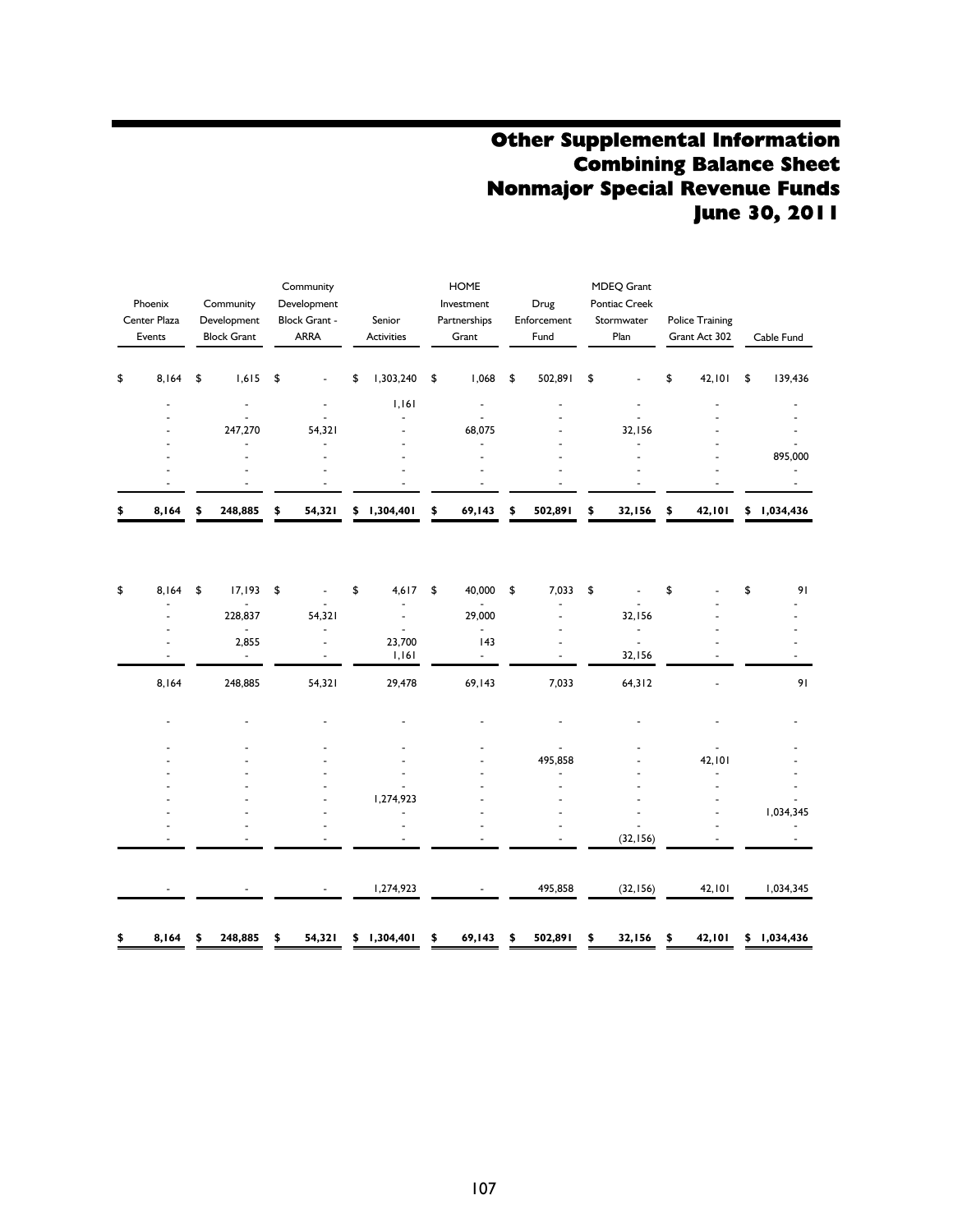# Other Supplemental Information
# Combining Balance Sheet
# Nonmajor Special Revenue Funds
# June 30, 2011

| Phoenix Center Plaza Events | Community Development Block Grant | Community Development Block Grant - ARRA | Senior Activities | HOME Investment Partnerships Grant | Drug Enforcement Fund | MDEQ Grant Pontiac Creek Stormwater Plan | Police Training Grant Act 302 | Cable Fund |
|---|---|---|---|---|---|---|---|---|
| $ 8,164 | $ 1,615 | $ - | $ 1,303,240 | $ 1,068 | $ 502,891 | $ - | $ 42,101 | $ 139,436 |
| - | - | - | 1,161 | - | - | - | - | - |
| - | - | - | - | - | - | - | - | - |
| - | 247,270 | 54,321 | - | 68,075 | - | 32,156 | - | - |
| - | - | - | - | - | - | - | - | - |
| - | - | - | - | - | - | - | - | 895,000 |
| - | - | - | - | - | - | - | - | - |
| - | - | - | - | - | - | - | - | - |
| **$ 8,164** | **$ 248,885** | **$ 54,321** | **$ 1,304,401** | **$ 69,143** | **$ 502,891** | **$ 32,156** | **$ 42,101** | **$ 1,034,436** |
| | | | | | | | | |
| $ 8,164 | $ 17,193 | $ - | $ 4,617 | $ 40,000 | $ 7,033 | $ - | $ - | $ 91 |
| - | - | - | - | - | - | - | - | - |
| - | 228,837 | 54,321 | - | 29,000 | - | 32,156 | - | - |
| - | - | - | - | - | - | - | - | - |
| - | 2,855 | - | 23,700 | 143 | - | - | - | - |
| - | - | - | 1,161 | - | - | 32,156 | - | - |
| 8,164 | 248,885 | 54,321 | 29,478 | 69,143 | 7,033 | 64,312 | - | 91 |
| | | | | | | | | |
| - | - | - | - | - | - | - | - | - |
| - | - | - | - | - | - | - | - | - |
| - | - | - | - | - | 495,858 | - | 42,101 | - |
| - | - | - | - | - | - | - | - | - |
| - | - | - | - | - | - | - | - | - |
| - | - | - | 1,274,923 | - | - | - | - | - |
| - | - | - | - | - | - | - | - | 1,034,345 |
| - | - | - | - | - | - | - | - | - |
| - | - | - | - | - | - | (32,156) | - | - |
| - | - | - | 1,274,923 | - | 495,858 | (32,156) | 42,101 | 1,034,345 |
| **$ 8,164** | **$ 248,885** | **$ 54,321** | **$ 1,304,401** | **$ 69,143** | **$ 502,891** | **$ 32,156** | **$ 42,101** | **$ 1,034,436** |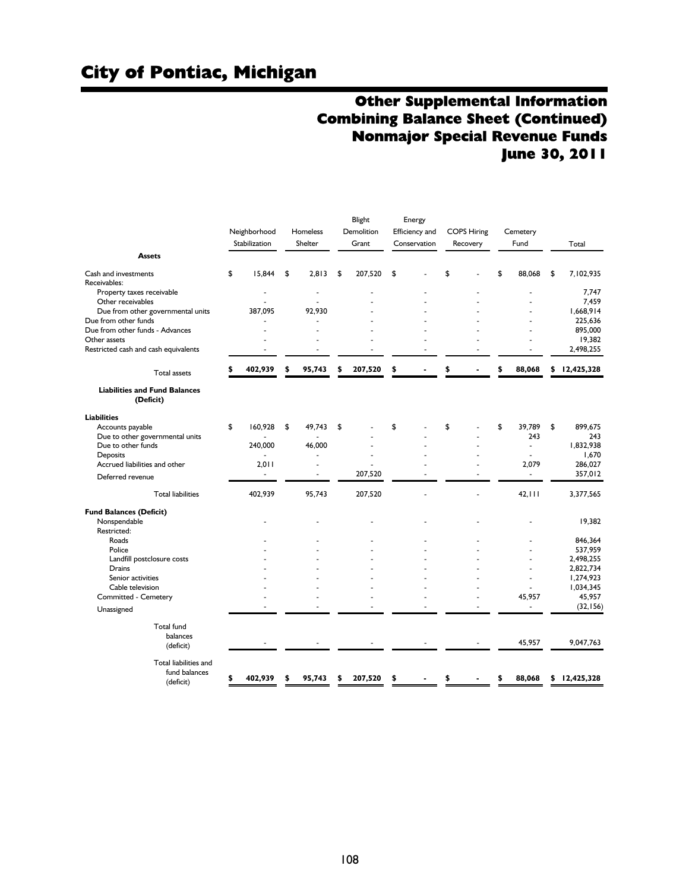# City of Pontiac, Michigan

## Other Supplemental Information
## Combining Balance Sheet (Continued)
## Nonmajor Special Revenue Funds
## June 30, 2011

| | Neighborhood Stabilization | Homeless Shelter | Blight Demolition Grant | Energy Efficiency and Conservation | COPS Hiring Recovery | Cemetery Fund | Total |
|---|---|---|---|---|---|---|---|
| **Assets** | | | | | | | |
| Cash and investments | $ 15,844 | $ 2,813 | $ 207,520 | $ - | $ - | $ 88,068 | $ 7,102,935 |
| Receivables: | | | | | | | |
| Property taxes receivable | - | - | - | - | - | - | 7,747 |
| Other receivables | - | - | - | - | - | - | 7,459 |
| Due from other governmental units | 387,095 | 92,930 | - | - | - | - | 1,668,914 |
| Due from other funds | - | - | - | - | - | - | 225,636 |
| Due from other funds - Advances | - | - | - | - | - | - | 895,000 |
| Other assets | - | - | - | - | - | - | 19,382 |
| Restricted cash and cash equivalents | - | - | - | - | - | - | 2,498,255 |
| Total assets | $ 402,939 | $ 95,743 | $ 207,520 | $ - | $ - | $ 88,068 | $ 12,425,328 |
| **Liabilities and Fund Balances (Deficit)** | | | | | | | |
| **Liabilities** | | | | | | | |
| Accounts payable | $ 160,928 | $ 49,743 | $ - | $ - | $ - | $ 39,789 | $ 899,675 |
| Due to other governmental units | - | - | - | - | - | 243 | 243 |
| Due to other funds | 240,000 | 46,000 | - | - | - | - | 1,832,938 |
| Deposits | - | - | - | - | - | - | 1,670 |
| Accrued liabilities and other | 2,011 | - | - | - | - | 2,079 | 286,027 |
| Deferred revenue | - | - | 207,520 | - | - | - | 357,012 |
| Total liabilities | 402,939 | 95,743 | 207,520 | - | - | 42,111 | 3,377,565 |
| **Fund Balances (Deficit)** | | | | | | | |
| Nonspendable | - | - | - | - | - | - | 19,382 |
| Restricted: | | | | | | | |
| Roads | - | - | - | - | - | - | 846,364 |
| Police | - | - | - | - | - | - | 537,959 |
| Landfill postclosure costs | - | - | - | - | - | - | 2,498,255 |
| Drains | - | - | - | - | - | - | 2,822,734 |
| Senior activities | - | - | - | - | - | - | 1,274,923 |
| Cable television | - | - | - | - | - | - | 1,034,345 |
| Committed - Cemetery | - | - | - | - | - | 45,957 | 45,957 |
| Unassigned | - | - | - | - | - | - | (32,156) |
| Total fund balances (deficit) | - | - | - | - | - | 45,957 | 9,047,763 |
| Total liabilities and fund balances (deficit) | $ 402,939 | $ 95,743 | $ 207,520 | $ - | $ - | $ 88,068 | $ 12,425,328 |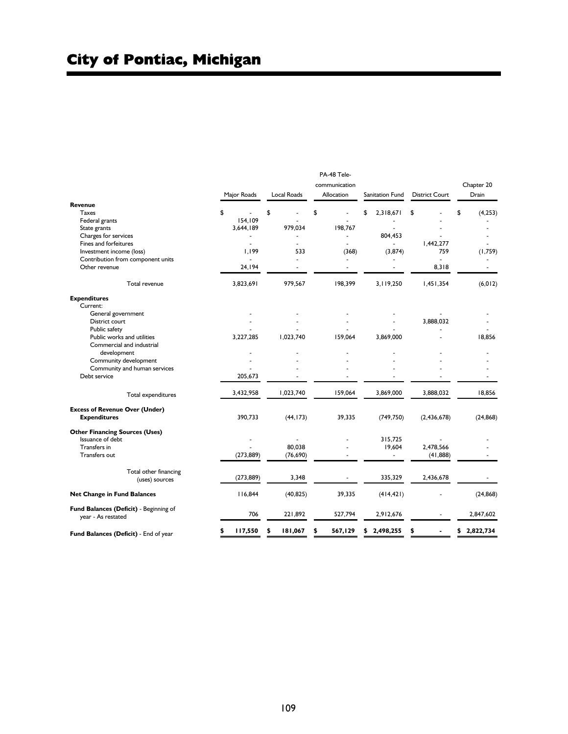# City of Pontiac, Michigan

| | Major Roads | Local Roads | PA-48 Tele-communication Allocation | Sanitation Fund | District Court | Chapter 20 Drain |
|---|---|---|---|---|---|---|
| **Revenue** | | | | | | |
| Taxes | $ - | $ - | $ - | $ 2,318,671 | $ - | $ (4,253) |
| Federal grants | 154,109 | - | - | - | - | - |
| State grants | 3,644,189 | 979,034 | 198,767 | - | - | - |
| Charges for services | - | - | - | 804,453 | - | - |
| Fines and forfeitures | - | - | - | - | 1,442,277 | - |
| Investment income (loss) | 1,199 | 533 | (368) | (3,874) | 759 | (1,759) |
| Contribution from component units | - | - | - | - | - | - |
| Other revenue | 24,194 | - | - | - | 8,318 | - |
| Total revenue | 3,823,691 | 979,567 | 198,399 | 3,119,250 | 1,451,354 | (6,012) |
| **Expenditures** | | | | | | |
| Current: | | | | | | |
| General government | - | - | - | - | - | - |
| District court | - | - | - | - | 3,888,032 | - |
| Public safety | - | - | - | - | - | - |
| Public works and utilities | 3,227,285 | 1,023,740 | 159,064 | 3,869,000 | - | 18,856 |
| Commercial and industrial development | - | - | - | - | - | - |
| Community development | - | - | - | - | - | - |
| Community and human services | - | - | - | - | - | - |
| Debt service | 205,673 | - | - | - | - | - |
| Total expenditures | 3,432,958 | 1,023,740 | 159,064 | 3,869,000 | 3,888,032 | 18,856 |
| **Excess of Revenue Over (Under) Expenditures** | 390,733 | (44,173) | 39,335 | (749,750) | (2,436,678) | (24,868) |
| **Other Financing Sources (Uses)** | | | | | | |
| Issuance of debt | - | - | - | 315,725 | - | - |
| Transfers in | - | 80,038 | - | 19,604 | 2,478,566 | - |
| Transfers out | (273,889) | (76,690) | - | - | (41,888) | - |
| Total other financing (uses) sources | (273,889) | 3,348 | - | 335,329 | 2,436,678 | - |
| **Net Change in Fund Balances** | 116,844 | (40,825) | 39,335 | (414,421) | - | (24,868) |
| **Fund Balances (Deficit)** - Beginning of year - As restated | 706 | 221,892 | 527,794 | 2,912,676 | - | 2,847,602 |
| **Fund Balances (Deficit)** - End of year | $ 117,550 | $ 181,067 | $ 567,129 | $ 2,498,255 | $ - | $ 2,822,734 |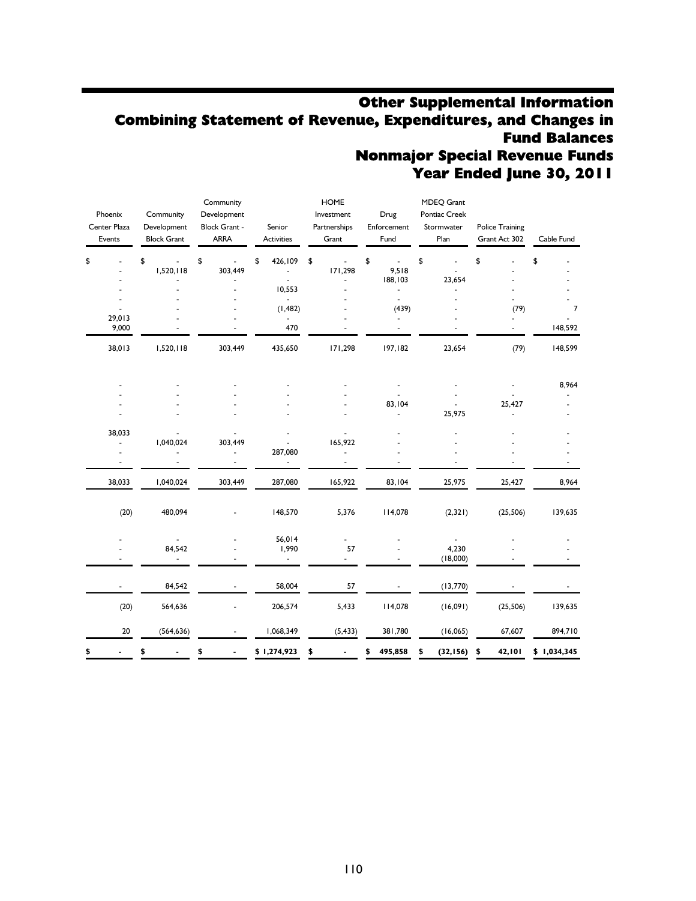# Other Supplemental Information
# Combining Statement of Revenue, Expenditures, and Changes in Fund Balances
# Nonmajor Special Revenue Funds
# Year Ended June 30, 2011

| Phoenix Center Plaza Events | Community Development Block Grant | Community Development Block Grant - ARRA | Senior Activities | HOME Investment Partnerships Grant | Drug Enforcement Fund | MDEQ Grant Pontiac Creek Stormwater Plan | Police Training Grant Act 302 | Cable Fund |
|---|---|---|---|---|---|---|---|---|
| $ - | $ - | $ - | $ 426,109 | $ - | $ - | $ - | $ - | $ - |
| - | 1,520,118 | 303,449 | - | 171,298 | 9,518 | - | - | - |
| - | - | - | - | - | 188,103 | 23,654 | - | - |
| - | - | - | 10,553 | - | - | - | - | - |
| - | - | - | - | - | - | - | - | - |
| - | - | - | (1,482) | - | (439) | - | (79) | 7 |
| 29,013 | - | - | - | - | - | - | - | - |
| 9,000 | - | - | 470 | - | - | - | - | 148,592 |
| 38,013 | 1,520,118 | 303,449 | 435,650 | 171,298 | 197,182 | 23,654 | (79) | 148,599 |
| | | | | | | | | |
| - | - | - | - | - | - | - | - | 8,964 |
| - | - | - | - | - | - | - | - | - |
| - | - | - | - | - | 83,104 | - | 25,427 | - |
| - | - | - | - | - | - | 25,975 | - | - |
| 38,033 | - | - | - | - | - | - | - | - |
| - | 1,040,024 | 303,449 | - | 165,922 | - | - | - | - |
| - | - | - | 287,080 | - | - | - | - | - |
| - | - | - | - | - | - | - | - | - |
| 38,033 | 1,040,024 | 303,449 | 287,080 | 165,922 | 83,104 | 25,975 | 25,427 | 8,964 |
| (20) | 480,094 | - | 148,570 | 5,376 | 114,078 | (2,321) | (25,506) | 139,635 |
| - | - | - | 56,014 | - | - | - | - | - |
| - | 84,542 | - | 1,990 | 57 | - | 4,230 | - | - |
| - | - | - | - | - | - | (18,000) | - | - |
| - | 84,542 | - | 58,004 | 57 | - | (13,770) | - | - |
| (20) | 564,636 | - | 206,574 | 5,433 | 114,078 | (16,091) | (25,506) | 139,635 |
| 20 | (564,636) | - | 1,068,349 | (5,433) | 381,780 | (16,065) | 67,607 | 894,710 |
| $ - | $ - | $ - | $ 1,274,923 | $ - | $ 495,858 | $ (32,156) | $ 42,101 | $ 1,034,345 |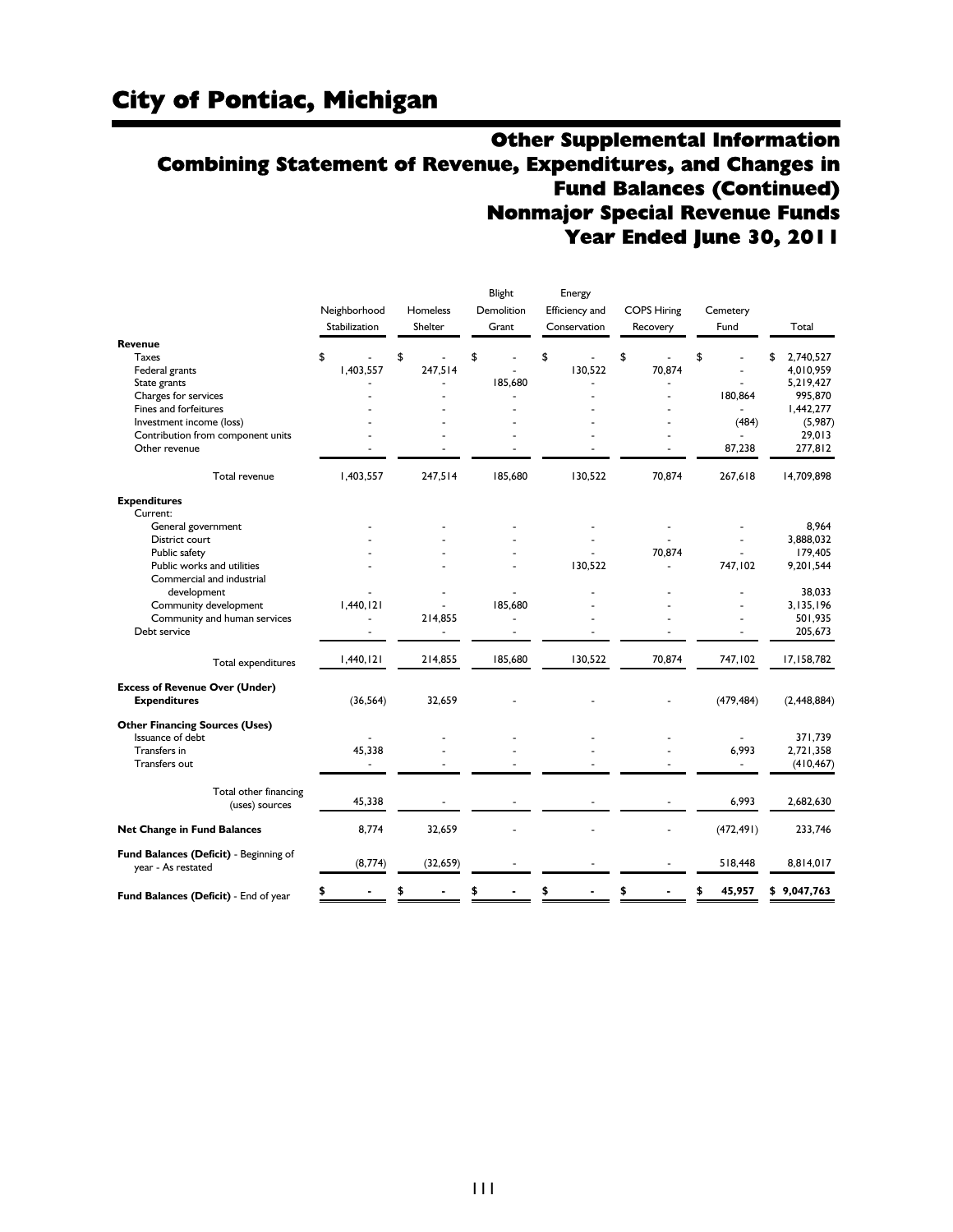# City of Pontiac, Michigan

## Other Supplemental Information
## Combining Statement of Revenue, Expenditures, and Changes in Fund Balances (Continued)
## Nonmajor Special Revenue Funds
## Year Ended June 30, 2011

| | Neighborhood Stabilization | Homeless Shelter | Blight Demolition Grant | Energy Efficiency and Conservation | COPS Hiring Recovery | Cemetery Fund | Total |
|---|---|---|---|---|---|---|---|
| **Revenue** | | | | | | | |
| Taxes | $ - | $ - | $ - | $ - | $ - | $ - | $ 2,740,527 |
| Federal grants | 1,403,557 | 247,514 | - | 130,522 | 70,874 | - | 4,010,959 |
| State grants | - | - | 185,680 | - | - | - | 5,219,427 |
| Charges for services | - | - | - | - | - | 180,864 | 995,870 |
| Fines and forfeitures | - | - | - | - | - | - | 1,442,277 |
| Investment income (loss) | - | - | - | - | - | (484) | (5,987) |
| Contribution from component units | - | - | - | - | - | - | 29,013 |
| Other revenue | - | - | - | - | - | 87,238 | 277,812 |
| Total revenue | 1,403,557 | 247,514 | 185,680 | 130,522 | 70,874 | 267,618 | 14,709,898 |
| **Expenditures** | | | | | | | |
| Current: | | | | | | | |
| General government | - | - | - | - | - | - | 8,964 |
| District court | - | - | - | - | - | - | 3,888,032 |
| Public safety | - | - | - | - | 70,874 | - | 179,405 |
| Public works and utilities | - | - | - | 130,522 | - | 747,102 | 9,201,544 |
| Commercial and industrial development | - | - | - | - | - | - | 38,033 |
| Community development | 1,440,121 | - | 185,680 | - | - | - | 3,135,196 |
| Community and human services | - | 214,855 | - | - | - | - | 501,935 |
| Debt service | - | - | - | - | - | - | 205,673 |
| Total expenditures | 1,440,121 | 214,855 | 185,680 | 130,522 | 70,874 | 747,102 | 17,158,782 |
| **Excess of Revenue Over (Under) Expenditures** | (36,564) | 32,659 | - | - | - | (479,484) | (2,448,884) |
| **Other Financing Sources (Uses)** | | | | | | | |
| Issuance of debt | - | - | - | - | - | - | 371,739 |
| Transfers in | 45,338 | - | - | - | - | 6,993 | 2,721,358 |
| Transfers out | - | - | - | - | - | - | (410,467) |
| Total other financing (uses) sources | 45,338 | - | - | - | - | 6,993 | 2,682,630 |
| **Net Change in Fund Balances** | 8,774 | 32,659 | - | - | - | (472,491) | 233,746 |
| **Fund Balances (Deficit)** - Beginning of year - As restated | (8,774) | (32,659) | - | - | - | 518,448 | 8,814,017 |
| **Fund Balances (Deficit)** - End of year | $ - | $ - | $ - | $ - | $ - | $ 45,957 | $ 9,047,763 |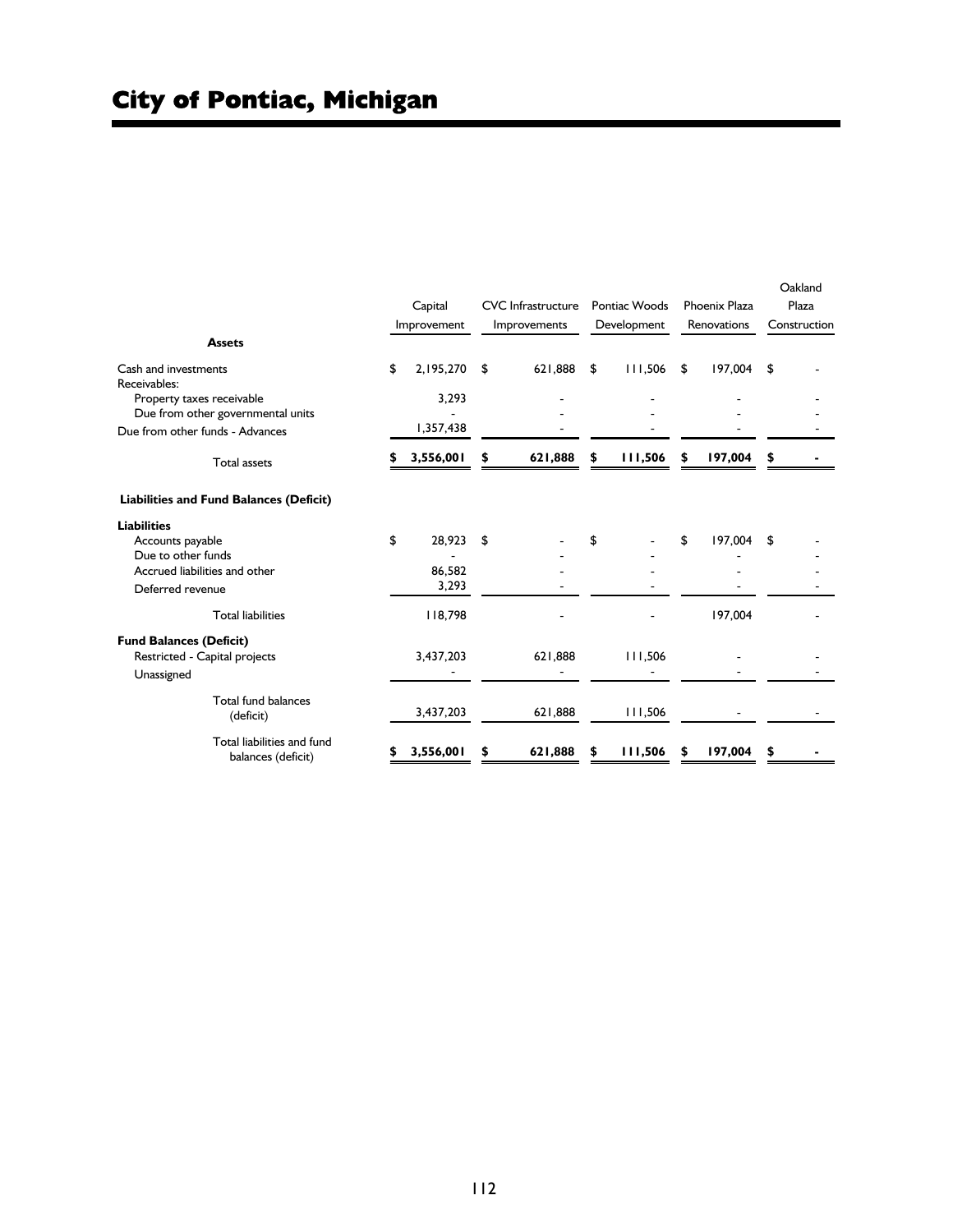# City of Pontiac, Michigan

| | Capital Improvement | CVC Infrastructure Improvements | Pontiac Woods Development | Phoenix Plaza Renovations | Oakland Plaza Construction |
|---|---|---|---|---|---|
| **Assets** | | | | | |
| Cash and investments | $ 2,195,270 | $ 621,888 | $ 111,506 | $ 197,004 | $ - |
| Receivables: | | | | | |
| Property taxes receivable | 3,293 | - | - | - | - |
| Due from other governmental units | - | - | - | - | - |
| Due from other funds - Advances | 1,357,438 | - | - | - | - |
| Total assets | **$ 3,556,001** | **$ 621,888** | **$ 111,506** | **$ 197,004** | **$ -** |
| **Liabilities and Fund Balances (Deficit)** | | | | | |
| **Liabilities** | | | | | |
| Accounts payable | $ 28,923 | $ - | $ - | $ 197,004 | $ - |
| Due to other funds | - | - | - | - | - |
| Accrued liabilities and other | 86,582 | - | - | - | - |
| Deferred revenue | 3,293 | - | - | - | - |
| Total liabilities | 118,798 | - | - | 197,004 | - |
| **Fund Balances (Deficit)** | | | | | |
| Restricted - Capital projects | 3,437,203 | 621,888 | 111,506 | - | - |
| Unassigned | - | - | - | - | - |
| Total fund balances (deficit) | 3,437,203 | 621,888 | 111,506 | - | - |
| Total liabilities and fund balances (deficit) | **$ 3,556,001** | **$ 621,888** | **$ 111,506** | **$ 197,004** | **$ -** |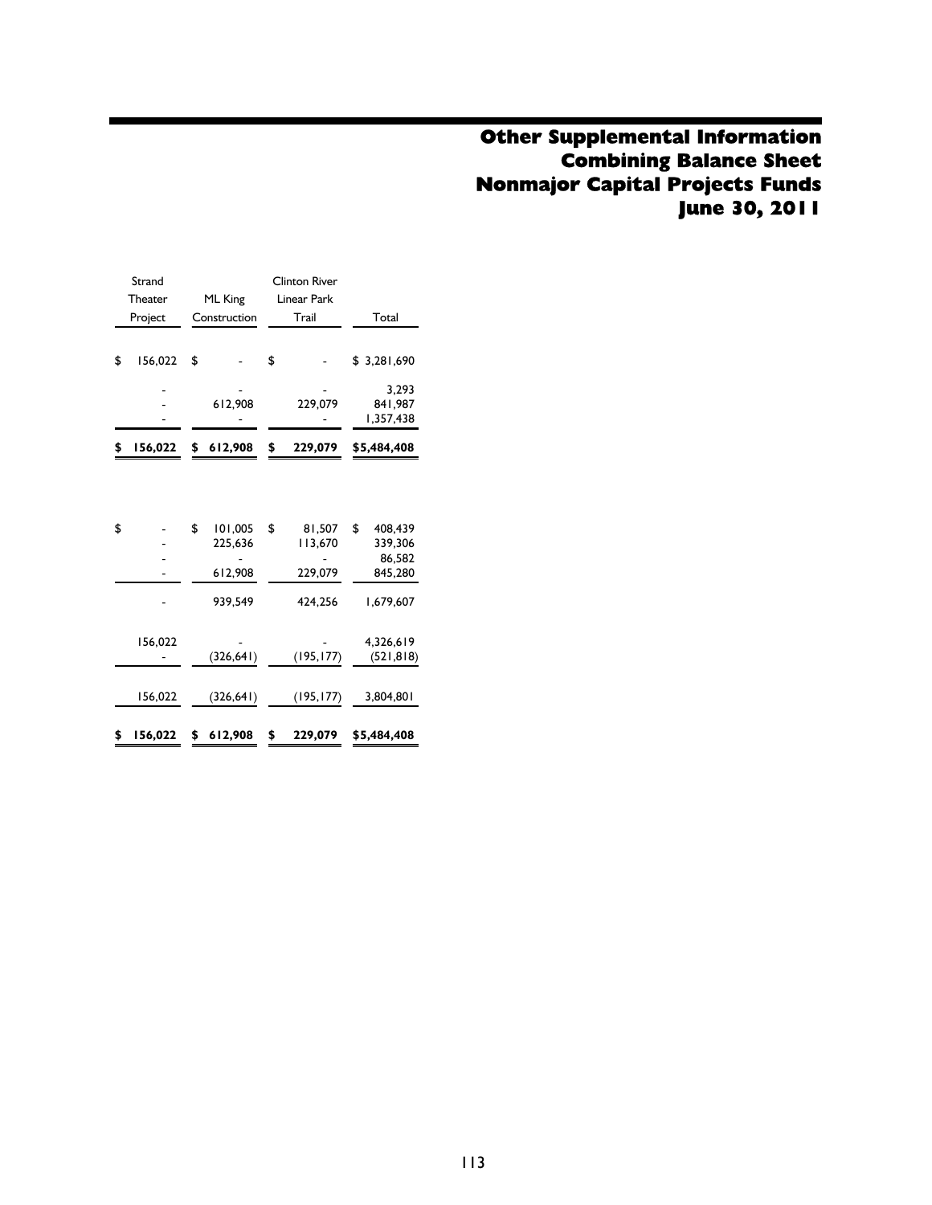# Other Supplemental Information
# Combining Balance Sheet
# Nonmajor Capital Projects Funds
# June 30, 2011

| Strand Theater Project | ML King Construction | Clinton River Linear Park Trail | Total |
|---|---|---|---|
| $ 156,022 | $ - | $ - | $ 3,281,690 |
| - | - | - | 3,293 |
| - | 612,908 | 229,079 | 841,987 |
| - | - | - | 1,357,438 |
| **$ 156,022** | **$ 612,908** | **$ 229,079** | **$5,484,408** |
| | | | |
| $ - | $ 101,005 | $ 81,507 | $ 408,439 |
| - | 225,636 | 113,670 | 339,306 |
| - | - | - | 86,582 |
| - | 612,908 | 229,079 | 845,280 |
| - | 939,549 | 424,256 | 1,679,607 |
| | | | |
| 156,022 | - | - | 4,326,619 |
| - | (326,641) | (195,177) | (521,818) |
| 156,022 | (326,641) | (195,177) | 3,804,801 |
| **$ 156,022** | **$ 612,908** | **$ 229,079** | **$5,484,408** |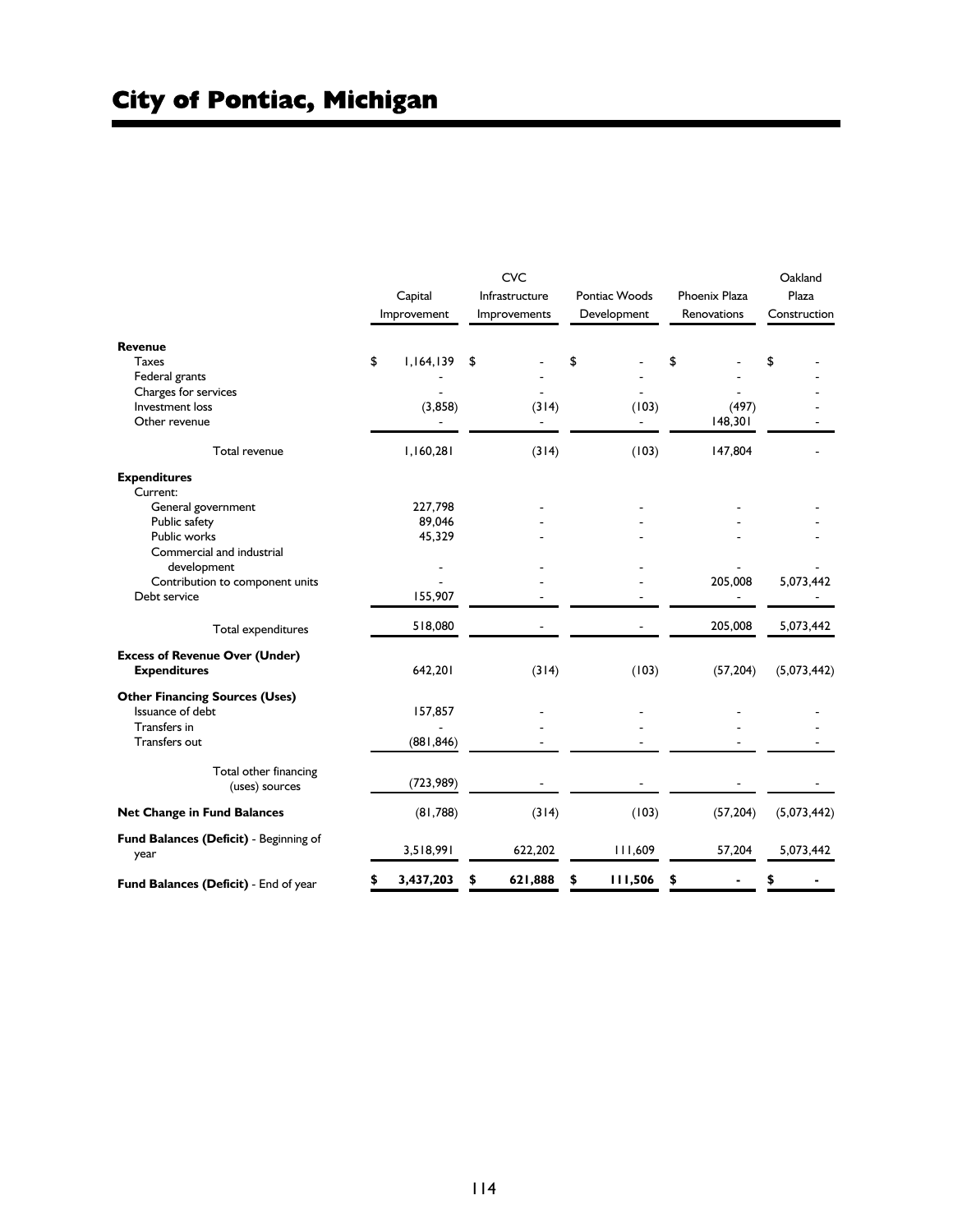# City of Pontiac, Michigan

| | Capital Improvement | CVC Infrastructure Improvements | Pontiac Woods Development | Phoenix Plaza Renovations | Oakland Plaza Construction |
|---|---|---|---|---|---|
| **Revenue** | | | | | |
| Taxes | $ 1,164,139 | $ - | $ - | $ - | $ - |
| Federal grants | - | - | - | - | - |
| Charges for services | - | - | - | - | - |
| Investment loss | (3,858) | (314) | (103) | (497) | - |
| Other revenue | - | - | - | 148,301 | - |
| Total revenue | 1,160,281 | (314) | (103) | 147,804 | - |
| **Expenditures** | | | | | |
| Current: | | | | | |
| General government | 227,798 | - | - | - | - |
| Public safety | 89,046 | - | - | - | - |
| Public works | 45,329 | - | - | - | - |
| Commercial and industrial development | - | - | - | - | - |
| Contribution to component units | - | - | - | 205,008 | 5,073,442 |
| Debt service | 155,907 | - | - | - | - |
| Total expenditures | 518,080 | - | - | 205,008 | 5,073,442 |
| **Excess of Revenue Over (Under) Expenditures** | 642,201 | (314) | (103) | (57,204) | (5,073,442) |
| **Other Financing Sources (Uses)** | | | | | |
| Issuance of debt | 157,857 | - | - | - | - |
| Transfers in | - | - | - | - | - |
| Transfers out | (881,846) | - | - | - | - |
| Total other financing (uses) sources | (723,989) | - | - | - | - |
| **Net Change in Fund Balances** | (81,788) | (314) | (103) | (57,204) | (5,073,442) |
| **Fund Balances (Deficit)** - Beginning of year | 3,518,991 | 622,202 | 111,609 | 57,204 | 5,073,442 |
| **Fund Balances (Deficit)** - End of year | **$ 3,437,203** | **$ 621,888** | **$ 111,506** | **$ -** | **$ -** |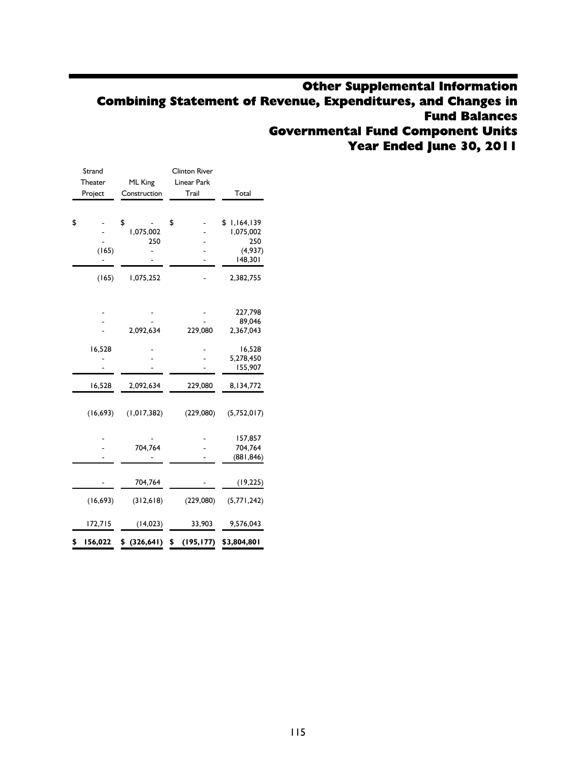# Other Supplemental Information
## Combining Statement of Revenue, Expenditures, and Changes in Fund Balances
## Governmental Fund Component Units
## Year Ended June 30, 2011

| Strand Theater Project | ML King Construction | Clinton River Linear Park Trail | Total |
|---|---|---|---|
| $ - | $ - | $ - | $ 1,164,139 |
| - | 1,075,002 | - | 1,075,002 |
| - | 250 | - | 250 |
| (165) | - | - | (4,937) |
| - | - | - | 148,301 |
| (165) | 1,075,252 | - | 2,382,755 |
| | | | |
| - | - | - | 227,798 |
| - | - | - | 89,046 |
| - | 2,092,634 | 229,080 | 2,367,043 |
| 16,528 | - | - | 16,528 |
| - | - | - | 5,278,450 |
| - | - | - | 155,907 |
| 16,528 | 2,092,634 | 229,080 | 8,134,772 |
| (16,693) | (1,017,382) | (229,080) | (5,752,017) |
| | | | |
| - | - | - | 157,857 |
| - | 704,764 | - | 704,764 |
| - | - | - | (881,846) |
| - | 704,764 | - | (19,225) |
| (16,693) | (312,618) | (229,080) | (5,771,242) |
| 172,715 | (14,023) | 33,903 | 9,576,043 |
| $ 156,022 | $ (326,641) | $ (195,177) | $3,804,801 |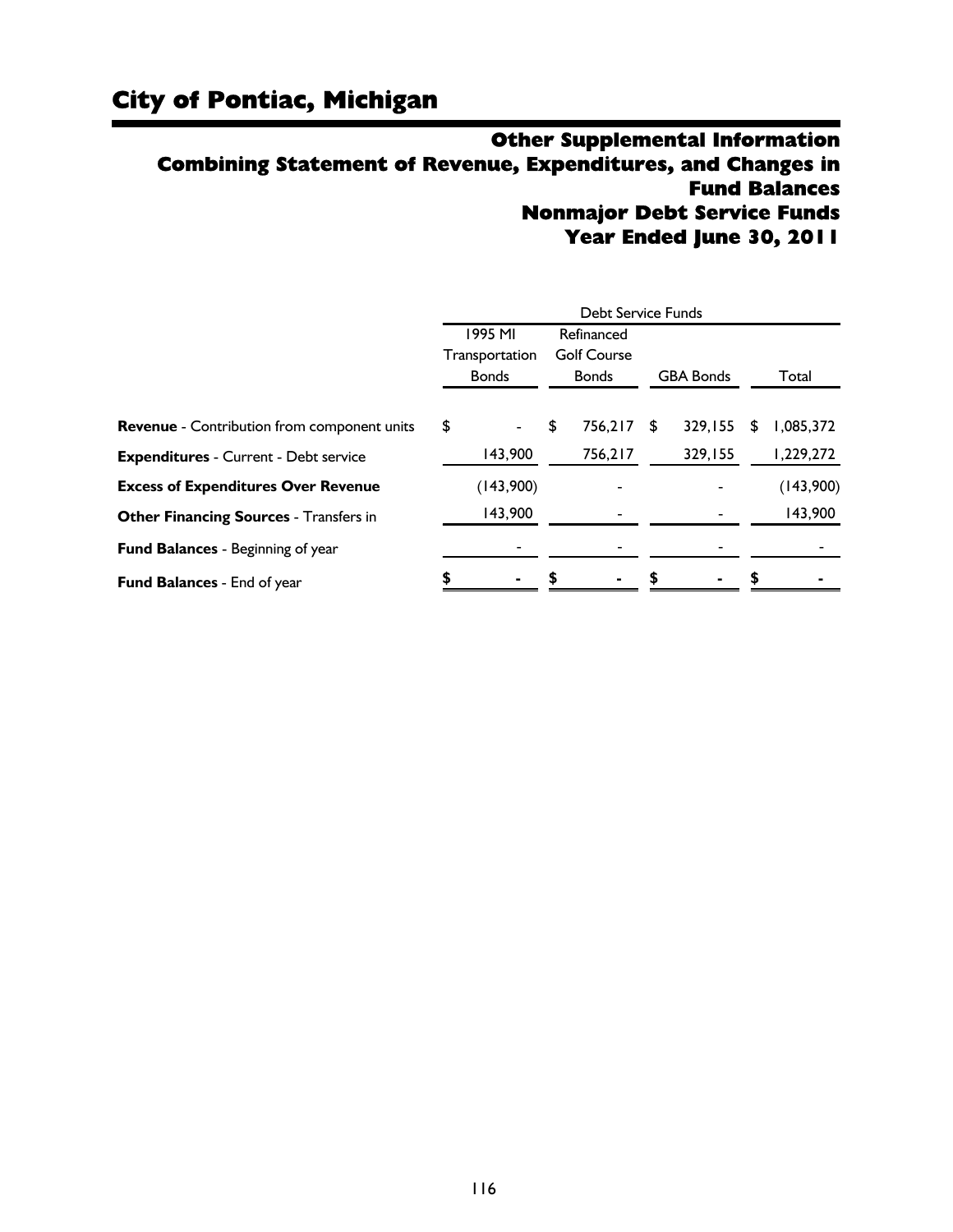# City of Pontiac, Michigan

## Other Supplemental Information
## Combining Statement of Revenue, Expenditures, and Changes in Fund Balances
## Nonmajor Debt Service Funds
## Year Ended June 30, 2011

| | Debt Service Funds | | | |
|---|---|---|---|---|
| | 1995 MI Transportation Bonds | Refinanced Golf Course Bonds | GBA Bonds | Total |
| **Revenue** - Contribution from component units | $ - | $ 756,217 | $ 329,155 | $ 1,085,372 |
| **Expenditures** - Current - Debt service | 143,900 | 756,217 | 329,155 | 1,229,272 |
| **Excess of Expenditures Over Revenue** | (143,900) | - | - | (143,900) |
| **Other Financing Sources** - Transfers in | 143,900 | - | - | 143,900 |
| **Fund Balances** - Beginning of year | - | - | - | - |
| **Fund Balances** - End of year | **$ -** | **$ -** | **$ -** | **$ -** |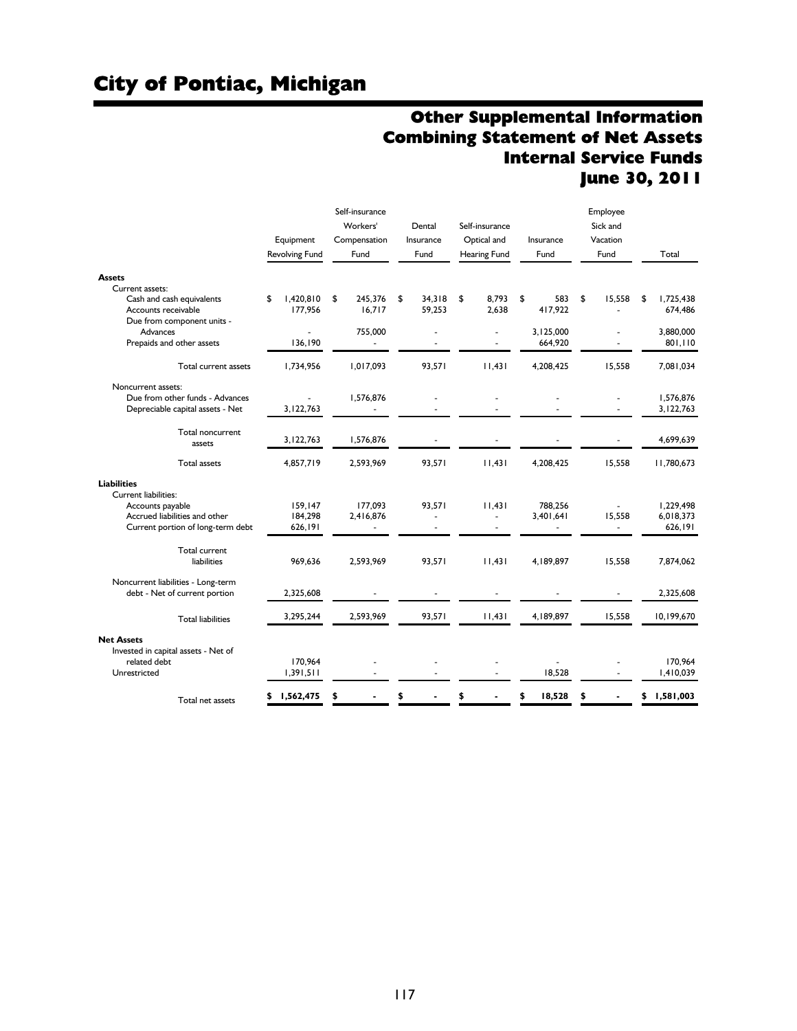# City of Pontiac, Michigan

## Other Supplemental Information
## Combining Statement of Net Assets
## Internal Service Funds
## June 30, 2011

| | Equipment Revolving Fund | Self-insurance Workers' Compensation Fund | Dental Insurance Fund | Self-insurance Optical and Hearing Fund | Insurance Fund | Employee Sick and Vacation Fund | Total |
|---|---|---|---|---|---|---|---|
| **Assets** | | | | | | | |
| Current assets: | | | | | | | |
| Cash and cash equivalents | $ 1,420,810 | $ 245,376 | $ 34,318 | $ 8,793 | $ 583 | $ 15,558 | $ 1,725,438 |
| Accounts receivable | 177,956 | 16,717 | 59,253 | 2,638 | 417,922 | - | 674,486 |
| Due from component units - Advances | - | 755,000 | - | - | 3,125,000 | - | 3,880,000 |
| Prepaids and other assets | 136,190 | - | - | - | 664,920 | - | 801,110 |
| Total current assets | 1,734,956 | 1,017,093 | 93,571 | 11,431 | 4,208,425 | 15,558 | 7,081,034 |
| Noncurrent assets: | | | | | | | |
| Due from other funds - Advances | - | 1,576,876 | - | - | - | - | 1,576,876 |
| Depreciable capital assets - Net | 3,122,763 | - | - | - | - | - | 3,122,763 |
| Total noncurrent assets | 3,122,763 | 1,576,876 | - | - | - | - | 4,699,639 |
| Total assets | 4,857,719 | 2,593,969 | 93,571 | 11,431 | 4,208,425 | 15,558 | 11,780,673 |
| **Liabilities** | | | | | | | |
| Current liabilities: | | | | | | | |
| Accounts payable | 159,147 | 177,093 | 93,571 | 11,431 | 788,256 | - | 1,229,498 |
| Accrued liabilities and other | 184,298 | 2,416,876 | - | - | 3,401,641 | 15,558 | 6,018,373 |
| Current portion of long-term debt | 626,191 | - | - | - | - | - | 626,191 |
| Total current liabilities | 969,636 | 2,593,969 | 93,571 | 11,431 | 4,189,897 | 15,558 | 7,874,062 |
| Noncurrent liabilities - Long-term debt - Net of current portion | 2,325,608 | - | - | - | - | - | 2,325,608 |
| Total liabilities | 3,295,244 | 2,593,969 | 93,571 | 11,431 | 4,189,897 | 15,558 | 10,199,670 |
| **Net Assets** | | | | | | | |
| Invested in capital assets - Net of related debt | 170,964 | - | - | - | - | - | 170,964 |
| Unrestricted | 1,391,511 | - | - | - | 18,528 | - | 1,410,039 |
| Total net assets | **$ 1,562,475** | **$ -** | **$ -** | **$ -** | **$ 18,528** | **$ -** | **$ 1,581,003** |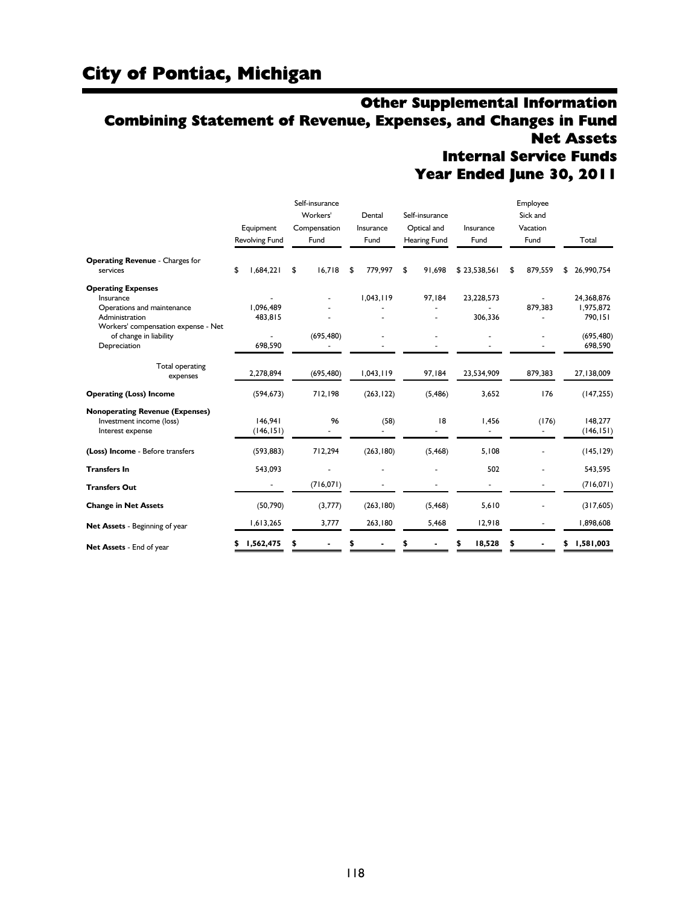# City of Pontiac, Michigan

## Other Supplemental Information
## Combining Statement of Revenue, Expenses, and Changes in Fund Net Assets
## Internal Service Funds
## Year Ended June 30, 2011

| | Equipment Revolving Fund | Self-insurance Workers' Compensation Fund | Dental Insurance Fund | Self-insurance Optical and Hearing Fund | Insurance Fund | Employee Sick and Vacation Fund | Total |
|---|---|---|---|---|---|---|---|
| **Operating Revenue** - Charges for services | $ 1,684,221 | $ 16,718 | $ 779,997 | $ 91,698 | $ 23,538,561 | $ 879,559 | $ 26,990,754 |
| **Operating Expenses** | | | | | | | |
| Insurance | - | - | 1,043,119 | 97,184 | 23,228,573 | - | 24,368,876 |
| Operations and maintenance | 1,096,489 | - | - | - | - | 879,383 | 1,975,872 |
| Administration | 483,815 | - | - | - | 306,336 | - | 790,151 |
| Workers' compensation expense - Net of change in liability | - | (695,480) | - | - | - | - | (695,480) |
| Depreciation | 698,590 | - | - | - | - | - | 698,590 |
| Total operating expenses | 2,278,894 | (695,480) | 1,043,119 | 97,184 | 23,534,909 | 879,383 | 27,138,009 |
| **Operating (Loss) Income** | (594,673) | 712,198 | (263,122) | (5,486) | 3,652 | 176 | (147,255) |
| **Nonoperating Revenue (Expenses)** | | | | | | | |
| Investment income (loss) | 146,941 | 96 | (58) | 18 | 1,456 | (176) | 148,277 |
| Interest expense | (146,151) | - | - | - | - | - | (146,151) |
| **(Loss) Income** - Before transfers | (593,883) | 712,294 | (263,180) | (5,468) | 5,108 | - | (145,129) |
| **Transfers In** | 543,093 | - | - | - | 502 | - | 543,595 |
| **Transfers Out** | - | (716,071) | - | - | - | - | (716,071) |
| **Change in Net Assets** | (50,790) | (3,777) | (263,180) | (5,468) | 5,610 | - | (317,605) |
| **Net Assets** - Beginning of year | 1,613,265 | 3,777 | 263,180 | 5,468 | 12,918 | - | 1,898,608 |
| **Net Assets** - End of year | **$ 1,562,475** | **$ -** | **$ -** | **$ -** | **$ 18,528** | **$ -** | **$ 1,581,003** |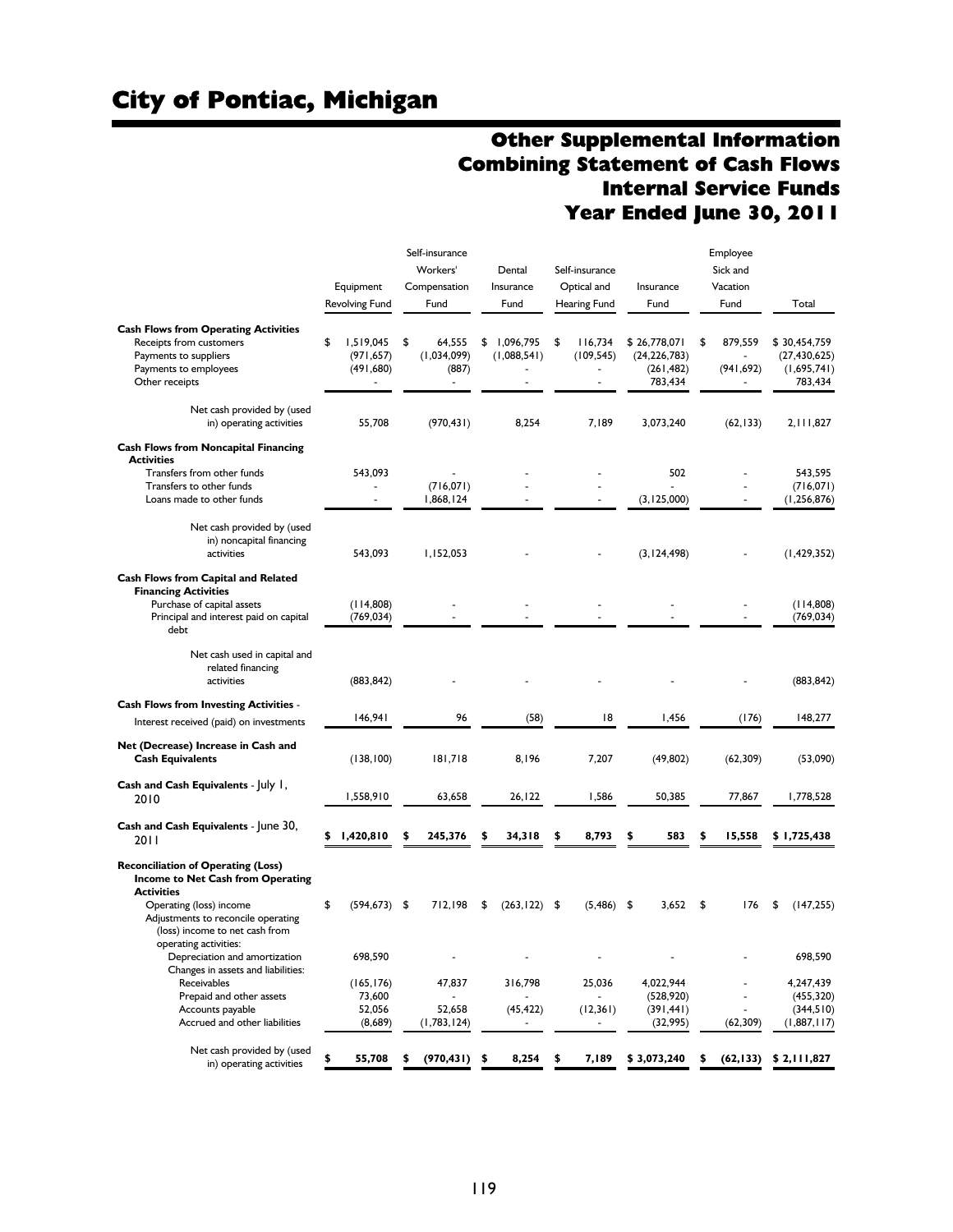# City of Pontiac, Michigan

## Other Supplemental Information
## Combining Statement of Cash Flows
## Internal Service Funds
## Year Ended June 30, 2011

| | Equipment Revolving Fund | Self-insurance Workers' Compensation Fund | Dental Insurance Fund | Self-insurance Optical and Hearing Fund | Insurance Fund | Employee Sick and Vacation Fund | Total |
|---|---|---|---|---|---|---|---|
| **Cash Flows from Operating Activities** | | | | | | | |
| Receipts from customers | $ 1,519,045 | $ 64,555 | $ 1,096,795 | $ 116,734 | $ 26,778,071 | $ 879,559 | $ 30,454,759 |
| Payments to suppliers | (971,657) | (1,034,099) | (1,088,541) | (109,545) | (24,226,783) | - | (27,430,625) |
| Payments to employees | (491,680) | (887) | - | - | (261,482) | (941,692) | (1,695,741) |
| Other receipts | - | - | - | - | 783,434 | - | 783,434 |
| Net cash provided by (used in) operating activities | 55,708 | (970,431) | 8,254 | 7,189 | 3,073,240 | (62,133) | 2,111,827 |
| **Cash Flows from Noncapital Financing Activities** | | | | | | | |
| Transfers from other funds | 543,093 | - | - | - | 502 | - | 543,595 |
| Transfers to other funds | - | (716,071) | - | - | - | - | (716,071) |
| Loans made to other funds | - | 1,868,124 | - | - | (3,125,000) | - | (1,256,876) |
| Net cash provided by (used in) noncapital financing activities | 543,093 | 1,152,053 | - | - | (3,124,498) | - | (1,429,352) |
| **Cash Flows from Capital and Related Financing Activities** | | | | | | | |
| Purchase of capital assets | (114,808) | - | - | - | - | - | (114,808) |
| Principal and interest paid on capital debt | (769,034) | - | - | - | - | - | (769,034) |
| Net cash used in capital and related financing activities | (883,842) | - | - | - | - | - | (883,842) |
| **Cash Flows from Investing Activities** - Interest received (paid) on investments | 146,941 | 96 | (58) | 18 | 1,456 | (176) | 148,277 |
| **Net (Decrease) Increase in Cash and Cash Equivalents** | (138,100) | 181,718 | 8,196 | 7,207 | (49,802) | (62,309) | (53,090) |
| **Cash and Cash Equivalents** - July 1, 2010 | 1,558,910 | 63,658 | 26,122 | 1,586 | 50,385 | 77,867 | 1,778,528 |
| **Cash and Cash Equivalents** - June 30, 2011 | **$ 1,420,810** | **$ 245,376** | **$ 34,318** | **$ 8,793** | **$ 583** | **$ 15,558** | **$ 1,725,438** |
| **Reconciliation of Operating (Loss) Income to Net Cash from Operating Activities** | | | | | | | |
| Operating (loss) income | $ (594,673) | $ 712,198 | $ (263,122) | $ (5,486) | $ 3,652 | $ 176 | $ (147,255) |
| Adjustments to reconcile operating (loss) income to net cash from operating activities: | | | | | | | |
| Depreciation and amortization | 698,590 | - | - | - | - | - | 698,590 |
| Changes in assets and liabilities: | | | | | | | |
| Receivables | (165,176) | 47,837 | 316,798 | 25,036 | 4,022,944 | - | 4,247,439 |
| Prepaid and other assets | 73,600 | - | - | - | (528,920) | - | (455,320) |
| Accounts payable | 52,056 | 52,658 | (45,422) | (12,361) | (391,441) | - | (344,510) |
| Accrued and other liabilities | (8,689) | (1,783,124) | - | - | (32,995) | (62,309) | (1,887,117) |
| Net cash provided by (used in) operating activities | **$ 55,708** | **$ (970,431)** | **$ 8,254** | **$ 7,189** | **$ 3,073,240** | **$ (62,133)** | **$ 2,111,827** |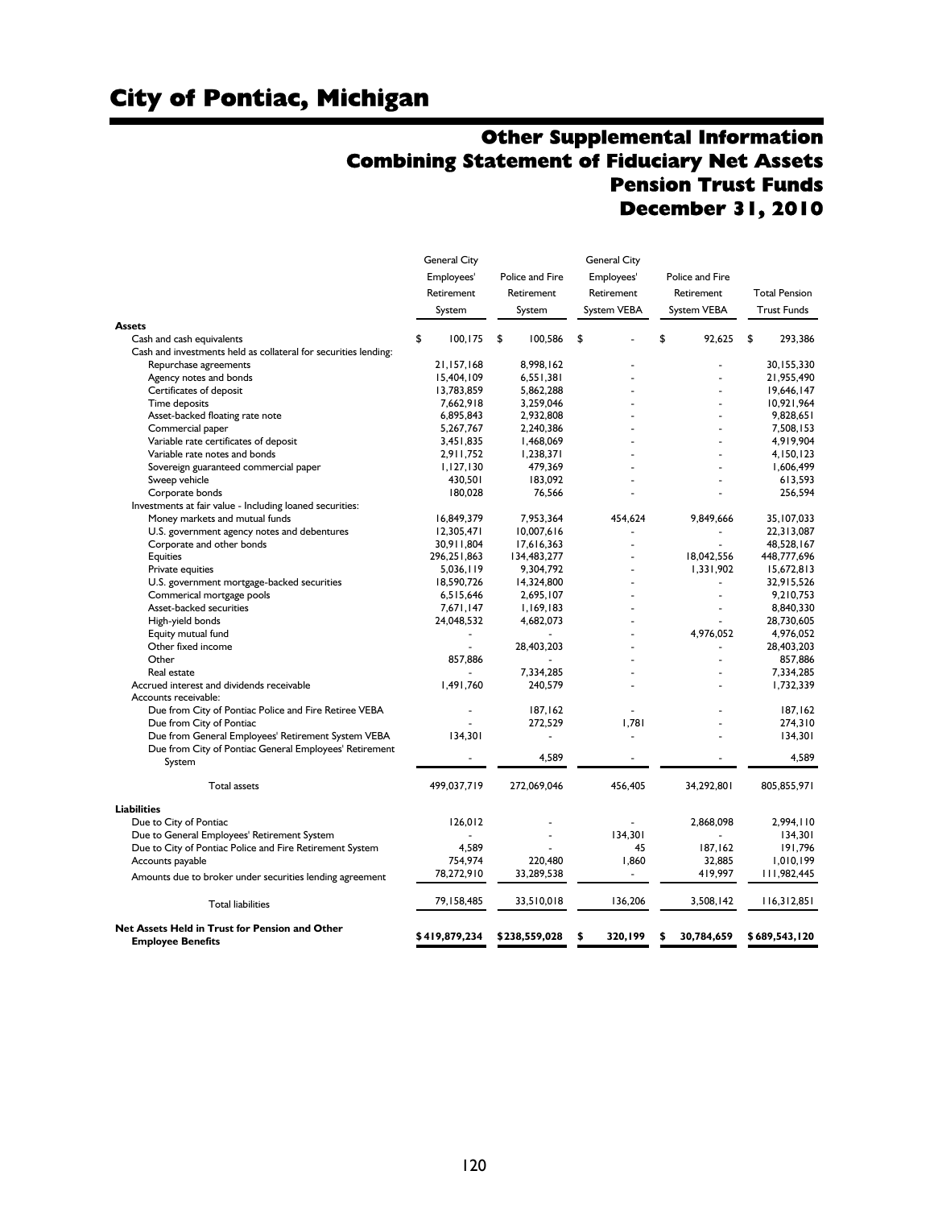# City of Pontiac, Michigan

## Other Supplemental Information
## Combining Statement of Fiduciary Net Assets
## Pension Trust Funds
## December 31, 2010

| | General City Employees' Retirement System | Police and Fire Retirement System | General City Employees' Retirement System VEBA | Police and Fire Retirement System VEBA | Total Pension Trust Funds |
|---|---|---|---|---|---|
| **Assets** | | | | | |
| Cash and cash equivalents | $ 100,175 | $ 100,586 | $ - | $ 92,625 | $ 293,386 |
| Cash and investments held as collateral for securities lending: | | | | | |
| Repurchase agreements | 21,157,168 | 8,998,162 | - | - | 30,155,330 |
| Agency notes and bonds | 15,404,109 | 6,551,381 | - | - | 21,955,490 |
| Certificates of deposit | 13,783,859 | 5,862,288 | - | - | 19,646,147 |
| Time deposits | 7,662,918 | 3,259,046 | - | - | 10,921,964 |
| Asset-backed floating rate note | 6,895,843 | 2,932,808 | - | - | 9,828,651 |
| Commercial paper | 5,267,767 | 2,240,386 | - | - | 7,508,153 |
| Variable rate certificates of deposit | 3,451,835 | 1,468,069 | - | - | 4,919,904 |
| Variable rate notes and bonds | 2,911,752 | 1,238,371 | - | - | 4,150,123 |
| Sovereign guaranteed commercial paper | 1,127,130 | 479,369 | - | - | 1,606,499 |
| Sweep vehicle | 430,501 | 183,092 | - | - | 613,593 |
| Corporate bonds | 180,028 | 76,566 | - | - | 256,594 |
| Investments at fair value - Including loaned securities: | | | | | |
| Money markets and mutual funds | 16,849,379 | 7,953,364 | 454,624 | 9,849,666 | 35,107,033 |
| U.S. government agency notes and debentures | 12,305,471 | 10,007,616 | - | - | 22,313,087 |
| Corporate and other bonds | 30,911,804 | 17,616,363 | - | - | 48,528,167 |
| Equities | 296,251,863 | 134,483,277 | - | 18,042,556 | 448,777,696 |
| Private equities | 5,036,119 | 9,304,792 | - | 1,331,902 | 15,672,813 |
| U.S. government mortgage-backed securities | 18,590,726 | 14,324,800 | - | - | 32,915,526 |
| Commerical mortgage pools | 6,515,646 | 2,695,107 | - | - | 9,210,753 |
| Asset-backed securities | 7,671,147 | 1,169,183 | - | - | 8,840,330 |
| High-yield bonds | 24,048,532 | 4,682,073 | - | - | 28,730,605 |
| Equity mutual fund | - | - | - | 4,976,052 | 4,976,052 |
| Other fixed income | - | 28,403,203 | - | - | 28,403,203 |
| Other | 857,886 | - | - | - | 857,886 |
| Real estate | - | 7,334,285 | - | - | 7,334,285 |
| Accrued interest and dividends receivable | 1,491,760 | 240,579 | - | - | 1,732,339 |
| Accounts receivable: | | | | | |
| Due from City of Pontiac Police and Fire Retiree VEBA | - | 187,162 | - | - | 187,162 |
| Due from City of Pontiac | - | 272,529 | 1,781 | - | 274,310 |
| Due from General Employees' Retirement System VEBA | 134,301 | - | - | - | 134,301 |
| Due from City of Pontiac General Employees' Retirement System | - | 4,589 | - | - | 4,589 |
| Total assets | 499,037,719 | 272,069,046 | 456,405 | 34,292,801 | 805,855,971 |
| **Liabilities** | | | | | |
| Due to City of Pontiac | 126,012 | - | - | 2,868,098 | 2,994,110 |
| Due to General Employees' Retirement System | - | - | 134,301 | - | 134,301 |
| Due to City of Pontiac Police and Fire Retirement System | 4,589 | - | 45 | 187,162 | 191,796 |
| Accounts payable | 754,974 | 220,480 | 1,860 | 32,885 | 1,010,199 |
| Amounts due to broker under securities lending agreement | 78,272,910 | 33,289,538 | - | 419,997 | 111,982,445 |
| Total liabilities | 79,158,485 | 33,510,018 | 136,206 | 3,508,142 | 116,312,851 |
| **Net Assets Held in Trust for Pension and Other Employee Benefits** | **$ 419,879,234** | **$ 238,559,028** | **$ 320,199** | **$ 30,784,659** | **$ 689,543,120** |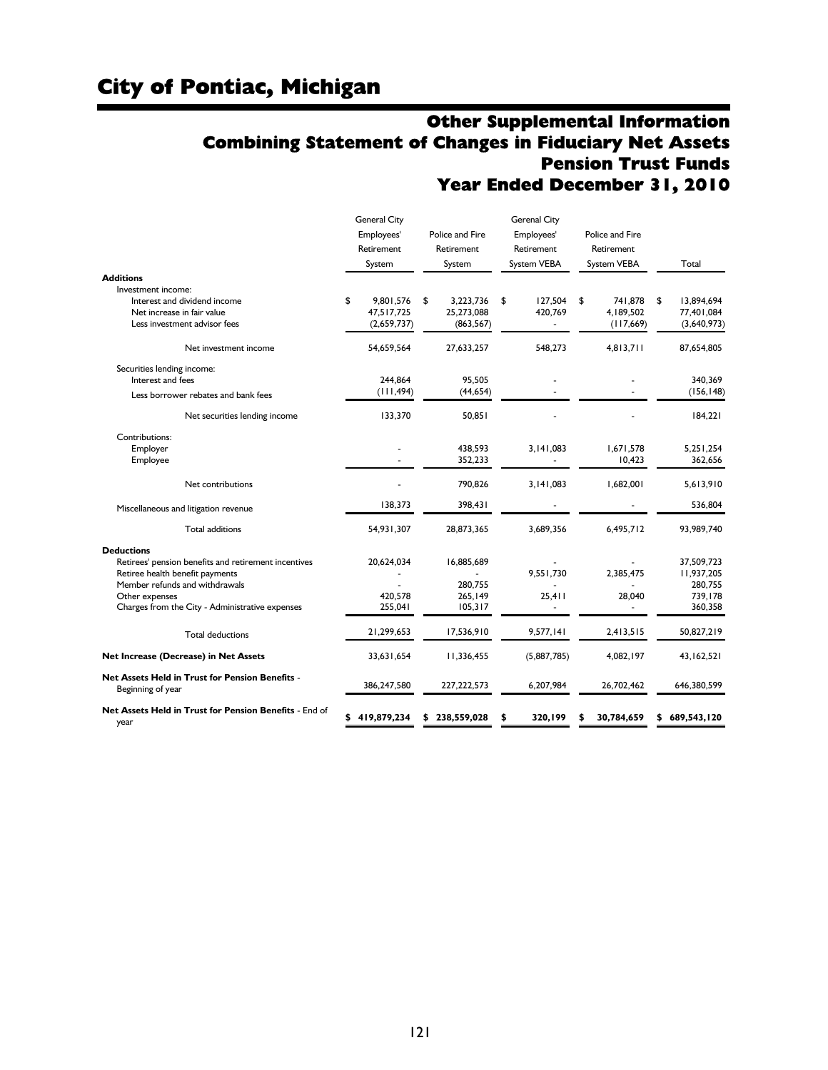# City of Pontiac, Michigan

## Other Supplemental Information
## Combining Statement of Changes in Fiduciary Net Assets
## Pension Trust Funds
## Year Ended December 31, 2010

| | General City Employees' Retirement System | Police and Fire Retirement System | Gerenal City Employees' Retirement System VEBA | Police and Fire Retirement System VEBA | Total |
|---|---|---|---|---|---|
| **Additions** | | | | | |
| Investment income: | | | | | |
| Interest and dividend income | $ 9,801,576 | $ 3,223,736 | $ 127,504 | $ 741,878 | $ 13,894,694 |
| Net increase in fair value | 47,517,725 | 25,273,088 | 420,769 | 4,189,502 | 77,401,084 |
| Less investment advisor fees | (2,659,737) | (863,567) | - | (117,669) | (3,640,973) |
| Net investment income | 54,659,564 | 27,633,257 | 548,273 | 4,813,711 | 87,654,805 |
| Securities lending income: | | | | | |
| Interest and fees | 244,864 | 95,505 | - | - | 340,369 |
| Less borrower rebates and bank fees | (111,494) | (44,654) | - | - | (156,148) |
| Net securities lending income | 133,370 | 50,851 | - | - | 184,221 |
| Contributions: | | | | | |
| Employer | - | 438,593 | 3,141,083 | 1,671,578 | 5,251,254 |
| Employee | - | 352,233 | - | 10,423 | 362,656 |
| Net contributions | - | 790,826 | 3,141,083 | 1,682,001 | 5,613,910 |
| Miscellaneous and litigation revenue | 138,373 | 398,431 | - | - | 536,804 |
| Total additions | 54,931,307 | 28,873,365 | 3,689,356 | 6,495,712 | 93,989,740 |
| **Deductions** | | | | | |
| Retirees' pension benefits and retirement incentives | 20,624,034 | 16,885,689 | - | - | 37,509,723 |
| Retiree health benefit payments | - | - | 9,551,730 | 2,385,475 | 11,937,205 |
| Member refunds and withdrawals | - | 280,755 | - | - | 280,755 |
| Other expenses | 420,578 | 265,149 | 25,411 | 28,040 | 739,178 |
| Charges from the City - Administrative expenses | 255,041 | 105,317 | - | - | 360,358 |
| Total deductions | 21,299,653 | 17,536,910 | 9,577,141 | 2,413,515 | 50,827,219 |
| **Net Increase (Decrease) in Net Assets** | 33,631,654 | 11,336,455 | (5,887,785) | 4,082,197 | 43,162,521 |
| **Net Assets Held in Trust for Pension Benefits** - Beginning of year | 386,247,580 | 227,222,573 | 6,207,984 | 26,702,462 | 646,380,599 |
| **Net Assets Held in Trust for Pension Benefits** - End of year | **$ 419,879,234** | **$ 238,559,028** | **$ 320,199** | **$ 30,784,659** | **$ 689,543,120** |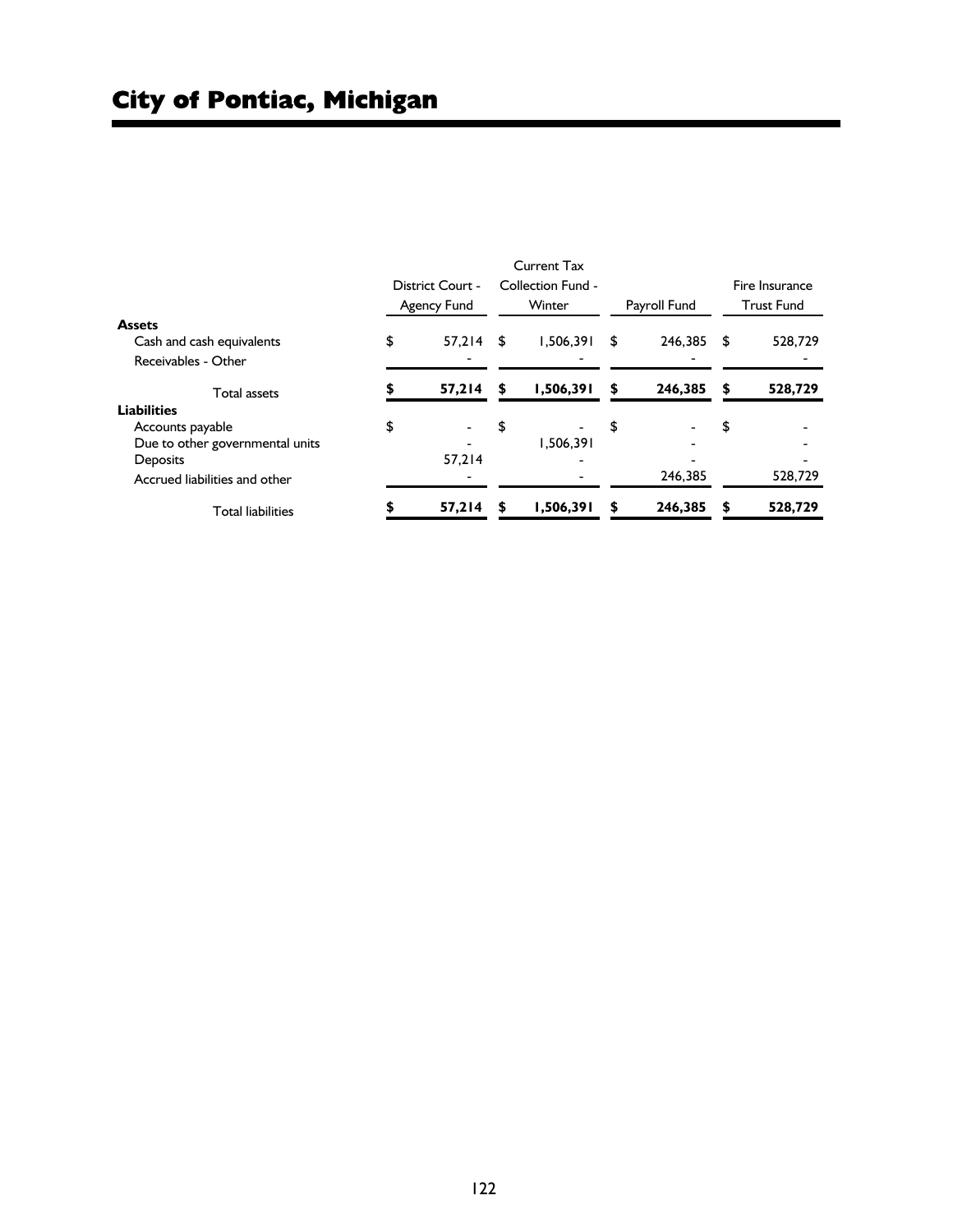# City of Pontiac, Michigan

| | District Court - Agency Fund | Current Tax Collection Fund - Winter | Payroll Fund | Fire Insurance Trust Fund |
|---|---|---|---|---|
| **Assets** | | | | |
| Cash and cash equivalents | $ 57,214 | $ 1,506,391 | $ 246,385 | $ 528,729 |
| Receivables - Other | - | - | - | - |
| Total assets | **$ 57,214** | **$ 1,506,391** | **$ 246,385** | **$ 528,729** |
| **Liabilities** | | | | |
| Accounts payable | $ - | $ - | $ - | $ - |
| Due to other governmental units | - | 1,506,391 | - | - |
| Deposits | 57,214 | - | - | - |
| Accrued liabilities and other | - | - | 246,385 | 528,729 |
| Total liabilities | **$ 57,214** | **$ 1,506,391** | **$ 246,385** | **$ 528,729** |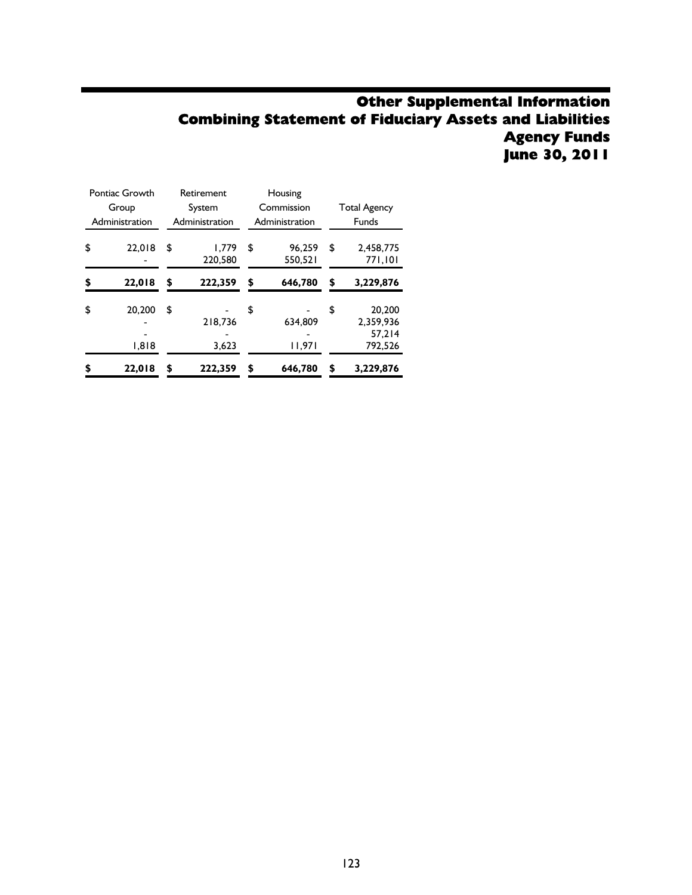# Other Supplemental Information
# Combining Statement of Fiduciary Assets and Liabilities
# Agency Funds
# June 30, 2011

| Pontiac Growth Group Administration | Retirement System Administration | Housing Commission Administration | Total Agency Funds |
|---|---|---|---|
| $ 22,018 | $ 1,779 | $ 96,259 | $ 2,458,775 |
| - | 220,580 | 550,521 | 771,101 |
| **$ 22,018** | **$ 222,359** | **$ 646,780** | **$ 3,229,876** |
| $ 20,200 | $ - | $ - | $ 20,200 |
| - | 218,736 | 634,809 | 2,359,936 |
| - | - | - | 57,214 |
| 1,818 | 3,623 | 11,971 | 792,526 |
| **$ 22,018** | **$ 222,359** | **$ 646,780** | **$ 3,229,876** |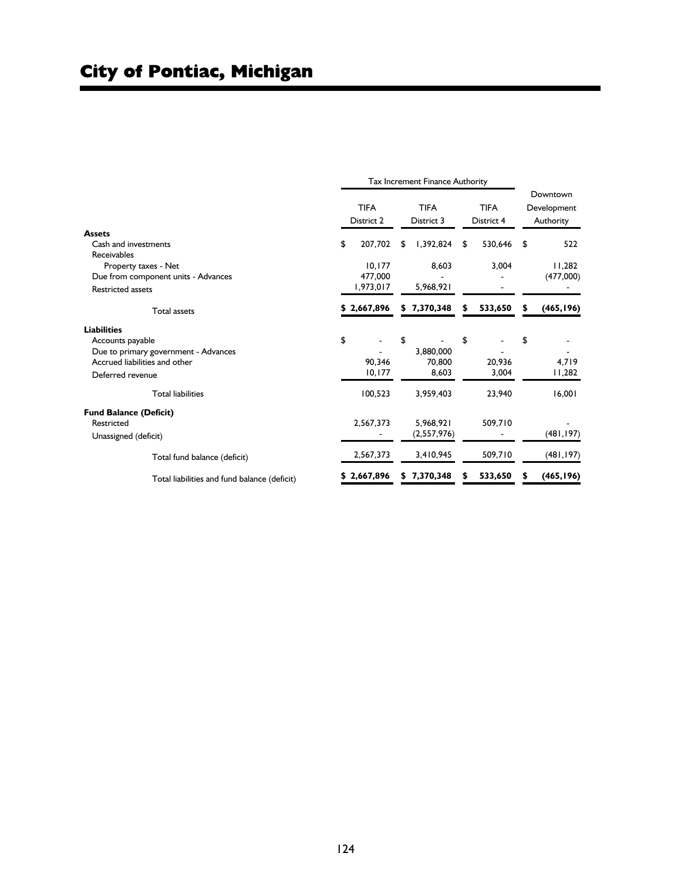# City of Pontiac, Michigan

| | Tax Increment Finance Authority | | | |
|---|---|---|---|---|
| | TIFA District 2 | TIFA District 3 | TIFA District 4 | Downtown Development Authority |
| **Assets** | | | | |
| Cash and investments | $ 207,702 | $ 1,392,824 | $ 530,646 | $ 522 |
| Receivables | | | | |
| Property taxes - Net | 10,177 | 8,603 | 3,004 | 11,282 |
| Due from component units - Advances | 477,000 | - | - | (477,000) |
| Restricted assets | 1,973,017 | 5,968,921 | - | - |
| Total assets | **$ 2,667,896** | **$ 7,370,348** | **$ 533,650** | **$ (465,196)** |
| **Liabilities** | | | | |
| Accounts payable | $ - | $ - | $ - | $ - |
| Due to primary government - Advances | - | 3,880,000 | - | - |
| Accrued liabilities and other | 90,346 | 70,800 | 20,936 | 4,719 |
| Deferred revenue | 10,177 | 8,603 | 3,004 | 11,282 |
| Total liabilities | 100,523 | 3,959,403 | 23,940 | 16,001 |
| **Fund Balance (Deficit)** | | | | |
| Restricted | 2,567,373 | 5,968,921 | 509,710 | - |
| Unassigned (deficit) | - | (2,557,976) | - | (481,197) |
| Total fund balance (deficit) | 2,567,373 | 3,410,945 | 509,710 | (481,197) |
| Total liabilities and fund balance (deficit) | **$ 2,667,896** | **$ 7,370,348** | **$ 533,650** | **$ (465,196)** |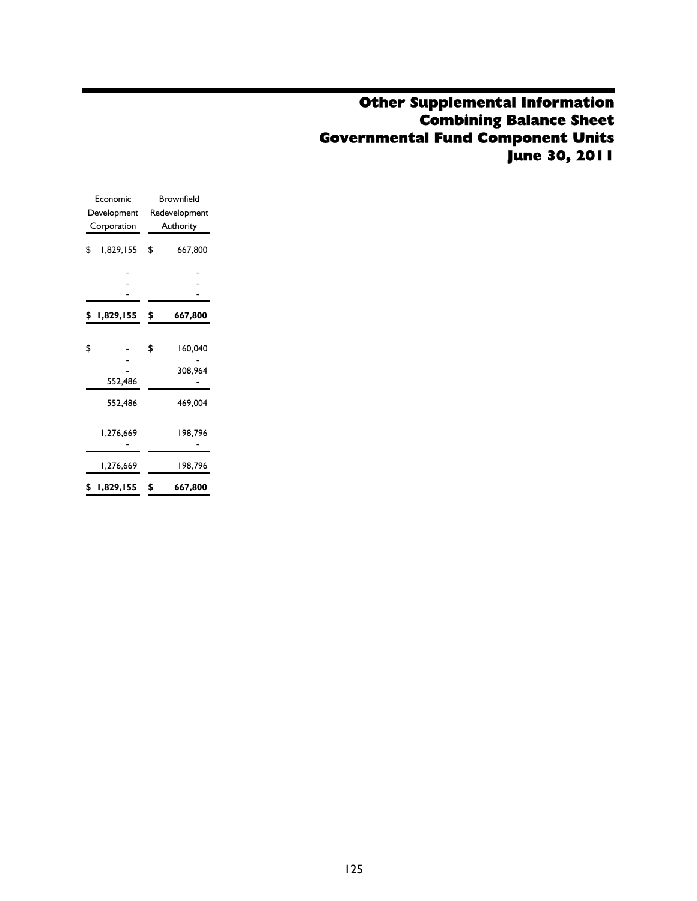# Other Supplemental Information
# Combining Balance Sheet
# Governmental Fund Component Units
# June 30, 2011

| Economic Development Corporation | Brownfield Redevelopment Authority |
|---|---|
| $ 1,829,155 | $ 667,800 |
| - | - |
| - | - |
| - | - |
| **$ 1,829,155** | **$ 667,800** |
| $ - | $ 160,040 |
| - | - |
| - | 308,964 |
| 552,486 | - |
| 552,486 | 469,004 |
| 1,276,669 | 198,796 |
| - | - |
| 1,276,669 | 198,796 |
| **$ 1,829,155** | **$ 667,800** |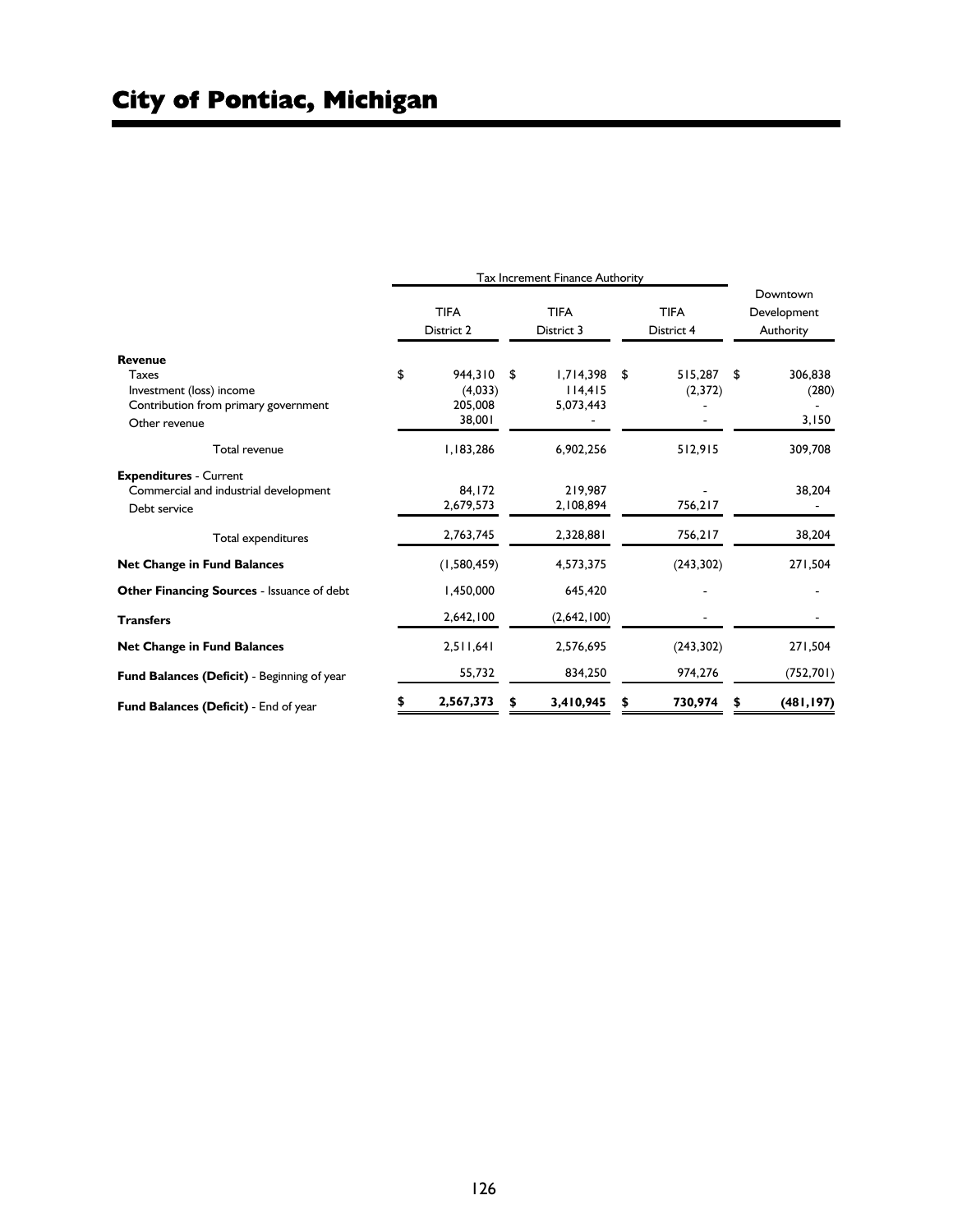# City of Pontiac, Michigan

| | Tax Increment Finance Authority | | | Downtown Development Authority |
|---|---|---|---|---|
| | TIFA District 2 | TIFA District 3 | TIFA District 4 | |
| **Revenue** | | | | |
| Taxes | $ 944,310 | $ 1,714,398 | $ 515,287 | $ 306,838 |
| Investment (loss) income | (4,033) | 114,415 | (2,372) | (280) |
| Contribution from primary government | 205,008 | 5,073,443 | - | - |
| Other revenue | 38,001 | - | - | 3,150 |
| Total revenue | 1,183,286 | 6,902,256 | 512,915 | 309,708 |
| **Expenditures** - Current | | | | |
| Commercial and industrial development | 84,172 | 219,987 | - | 38,204 |
| Debt service | 2,679,573 | 2,108,894 | 756,217 | - |
| Total expenditures | 2,763,745 | 2,328,881 | 756,217 | 38,204 |
| **Net Change in Fund Balances** | (1,580,459) | 4,573,375 | (243,302) | 271,504 |
| **Other Financing Sources** - Issuance of debt | 1,450,000 | 645,420 | - | - |
| **Transfers** | 2,642,100 | (2,642,100) | - | - |
| **Net Change in Fund Balances** | 2,511,641 | 2,576,695 | (243,302) | 271,504 |
| **Fund Balances (Deficit)** - Beginning of year | 55,732 | 834,250 | 974,276 | (752,701) |
| **Fund Balances (Deficit)** - End of year | **$ 2,567,373** | **$ 3,410,945** | **$ 730,974** | **$ (481,197)** |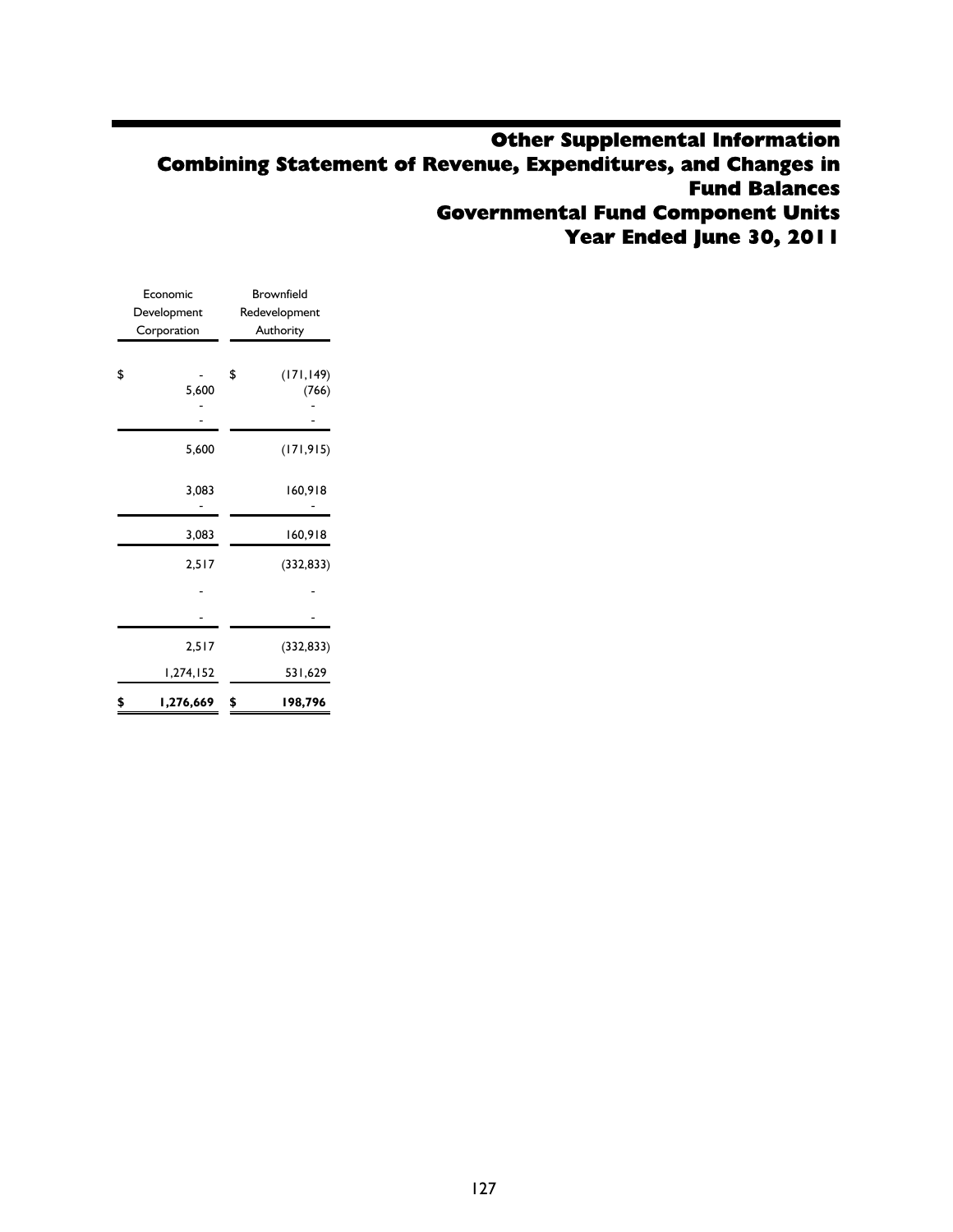# Other Supplemental Information
# Combining Statement of Revenue, Expenditures, and Changes in Fund Balances
# Governmental Fund Component Units
# Year Ended June 30, 2011

| Economic Development Corporation | Brownfield Redevelopment Authority |
|---|---|
| $ - | $ (171,149) |
| 5,600 | (766) |
| - | - |
| - | - |
| 5,600 | (171,915) |
| 3,083 | 160,918 |
| - | - |
| 3,083 | 160,918 |
| 2,517 | (332,833) |
| - | - |
| - | - |
| 2,517 | (332,833) |
| 1,274,152 | 531,629 |
| **$ 1,276,669** | **$ 198,796** |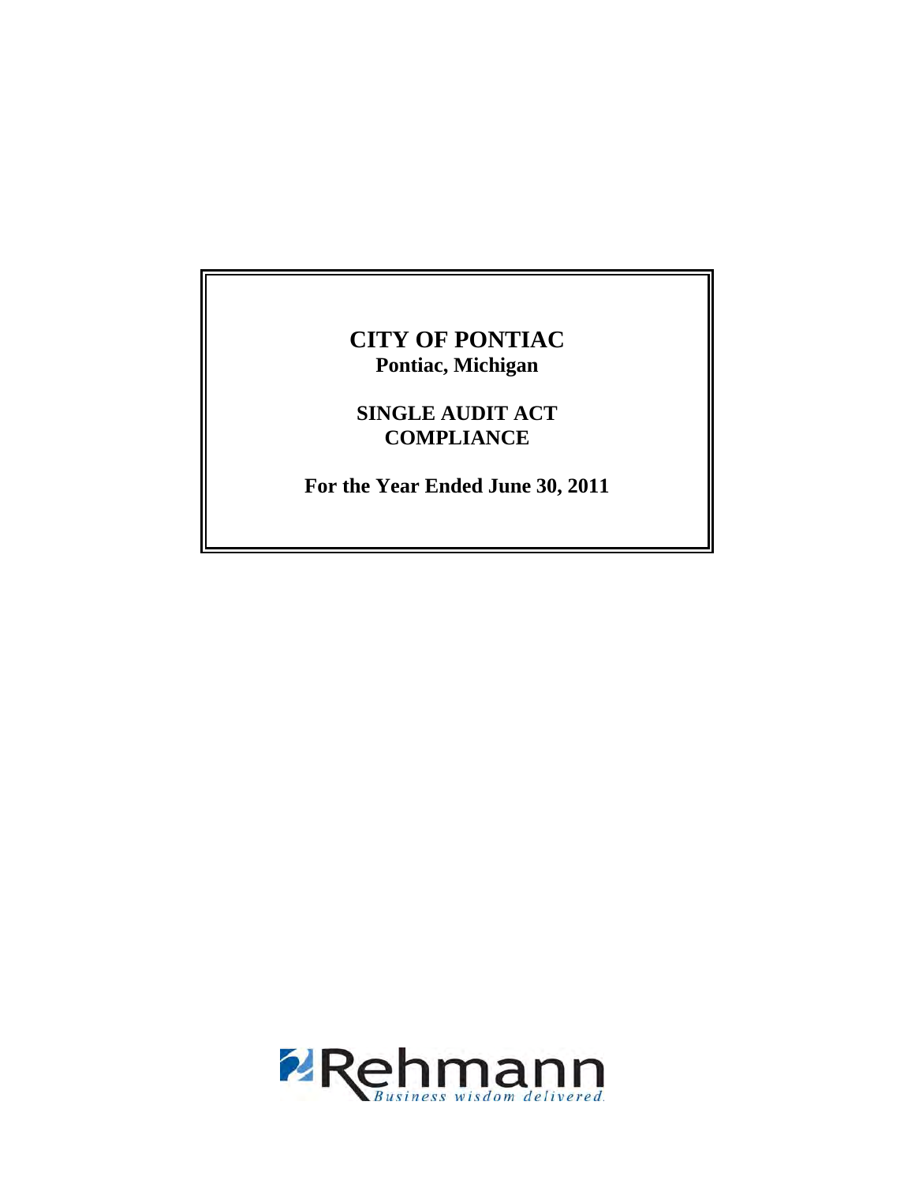# CITY OF PONTIAC

**Pontiac, Michigan**

## SINGLE AUDIT ACT COMPLIANCE

**For the Year Ended June 30, 2011**

Rehmann

*Business wisdom delivered.*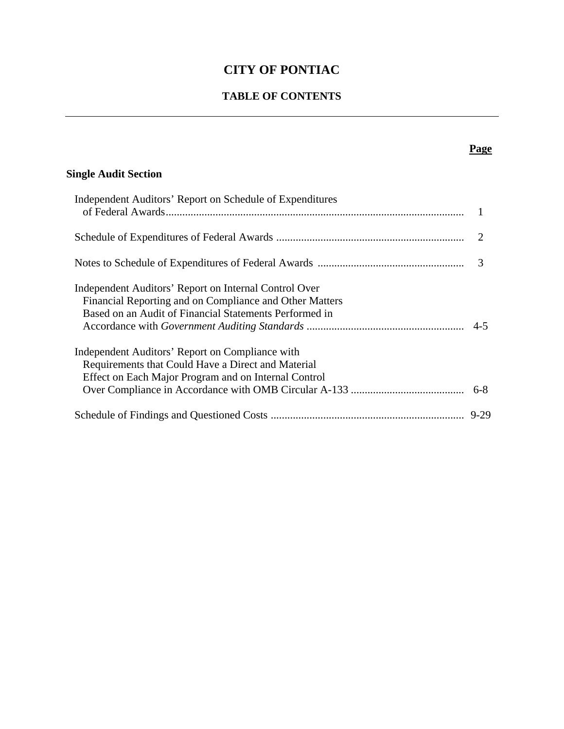# CITY OF PONTIAC

## TABLE OF CONTENTS

| | Page |
|---|---|
| **Single Audit Section** | |
| Independent Auditors' Report on Schedule of Expenditures of Federal Awards | 1 |
| Schedule of Expenditures of Federal Awards | 2 |
| Notes to Schedule of Expenditures of Federal Awards | 3 |
| Independent Auditors' Report on Internal Control Over Financial Reporting and on Compliance and Other Matters Based on an Audit of Financial Statements Performed in Accordance with *Government Auditing Standards* | 4-5 |
| Independent Auditors' Report on Compliance with Requirements that Could Have a Direct and Material Effect on Each Major Program and on Internal Control Over Compliance in Accordance with OMB Circular A-133 | 6-8 |
| Schedule of Findings and Questioned Costs | 9-29 |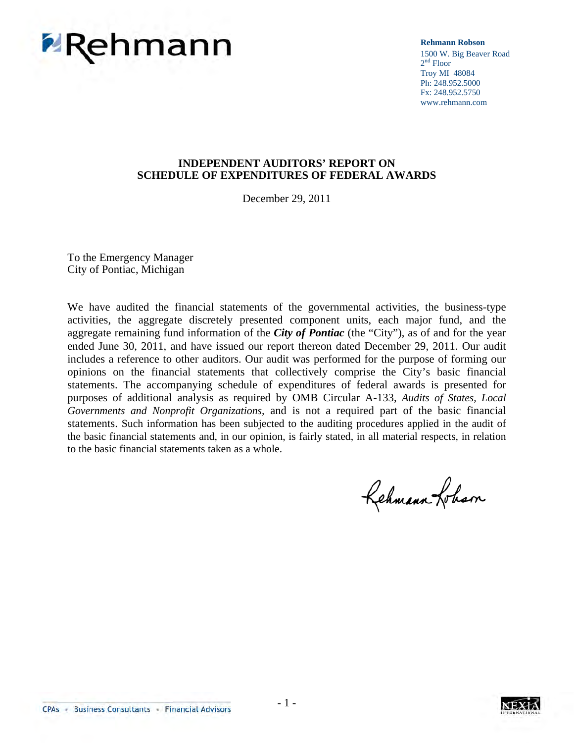Rehmann

**Rehmann Robson**
1500 W. Big Beaver Road
2nd Floor
Troy MI 48084
Ph: 248.952.5000
Fx: 248.952.5750
www.rehmann.com

## INDEPENDENT AUDITORS' REPORT ON SCHEDULE OF EXPENDITURES OF FEDERAL AWARDS

December 29, 2011

To the Emergency Manager
City of Pontiac, Michigan

We have audited the financial statements of the governmental activities, the business-type activities, the aggregate discretely presented component units, each major fund, and the aggregate remaining fund information of the ***City of Pontiac*** (the "City"), as of and for the year ended June 30, 2011, and have issued our report thereon dated December 29, 2011. Our audit includes a reference to other auditors. Our audit was performed for the purpose of forming our opinions on the financial statements that collectively comprise the City's basic financial statements. The accompanying schedule of expenditures of federal awards is presented for purposes of additional analysis as required by OMB Circular A-133, *Audits of States, Local Governments and Nonprofit Organizations,* and is not a required part of the basic financial statements. Such information has been subjected to the auditing procedures applied in the audit of the basic financial statements and, in our opinion, is fairly stated, in all material respects, in relation to the basic financial statements taken as a whole.

Rehmann Robson

CPAs • Business Consultants • Financial Advisors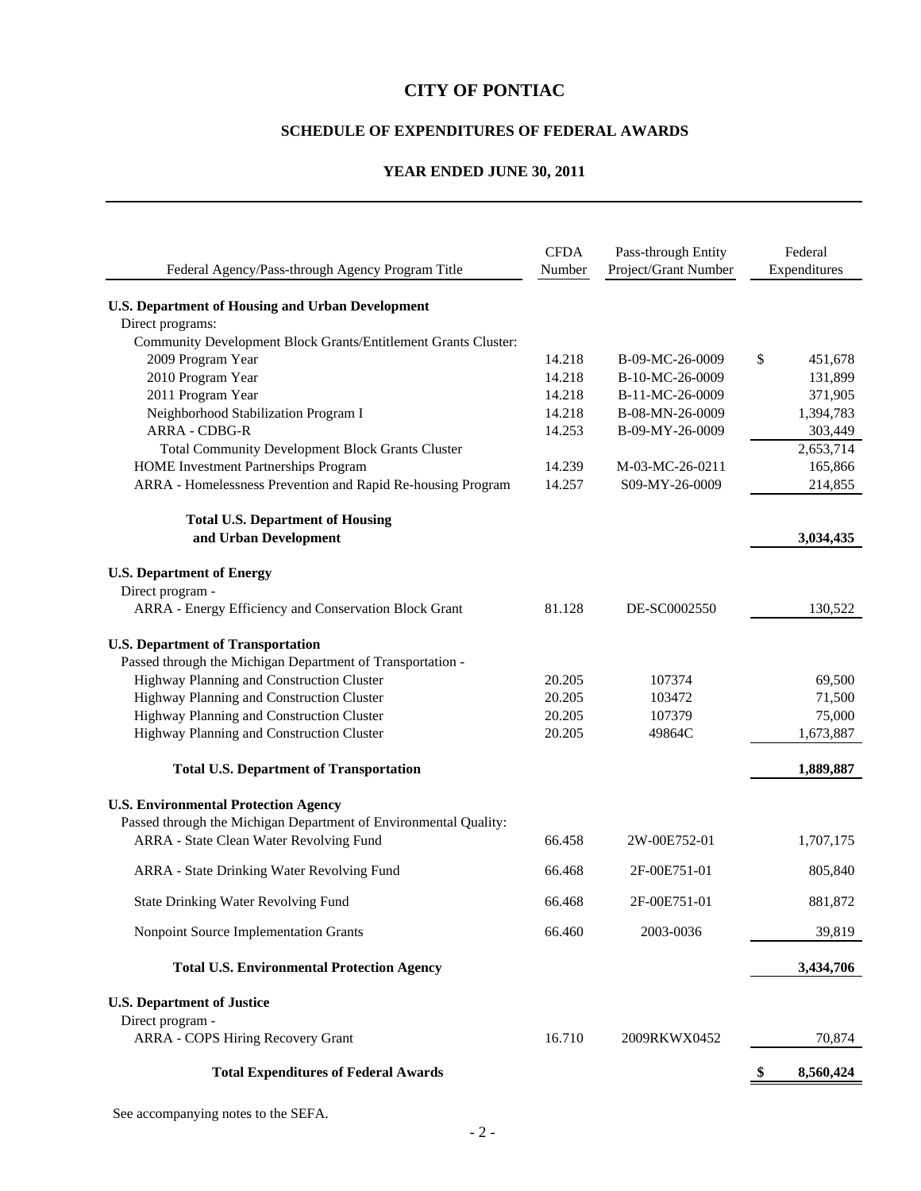# CITY OF PONTIAC

## SCHEDULE OF EXPENDITURES OF FEDERAL AWARDS

### YEAR ENDED JUNE 30, 2011

| Federal Agency/Pass-through Agency Program Title | CFDA Number | Pass-through Entity Project/Grant Number | Federal Expenditures |
|---|---|---|---|
| **U.S. Department of Housing and Urban Development** | | | |
| Direct programs: | | | |
| Community Development Block Grants/Entitlement Grants Cluster: | | | |
| 2009 Program Year | 14.218 | B-09-MC-26-0009 | $ 451,678 |
| 2010 Program Year | 14.218 | B-10-MC-26-0009 | 131,899 |
| 2011 Program Year | 14.218 | B-11-MC-26-0009 | 371,905 |
| Neighborhood Stabilization Program I | 14.218 | B-08-MN-26-0009 | 1,394,783 |
| ARRA - CDBG-R | 14.253 | B-09-MY-26-0009 | 303,449 |
| Total Community Development Block Grants Cluster | | | 2,653,714 |
| HOME Investment Partnerships Program | 14.239 | M-03-MC-26-0211 | 165,866 |
| ARRA - Homelessness Prevention and Rapid Re-housing Program | 14.257 | S09-MY-26-0009 | 214,855 |
| **Total U.S. Department of Housing and Urban Development** | | | **3,034,435** |
| **U.S. Department of Energy** | | | |
| Direct program - | | | |
| ARRA - Energy Efficiency and Conservation Block Grant | 81.128 | DE-SC0002550 | 130,522 |
| **U.S. Department of Transportation** | | | |
| Passed through the Michigan Department of Transportation - | | | |
| Highway Planning and Construction Cluster | 20.205 | 107374 | 69,500 |
| Highway Planning and Construction Cluster | 20.205 | 103472 | 71,500 |
| Highway Planning and Construction Cluster | 20.205 | 107379 | 75,000 |
| Highway Planning and Construction Cluster | 20.205 | 49864C | 1,673,887 |
| **Total U.S. Department of Transportation** | | | **1,889,887** |
| **U.S. Environmental Protection Agency** | | | |
| Passed through the Michigan Department of Environmental Quality: | | | |
| ARRA - State Clean Water Revolving Fund | 66.458 | 2W-00E752-01 | 1,707,175 |
| ARRA - State Drinking Water Revolving Fund | 66.468 | 2F-00E751-01 | 805,840 |
| State Drinking Water Revolving Fund | 66.468 | 2F-00E751-01 | 881,872 |
| Nonpoint Source Implementation Grants | 66.460 | 2003-0036 | 39,819 |
| **Total U.S. Environmental Protection Agency** | | | **3,434,706** |
| **U.S. Department of Justice** | | | |
| Direct program - | | | |
| ARRA - COPS Hiring Recovery Grant | 16.710 | 2009RKWX0452 | 70,874 |
| **Total Expenditures of Federal Awards** | | | **$ 8,560,424** |

See accompanying notes to the SEFA.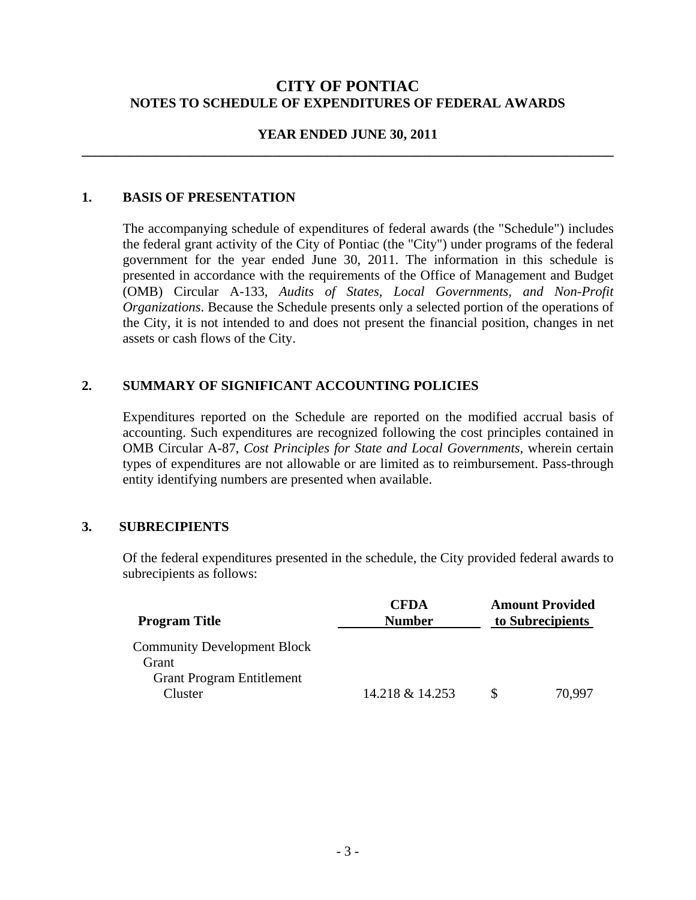# CITY OF PONTIAC
## NOTES TO SCHEDULE OF EXPENDITURES OF FEDERAL AWARDS

### YEAR ENDED JUNE 30, 2011

## 1. BASIS OF PRESENTATION

The accompanying schedule of expenditures of federal awards (the "Schedule") includes the federal grant activity of the City of Pontiac (the "City") under programs of the federal government for the year ended June 30, 2011. The information in this schedule is presented in accordance with the requirements of the Office of Management and Budget (OMB) Circular A-133, *Audits of States, Local Governments, and Non-Profit Organizations*. Because the Schedule presents only a selected portion of the operations of the City, it is not intended to and does not present the financial position, changes in net assets or cash flows of the City.

## 2. SUMMARY OF SIGNIFICANT ACCOUNTING POLICIES

Expenditures reported on the Schedule are reported on the modified accrual basis of accounting. Such expenditures are recognized following the cost principles contained in OMB Circular A-87, *Cost Principles for State and Local Governments*, wherein certain types of expenditures are not allowable or are limited as to reimbursement. Pass-through entity identifying numbers are presented when available.

## 3. SUBRECIPIENTS

Of the federal expenditures presented in the schedule, the City provided federal awards to subrecipients as follows:

| Program Title | CFDA Number | Amount Provided to Subrecipients |
|---|---|---|
| Community Development Block Grant<br>Grant Program Entitlement Cluster | 14.218 & 14.253 | $ 70,997 |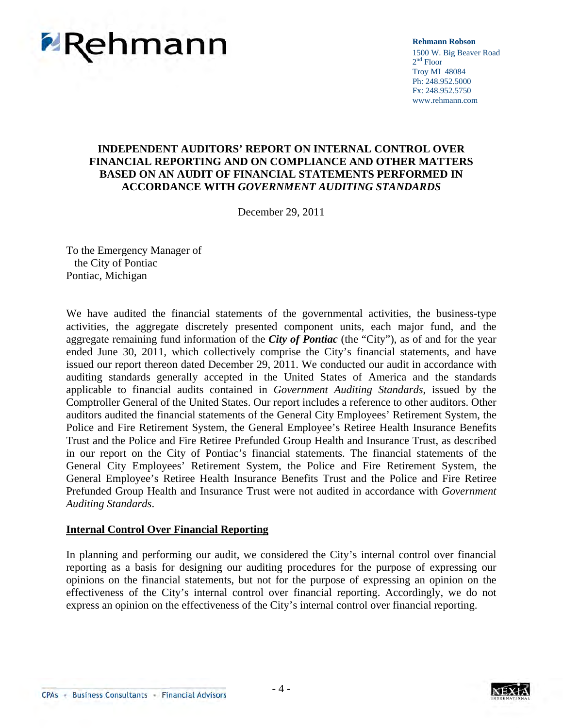**Rehmann**

**Rehmann Robson**
1500 W. Big Beaver Road
2nd Floor
Troy MI 48084
Ph: 248.952.5000
Fx: 248.952.5750
www.rehmann.com

## INDEPENDENT AUDITORS' REPORT ON INTERNAL CONTROL OVER FINANCIAL REPORTING AND ON COMPLIANCE AND OTHER MATTERS BASED ON AN AUDIT OF FINANCIAL STATEMENTS PERFORMED IN ACCORDANCE WITH *GOVERNMENT AUDITING STANDARDS*

December 29, 2011

To the Emergency Manager of
the City of Pontiac
Pontiac, Michigan

We have audited the financial statements of the governmental activities, the business-type activities, the aggregate discretely presented component units, each major fund, and the aggregate remaining fund information of the ***City of Pontiac*** (the "City"), as of and for the year ended June 30, 2011, which collectively comprise the City's financial statements, and have issued our report thereon dated December 29, 2011. We conducted our audit in accordance with auditing standards generally accepted in the United States of America and the standards applicable to financial audits contained in *Government Auditing Standards*, issued by the Comptroller General of the United States. Our report includes a reference to other auditors. Other auditors audited the financial statements of the General City Employees' Retirement System, the Police and Fire Retirement System, the General Employee's Retiree Health Insurance Benefits Trust and the Police and Fire Retiree Prefunded Group Health and Insurance Trust, as described in our report on the City of Pontiac's financial statements. The financial statements of the General City Employees' Retirement System, the Police and Fire Retirement System, the General Employee's Retiree Health Insurance Benefits Trust and the Police and Fire Retiree Prefunded Group Health and Insurance Trust were not audited in accordance with *Government Auditing Standards*.

### Internal Control Over Financial Reporting

In planning and performing our audit, we considered the City's internal control over financial reporting as a basis for designing our auditing procedures for the purpose of expressing our opinions on the financial statements, but not for the purpose of expressing an opinion on the effectiveness of the City's internal control over financial reporting. Accordingly, we do not express an opinion on the effectiveness of the City's internal control over financial reporting.

CPAs • Business Consultants • Financial Advisors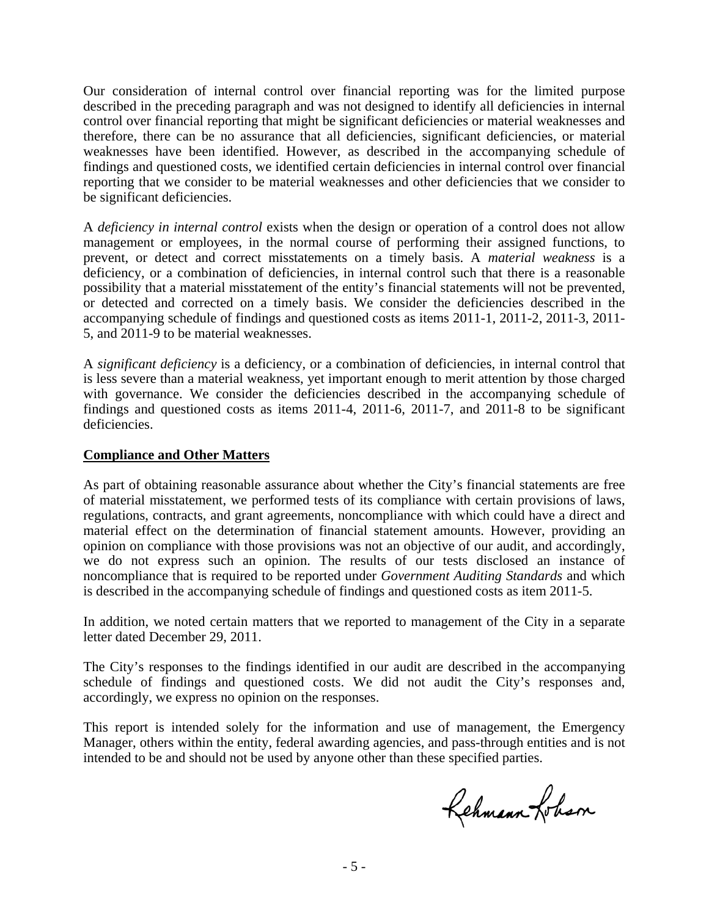Our consideration of internal control over financial reporting was for the limited purpose described in the preceding paragraph and was not designed to identify all deficiencies in internal control over financial reporting that might be significant deficiencies or material weaknesses and therefore, there can be no assurance that all deficiencies, significant deficiencies, or material weaknesses have been identified. However, as described in the accompanying schedule of findings and questioned costs, we identified certain deficiencies in internal control over financial reporting that we consider to be material weaknesses and other deficiencies that we consider to be significant deficiencies.

A *deficiency in internal control* exists when the design or operation of a control does not allow management or employees, in the normal course of performing their assigned functions, to prevent, or detect and correct misstatements on a timely basis. A *material weakness* is a deficiency, or a combination of deficiencies, in internal control such that there is a reasonable possibility that a material misstatement of the entity's financial statements will not be prevented, or detected and corrected on a timely basis. We consider the deficiencies described in the accompanying schedule of findings and questioned costs as items 2011-1, 2011-2, 2011-3, 2011-5, and 2011-9 to be material weaknesses.

A *significant deficiency* is a deficiency, or a combination of deficiencies, in internal control that is less severe than a material weakness, yet important enough to merit attention by those charged with governance. We consider the deficiencies described in the accompanying schedule of findings and questioned costs as items 2011-4, 2011-6, 2011-7, and 2011-8 to be significant deficiencies.

**Compliance and Other Matters**

As part of obtaining reasonable assurance about whether the City's financial statements are free of material misstatement, we performed tests of its compliance with certain provisions of laws, regulations, contracts, and grant agreements, noncompliance with which could have a direct and material effect on the determination of financial statement amounts. However, providing an opinion on compliance with those provisions was not an objective of our audit, and accordingly, we do not express such an opinion. The results of our tests disclosed an instance of noncompliance that is required to be reported under *Government Auditing Standards* and which is described in the accompanying schedule of findings and questioned costs as item 2011-5.

In addition, we noted certain matters that we reported to management of the City in a separate letter dated December 29, 2011.

The City's responses to the findings identified in our audit are described in the accompanying schedule of findings and questioned costs. We did not audit the City's responses and, accordingly, we express no opinion on the responses.

This report is intended solely for the information and use of management, the Emergency Manager, others within the entity, federal awarding agencies, and pass-through entities and is not intended to be and should not be used by anyone other than these specified parties.

Rehmann Robson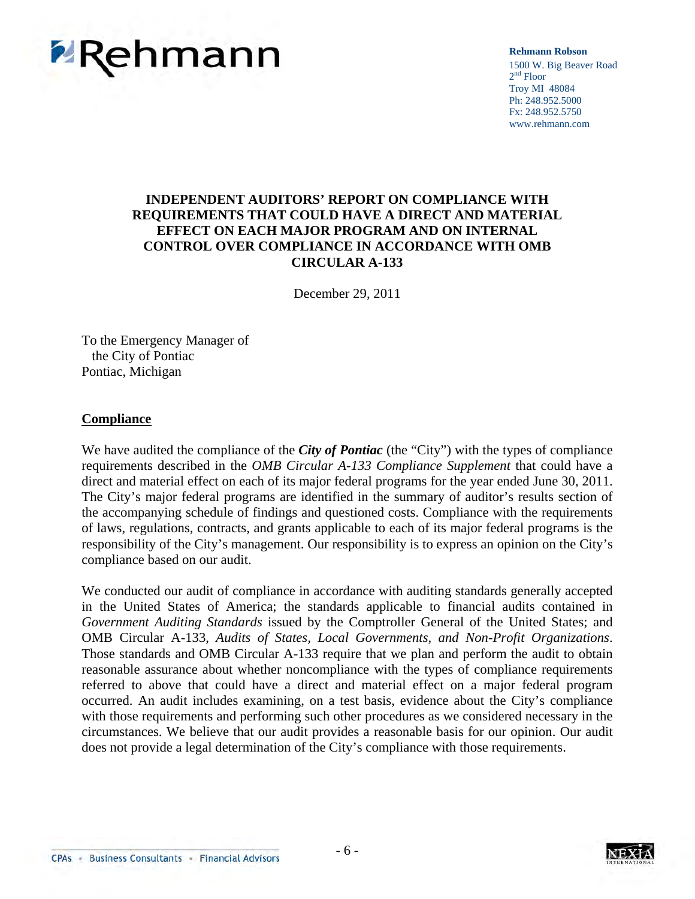Rehmann

**Rehmann Robson**
1500 W. Big Beaver Road
2nd Floor
Troy MI 48084
Ph: 248.952.5000
Fx: 248.952.5750
www.rehmann.com

# INDEPENDENT AUDITORS' REPORT ON COMPLIANCE WITH REQUIREMENTS THAT COULD HAVE A DIRECT AND MATERIAL EFFECT ON EACH MAJOR PROGRAM AND ON INTERNAL CONTROL OVER COMPLIANCE IN ACCORDANCE WITH OMB CIRCULAR A-133

December 29, 2011

To the Emergency Manager of
the City of Pontiac
Pontiac, Michigan

## Compliance

We have audited the compliance of the ***City of Pontiac*** (the "City") with the types of compliance requirements described in the *OMB Circular A-133 Compliance Supplement* that could have a direct and material effect on each of its major federal programs for the year ended June 30, 2011. The City's major federal programs are identified in the summary of auditor's results section of the accompanying schedule of findings and questioned costs. Compliance with the requirements of laws, regulations, contracts, and grants applicable to each of its major federal programs is the responsibility of the City's management. Our responsibility is to express an opinion on the City's compliance based on our audit.

We conducted our audit of compliance in accordance with auditing standards generally accepted in the United States of America; the standards applicable to financial audits contained in *Government Auditing Standards* issued by the Comptroller General of the United States; and OMB Circular A-133, *Audits of States, Local Governments, and Non-Profit Organizations*. Those standards and OMB Circular A-133 require that we plan and perform the audit to obtain reasonable assurance about whether noncompliance with the types of compliance requirements referred to above that could have a direct and material effect on a major federal program occurred. An audit includes examining, on a test basis, evidence about the City's compliance with those requirements and performing such other procedures as we considered necessary in the circumstances. We believe that our audit provides a reasonable basis for our opinion. Our audit does not provide a legal determination of the City's compliance with those requirements.

CPAs • Business Consultants • Financial Advisors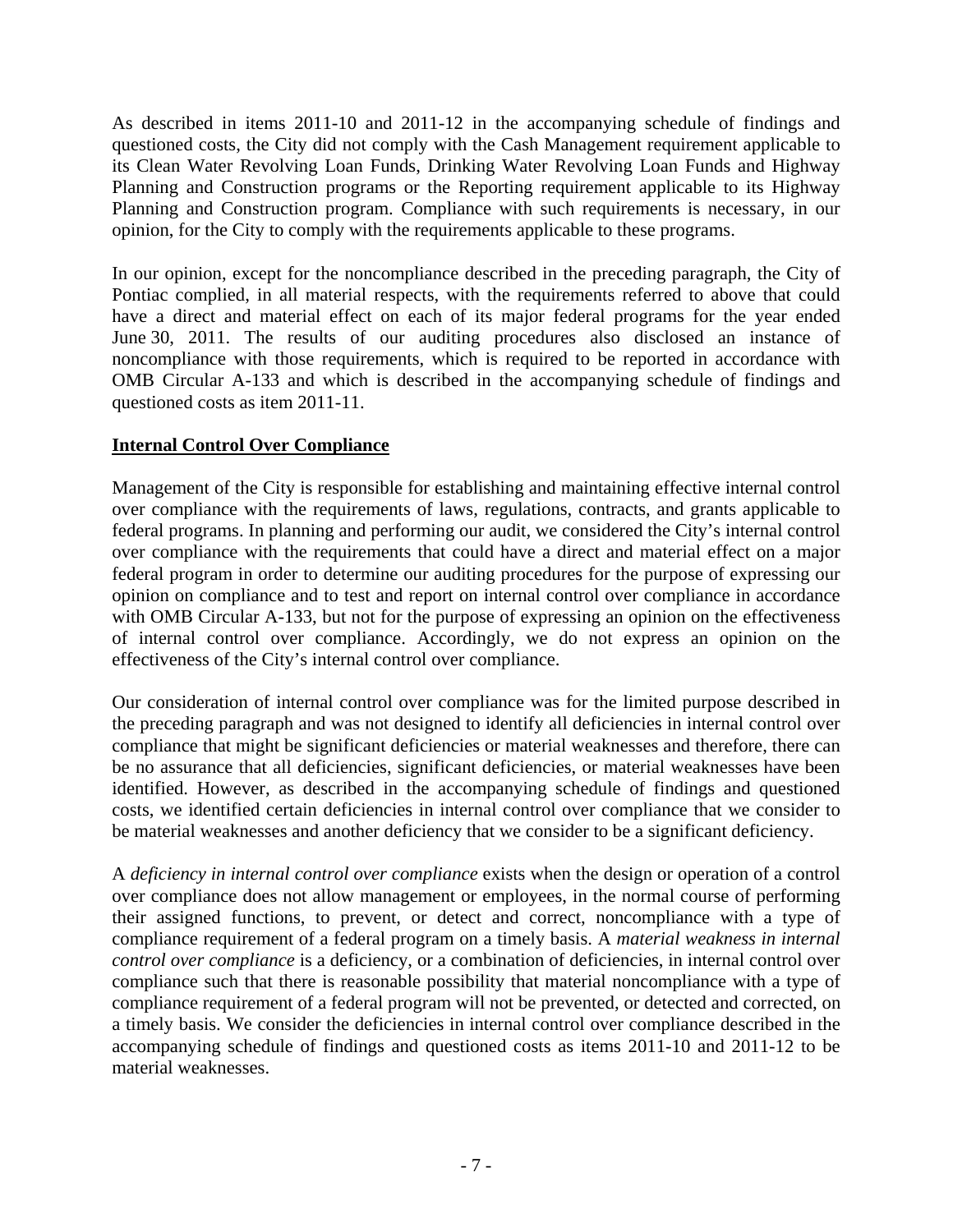As described in items 2011-10 and 2011-12 in the accompanying schedule of findings and questioned costs, the City did not comply with the Cash Management requirement applicable to its Clean Water Revolving Loan Funds, Drinking Water Revolving Loan Funds and Highway Planning and Construction programs or the Reporting requirement applicable to its Highway Planning and Construction program. Compliance with such requirements is necessary, in our opinion, for the City to comply with the requirements applicable to these programs.

In our opinion, except for the noncompliance described in the preceding paragraph, the City of Pontiac complied, in all material respects, with the requirements referred to above that could have a direct and material effect on each of its major federal programs for the year ended June 30, 2011. The results of our auditing procedures also disclosed an instance of noncompliance with those requirements, which is required to be reported in accordance with OMB Circular A-133 and which is described in the accompanying schedule of findings and questioned costs as item 2011-11.

**Internal Control Over Compliance**

Management of the City is responsible for establishing and maintaining effective internal control over compliance with the requirements of laws, regulations, contracts, and grants applicable to federal programs. In planning and performing our audit, we considered the City's internal control over compliance with the requirements that could have a direct and material effect on a major federal program in order to determine our auditing procedures for the purpose of expressing our opinion on compliance and to test and report on internal control over compliance in accordance with OMB Circular A-133, but not for the purpose of expressing an opinion on the effectiveness of internal control over compliance. Accordingly, we do not express an opinion on the effectiveness of the City's internal control over compliance.

Our consideration of internal control over compliance was for the limited purpose described in the preceding paragraph and was not designed to identify all deficiencies in internal control over compliance that might be significant deficiencies or material weaknesses and therefore, there can be no assurance that all deficiencies, significant deficiencies, or material weaknesses have been identified. However, as described in the accompanying schedule of findings and questioned costs, we identified certain deficiencies in internal control over compliance that we consider to be material weaknesses and another deficiency that we consider to be a significant deficiency.

A *deficiency in internal control over compliance* exists when the design or operation of a control over compliance does not allow management or employees, in the normal course of performing their assigned functions, to prevent, or detect and correct, noncompliance with a type of compliance requirement of a federal program on a timely basis. A *material weakness in internal control over compliance* is a deficiency, or a combination of deficiencies, in internal control over compliance such that there is reasonable possibility that material noncompliance with a type of compliance requirement of a federal program will not be prevented, or detected and corrected, on a timely basis. We consider the deficiencies in internal control over compliance described in the accompanying schedule of findings and questioned costs as items 2011-10 and 2011-12 to be material weaknesses.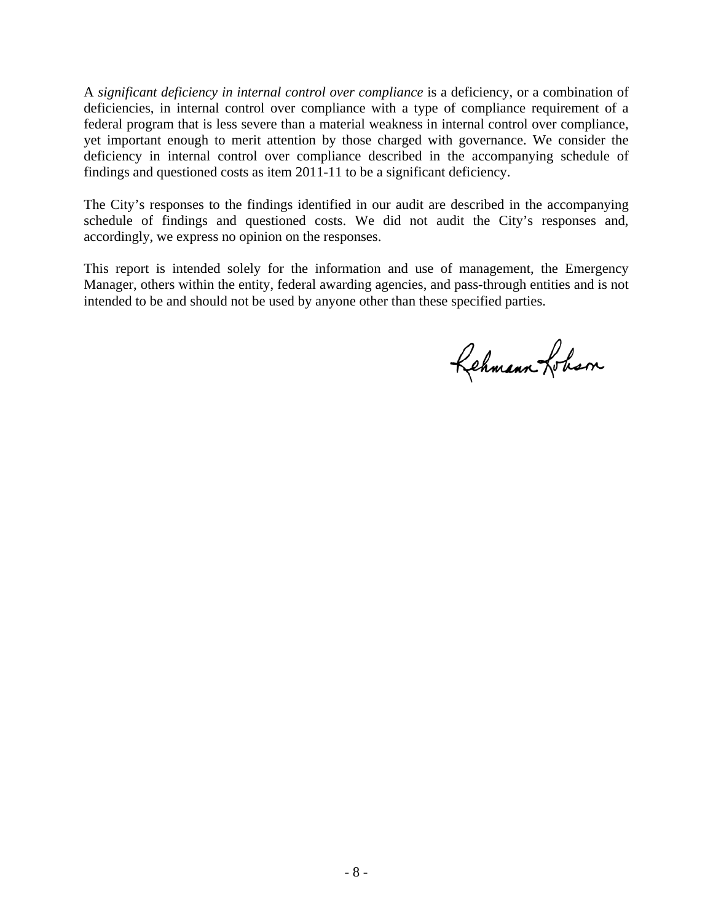A *significant deficiency in internal control over compliance* is a deficiency, or a combination of deficiencies, in internal control over compliance with a type of compliance requirement of a federal program that is less severe than a material weakness in internal control over compliance, yet important enough to merit attention by those charged with governance. We consider the deficiency in internal control over compliance described in the accompanying schedule of findings and questioned costs as item 2011-11 to be a significant deficiency.

The City's responses to the findings identified in our audit are described in the accompanying schedule of findings and questioned costs. We did not audit the City's responses and, accordingly, we express no opinion on the responses.

This report is intended solely for the information and use of management, the Emergency Manager, others within the entity, federal awarding agencies, and pass-through entities and is not intended to be and should not be used by anyone other than these specified parties.

Rehmann Robson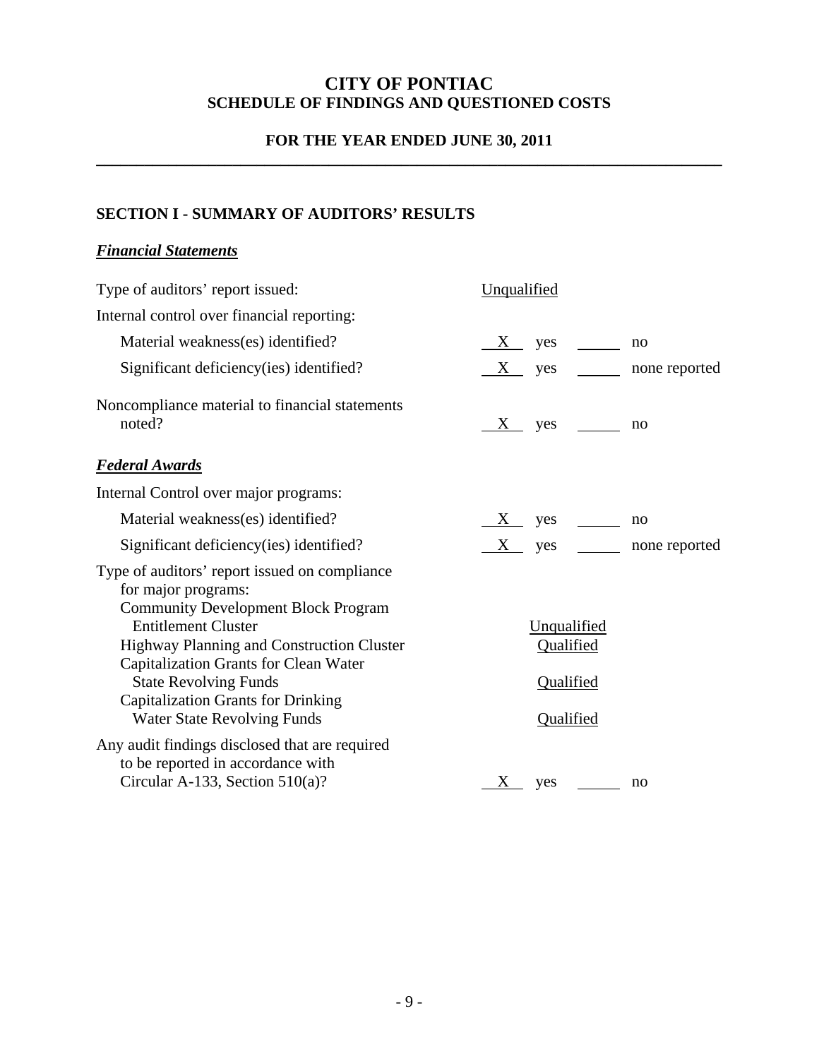# CITY OF PONTIAC
## SCHEDULE OF FINDINGS AND QUESTIONED COSTS

### FOR THE YEAR ENDED JUNE 30, 2011

---

### SECTION I - SUMMARY OF AUDITORS' RESULTS

***Financial Statements***

| | | |
|---|---|---|
| Type of auditors' report issued: | Unqualified | |
| Internal control over financial reporting: | | |
| Material weakness(es) identified? | X yes | ____ no |
| Significant deficiency(ies) identified? | X yes | ____ none reported |
| Noncompliance material to financial statements noted? | X yes | ____ no |

***Federal Awards***

| | | |
|---|---|---|
| Internal Control over major programs: | | |
| Material weakness(es) identified? | X yes | ____ no |
| Significant deficiency(ies) identified? | X yes | ____ none reported |
| Type of auditors' report issued on compliance for major programs: | | |
| Community Development Block Program Entitlement Cluster | Unqualified | |
| Highway Planning and Construction Cluster | Qualified | |
| Capitalization Grants for Clean Water State Revolving Funds | Qualified | |
| Capitalization Grants for Drinking Water State Revolving Funds | Qualified | |
| Any audit findings disclosed that are required to be reported in accordance with Circular A-133, Section 510(a)? | X yes | ____ no |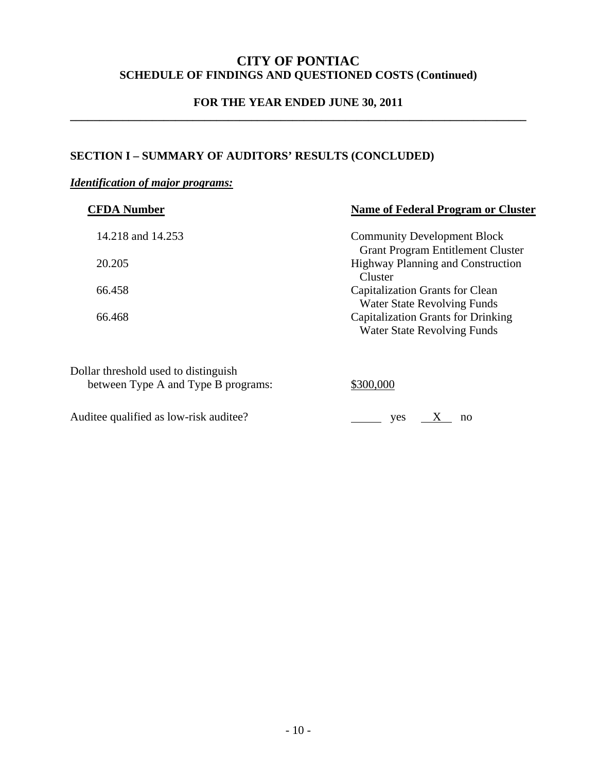# CITY OF PONTIAC
## SCHEDULE OF FINDINGS AND QUESTIONED COSTS (Continued)

### FOR THE YEAR ENDED JUNE 30, 2011

---

### SECTION I – SUMMARY OF AUDITORS' RESULTS (CONCLUDED)

***Identification of major programs:***

| CFDA Number | Name of Federal Program or Cluster |
|---|---|
| 14.218 and 14.253 | Community Development Block Grant Program Entitlement Cluster |
| 20.205 | Highway Planning and Construction Cluster |
| 66.458 | Capitalization Grants for Clean Water State Revolving Funds |
| 66.468 | Capitalization Grants for Drinking Water State Revolving Funds |

Dollar threshold used to distinguish between Type A and Type B programs: $300,000

Auditee qualified as low-risk auditee? ______ yes __X__ no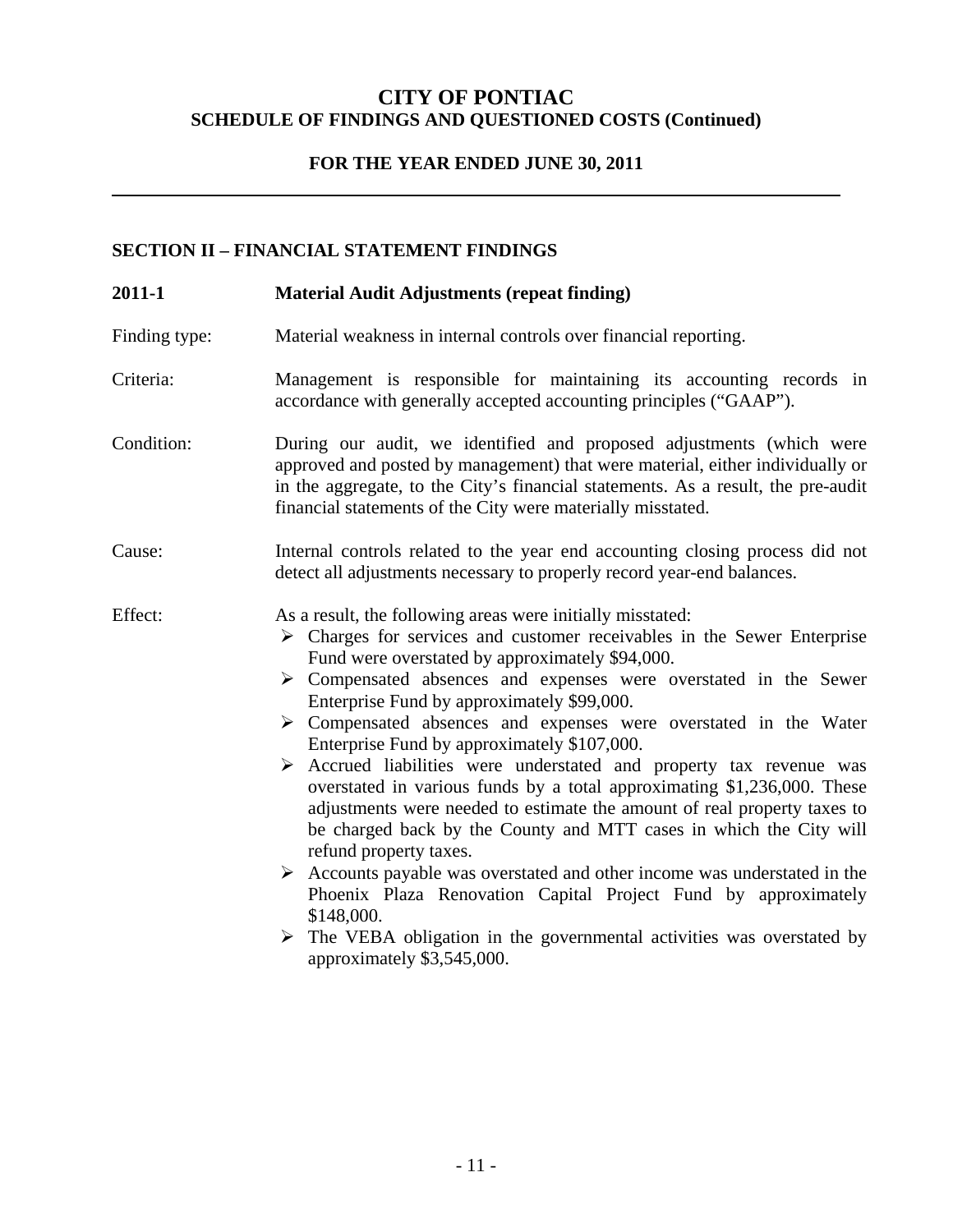# CITY OF PONTIAC
## SCHEDULE OF FINDINGS AND QUESTIONED COSTS (Continued)

### FOR THE YEAR ENDED JUNE 30, 2011

---

### SECTION II – FINANCIAL STATEMENT FINDINGS

**2011-1 Material Audit Adjustments (repeat finding)**

Finding type: Material weakness in internal controls over financial reporting.

Criteria: Management is responsible for maintaining its accounting records in accordance with generally accepted accounting principles ("GAAP").

Condition: During our audit, we identified and proposed adjustments (which were approved and posted by management) that were material, either individually or in the aggregate, to the City's financial statements. As a result, the pre-audit financial statements of the City were materially misstated.

Cause: Internal controls related to the year end accounting closing process did not detect all adjustments necessary to properly record year-end balances.

Effect: As a result, the following areas were initially misstated:

- Charges for services and customer receivables in the Sewer Enterprise Fund were overstated by approximately $94,000.
- Compensated absences and expenses were overstated in the Sewer Enterprise Fund by approximately $99,000.
- Compensated absences and expenses were overstated in the Water Enterprise Fund by approximately $107,000.
- Accrued liabilities were understated and property tax revenue was overstated in various funds by a total approximating $1,236,000. These adjustments were needed to estimate the amount of real property taxes to be charged back by the County and MTT cases in which the City will refund property taxes.
- Accounts payable was overstated and other income was understated in the Phoenix Plaza Renovation Capital Project Fund by approximately $148,000.
- The VEBA obligation in the governmental activities was overstated by approximately $3,545,000.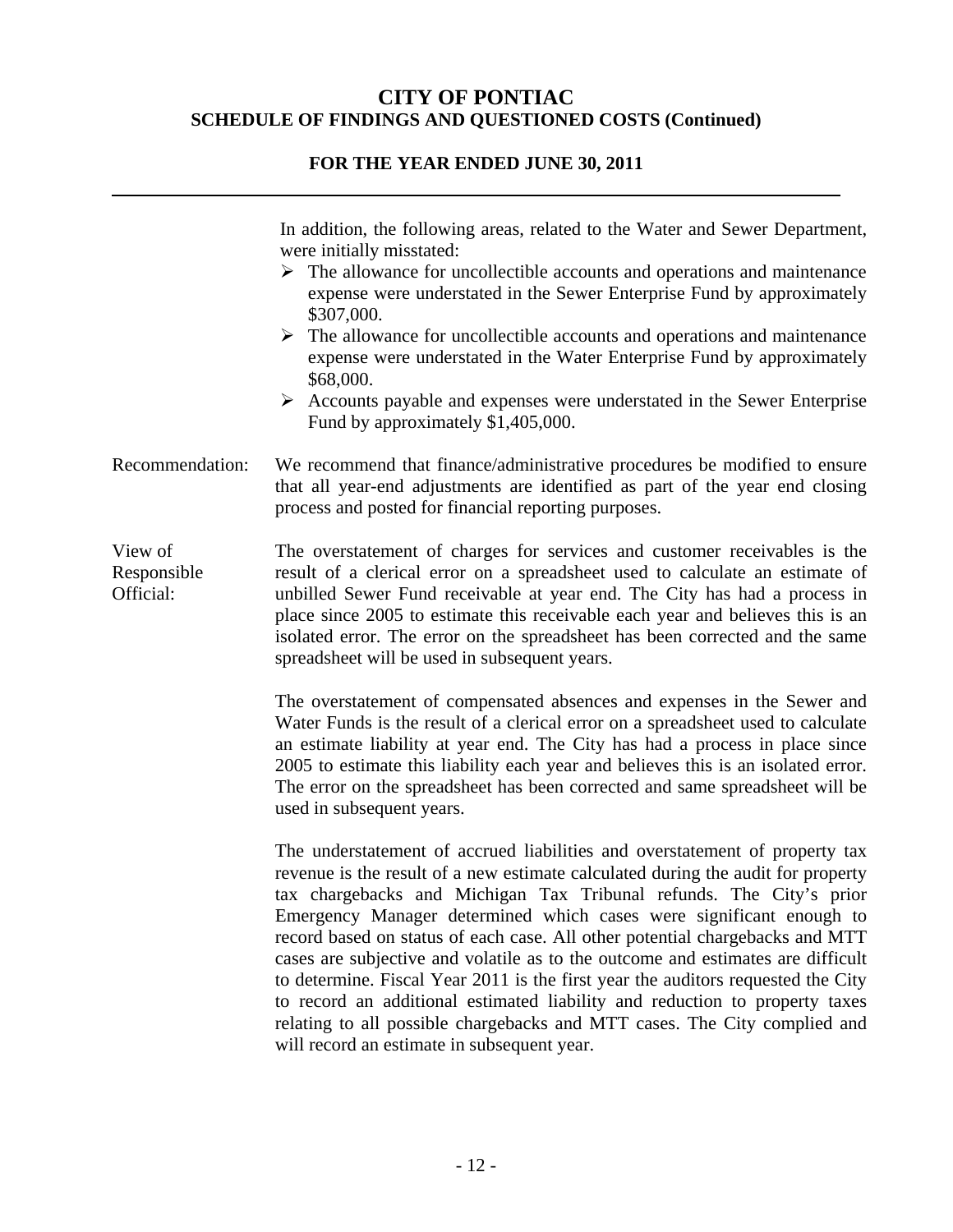# CITY OF PONTIAC

## SCHEDULE OF FINDINGS AND QUESTIONED COSTS (Continued)

### FOR THE YEAR ENDED JUNE 30, 2011

In addition, the following areas, related to the Water and Sewer Department, were initially misstated:

- The allowance for uncollectible accounts and operations and maintenance expense were understated in the Sewer Enterprise Fund by approximately $307,000.
- The allowance for uncollectible accounts and operations and maintenance expense were understated in the Water Enterprise Fund by approximately $68,000.
- Accounts payable and expenses were understated in the Sewer Enterprise Fund by approximately $1,405,000.

Recommendation: We recommend that finance/administrative procedures be modified to ensure that all year-end adjustments are identified as part of the year end closing process and posted for financial reporting purposes.

View of Responsible Official: The overstatement of charges for services and customer receivables is the result of a clerical error on a spreadsheet used to calculate an estimate of unbilled Sewer Fund receivable at year end. The City has had a process in place since 2005 to estimate this receivable each year and believes this is an isolated error. The error on the spreadsheet has been corrected and the same spreadsheet will be used in subsequent years.

The overstatement of compensated absences and expenses in the Sewer and Water Funds is the result of a clerical error on a spreadsheet used to calculate an estimate liability at year end. The City has had a process in place since 2005 to estimate this liability each year and believes this is an isolated error. The error on the spreadsheet has been corrected and same spreadsheet will be used in subsequent years.

The understatement of accrued liabilities and overstatement of property tax revenue is the result of a new estimate calculated during the audit for property tax chargebacks and Michigan Tax Tribunal refunds. The City's prior Emergency Manager determined which cases were significant enough to record based on status of each case. All other potential chargebacks and MTT cases are subjective and volatile as to the outcome and estimates are difficult to determine. Fiscal Year 2011 is the first year the auditors requested the City to record an additional estimated liability and reduction to property taxes relating to all possible chargebacks and MTT cases. The City complied and will record an estimate in subsequent year.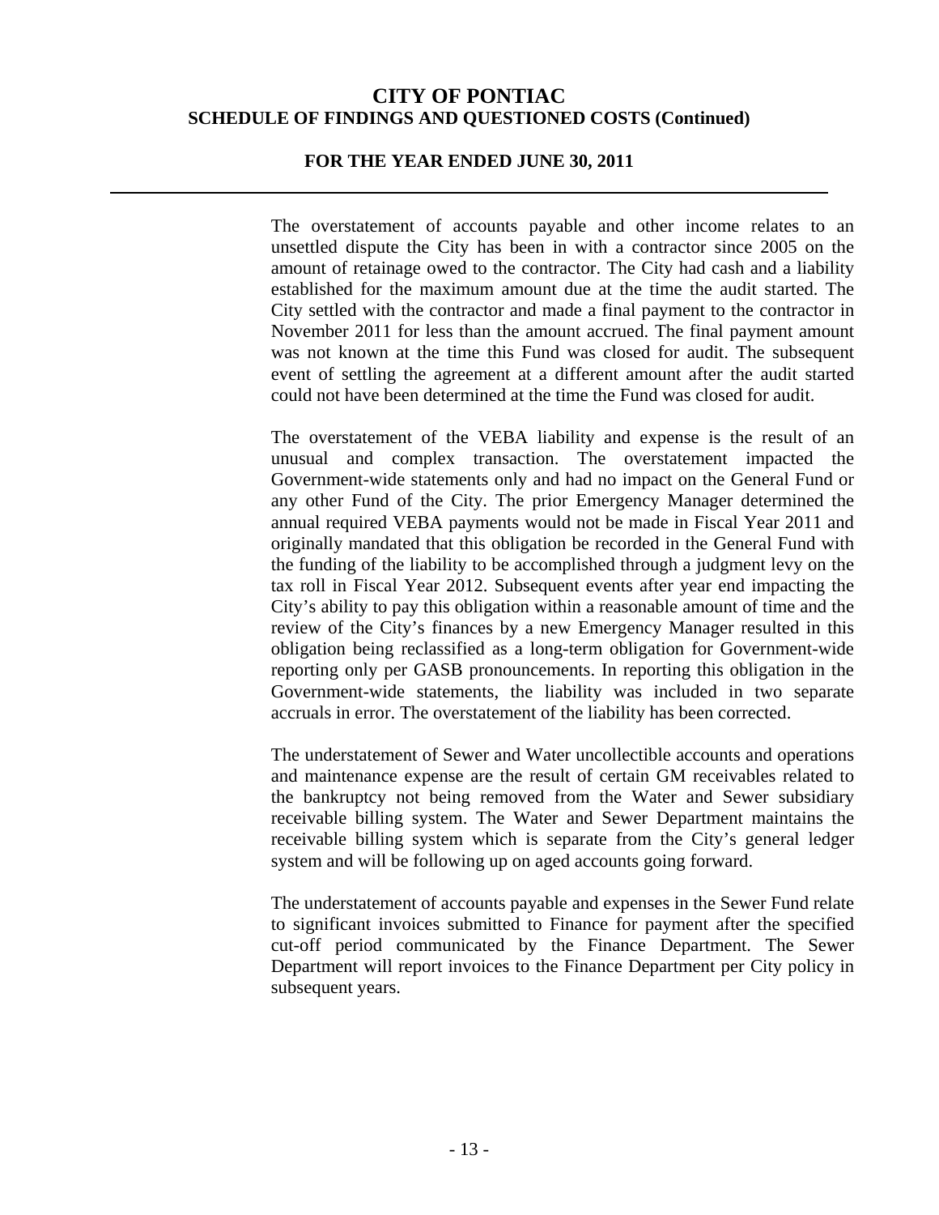# CITY OF PONTIAC
## SCHEDULE OF FINDINGS AND QUESTIONED COSTS (Continued)

### FOR THE YEAR ENDED JUNE 30, 2011

The overstatement of accounts payable and other income relates to an unsettled dispute the City has been in with a contractor since 2005 on the amount of retainage owed to the contractor. The City had cash and a liability established for the maximum amount due at the time the audit started. The City settled with the contractor and made a final payment to the contractor in November 2011 for less than the amount accrued. The final payment amount was not known at the time this Fund was closed for audit. The subsequent event of settling the agreement at a different amount after the audit started could not have been determined at the time the Fund was closed for audit.

The overstatement of the VEBA liability and expense is the result of an unusual and complex transaction. The overstatement impacted the Government-wide statements only and had no impact on the General Fund or any other Fund of the City. The prior Emergency Manager determined the annual required VEBA payments would not be made in Fiscal Year 2011 and originally mandated that this obligation be recorded in the General Fund with the funding of the liability to be accomplished through a judgment levy on the tax roll in Fiscal Year 2012. Subsequent events after year end impacting the City's ability to pay this obligation within a reasonable amount of time and the review of the City's finances by a new Emergency Manager resulted in this obligation being reclassified as a long-term obligation for Government-wide reporting only per GASB pronouncements. In reporting this obligation in the Government-wide statements, the liability was included in two separate accruals in error. The overstatement of the liability has been corrected.

The understatement of Sewer and Water uncollectible accounts and operations and maintenance expense are the result of certain GM receivables related to the bankruptcy not being removed from the Water and Sewer subsidiary receivable billing system. The Water and Sewer Department maintains the receivable billing system which is separate from the City's general ledger system and will be following up on aged accounts going forward.

The understatement of accounts payable and expenses in the Sewer Fund relate to significant invoices submitted to Finance for payment after the specified cut-off period communicated by the Finance Department. The Sewer Department will report invoices to the Finance Department per City policy in subsequent years.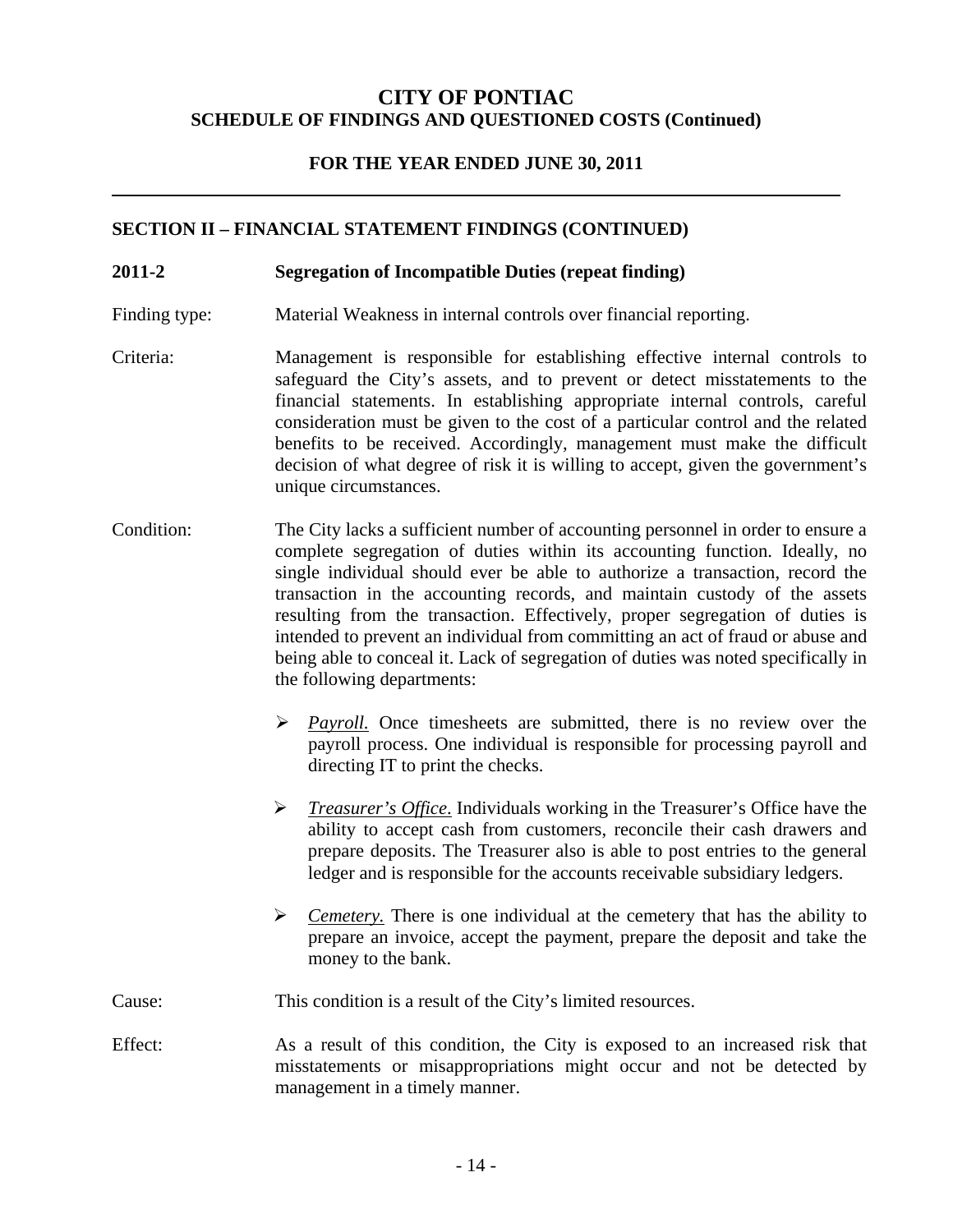# CITY OF PONTIAC
## SCHEDULE OF FINDINGS AND QUESTIONED COSTS (Continued)

### FOR THE YEAR ENDED JUNE 30, 2011

---

### SECTION II – FINANCIAL STATEMENT FINDINGS (CONTINUED)

**2011-2 Segregation of Incompatible Duties (repeat finding)**

Finding type: Material Weakness in internal controls over financial reporting.

Criteria: Management is responsible for establishing effective internal controls to safeguard the City's assets, and to prevent or detect misstatements to the financial statements. In establishing appropriate internal controls, careful consideration must be given to the cost of a particular control and the related benefits to be received. Accordingly, management must make the difficult decision of what degree of risk it is willing to accept, given the government's unique circumstances.

Condition: The City lacks a sufficient number of accounting personnel in order to ensure a complete segregation of duties within its accounting function. Ideally, no single individual should ever be able to authorize a transaction, record the transaction in the accounting records, and maintain custody of the assets resulting from the transaction. Effectively, proper segregation of duties is intended to prevent an individual from committing an act of fraud or abuse and being able to conceal it. Lack of segregation of duties was noted specifically in the following departments:

- *Payroll.* Once timesheets are submitted, there is no review over the payroll process. One individual is responsible for processing payroll and directing IT to print the checks.
- *Treasurer's Office*. Individuals working in the Treasurer's Office have the ability to accept cash from customers, reconcile their cash drawers and prepare deposits. The Treasurer also is able to post entries to the general ledger and is responsible for the accounts receivable subsidiary ledgers.
- *Cemetery.* There is one individual at the cemetery that has the ability to prepare an invoice, accept the payment, prepare the deposit and take the money to the bank.

Cause: This condition is a result of the City's limited resources.

Effect: As a result of this condition, the City is exposed to an increased risk that misstatements or misappropriations might occur and not be detected by management in a timely manner.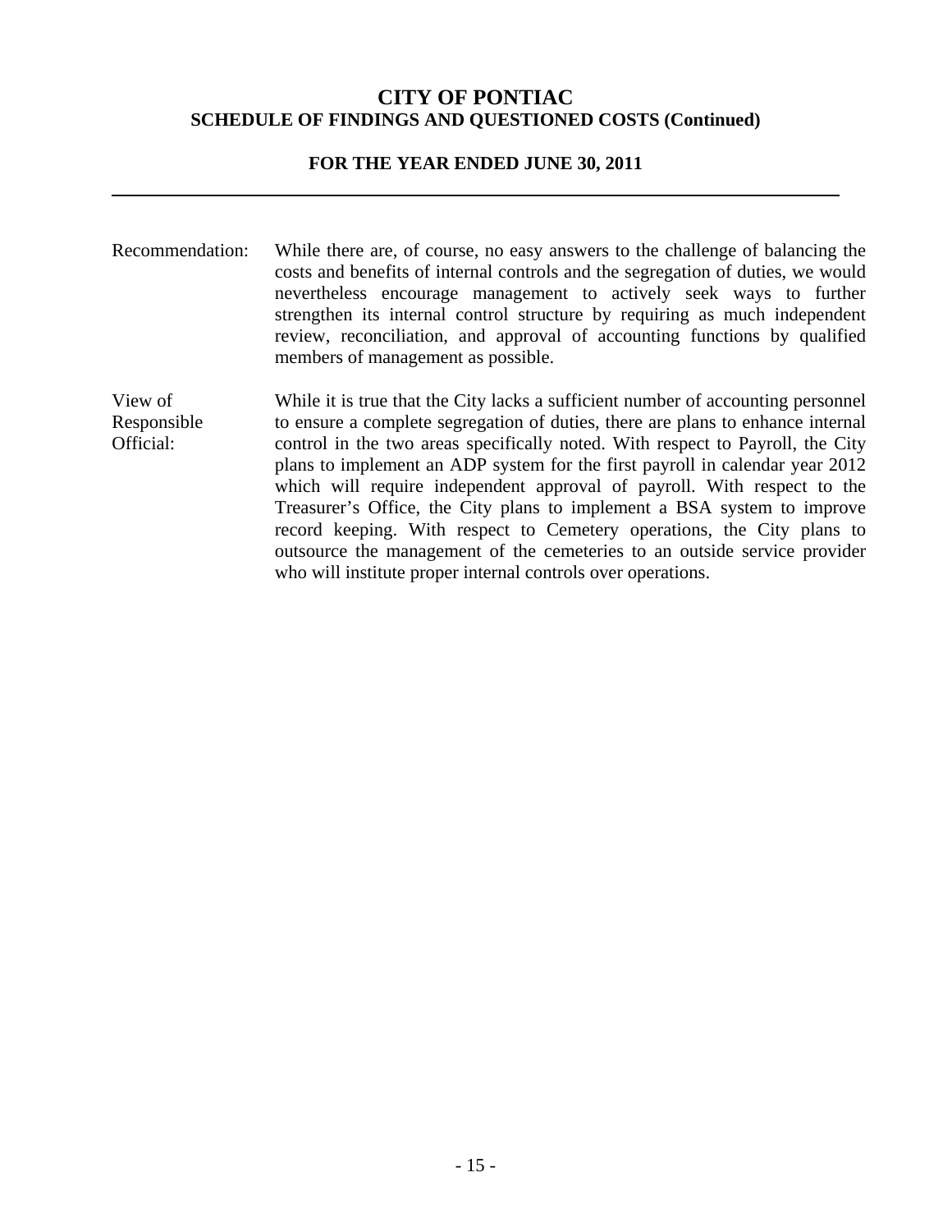# CITY OF PONTIAC
## SCHEDULE OF FINDINGS AND QUESTIONED COSTS (Continued)

### FOR THE YEAR ENDED JUNE 30, 2011

---

Recommendation: While there are, of course, no easy answers to the challenge of balancing the costs and benefits of internal controls and the segregation of duties, we would nevertheless encourage management to actively seek ways to further strengthen its internal control structure by requiring as much independent review, reconciliation, and approval of accounting functions by qualified members of management as possible.

View of Responsible Official: While it is true that the City lacks a sufficient number of accounting personnel to ensure a complete segregation of duties, there are plans to enhance internal control in the two areas specifically noted. With respect to Payroll, the City plans to implement an ADP system for the first payroll in calendar year 2012 which will require independent approval of payroll. With respect to the Treasurer's Office, the City plans to implement a BSA system to improve record keeping. With respect to Cemetery operations, the City plans to outsource the management of the cemeteries to an outside service provider who will institute proper internal controls over operations.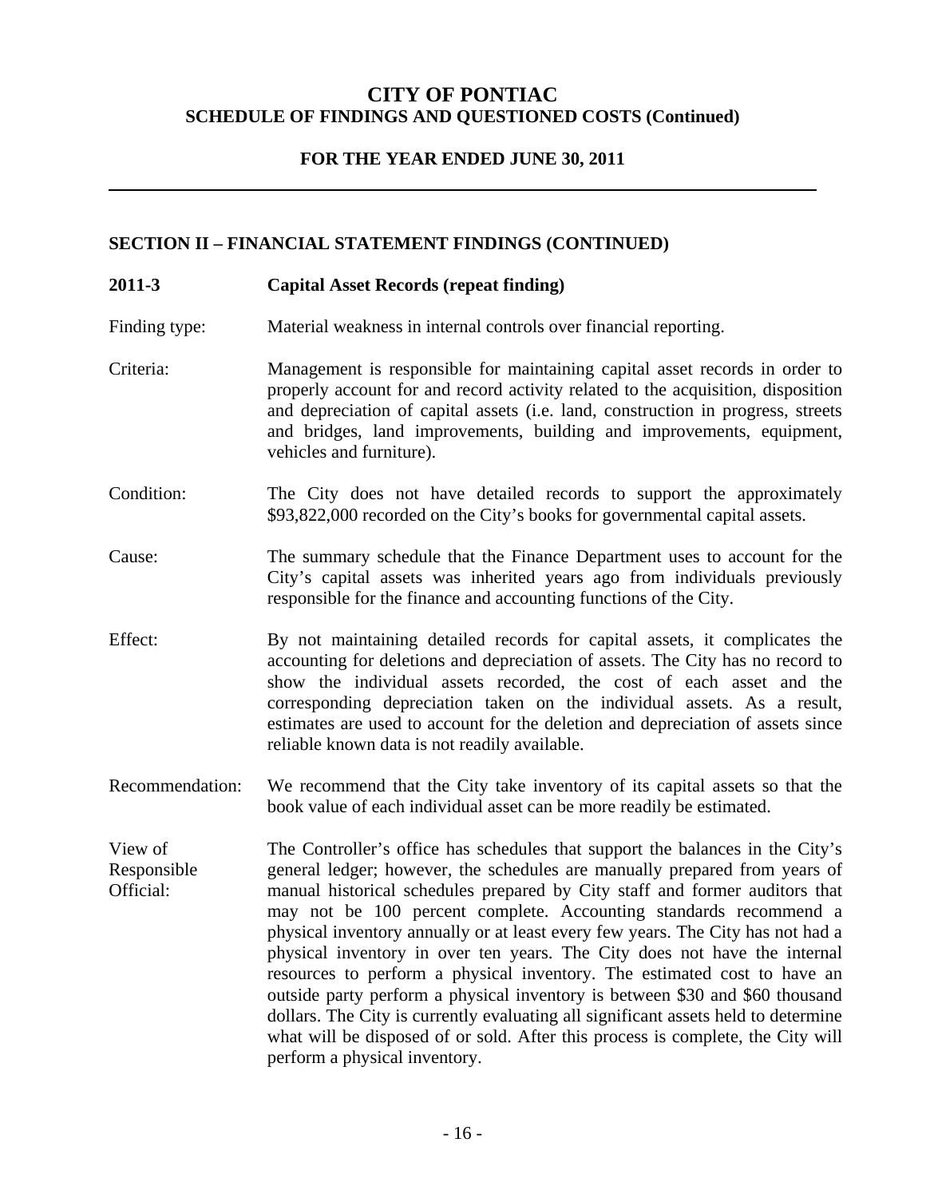# CITY OF PONTIAC
## SCHEDULE OF FINDINGS AND QUESTIONED COSTS (Continued)

### FOR THE YEAR ENDED JUNE 30, 2011

---

### SECTION II – FINANCIAL STATEMENT FINDINGS (CONTINUED)

**2011-3 Capital Asset Records (repeat finding)**

Finding type: Material weakness in internal controls over financial reporting.

Criteria: Management is responsible for maintaining capital asset records in order to properly account for and record activity related to the acquisition, disposition and depreciation of capital assets (i.e. land, construction in progress, streets and bridges, land improvements, building and improvements, equipment, vehicles and furniture).

Condition: The City does not have detailed records to support the approximately \$93,822,000 recorded on the City's books for governmental capital assets.

Cause: The summary schedule that the Finance Department uses to account for the City's capital assets was inherited years ago from individuals previously responsible for the finance and accounting functions of the City.

Effect: By not maintaining detailed records for capital assets, it complicates the accounting for deletions and depreciation of assets. The City has no record to show the individual assets recorded, the cost of each asset and the corresponding depreciation taken on the individual assets. As a result, estimates are used to account for the deletion and depreciation of assets since reliable known data is not readily available.

Recommendation: We recommend that the City take inventory of its capital assets so that the book value of each individual asset can be more readily be estimated.

View of Responsible Official: The Controller's office has schedules that support the balances in the City's general ledger; however, the schedules are manually prepared from years of manual historical schedules prepared by City staff and former auditors that may not be 100 percent complete. Accounting standards recommend a physical inventory annually or at least every few years. The City has not had a physical inventory in over ten years. The City does not have the internal resources to perform a physical inventory. The estimated cost to have an outside party perform a physical inventory is between \$30 and \$60 thousand dollars. The City is currently evaluating all significant assets held to determine what will be disposed of or sold. After this process is complete, the City will perform a physical inventory.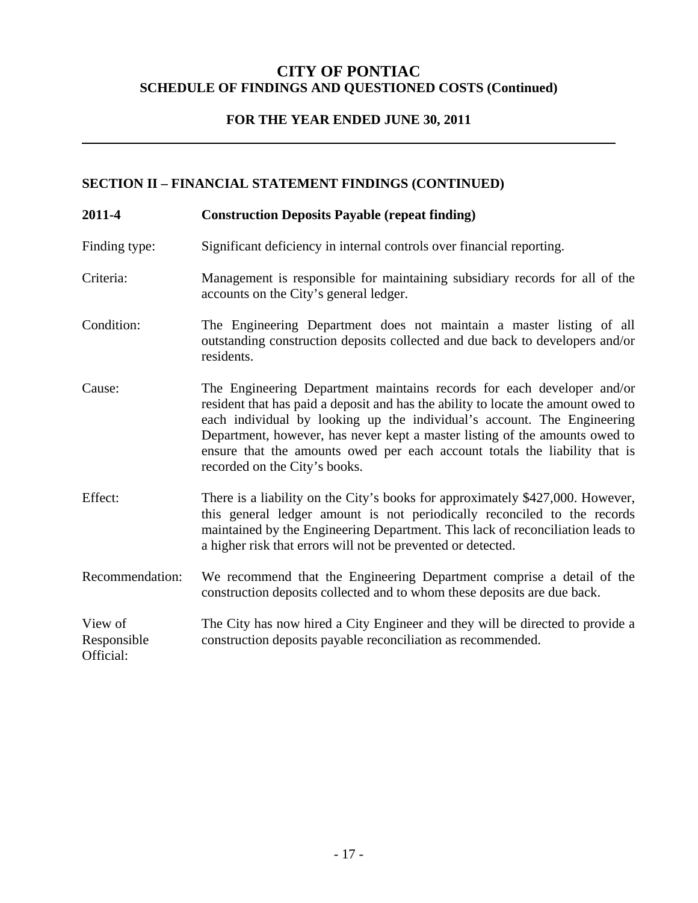# CITY OF PONTIAC
## SCHEDULE OF FINDINGS AND QUESTIONED COSTS (Continued)

### FOR THE YEAR ENDED JUNE 30, 2011

---

### SECTION II – FINANCIAL STATEMENT FINDINGS (CONTINUED)

**2011-4 Construction Deposits Payable (repeat finding)**

Finding type: Significant deficiency in internal controls over financial reporting.

Criteria: Management is responsible for maintaining subsidiary records for all of the accounts on the City's general ledger.

Condition: The Engineering Department does not maintain a master listing of all outstanding construction deposits collected and due back to developers and/or residents.

Cause: The Engineering Department maintains records for each developer and/or resident that has paid a deposit and has the ability to locate the amount owed to each individual by looking up the individual's account. The Engineering Department, however, has never kept a master listing of the amounts owed to ensure that the amounts owed per each account totals the liability that is recorded on the City's books.

Effect: There is a liability on the City's books for approximately $427,000. However, this general ledger amount is not periodically reconciled to the records maintained by the Engineering Department. This lack of reconciliation leads to a higher risk that errors will not be prevented or detected.

Recommendation: We recommend that the Engineering Department comprise a detail of the construction deposits collected and to whom these deposits are due back.

View of Responsible Official: The City has now hired a City Engineer and they will be directed to provide a construction deposits payable reconciliation as recommended.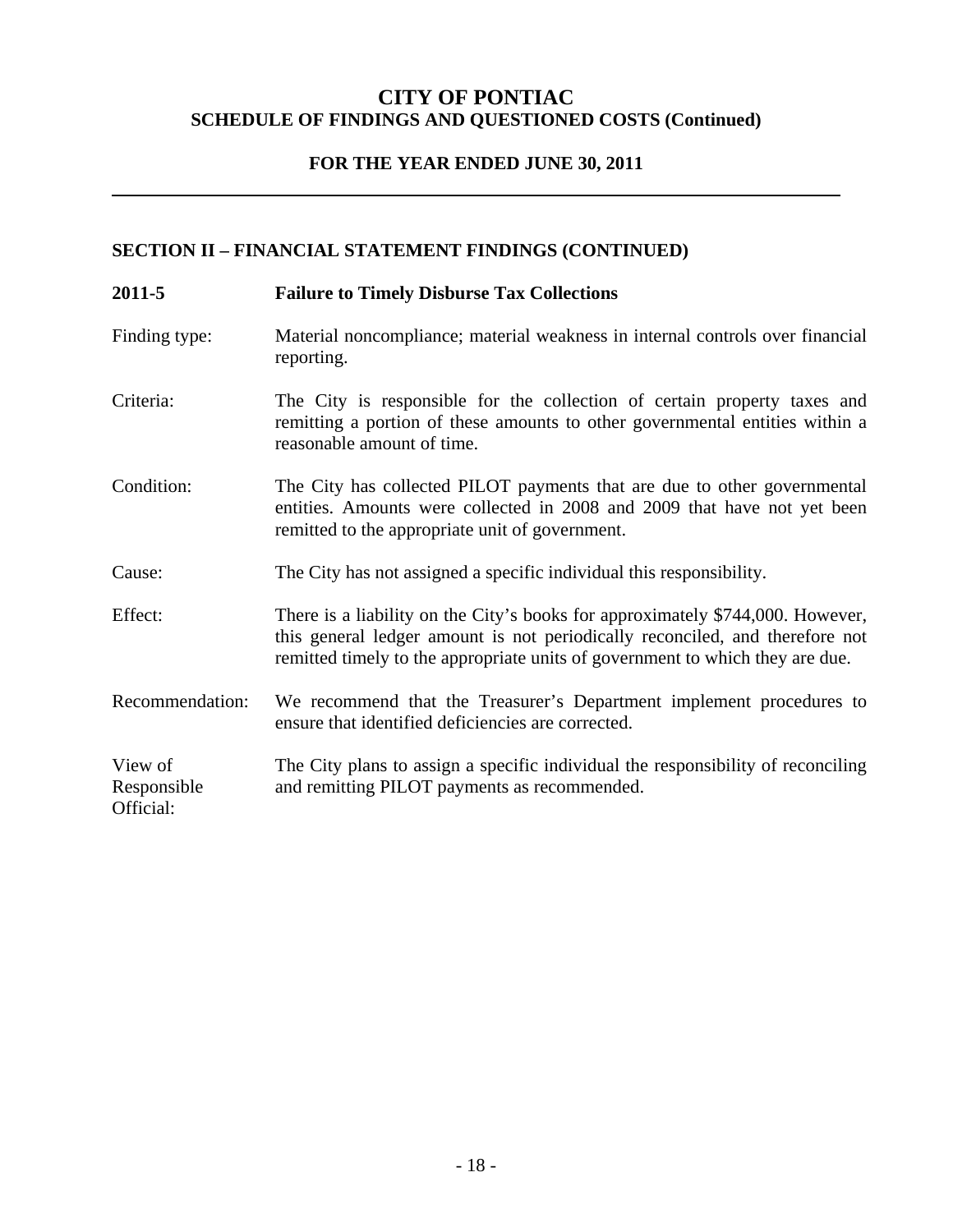# CITY OF PONTIAC

## SCHEDULE OF FINDINGS AND QUESTIONED COSTS (Continued)

### FOR THE YEAR ENDED JUNE 30, 2011

---

### SECTION II – FINANCIAL STATEMENT FINDINGS (CONTINUED)

**2011-5 Failure to Timely Disburse Tax Collections**

Finding type: Material noncompliance; material weakness in internal controls over financial reporting.

Criteria: The City is responsible for the collection of certain property taxes and remitting a portion of these amounts to other governmental entities within a reasonable amount of time.

Condition: The City has collected PILOT payments that are due to other governmental entities. Amounts were collected in 2008 and 2009 that have not yet been remitted to the appropriate unit of government.

Cause: The City has not assigned a specific individual this responsibility.

Effect: There is a liability on the City's books for approximately $744,000. However, this general ledger amount is not periodically reconciled, and therefore not remitted timely to the appropriate units of government to which they are due.

Recommendation: We recommend that the Treasurer's Department implement procedures to ensure that identified deficiencies are corrected.

View of Responsible Official: The City plans to assign a specific individual the responsibility of reconciling and remitting PILOT payments as recommended.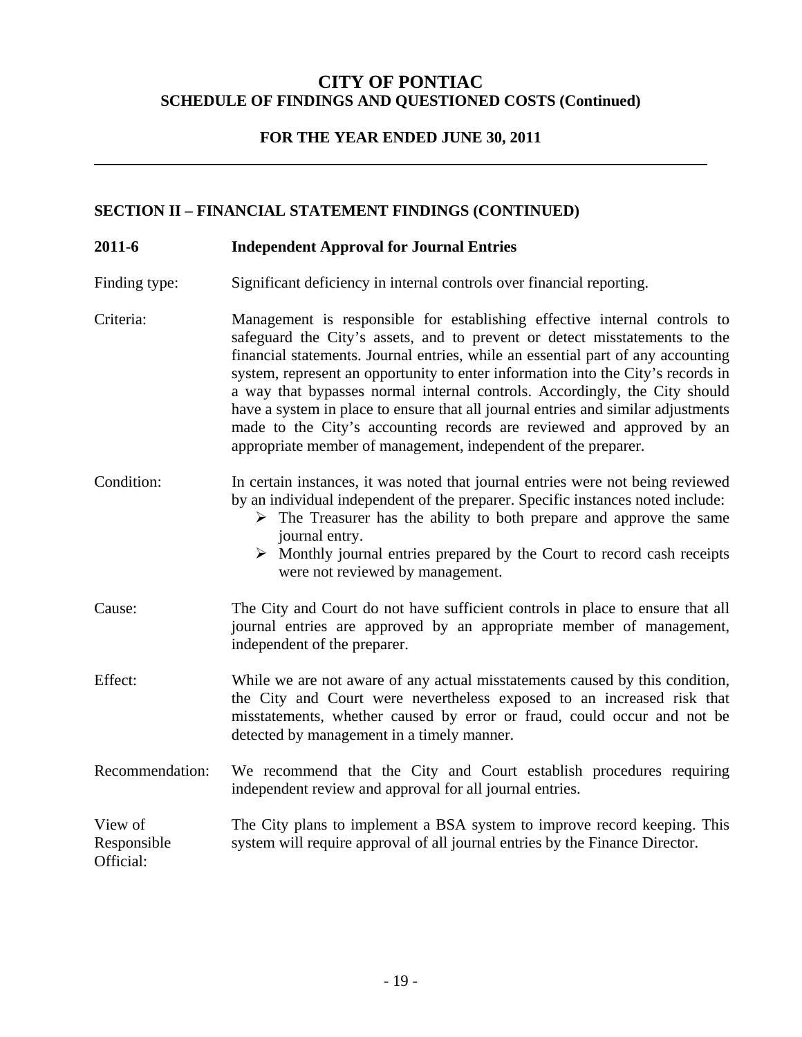# CITY OF PONTIAC
## SCHEDULE OF FINDINGS AND QUESTIONED COSTS (Continued)

### FOR THE YEAR ENDED JUNE 30, 2011

---

### SECTION II – FINANCIAL STATEMENT FINDINGS (CONTINUED)

**2011-6 Independent Approval for Journal Entries**

Finding type: Significant deficiency in internal controls over financial reporting.

Criteria: Management is responsible for establishing effective internal controls to safeguard the City's assets, and to prevent or detect misstatements to the financial statements. Journal entries, while an essential part of any accounting system, represent an opportunity to enter information into the City's records in a way that bypasses normal internal controls. Accordingly, the City should have a system in place to ensure that all journal entries and similar adjustments made to the City's accounting records are reviewed and approved by an appropriate member of management, independent of the preparer.

Condition: In certain instances, it was noted that journal entries were not being reviewed by an individual independent of the preparer. Specific instances noted include:

- The Treasurer has the ability to both prepare and approve the same journal entry.
- Monthly journal entries prepared by the Court to record cash receipts were not reviewed by management.

Cause: The City and Court do not have sufficient controls in place to ensure that all journal entries are approved by an appropriate member of management, independent of the preparer.

Effect: While we are not aware of any actual misstatements caused by this condition, the City and Court were nevertheless exposed to an increased risk that misstatements, whether caused by error or fraud, could occur and not be detected by management in a timely manner.

Recommendation: We recommend that the City and Court establish procedures requiring independent review and approval for all journal entries.

View of Responsible Official: The City plans to implement a BSA system to improve record keeping. This system will require approval of all journal entries by the Finance Director.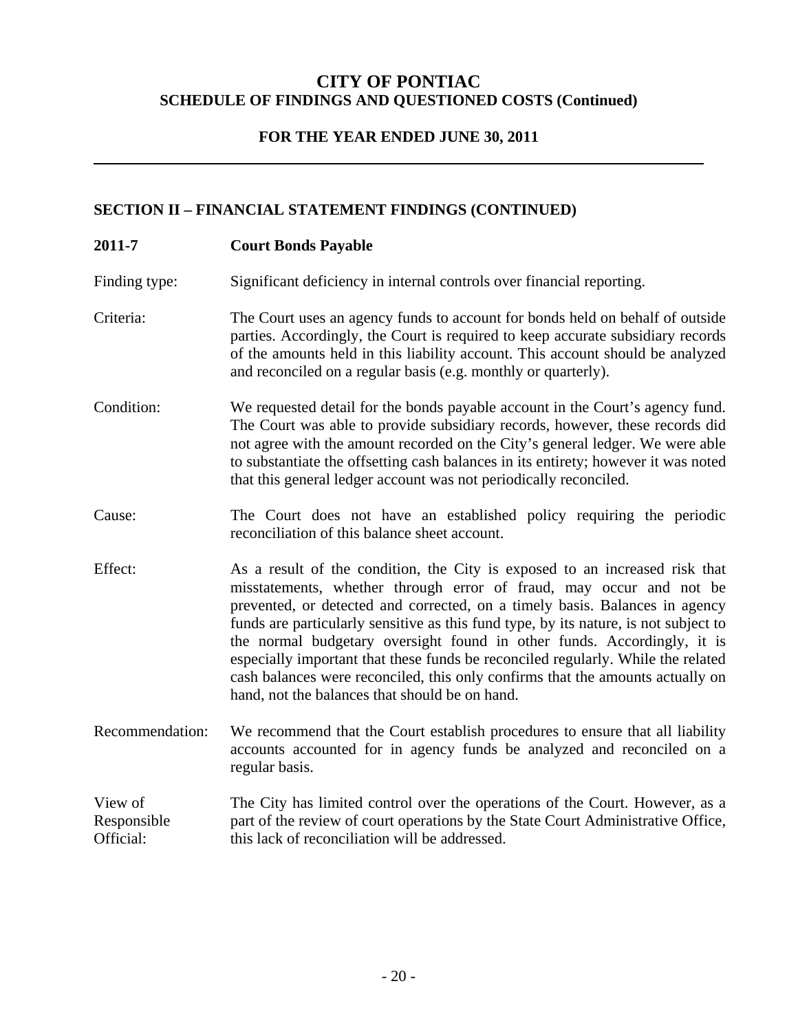# CITY OF PONTIAC
## SCHEDULE OF FINDINGS AND QUESTIONED COSTS (Continued)

### FOR THE YEAR ENDED JUNE 30, 2011

---

### SECTION II – FINANCIAL STATEMENT FINDINGS (CONTINUED)

**2011-7 Court Bonds Payable**

Finding type: Significant deficiency in internal controls over financial reporting.

Criteria: The Court uses an agency funds to account for bonds held on behalf of outside parties. Accordingly, the Court is required to keep accurate subsidiary records of the amounts held in this liability account. This account should be analyzed and reconciled on a regular basis (e.g. monthly or quarterly).

Condition: We requested detail for the bonds payable account in the Court's agency fund. The Court was able to provide subsidiary records, however, these records did not agree with the amount recorded on the City's general ledger. We were able to substantiate the offsetting cash balances in its entirety; however it was noted that this general ledger account was not periodically reconciled.

Cause: The Court does not have an established policy requiring the periodic reconciliation of this balance sheet account.

Effect: As a result of the condition, the City is exposed to an increased risk that misstatements, whether through error of fraud, may occur and not be prevented, or detected and corrected, on a timely basis. Balances in agency funds are particularly sensitive as this fund type, by its nature, is not subject to the normal budgetary oversight found in other funds. Accordingly, it is especially important that these funds be reconciled regularly. While the related cash balances were reconciled, this only confirms that the amounts actually on hand, not the balances that should be on hand.

Recommendation: We recommend that the Court establish procedures to ensure that all liability accounts accounted for in agency funds be analyzed and reconciled on a regular basis.

View of Responsible Official: The City has limited control over the operations of the Court. However, as a part of the review of court operations by the State Court Administrative Office, this lack of reconciliation will be addressed.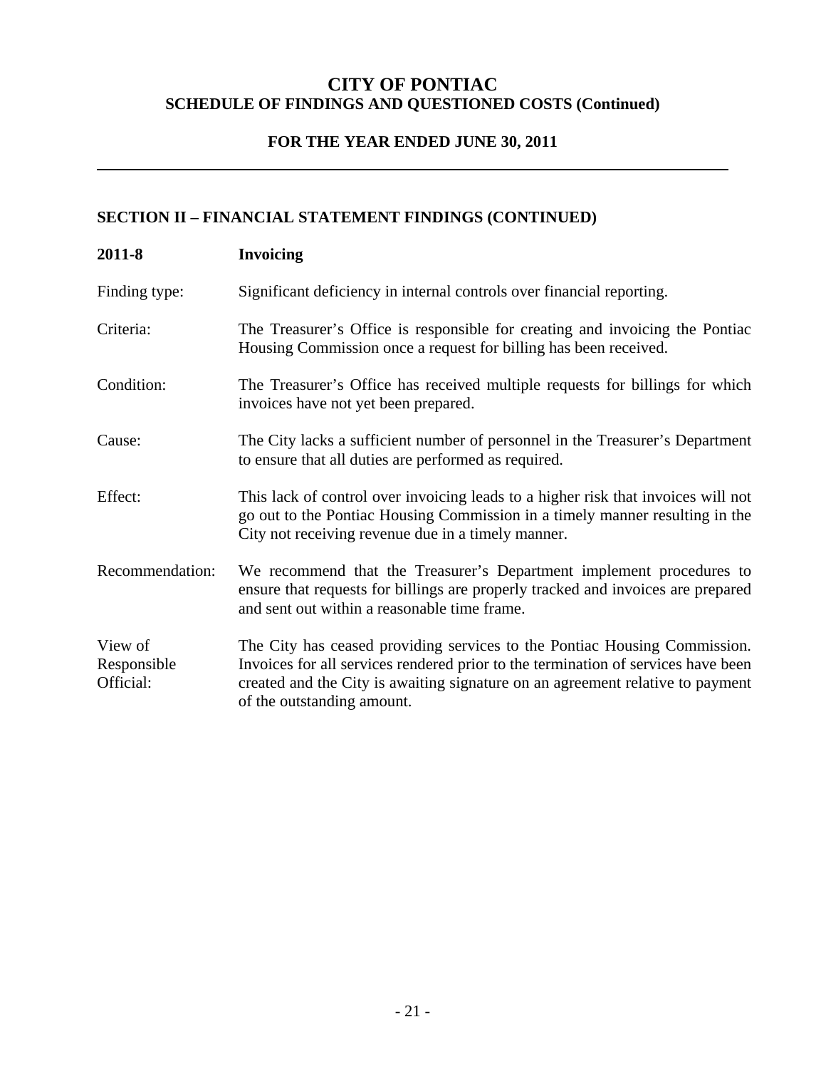# CITY OF PONTIAC
## SCHEDULE OF FINDINGS AND QUESTIONED COSTS (Continued)

### FOR THE YEAR ENDED JUNE 30, 2011

---

### SECTION II – FINANCIAL STATEMENT FINDINGS (CONTINUED)

**2011-8 Invoicing**

| | |
|---|---|
| Finding type: | Significant deficiency in internal controls over financial reporting. |
| Criteria: | The Treasurer's Office is responsible for creating and invoicing the Pontiac Housing Commission once a request for billing has been received. |
| Condition: | The Treasurer's Office has received multiple requests for billings for which invoices have not yet been prepared. |
| Cause: | The City lacks a sufficient number of personnel in the Treasurer's Department to ensure that all duties are performed as required. |
| Effect: | This lack of control over invoicing leads to a higher risk that invoices will not go out to the Pontiac Housing Commission in a timely manner resulting in the City not receiving revenue due in a timely manner. |
| Recommendation: | We recommend that the Treasurer's Department implement procedures to ensure that requests for billings are properly tracked and invoices are prepared and sent out within a reasonable time frame. |
| View of Responsible Official: | The City has ceased providing services to the Pontiac Housing Commission. Invoices for all services rendered prior to the termination of services have been created and the City is awaiting signature on an agreement relative to payment of the outstanding amount. |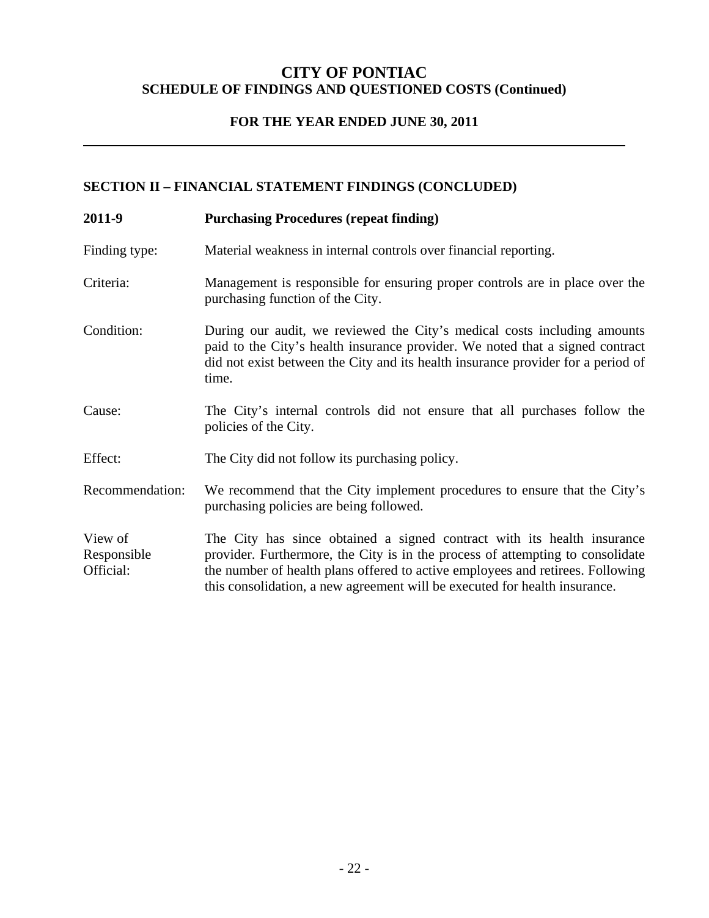# CITY OF PONTIAC
## SCHEDULE OF FINDINGS AND QUESTIONED COSTS (Continued)

### FOR THE YEAR ENDED JUNE 30, 2011

---

### SECTION II – FINANCIAL STATEMENT FINDINGS (CONCLUDED)

**2011-9 Purchasing Procedures (repeat finding)**

Finding type: Material weakness in internal controls over financial reporting.

Criteria: Management is responsible for ensuring proper controls are in place over the purchasing function of the City.

Condition: During our audit, we reviewed the City's medical costs including amounts paid to the City's health insurance provider. We noted that a signed contract did not exist between the City and its health insurance provider for a period of time.

Cause: The City's internal controls did not ensure that all purchases follow the policies of the City.

Effect: The City did not follow its purchasing policy.

Recommendation: We recommend that the City implement procedures to ensure that the City's purchasing policies are being followed.

View of Responsible Official: The City has since obtained a signed contract with its health insurance provider. Furthermore, the City is in the process of attempting to consolidate the number of health plans offered to active employees and retirees. Following this consolidation, a new agreement will be executed for health insurance.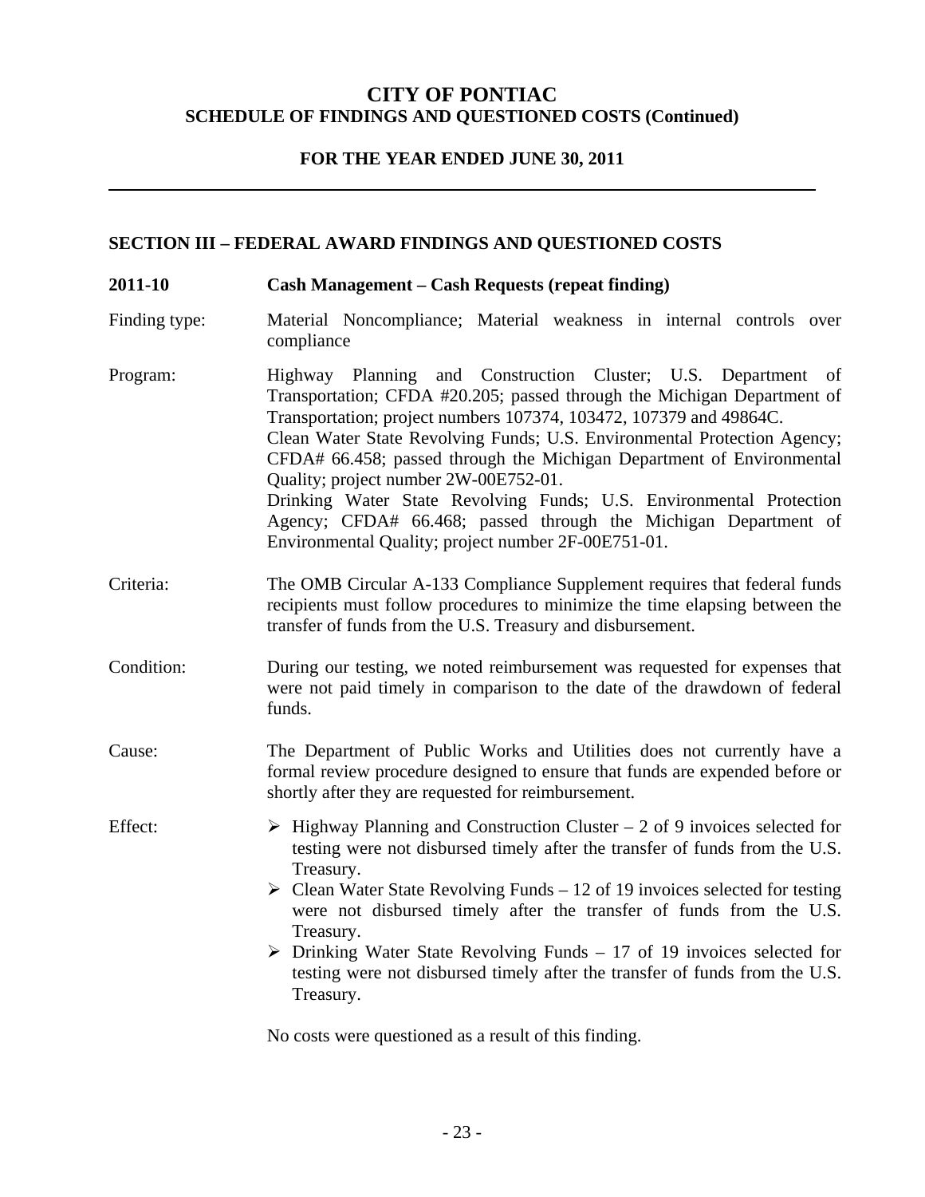# CITY OF PONTIAC
## SCHEDULE OF FINDINGS AND QUESTIONED COSTS (Continued)

### FOR THE YEAR ENDED JUNE 30, 2011

---

### SECTION III – FEDERAL AWARD FINDINGS AND QUESTIONED COSTS

**2011-10 Cash Management – Cash Requests (repeat finding)**

Finding type: Material Noncompliance; Material weakness in internal controls over compliance

Program: Highway Planning and Construction Cluster; U.S. Department of Transportation; CFDA #20.205; passed through the Michigan Department of Transportation; project numbers 107374, 103472, 107379 and 49864C.
Clean Water State Revolving Funds; U.S. Environmental Protection Agency; CFDA# 66.458; passed through the Michigan Department of Environmental Quality; project number 2W-00E752-01.
Drinking Water State Revolving Funds; U.S. Environmental Protection Agency; CFDA# 66.468; passed through the Michigan Department of Environmental Quality; project number 2F-00E751-01.

Criteria: The OMB Circular A-133 Compliance Supplement requires that federal funds recipients must follow procedures to minimize the time elapsing between the transfer of funds from the U.S. Treasury and disbursement.

Condition: During our testing, we noted reimbursement was requested for expenses that were not paid timely in comparison to the date of the drawdown of federal funds.

Cause: The Department of Public Works and Utilities does not currently have a formal review procedure designed to ensure that funds are expended before or shortly after they are requested for reimbursement.

Effect:

- Highway Planning and Construction Cluster – 2 of 9 invoices selected for testing were not disbursed timely after the transfer of funds from the U.S. Treasury.
- Clean Water State Revolving Funds – 12 of 19 invoices selected for testing were not disbursed timely after the transfer of funds from the U.S. Treasury.
- Drinking Water State Revolving Funds – 17 of 19 invoices selected for testing were not disbursed timely after the transfer of funds from the U.S. Treasury.

No costs were questioned as a result of this finding.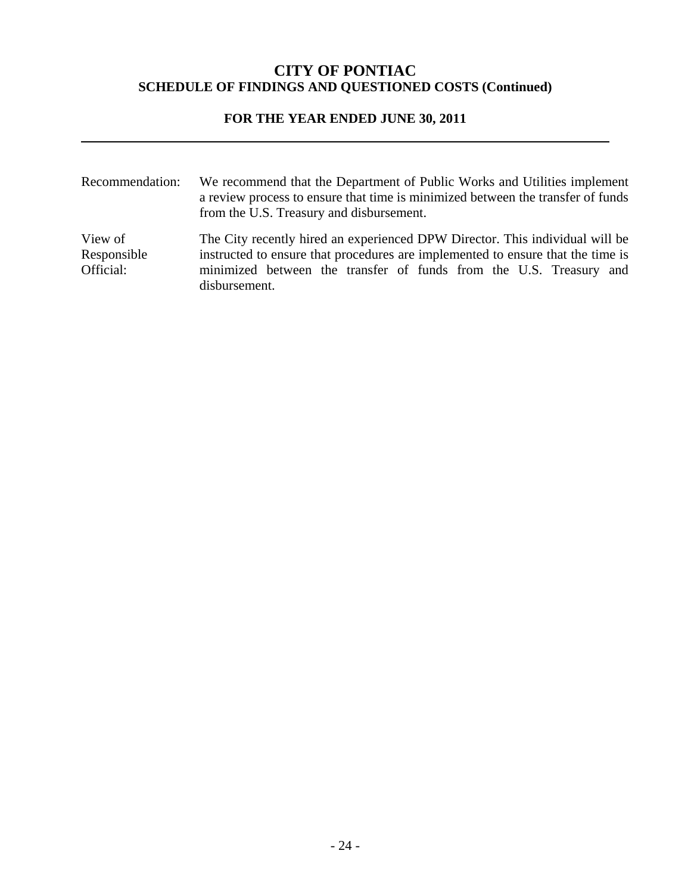# CITY OF PONTIAC
## SCHEDULE OF FINDINGS AND QUESTIONED COSTS (Continued)

### FOR THE YEAR ENDED JUNE 30, 2011

| | |
|---|---|
| Recommendation: | We recommend that the Department of Public Works and Utilities implement a review process to ensure that time is minimized between the transfer of funds from the U.S. Treasury and disbursement. |
| View of Responsible Official: | The City recently hired an experienced DPW Director. This individual will be instructed to ensure that procedures are implemented to ensure that the time is minimized between the transfer of funds from the U.S. Treasury and disbursement. |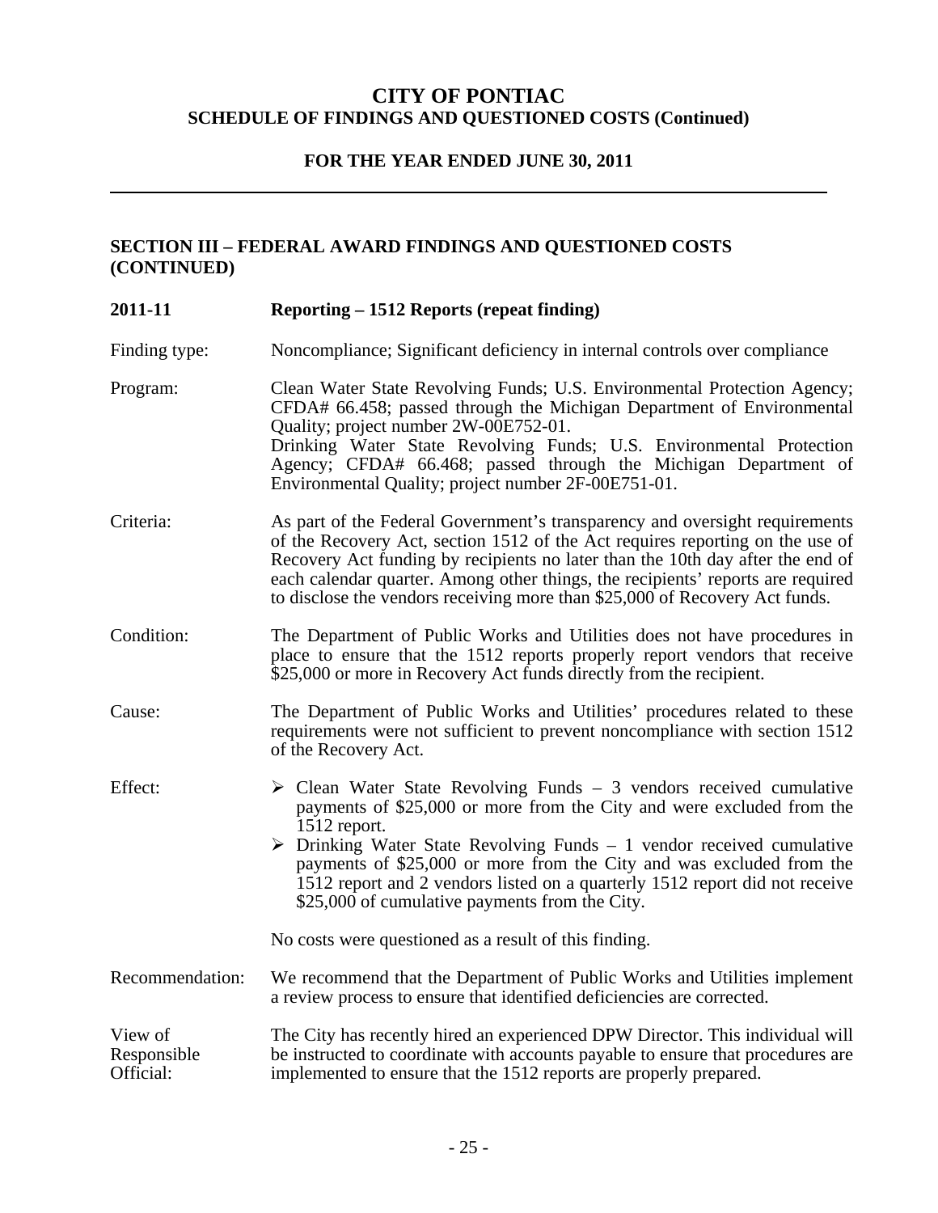# CITY OF PONTIAC
## SCHEDULE OF FINDINGS AND QUESTIONED COSTS (Continued)

### FOR THE YEAR ENDED JUNE 30, 2011

---

### SECTION III – FEDERAL AWARD FINDINGS AND QUESTIONED COSTS (CONTINUED)

**2011-11 Reporting – 1512 Reports (repeat finding)**

Finding type: Noncompliance; Significant deficiency in internal controls over compliance

Program: Clean Water State Revolving Funds; U.S. Environmental Protection Agency; CFDA# 66.458; passed through the Michigan Department of Environmental Quality; project number 2W-00E752-01.
Drinking Water State Revolving Funds; U.S. Environmental Protection Agency; CFDA# 66.468; passed through the Michigan Department of Environmental Quality; project number 2F-00E751-01.

Criteria: As part of the Federal Government's transparency and oversight requirements of the Recovery Act, section 1512 of the Act requires reporting on the use of Recovery Act funding by recipients no later than the 10th day after the end of each calendar quarter. Among other things, the recipients' reports are required to disclose the vendors receiving more than $25,000 of Recovery Act funds.

Condition: The Department of Public Works and Utilities does not have procedures in place to ensure that the 1512 reports properly report vendors that receive $25,000 or more in Recovery Act funds directly from the recipient.

Cause: The Department of Public Works and Utilities' procedures related to these requirements were not sufficient to prevent noncompliance with section 1512 of the Recovery Act.

Effect:

- Clean Water State Revolving Funds – 3 vendors received cumulative payments of $25,000 or more from the City and were excluded from the 1512 report.
- Drinking Water State Revolving Funds – 1 vendor received cumulative payments of $25,000 or more from the City and was excluded from the 1512 report and 2 vendors listed on a quarterly 1512 report did not receive $25,000 of cumulative payments from the City.

No costs were questioned as a result of this finding.

Recommendation: We recommend that the Department of Public Works and Utilities implement a review process to ensure that identified deficiencies are corrected.

View of Responsible Official: The City has recently hired an experienced DPW Director. This individual will be instructed to coordinate with accounts payable to ensure that procedures are implemented to ensure that the 1512 reports are properly prepared.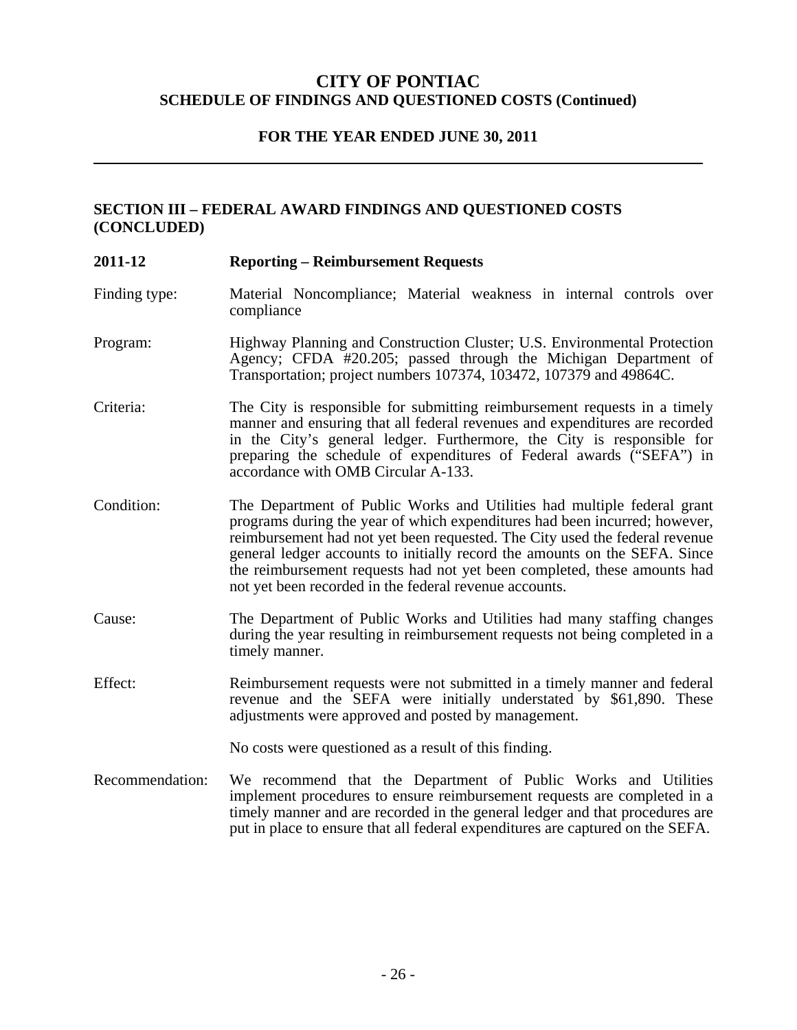# CITY OF PONTIAC
## SCHEDULE OF FINDINGS AND QUESTIONED COSTS (Continued)

### FOR THE YEAR ENDED JUNE 30, 2011

---

### SECTION III – FEDERAL AWARD FINDINGS AND QUESTIONED COSTS (CONCLUDED)

**2011-12 Reporting – Reimbursement Requests**

Finding type: Material Noncompliance; Material weakness in internal controls over compliance

Program: Highway Planning and Construction Cluster; U.S. Environmental Protection Agency; CFDA #20.205; passed through the Michigan Department of Transportation; project numbers 107374, 103472, 107379 and 49864C.

Criteria: The City is responsible for submitting reimbursement requests in a timely manner and ensuring that all federal revenues and expenditures are recorded in the City's general ledger. Furthermore, the City is responsible for preparing the schedule of expenditures of Federal awards ("SEFA") in accordance with OMB Circular A-133.

Condition: The Department of Public Works and Utilities had multiple federal grant programs during the year of which expenditures had been incurred; however, reimbursement had not yet been requested. The City used the federal revenue general ledger accounts to initially record the amounts on the SEFA. Since the reimbursement requests had not yet been completed, these amounts had not yet been recorded in the federal revenue accounts.

Cause: The Department of Public Works and Utilities had many staffing changes during the year resulting in reimbursement requests not being completed in a timely manner.

Effect: Reimbursement requests were not submitted in a timely manner and federal revenue and the SEFA were initially understated by $61,890. These adjustments were approved and posted by management.

No costs were questioned as a result of this finding.

Recommendation: We recommend that the Department of Public Works and Utilities implement procedures to ensure reimbursement requests are completed in a timely manner and are recorded in the general ledger and that procedures are put in place to ensure that all federal expenditures are captured on the SEFA.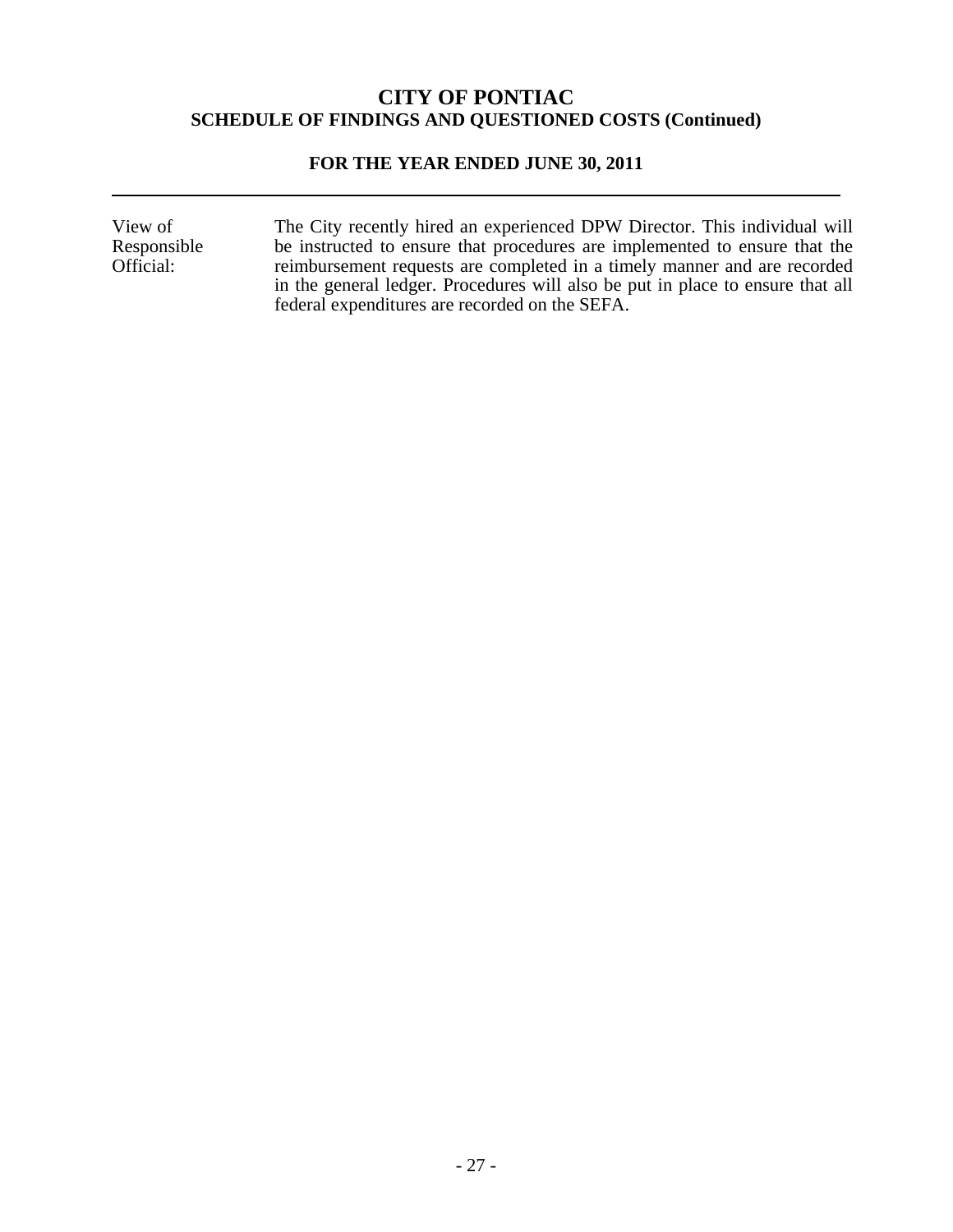# CITY OF PONTIAC
## SCHEDULE OF FINDINGS AND QUESTIONED COSTS (Continued)

### FOR THE YEAR ENDED JUNE 30, 2011

---

| | |
|---|---|
| View of Responsible Official: | The City recently hired an experienced DPW Director. This individual will be instructed to ensure that procedures are implemented to ensure that the reimbursement requests are completed in a timely manner and are recorded in the general ledger. Procedures will also be put in place to ensure that all federal expenditures are recorded on the SEFA. |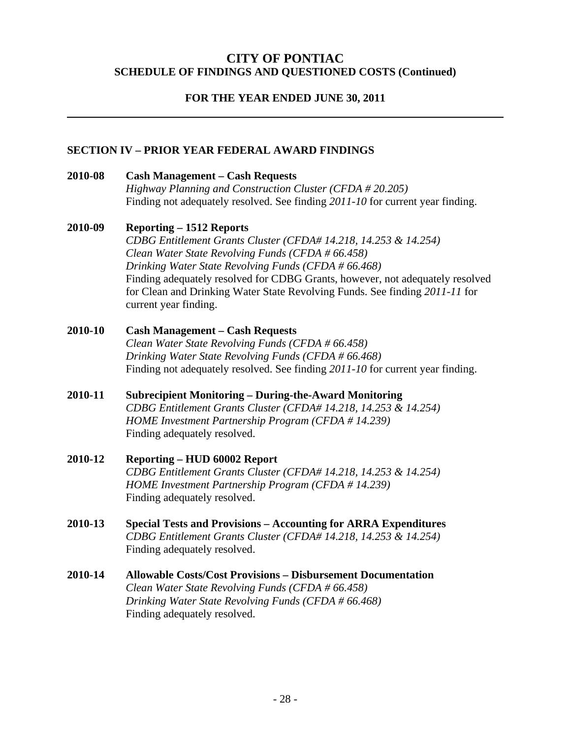# CITY OF PONTIAC
## SCHEDULE OF FINDINGS AND QUESTIONED COSTS (Continued)

### FOR THE YEAR ENDED JUNE 30, 2011

---

### SECTION IV – PRIOR YEAR FEDERAL AWARD FINDINGS

**2010-08 Cash Management – Cash Requests**
*Highway Planning and Construction Cluster (CFDA # 20.205)*
Finding not adequately resolved. See finding *2011-10* for current year finding.

**2010-09 Reporting – 1512 Reports**
*CDBG Entitlement Grants Cluster (CFDA# 14.218, 14.253 & 14.254)*
*Clean Water State Revolving Funds (CFDA # 66.458)*
*Drinking Water State Revolving Funds (CFDA # 66.468)*
Finding adequately resolved for CDBG Grants, however, not adequately resolved for Clean and Drinking Water State Revolving Funds. See finding *2011-11* for current year finding.

**2010-10 Cash Management – Cash Requests**
*Clean Water State Revolving Funds (CFDA # 66.458)*
*Drinking Water State Revolving Funds (CFDA # 66.468)*
Finding not adequately resolved. See finding *2011-10* for current year finding.

**2010-11 Subrecipient Monitoring – During-the-Award Monitoring**
*CDBG Entitlement Grants Cluster (CFDA# 14.218, 14.253 & 14.254)*
*HOME Investment Partnership Program (CFDA # 14.239)*
Finding adequately resolved.

**2010-12 Reporting – HUD 60002 Report**
*CDBG Entitlement Grants Cluster (CFDA# 14.218, 14.253 & 14.254)*
*HOME Investment Partnership Program (CFDA # 14.239)*
Finding adequately resolved.

**2010-13 Special Tests and Provisions – Accounting for ARRA Expenditures**
*CDBG Entitlement Grants Cluster (CFDA# 14.218, 14.253 & 14.254)*
Finding adequately resolved.

**2010-14 Allowable Costs/Cost Provisions – Disbursement Documentation**
*Clean Water State Revolving Funds (CFDA # 66.458)*
*Drinking Water State Revolving Funds (CFDA # 66.468)*
Finding adequately resolved.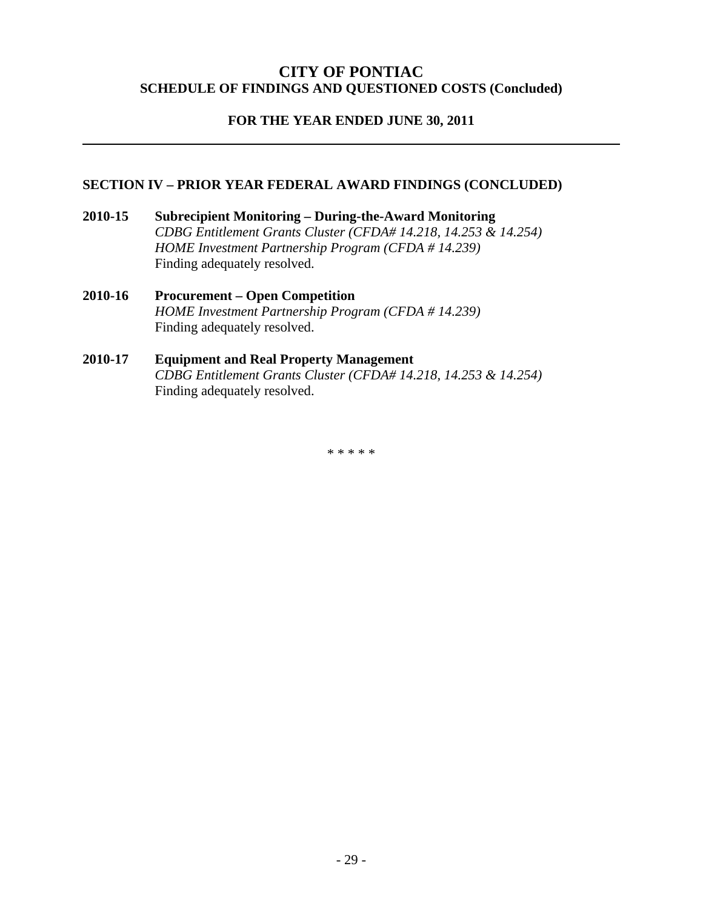# CITY OF PONTIAC
## SCHEDULE OF FINDINGS AND QUESTIONED COSTS (Concluded)

### FOR THE YEAR ENDED JUNE 30, 2011

---

### SECTION IV – PRIOR YEAR FEDERAL AWARD FINDINGS (CONCLUDED)

**2010-15 Subrecipient Monitoring – During-the-Award Monitoring**
*CDBG Entitlement Grants Cluster (CFDA# 14.218, 14.253 & 14.254)*
*HOME Investment Partnership Program (CFDA # 14.239)*
Finding adequately resolved.

**2010-16 Procurement – Open Competition**
*HOME Investment Partnership Program (CFDA # 14.239)*
Finding adequately resolved.

**2010-17 Equipment and Real Property Management**
*CDBG Entitlement Grants Cluster (CFDA# 14.218, 14.253 & 14.254)*
Finding adequately resolved.

* * * * *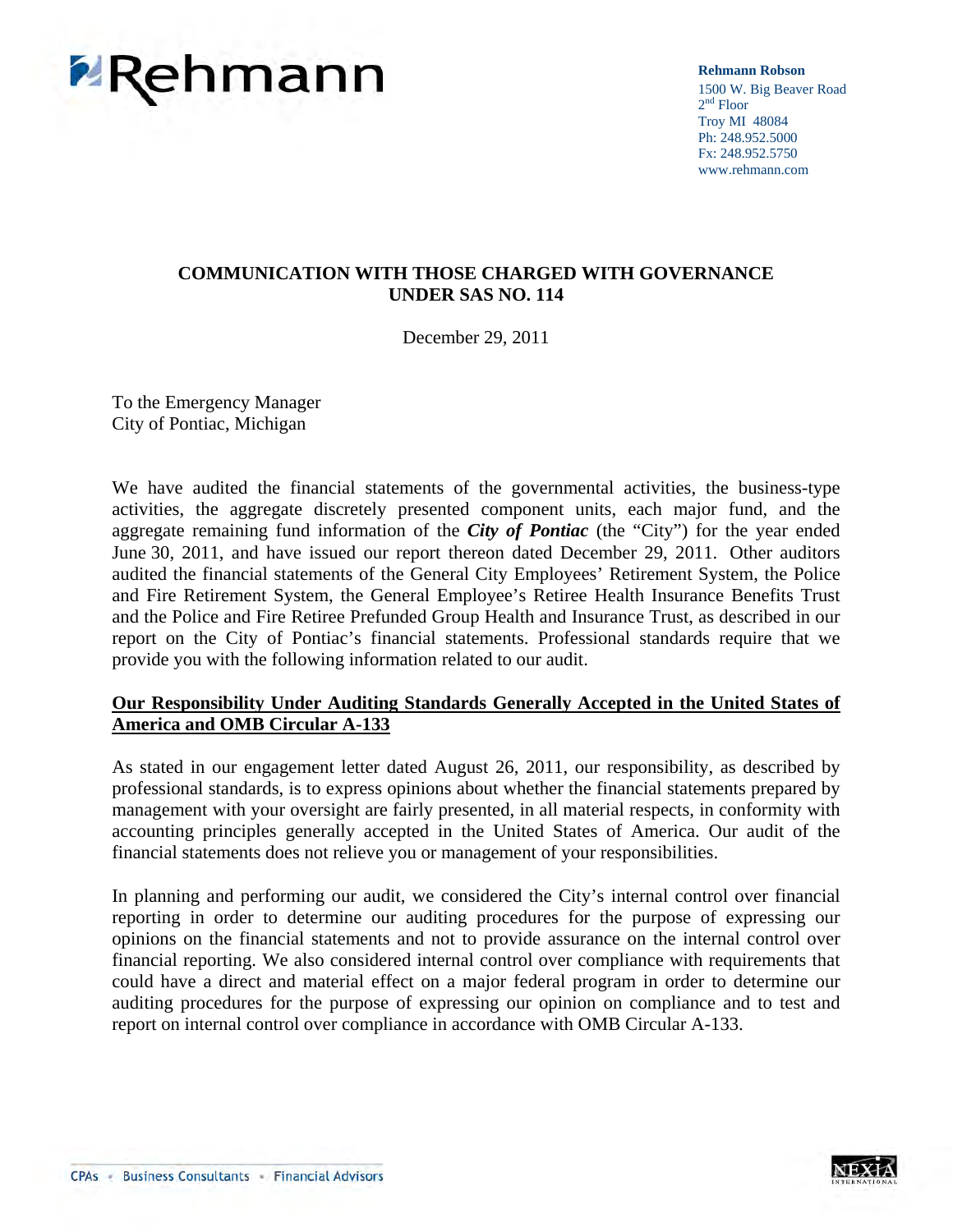Rehmann

**Rehmann Robson**
1500 W. Big Beaver Road
2nd Floor
Troy MI 48084
Ph: 248.952.5000
Fx: 248.952.5750
www.rehmann.com

## COMMUNICATION WITH THOSE CHARGED WITH GOVERNANCE UNDER SAS NO. 114

December 29, 2011

To the Emergency Manager
City of Pontiac, Michigan

We have audited the financial statements of the governmental activities, the business-type activities, the aggregate discretely presented component units, each major fund, and the aggregate remaining fund information of the ***City of Pontiac*** (the "City") for the year ended June 30, 2011, and have issued our report thereon dated December 29, 2011. Other auditors audited the financial statements of the General City Employees' Retirement System, the Police and Fire Retirement System, the General Employee's Retiree Health Insurance Benefits Trust and the Police and Fire Retiree Prefunded Group Health and Insurance Trust, as described in our report on the City of Pontiac's financial statements. Professional standards require that we provide you with the following information related to our audit.

**Our Responsibility Under Auditing Standards Generally Accepted in the United States of America and OMB Circular A-133**

As stated in our engagement letter dated August 26, 2011, our responsibility, as described by professional standards, is to express opinions about whether the financial statements prepared by management with your oversight are fairly presented, in all material respects, in conformity with accounting principles generally accepted in the United States of America. Our audit of the financial statements does not relieve you or management of your responsibilities.

In planning and performing our audit, we considered the City's internal control over financial reporting in order to determine our auditing procedures for the purpose of expressing our opinions on the financial statements and not to provide assurance on the internal control over financial reporting. We also considered internal control over compliance with requirements that could have a direct and material effect on a major federal program in order to determine our auditing procedures for the purpose of expressing our opinion on compliance and to test and report on internal control over compliance in accordance with OMB Circular A-133.

CPAs • Business Consultants • Financial Advisors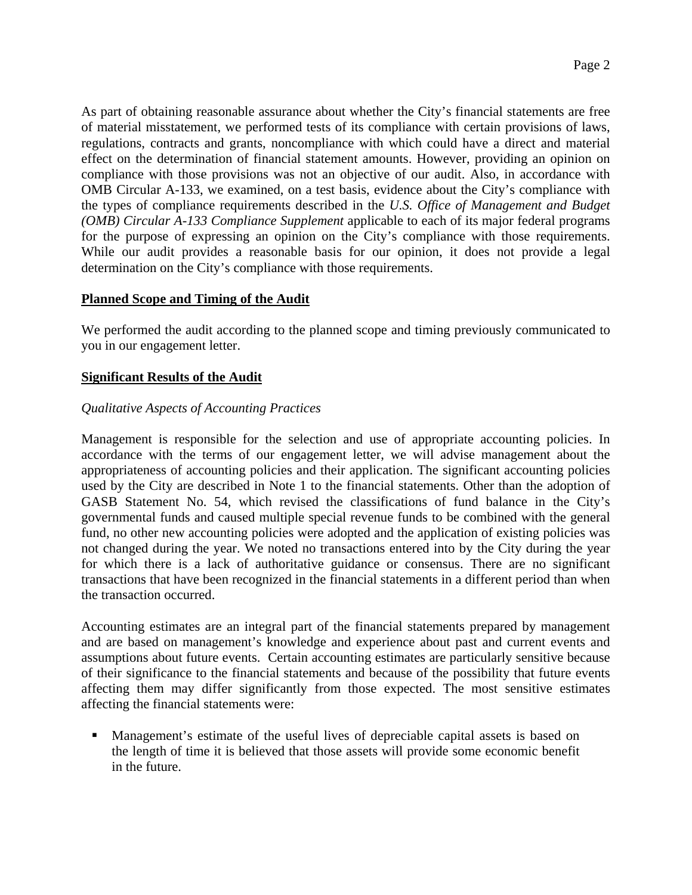As part of obtaining reasonable assurance about whether the City's financial statements are free of material misstatement, we performed tests of its compliance with certain provisions of laws, regulations, contracts and grants, noncompliance with which could have a direct and material effect on the determination of financial statement amounts. However, providing an opinion on compliance with those provisions was not an objective of our audit. Also, in accordance with OMB Circular A-133, we examined, on a test basis, evidence about the City's compliance with the types of compliance requirements described in the *U.S. Office of Management and Budget (OMB) Circular A-133 Compliance Supplement* applicable to each of its major federal programs for the purpose of expressing an opinion on the City's compliance with those requirements. While our audit provides a reasonable basis for our opinion, it does not provide a legal determination on the City's compliance with those requirements.

**Planned Scope and Timing of the Audit**

We performed the audit according to the planned scope and timing previously communicated to you in our engagement letter.

**Significant Results of the Audit**

*Qualitative Aspects of Accounting Practices*

Management is responsible for the selection and use of appropriate accounting policies. In accordance with the terms of our engagement letter, we will advise management about the appropriateness of accounting policies and their application. The significant accounting policies used by the City are described in Note 1 to the financial statements. Other than the adoption of GASB Statement No. 54, which revised the classifications of fund balance in the City's governmental funds and caused multiple special revenue funds to be combined with the general fund, no other new accounting policies were adopted and the application of existing policies was not changed during the year. We noted no transactions entered into by the City during the year for which there is a lack of authoritative guidance or consensus. There are no significant transactions that have been recognized in the financial statements in a different period than when the transaction occurred.

Accounting estimates are an integral part of the financial statements prepared by management and are based on management's knowledge and experience about past and current events and assumptions about future events. Certain accounting estimates are particularly sensitive because of their significance to the financial statements and because of the possibility that future events affecting them may differ significantly from those expected. The most sensitive estimates affecting the financial statements were:

- Management's estimate of the useful lives of depreciable capital assets is based on the length of time it is believed that those assets will provide some economic benefit in the future.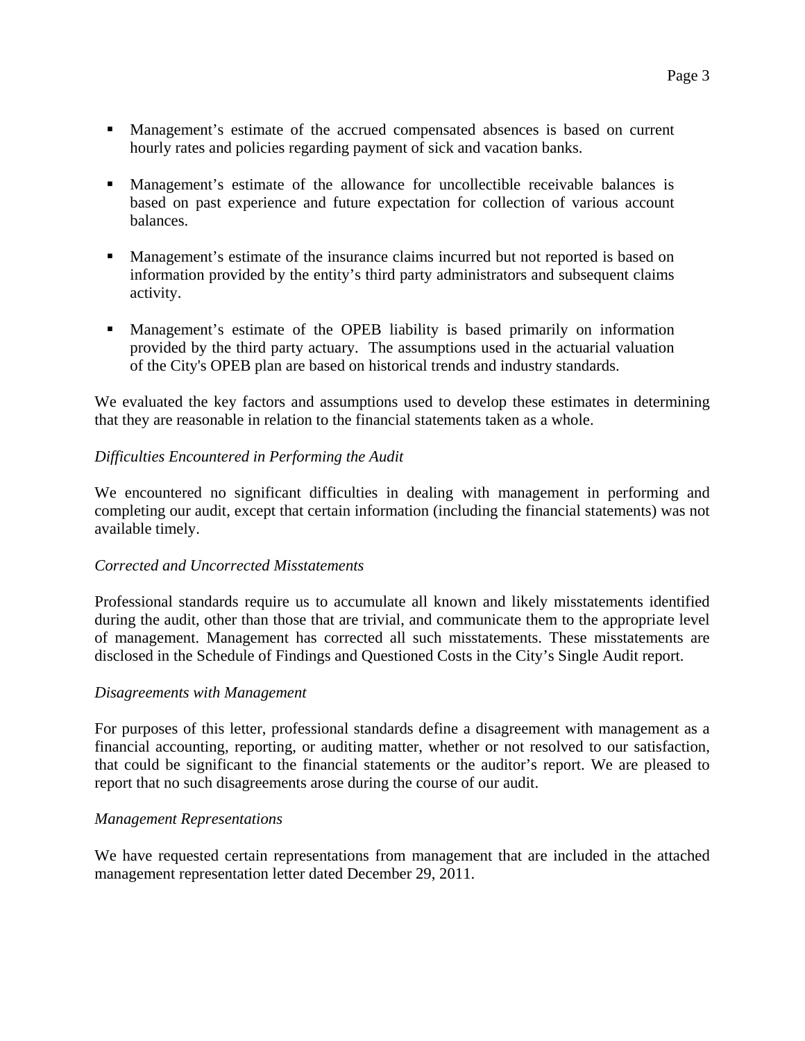- Management's estimate of the accrued compensated absences is based on current hourly rates and policies regarding payment of sick and vacation banks.

- Management's estimate of the allowance for uncollectible receivable balances is based on past experience and future expectation for collection of various account balances.

- Management's estimate of the insurance claims incurred but not reported is based on information provided by the entity's third party administrators and subsequent claims activity.

- Management's estimate of the OPEB liability is based primarily on information provided by the third party actuary. The assumptions used in the actuarial valuation of the City's OPEB plan are based on historical trends and industry standards.

We evaluated the key factors and assumptions used to develop these estimates in determining that they are reasonable in relation to the financial statements taken as a whole.

*Difficulties Encountered in Performing the Audit*

We encountered no significant difficulties in dealing with management in performing and completing our audit, except that certain information (including the financial statements) was not available timely.

*Corrected and Uncorrected Misstatements*

Professional standards require us to accumulate all known and likely misstatements identified during the audit, other than those that are trivial, and communicate them to the appropriate level of management. Management has corrected all such misstatements. These misstatements are disclosed in the Schedule of Findings and Questioned Costs in the City's Single Audit report.

*Disagreements with Management*

For purposes of this letter, professional standards define a disagreement with management as a financial accounting, reporting, or auditing matter, whether or not resolved to our satisfaction, that could be significant to the financial statements or the auditor's report. We are pleased to report that no such disagreements arose during the course of our audit.

*Management Representations*

We have requested certain representations from management that are included in the attached management representation letter dated December 29, 2011.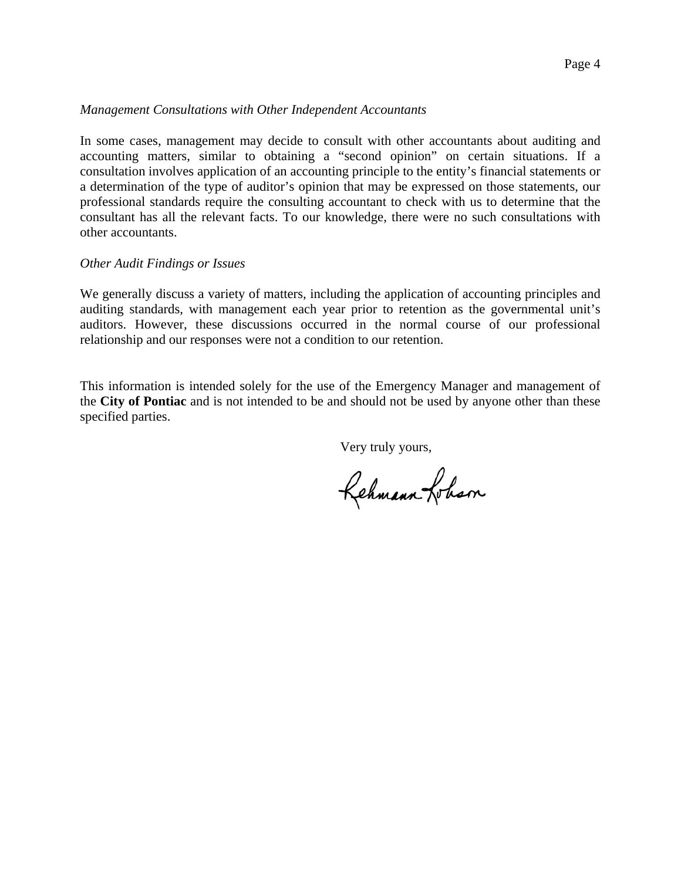*Management Consultations with Other Independent Accountants*

In some cases, management may decide to consult with other accountants about auditing and accounting matters, similar to obtaining a "second opinion" on certain situations. If a consultation involves application of an accounting principle to the entity's financial statements or a determination of the type of auditor's opinion that may be expressed on those statements, our professional standards require the consulting accountant to check with us to determine that the consultant has all the relevant facts. To our knowledge, there were no such consultations with other accountants.

*Other Audit Findings or Issues*

We generally discuss a variety of matters, including the application of accounting principles and auditing standards, with management each year prior to retention as the governmental unit's auditors. However, these discussions occurred in the normal course of our professional relationship and our responses were not a condition to our retention.

This information is intended solely for the use of the Emergency Manager and management of the **City of Pontiac** and is not intended to be and should not be used by anyone other than these specified parties.

Very truly yours,

Rehmann Robson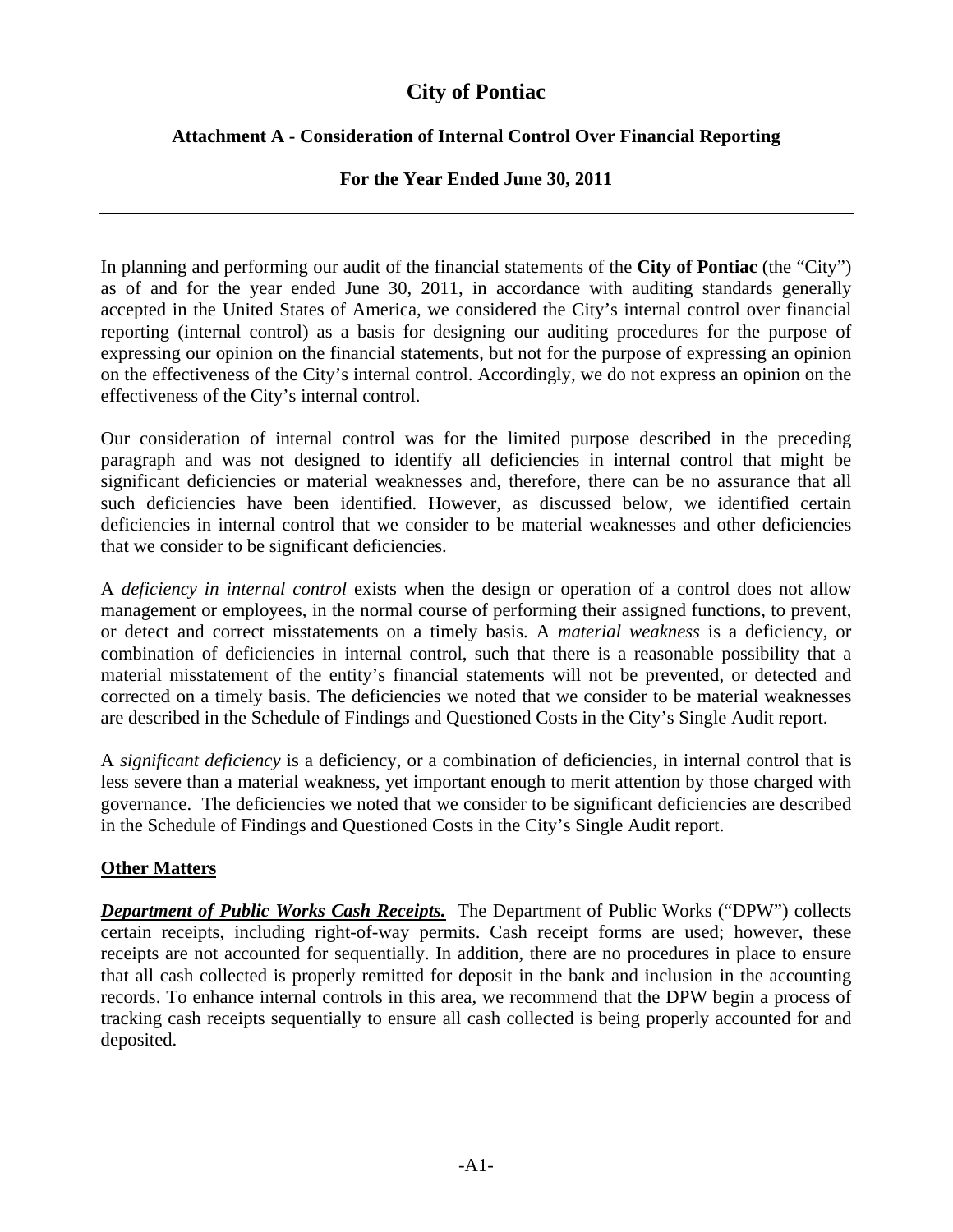# City of Pontiac

## Attachment A - Consideration of Internal Control Over Financial Reporting

### For the Year Ended June 30, 2011

---

In planning and performing our audit of the financial statements of the **City of Pontiac** (the "City") as of and for the year ended June 30, 2011, in accordance with auditing standards generally accepted in the United States of America, we considered the City's internal control over financial reporting (internal control) as a basis for designing our auditing procedures for the purpose of expressing our opinion on the financial statements, but not for the purpose of expressing an opinion on the effectiveness of the City's internal control. Accordingly, we do not express an opinion on the effectiveness of the City's internal control.

Our consideration of internal control was for the limited purpose described in the preceding paragraph and was not designed to identify all deficiencies in internal control that might be significant deficiencies or material weaknesses and, therefore, there can be no assurance that all such deficiencies have been identified. However, as discussed below, we identified certain deficiencies in internal control that we consider to be material weaknesses and other deficiencies that we consider to be significant deficiencies.

A *deficiency in internal control* exists when the design or operation of a control does not allow management or employees, in the normal course of performing their assigned functions, to prevent, or detect and correct misstatements on a timely basis. A *material weakness* is a deficiency, or combination of deficiencies in internal control, such that there is a reasonable possibility that a material misstatement of the entity's financial statements will not be prevented, or detected and corrected on a timely basis. The deficiencies we noted that we consider to be material weaknesses are described in the Schedule of Findings and Questioned Costs in the City's Single Audit report.

A *significant deficiency* is a deficiency, or a combination of deficiencies, in internal control that is less severe than a material weakness, yet important enough to merit attention by those charged with governance. The deficiencies we noted that we consider to be significant deficiencies are described in the Schedule of Findings and Questioned Costs in the City's Single Audit report.

**Other Matters**

***Department of Public Works Cash Receipts.*** The Department of Public Works ("DPW") collects certain receipts, including right-of-way permits. Cash receipt forms are used; however, these receipts are not accounted for sequentially. In addition, there are no procedures in place to ensure that all cash collected is properly remitted for deposit in the bank and inclusion in the accounting records. To enhance internal controls in this area, we recommend that the DPW begin a process of tracking cash receipts sequentially to ensure all cash collected is being properly accounted for and deposited.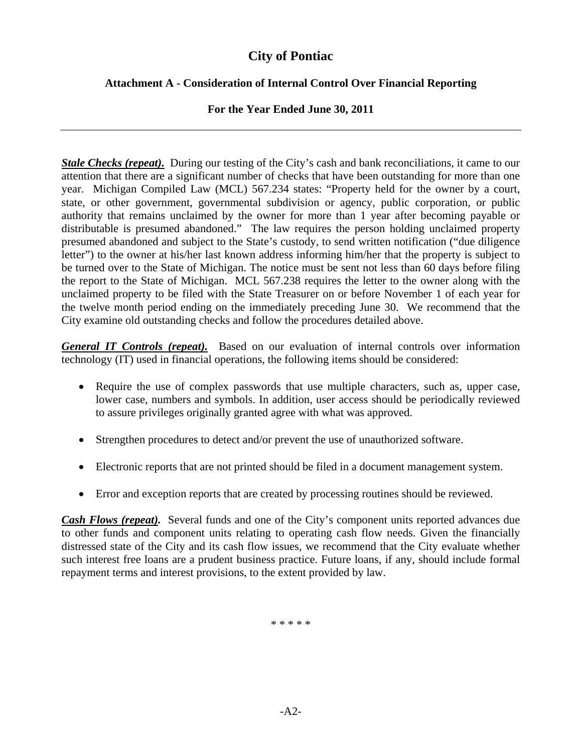# City of Pontiac

## Attachment A - Consideration of Internal Control Over Financial Reporting

### For the Year Ended June 30, 2011

---

***Stale Checks (repeat).*** During our testing of the City's cash and bank reconciliations, it came to our attention that there are a significant number of checks that have been outstanding for more than one year. Michigan Compiled Law (MCL) 567.234 states: "Property held for the owner by a court, state, or other government, governmental subdivision or agency, public corporation, or public authority that remains unclaimed by the owner for more than 1 year after becoming payable or distributable is presumed abandoned." The law requires the person holding unclaimed property presumed abandoned and subject to the State's custody, to send written notification ("due diligence letter") to the owner at his/her last known address informing him/her that the property is subject to be turned over to the State of Michigan. The notice must be sent not less than 60 days before filing the report to the State of Michigan. MCL 567.238 requires the letter to the owner along with the unclaimed property to be filed with the State Treasurer on or before November 1 of each year for the twelve month period ending on the immediately preceding June 30. We recommend that the City examine old outstanding checks and follow the procedures detailed above.

***General IT Controls (repeat).*** Based on our evaluation of internal controls over information technology (IT) used in financial operations, the following items should be considered:

- Require the use of complex passwords that use multiple characters, such as, upper case, lower case, numbers and symbols. In addition, user access should be periodically reviewed to assure privileges originally granted agree with what was approved.
- Strengthen procedures to detect and/or prevent the use of unauthorized software.
- Electronic reports that are not printed should be filed in a document management system.
- Error and exception reports that are created by processing routines should be reviewed.

***Cash Flows (repeat).*** Several funds and one of the City's component units reported advances due to other funds and component units relating to operating cash flow needs. Given the financially distressed state of the City and its cash flow issues, we recommend that the City evaluate whether such interest free loans are a prudent business practice. Future loans, if any, should include formal repayment terms and interest provisions, to the extent provided by law.

\* \* \* \* \*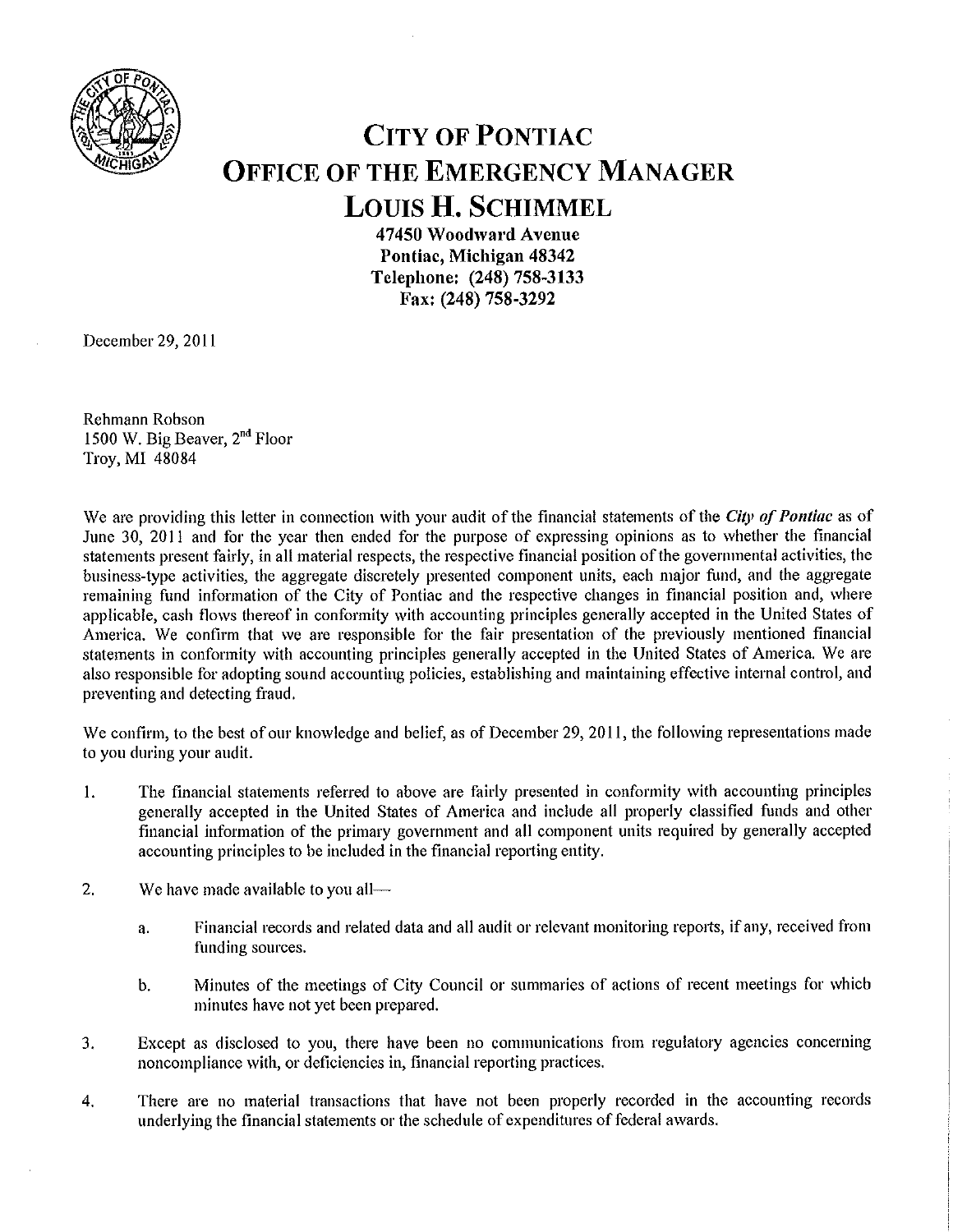# CITY OF PONTIAC
# OFFICE OF THE EMERGENCY MANAGER
# LOUIS H. SCHIMMEL

**47450 Woodward Avenue**
**Pontiac, Michigan 48342**
**Telephone: (248) 758-3133**
**Fax: (248) 758-3292**

December 29, 2011

Rehmann Robson
1500 W. Big Beaver, 2nd Floor
Troy, MI 48084

We are providing this letter in connection with your audit of the financial statements of the ***City of Pontiac*** as of June 30, 2011 and for the year then ended for the purpose of expressing opinions as to whether the financial statements present fairly, in all material respects, the respective financial position of the governmental activities, the business-type activities, the aggregate discretely presented component units, each major fund, and the aggregate remaining fund information of the City of Pontiac and the respective changes in financial position and, where applicable, cash flows thereof in conformity with accounting principles generally accepted in the United States of America. We confirm that we are responsible for the fair presentation of the previously mentioned financial statements in conformity with accounting principles generally accepted in the United States of America. We are also responsible for adopting sound accounting policies, establishing and maintaining effective internal control, and preventing and detecting fraud.

We confirm, to the best of our knowledge and belief, as of December 29, 2011, the following representations made to you during your audit.

1. The financial statements referred to above are fairly presented in conformity with accounting principles generally accepted in the United States of America and include all properly classified funds and other financial information of the primary government and all component units required by generally accepted accounting principles to be included in the financial reporting entity.

2. We have made available to you all—

   a. Financial records and related data and all audit or relevant monitoring reports, if any, received from funding sources.

   b. Minutes of the meetings of City Council or summaries of actions of recent meetings for which minutes have not yet been prepared.

3. Except as disclosed to you, there have been no communications from regulatory agencies concerning noncompliance with, or deficiencies in, financial reporting practices.

4. There are no material transactions that have not been properly recorded in the accounting records underlying the financial statements or the schedule of expenditures of federal awards.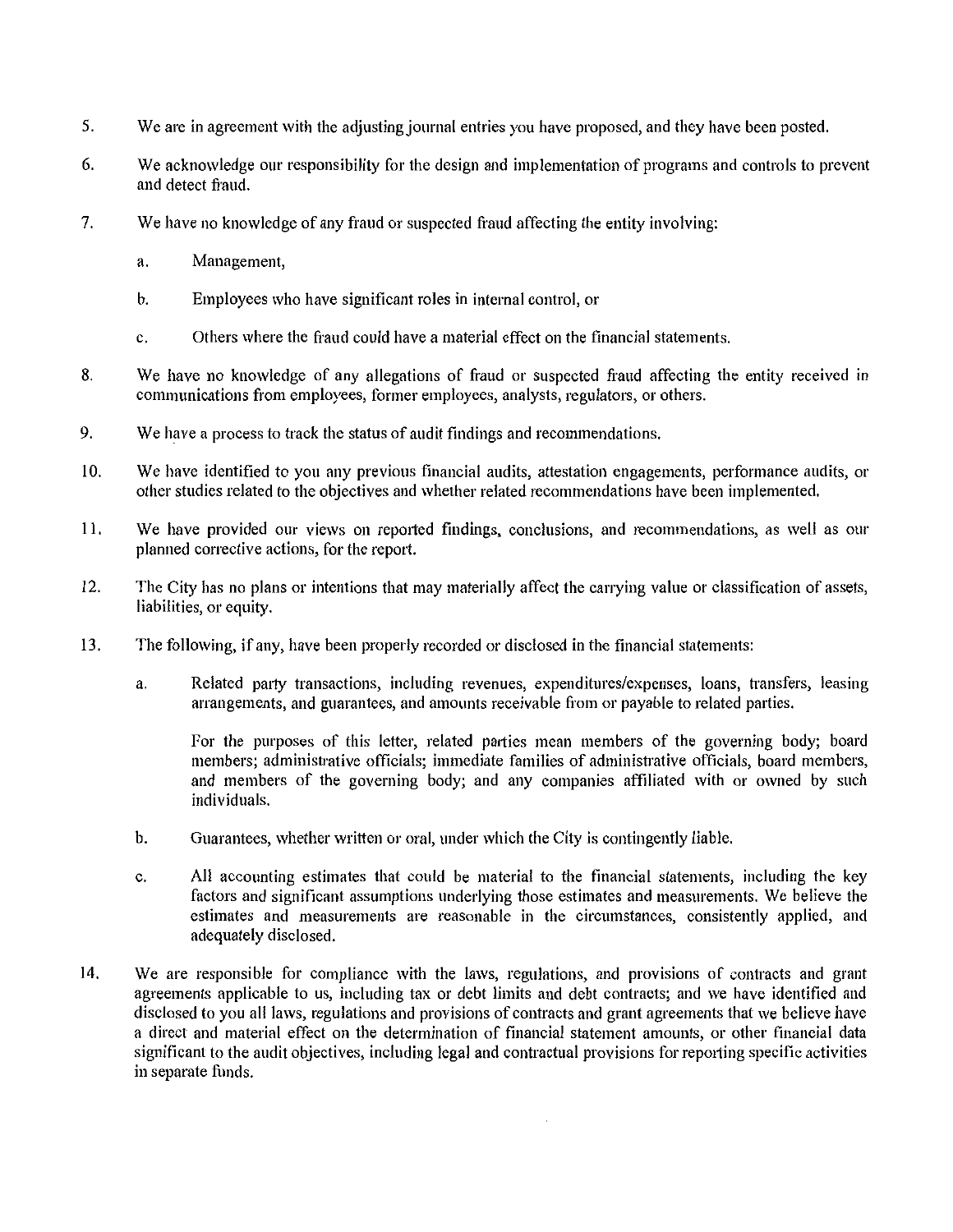5. We are in agreement with the adjusting journal entries you have proposed, and they have been posted.

6. We acknowledge our responsibility for the design and implementation of programs and controls to prevent and detect fraud.

7. We have no knowledge of any fraud or suspected fraud affecting the entity involving:

   a. Management,

   b. Employees who have significant roles in internal control, or

   c. Others where the fraud could have a material effect on the financial statements.

8. We have no knowledge of any allegations of fraud or suspected fraud affecting the entity received in communications from employees, former employees, analysts, regulators, or others.

9. We have a process to track the status of audit findings and recommendations.

10. We have identified to you any previous financial audits, attestation engagements, performance audits, or other studies related to the objectives and whether related recommendations have been implemented.

11. We have provided our views on reported findings, conclusions, and recommendations, as well as our planned corrective actions, for the report.

12. The City has no plans or intentions that may materially affect the carrying value or classification of assets, liabilities, or equity.

13. The following, if any, have been properly recorded or disclosed in the financial statements:

   a. Related party transactions, including revenues, expenditures/expenses, loans, transfers, leasing arrangements, and guarantees, and amounts receivable from or payable to related parties.

      For the purposes of this letter, related parties mean members of the governing body; board members; administrative officials; immediate families of administrative officials, board members, and members of the governing body; and any companies affiliated with or owned by such individuals.

   b. Guarantees, whether written or oral, under which the City is contingently liable.

   c. All accounting estimates that could be material to the financial statements, including the key factors and significant assumptions underlying those estimates and measurements. We believe the estimates and measurements are reasonable in the circumstances, consistently applied, and adequately disclosed.

14. We are responsible for compliance with the laws, regulations, and provisions of contracts and grant agreements applicable to us, including tax or debt limits and debt contracts; and we have identified and disclosed to you all laws, regulations and provisions of contracts and grant agreements that we believe have a direct and material effect on the determination of financial statement amounts, or other financial data significant to the audit objectives, including legal and contractual provisions for reporting specific activities in separate funds.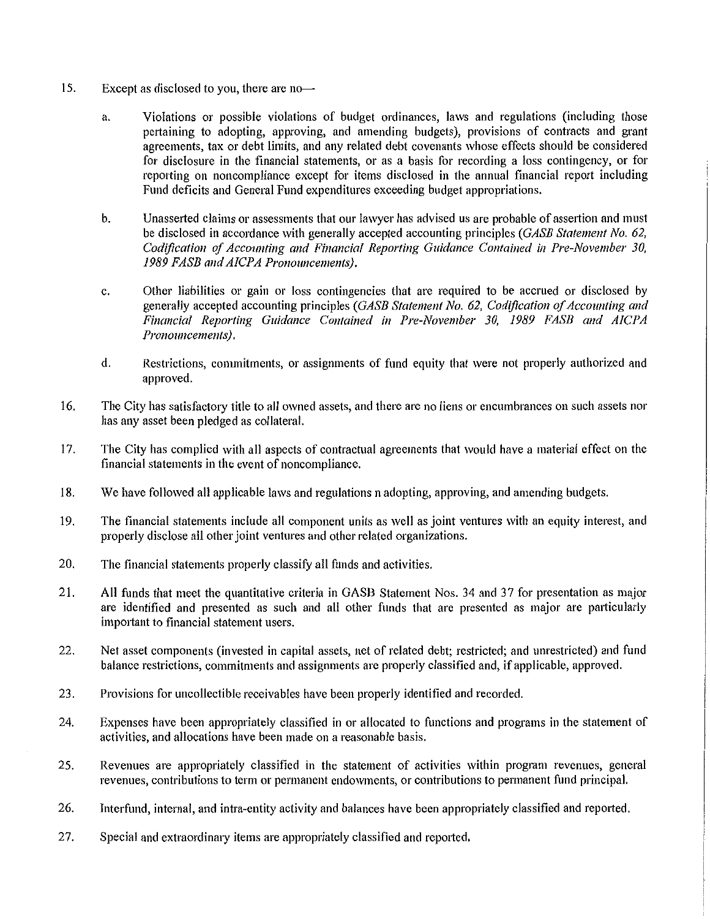15. Except as disclosed to you, there are no—

    a. Violations or possible violations of budget ordinances, laws and regulations (including those pertaining to adopting, approving, and amending budgets), provisions of contracts and grant agreements, tax or debt limits, and any related debt covenants whose effects should be considered for disclosure in the financial statements, or as a basis for recording a loss contingency, or for reporting on noncompliance except for items disclosed in the annual financial report including Fund deficits and General Fund expenditures exceeding budget appropriations.

    b. Unasserted claims or assessments that our lawyer has advised us are probable of assertion and must be disclosed in accordance with generally accepted accounting principles (*GASB Statement No. 62, Codification of Accounting and Financial Reporting Guidance Contained in Pre-November 30, 1989 FASB and AICPA Pronouncements).*

    c. Other liabilities or gain or loss contingencies that are required to be accrued or disclosed by generally accepted accounting principles (*GASB Statement No. 62, Codification of Accounting and Financial Reporting Guidance Contained in Pre-November 30, 1989 FASB and AICPA Pronouncements).*

    d. Restrictions, commitments, or assignments of fund equity that were not properly authorized and approved.

16. The City has satisfactory title to all owned assets, and there are no liens or encumbrances on such assets nor has any asset been pledged as collateral.

17. The City has complied with all aspects of contractual agreements that would have a material effect on the financial statements in the event of noncompliance.

18. We have followed all applicable laws and regulations n adopting, approving, and amending budgets.

19. The financial statements include all component units as well as joint ventures with an equity interest, and properly disclose all other joint ventures and other related organizations.

20. The financial statements properly classify all funds and activities.

21. All funds that meet the quantitative criteria in GASB Statement Nos. 34 and 37 for presentation as major are identified and presented as such and all other funds that are presented as major are particularly important to financial statement users.

22. Net asset components (invested in capital assets, net of related debt; restricted; and unrestricted) and fund balance restrictions, commitments and assignments are properly classified and, if applicable, approved.

23. Provisions for uncollectible receivables have been properly identified and recorded.

24. Expenses have been appropriately classified in or allocated to functions and programs in the statement of activities, and allocations have been made on a reasonable basis.

25. Revenues are appropriately classified in the statement of activities within program revenues, general revenues, contributions to term or permanent endowments, or contributions to permanent fund principal.

26. Interfund, internal, and intra-entity activity and balances have been appropriately classified and reported.

27. Special and extraordinary items are appropriately classified and reported.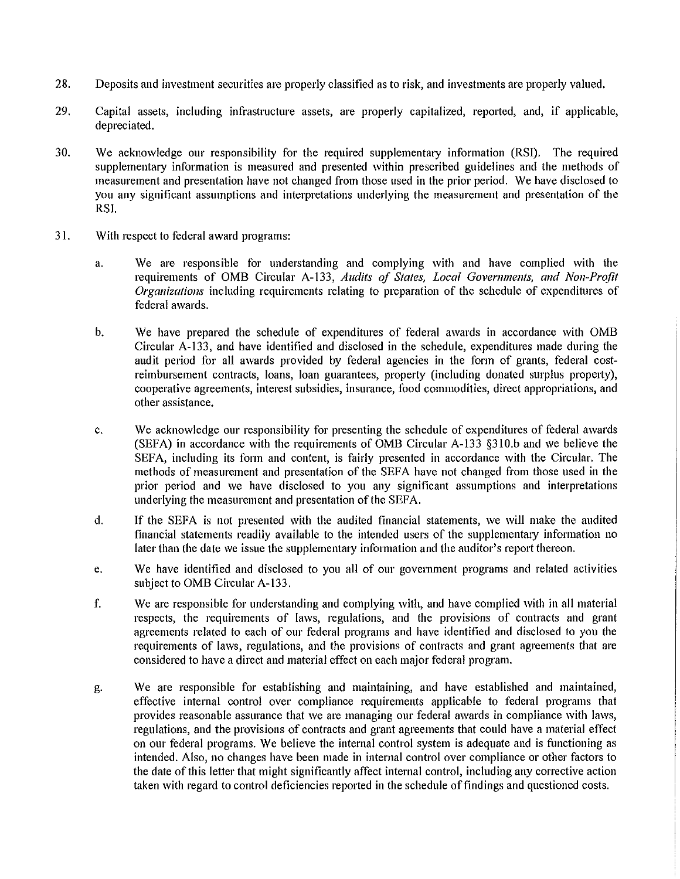28. Deposits and investment securities are properly classified as to risk, and investments are properly valued.

29. Capital assets, including infrastructure assets, are properly capitalized, reported, and, if applicable, depreciated.

30. We acknowledge our responsibility for the required supplementary information (RSI). The required supplementary information is measured and presented within prescribed guidelines and the methods of measurement and presentation have not changed from those used in the prior period. We have disclosed to you any significant assumptions and interpretations underlying the measurement and presentation of the RSI.

31. With respect to federal award programs:

    a. We are responsible for understanding and complying with and have complied with the requirements of OMB Circular A-133, *Audits of States, Local Governments, and Non-Profit Organizations* including requirements relating to preparation of the schedule of expenditures of federal awards.

    b. We have prepared the schedule of expenditures of federal awards in accordance with OMB Circular A-133, and have identified and disclosed in the schedule, expenditures made during the audit period for all awards provided by federal agencies in the form of grants, federal cost-reimbursement contracts, loans, loan guarantees, property (including donated surplus property), cooperative agreements, interest subsidies, insurance, food commodities, direct appropriations, and other assistance.

    c. We acknowledge our responsibility for presenting the schedule of expenditures of federal awards (SEFA) in accordance with the requirements of OMB Circular A-133 §310.b and we believe the SEFA, including its form and content, is fairly presented in accordance with the Circular. The methods of measurement and presentation of the SEFA have not changed from those used in the prior period and we have disclosed to you any significant assumptions and interpretations underlying the measurement and presentation of the SEFA.

    d. If the SEFA is not presented with the audited financial statements, we will make the audited financial statements readily available to the intended users of the supplementary information no later than the date we issue the supplementary information and the auditor's report thereon.

    e. We have identified and disclosed to you all of our government programs and related activities subject to OMB Circular A-133.

    f. We are responsible for understanding and complying with, and have complied with in all material respects, the requirements of laws, regulations, and the provisions of contracts and grant agreements related to each of our federal programs and have identified and disclosed to you the requirements of laws, regulations, and the provisions of contracts and grant agreements that are considered to have a direct and material effect on each major federal program.

    g. We are responsible for establishing and maintaining, and have established and maintained, effective internal control over compliance requirements applicable to federal programs that provides reasonable assurance that we are managing our federal awards in compliance with laws, regulations, and the provisions of contracts and grant agreements that could have a material effect on our federal programs. We believe the internal control system is adequate and is functioning as intended. Also, no changes have been made in internal control over compliance or other factors to the date of this letter that might significantly affect internal control, including any corrective action taken with regard to control deficiencies reported in the schedule of findings and questioned costs.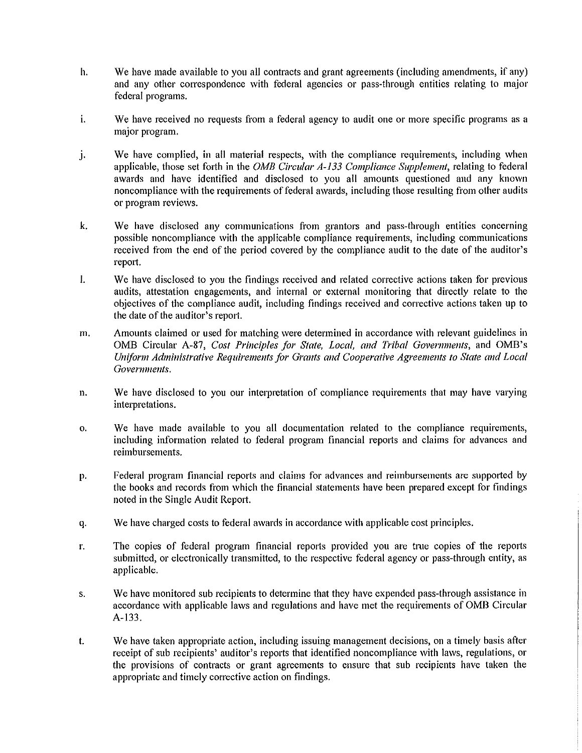h. We have made available to you all contracts and grant agreements (including amendments, if any) and any other correspondence with federal agencies or pass-through entities relating to major federal programs.

i. We have received no requests from a federal agency to audit one or more specific programs as a major program.

j. We have complied, in all material respects, with the compliance requirements, including when applicable, those set forth in the *OMB Circular A-133 Compliance Supplement*, relating to federal awards and have identified and disclosed to you all amounts questioned and any known noncompliance with the requirements of federal awards, including those resulting from other audits or program reviews.

k. We have disclosed any communications from grantors and pass-through entities concerning possible noncompliance with the applicable compliance requirements, including communications received from the end of the period covered by the compliance audit to the date of the auditor's report.

l. We have disclosed to you the findings received and related corrective actions taken for previous audits, attestation engagements, and internal or external monitoring that directly relate to the objectives of the compliance audit, including findings received and corrective actions taken up to the date of the auditor's report.

m. Amounts claimed or used for matching were determined in accordance with relevant guidelines in OMB Circular A-87, *Cost Principles for State, Local, and Tribal Governments*, and OMB's *Uniform Administrative Requirements for Grants and Cooperative Agreements to State and Local Governments.*

n. We have disclosed to you our interpretation of compliance requirements that may have varying interpretations.

o. We have made available to you all documentation related to the compliance requirements, including information related to federal program financial reports and claims for advances and reimbursements.

p. Federal program financial reports and claims for advances and reimbursements are supported by the books and records from which the financial statements have been prepared except for findings noted in the Single Audit Report.

q. We have charged costs to federal awards in accordance with applicable cost principles.

r. The copies of federal program financial reports provided you are true copies of the reports submitted, or electronically transmitted, to the respective federal agency or pass-through entity, as applicable.

s. We have monitored sub recipients to determine that they have expended pass-through assistance in accordance with applicable laws and regulations and have met the requirements of OMB Circular A-133.

t. We have taken appropriate action, including issuing management decisions, on a timely basis after receipt of sub recipients' auditor's reports that identified noncompliance with laws, regulations, or the provisions of contracts or grant agreements to ensure that sub recipients have taken the appropriate and timely corrective action on findings.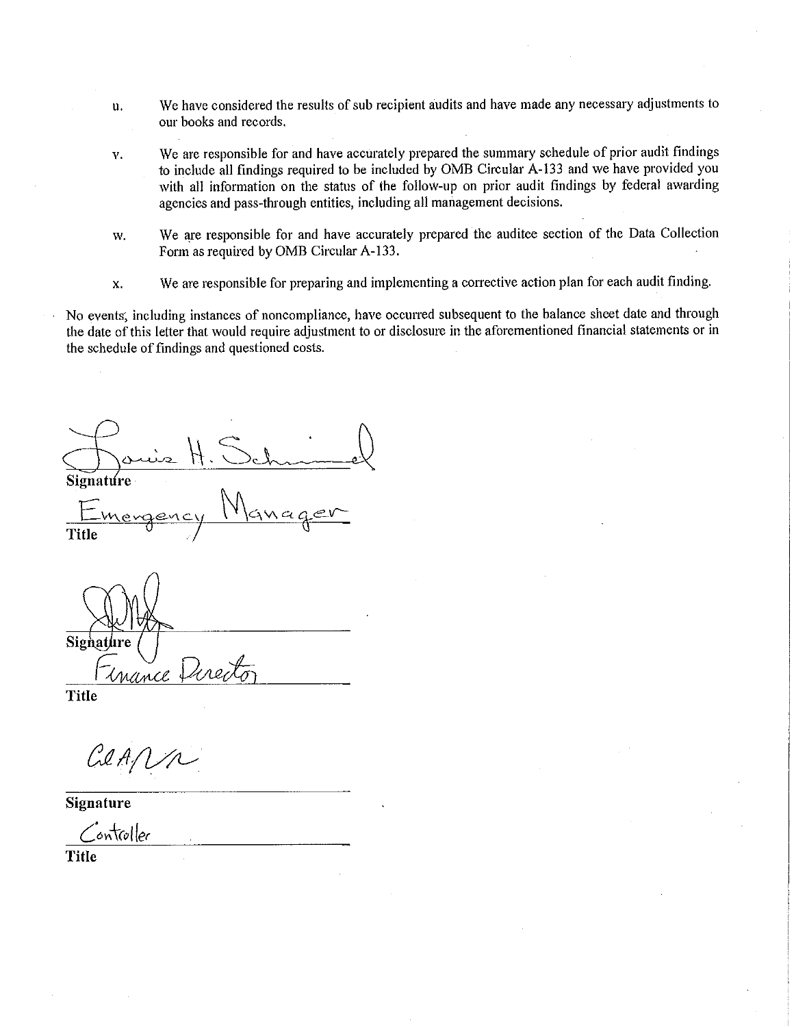u. We have considered the results of sub recipient audits and have made any necessary adjustments to our books and records.

v. We are responsible for and have accurately prepared the summary schedule of prior audit findings to include all findings required to be included by OMB Circular A-133 and we have provided you with all information on the status of the follow-up on prior audit findings by federal awarding agencies and pass-through entities, including all management decisions.

w. We are responsible for and have accurately prepared the auditee section of the Data Collection Form as required by OMB Circular A-133.

x. We are responsible for preparing and implementing a corrective action plan for each audit finding.

No events, including instances of noncompliance, have occurred subsequent to the balance sheet date and through the date of this letter that would require adjustment to or disclosure in the aforementioned financial statements or in the schedule of findings and questioned costs.

Louis H. Schimmel

**Signature**

Emergency Manager

**Title**

[signature]

**Signature**

Finance Director

**Title**

[signature]

**Signature**

Controller

**Title**